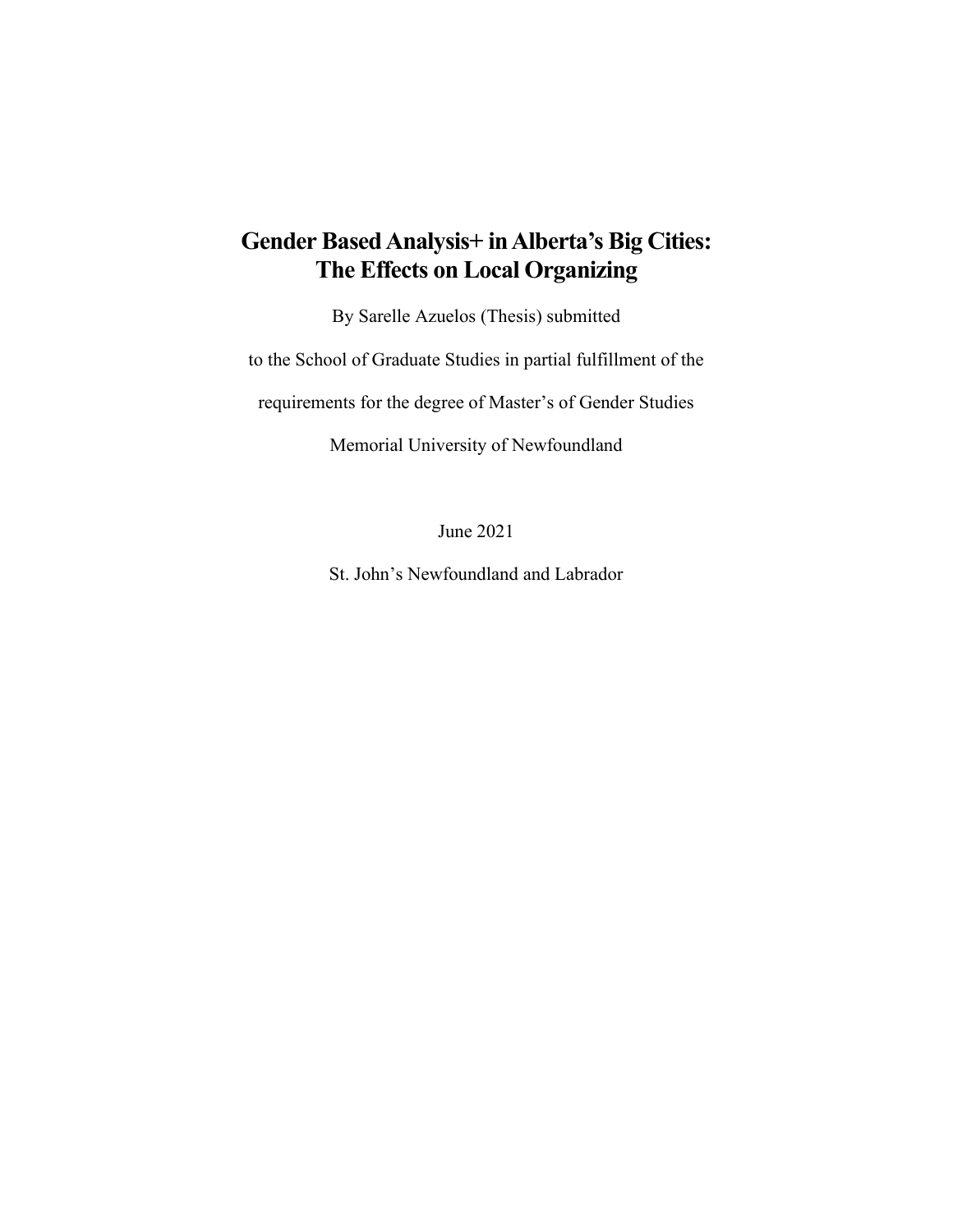# Gender Based Analysis+ in Alberta's Big Cities: The Effects on Local Organizing

By Sarelle Azuelos (Thesis) submitted

to the School of Graduate Studies in partial fulfillment of the

requirements for the degree of Master's of Gender Studies

Memorial University of Newfoundland

June 2021

St. John's Newfoundland and Labrador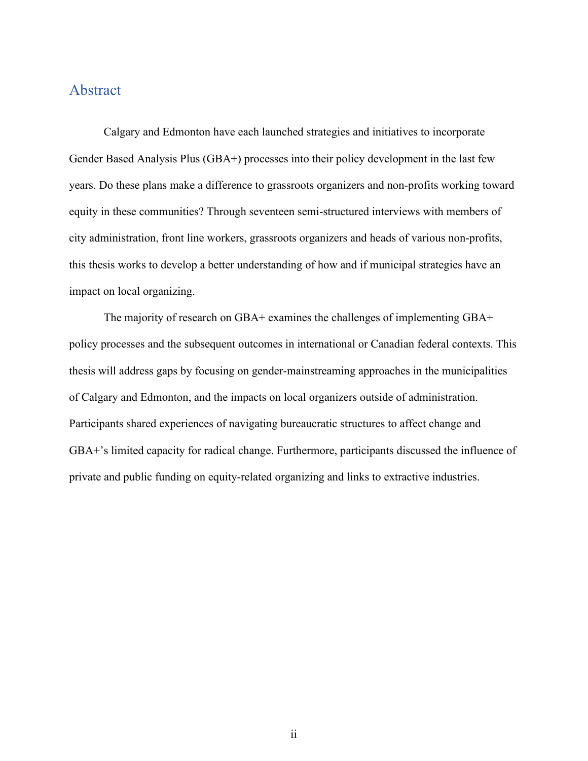## Abstract

Calgary and Edmonton have each launched strategies and initiatives to incorporate Gender Based Analysis Plus (GBA+) processes into their policy development in the last few years. Do these plans make a difference to grassroots organizers and non-profits working toward equity in these communities? Through seventeen semi-structured interviews with members of city administration, front line workers, grassroots organizers and heads of various non-profits, this thesis works to develop a better understanding of how and if municipal strategies have an impact on local organizing.

The majority of research on GBA+ examines the challenges of implementing GBA+ policy processes and the subsequent outcomes in international or Canadian federal contexts. This thesis will address gaps by focusing on gender-mainstreaming approaches in the municipalities of Calgary and Edmonton, and the impacts on local organizers outside of administration. Participants shared experiences of navigating bureaucratic structures to affect change and GBA+'s limited capacity for radical change. Furthermore, participants discussed the influence of private and public funding on equity-related organizing and links to extractive industries.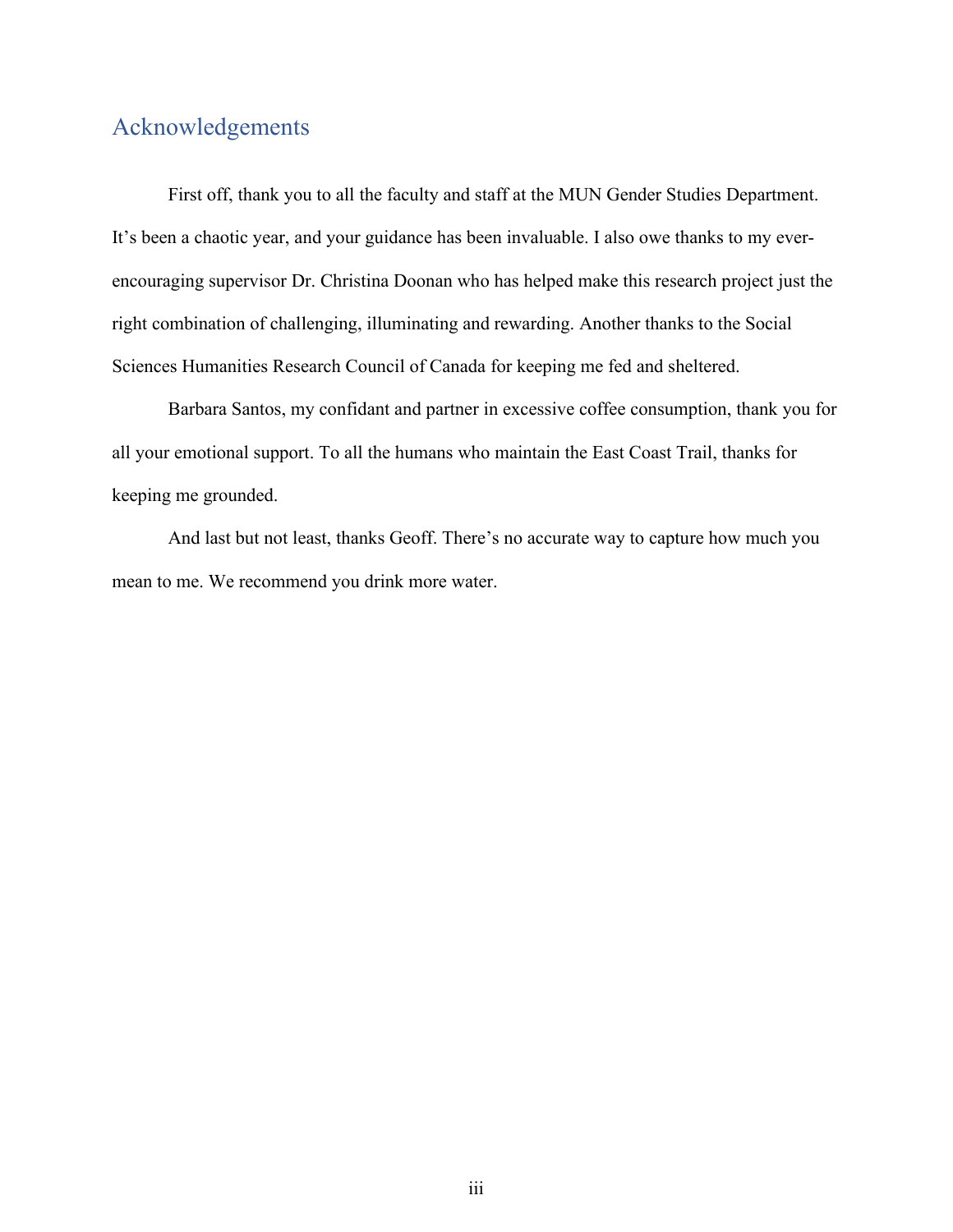# Acknowledgements

First off, thank you to all the faculty and staff at the MUN Gender Studies Department. It's been a chaotic year, and your guidance has been invaluable. I also owe thanks to my ever-encouraging supervisor Dr. Christina Doonan who has helped make this research project just the right combination of challenging, illuminating and rewarding. Another thanks to the Social Sciences Humanities Research Council of Canada for keeping me fed and sheltered.

Barbara Santos, my confidant and partner in excessive coffee consumption, thank you for all your emotional support. To all the humans who maintain the East Coast Trail, thanks for keeping me grounded.

And last but not least, thanks Geoff. There's no accurate way to capture how much you mean to me. We recommend you drink more water.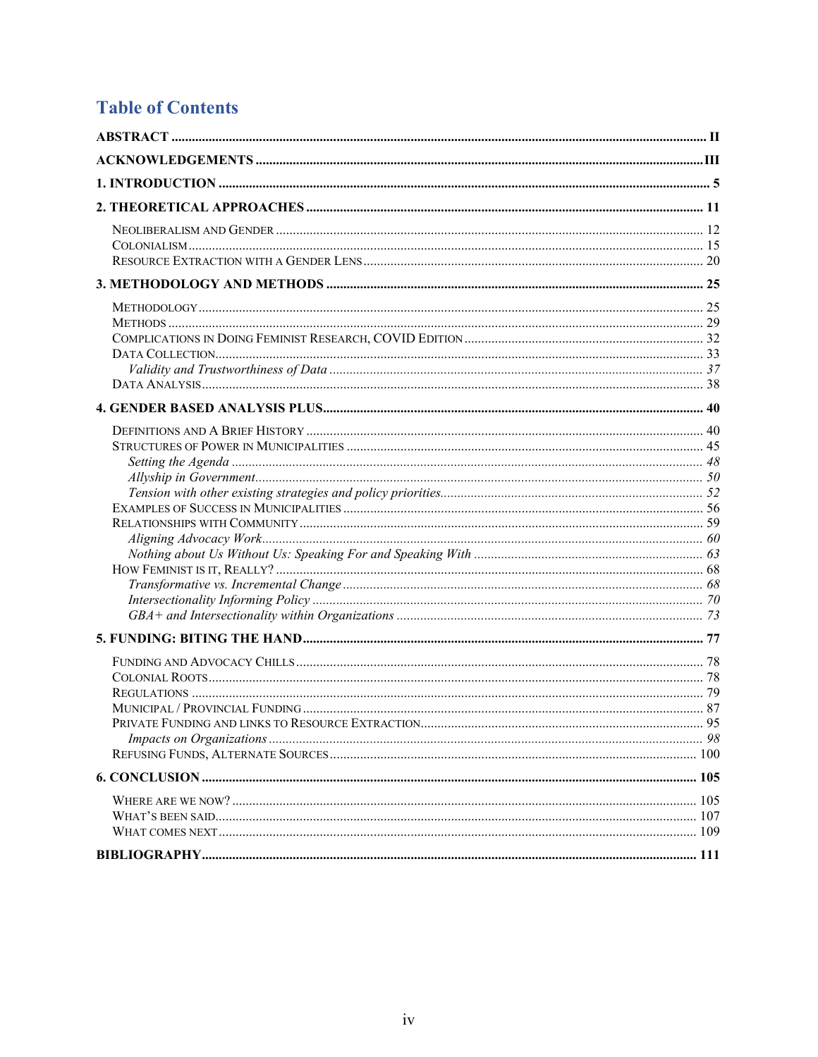# Table of Contents

**ABSTRACT** .......... II

**ACKNOWLEDGEMENTS** .......... III

**1. INTRODUCTION** .......... 5

**2. THEORETICAL APPROACHES** .......... 11

- Neoliberalism and Gender .......... 12
- Colonialism .......... 15
- Resource Extraction with a Gender Lens .......... 20

**3. METHODOLOGY AND METHODS** .......... 25

- Methodology .......... 25
- Methods .......... 29
- Complications in Doing Feminist Research, COVID Edition .......... 32
- Data Collection .......... 33
  - *Validity and Trustworthiness of Data* .......... 37
- Data Analysis .......... 38

**4. GENDER BASED ANALYSIS PLUS** .......... 40

- Definitions and A Brief History .......... 40
- Structures of Power in Municipalities .......... 45
  - *Setting the Agenda* .......... 48
  - *Allyship in Government* .......... 50
  - *Tension with other existing strategies and policy priorities* .......... 52
- Examples of Success in Municipalities .......... 56
- Relationships with Community .......... 59
  - *Aligning Advocacy Work* .......... 60
  - *Nothing about Us Without Us: Speaking For and Speaking With* .......... 63
- How Feminist is it, Really? .......... 68
  - *Transformative vs. Incremental Change* .......... 68
  - *Intersectionality Informing Policy* .......... 70
  - *GBA+ and Intersectionality within Organizations* .......... 73

**5. FUNDING: BITING THE HAND** .......... 77

- Funding and Advocacy Chills .......... 78
- Colonial Roots .......... 78
- Regulations .......... 79
- Municipal / Provincial Funding .......... 87
- Private Funding and links to Resource Extraction .......... 95
  - *Impacts on Organizations* .......... 98
- Refusing Funds, Alternate Sources .......... 100

**6. CONCLUSION** .......... 105

- Where are we now? .......... 105
- What's been said .......... 107
- What comes next .......... 109

**BIBLIOGRAPHY** .......... 111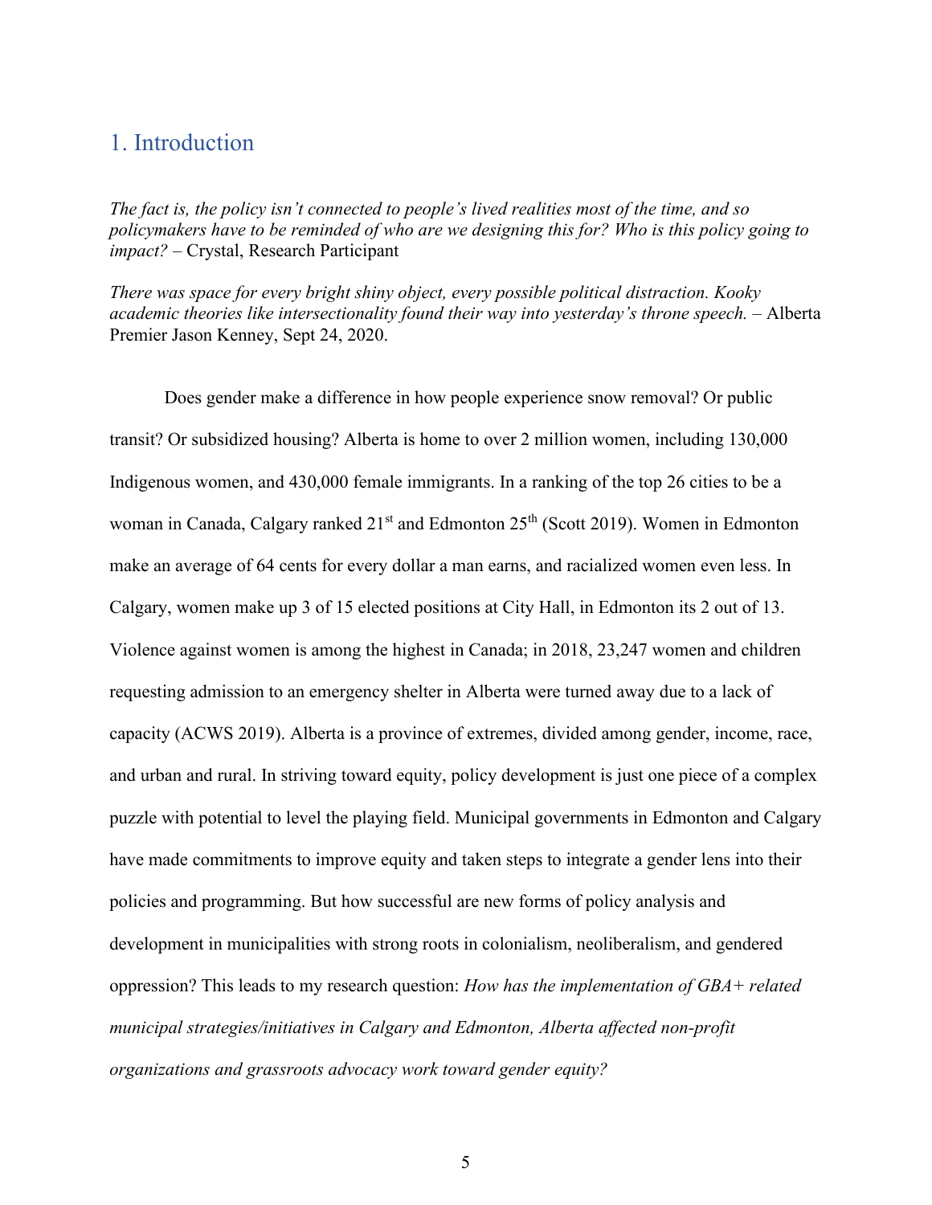## 1. Introduction

*The fact is, the policy isn't connected to people's lived realities most of the time, and so policymakers have to be reminded of who are we designing this for? Who is this policy going to impact?* – Crystal, Research Participant

*There was space for every bright shiny object, every possible political distraction. Kooky academic theories like intersectionality found their way into yesterday's throne speech.* – Alberta Premier Jason Kenney, Sept 24, 2020.

Does gender make a difference in how people experience snow removal? Or public transit? Or subsidized housing? Alberta is home to over 2 million women, including 130,000 Indigenous women, and 430,000 female immigrants. In a ranking of the top 26 cities to be a woman in Canada, Calgary ranked 21st and Edmonton 25th (Scott 2019). Women in Edmonton make an average of 64 cents for every dollar a man earns, and racialized women even less. In Calgary, women make up 3 of 15 elected positions at City Hall, in Edmonton its 2 out of 13. Violence against women is among the highest in Canada; in 2018, 23,247 women and children requesting admission to an emergency shelter in Alberta were turned away due to a lack of capacity (ACWS 2019). Alberta is a province of extremes, divided among gender, income, race, and urban and rural. In striving toward equity, policy development is just one piece of a complex puzzle with potential to level the playing field. Municipal governments in Edmonton and Calgary have made commitments to improve equity and taken steps to integrate a gender lens into their policies and programming. But how successful are new forms of policy analysis and development in municipalities with strong roots in colonialism, neoliberalism, and gendered oppression? This leads to my research question: *How has the implementation of GBA+ related municipal strategies/initiatives in Calgary and Edmonton, Alberta affected non-profit organizations and grassroots advocacy work toward gender equity?*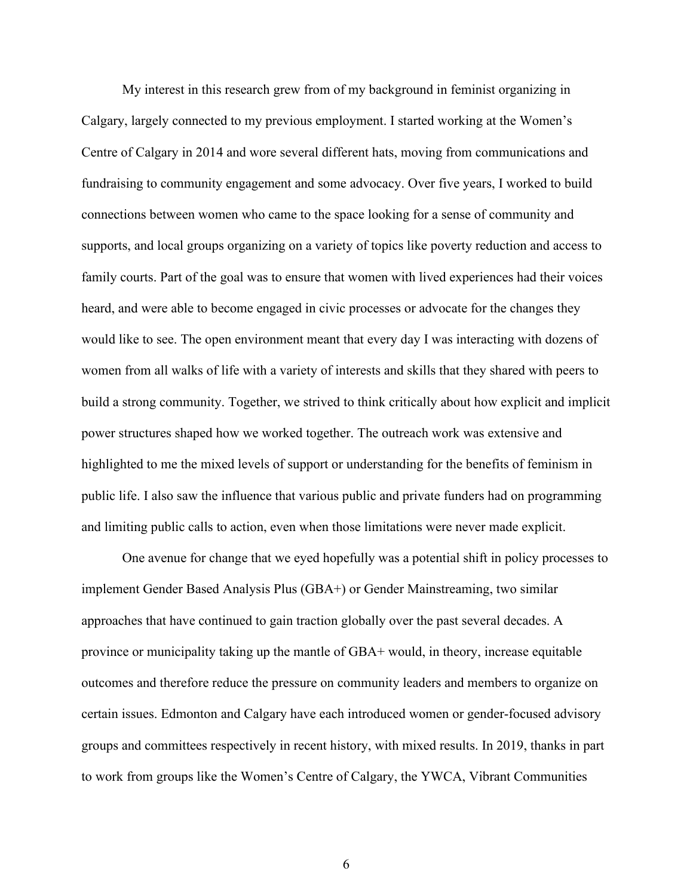My interest in this research grew from of my background in feminist organizing in Calgary, largely connected to my previous employment. I started working at the Women's Centre of Calgary in 2014 and wore several different hats, moving from communications and fundraising to community engagement and some advocacy. Over five years, I worked to build connections between women who came to the space looking for a sense of community and supports, and local groups organizing on a variety of topics like poverty reduction and access to family courts. Part of the goal was to ensure that women with lived experiences had their voices heard, and were able to become engaged in civic processes or advocate for the changes they would like to see. The open environment meant that every day I was interacting with dozens of women from all walks of life with a variety of interests and skills that they shared with peers to build a strong community. Together, we strived to think critically about how explicit and implicit power structures shaped how we worked together. The outreach work was extensive and highlighted to me the mixed levels of support or understanding for the benefits of feminism in public life. I also saw the influence that various public and private funders had on programming and limiting public calls to action, even when those limitations were never made explicit.

One avenue for change that we eyed hopefully was a potential shift in policy processes to implement Gender Based Analysis Plus (GBA+) or Gender Mainstreaming, two similar approaches that have continued to gain traction globally over the past several decades. A province or municipality taking up the mantle of GBA+ would, in theory, increase equitable outcomes and therefore reduce the pressure on community leaders and members to organize on certain issues. Edmonton and Calgary have each introduced women or gender-focused advisory groups and committees respectively in recent history, with mixed results. In 2019, thanks in part to work from groups like the Women's Centre of Calgary, the YWCA, Vibrant Communities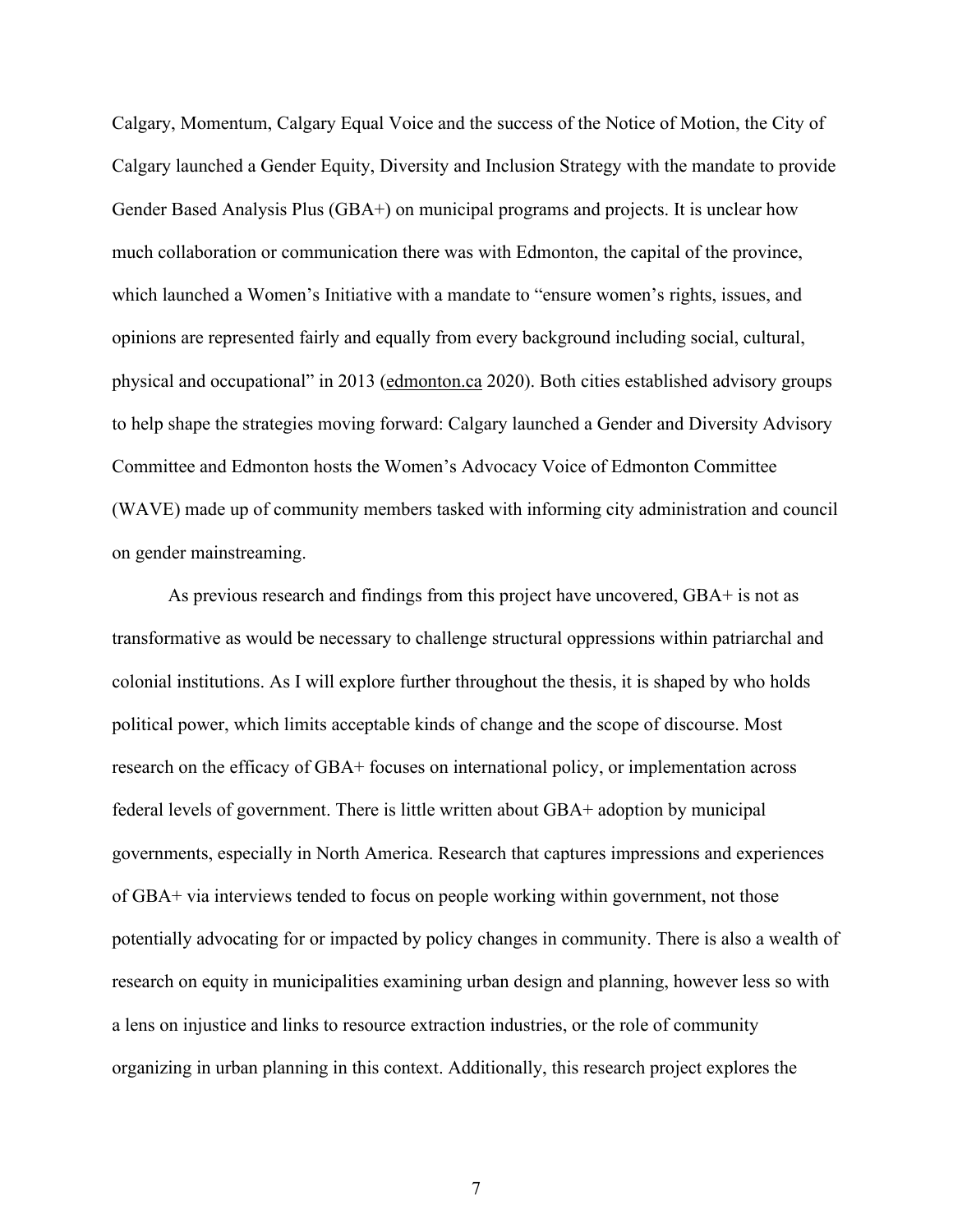Calgary, Momentum, Calgary Equal Voice and the success of the Notice of Motion, the City of Calgary launched a Gender Equity, Diversity and Inclusion Strategy with the mandate to provide Gender Based Analysis Plus (GBA+) on municipal programs and projects. It is unclear how much collaboration or communication there was with Edmonton, the capital of the province, which launched a Women's Initiative with a mandate to "ensure women's rights, issues, and opinions are represented fairly and equally from every background including social, cultural, physical and occupational" in 2013 (edmonton.ca 2020). Both cities established advisory groups to help shape the strategies moving forward: Calgary launched a Gender and Diversity Advisory Committee and Edmonton hosts the Women's Advocacy Voice of Edmonton Committee (WAVE) made up of community members tasked with informing city administration and council on gender mainstreaming.

As previous research and findings from this project have uncovered, GBA+ is not as transformative as would be necessary to challenge structural oppressions within patriarchal and colonial institutions. As I will explore further throughout the thesis, it is shaped by who holds political power, which limits acceptable kinds of change and the scope of discourse. Most research on the efficacy of GBA+ focuses on international policy, or implementation across federal levels of government. There is little written about GBA+ adoption by municipal governments, especially in North America. Research that captures impressions and experiences of GBA+ via interviews tended to focus on people working within government, not those potentially advocating for or impacted by policy changes in community. There is also a wealth of research on equity in municipalities examining urban design and planning, however less so with a lens on injustice and links to resource extraction industries, or the role of community organizing in urban planning in this context. Additionally, this research project explores the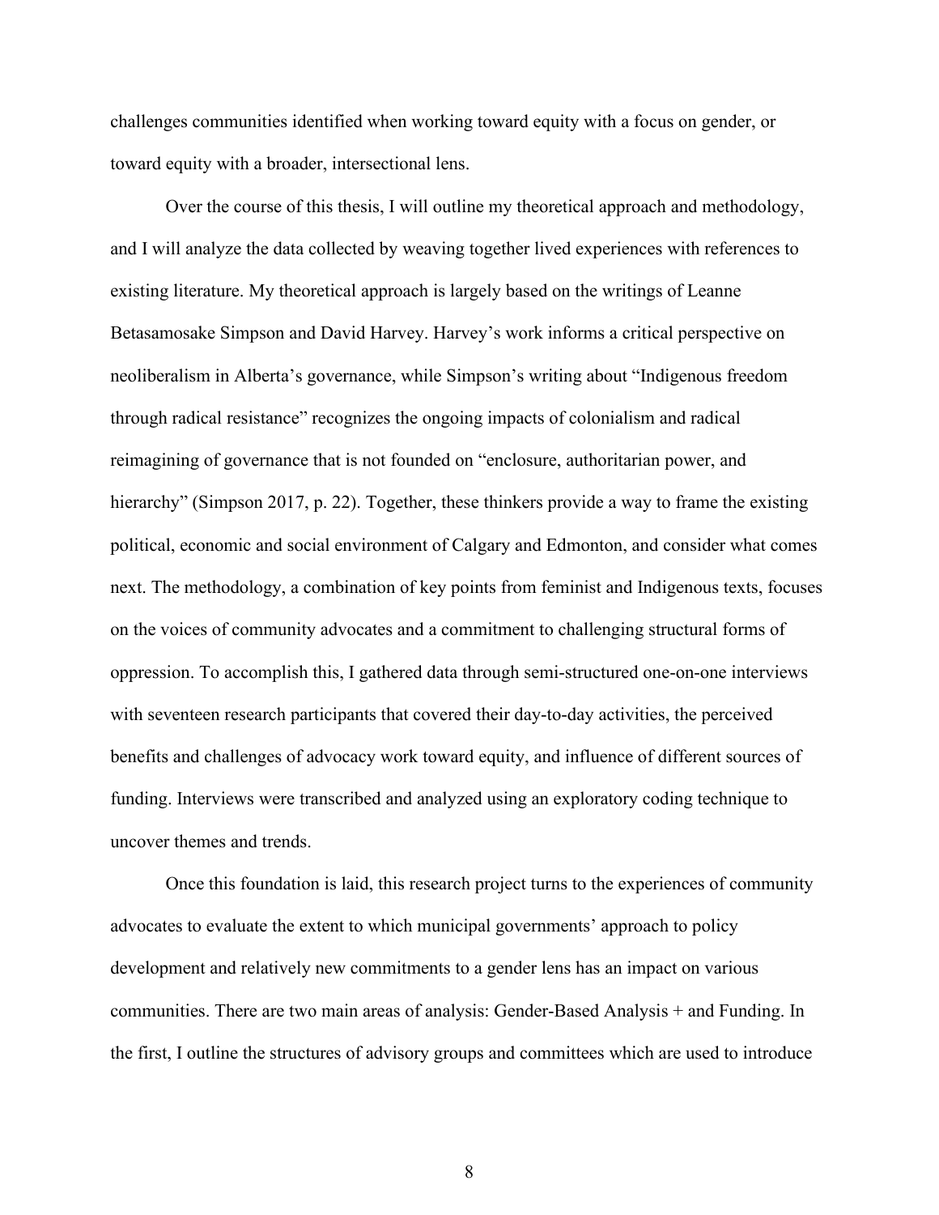challenges communities identified when working toward equity with a focus on gender, or toward equity with a broader, intersectional lens.

Over the course of this thesis, I will outline my theoretical approach and methodology, and I will analyze the data collected by weaving together lived experiences with references to existing literature. My theoretical approach is largely based on the writings of Leanne Betasamosake Simpson and David Harvey. Harvey's work informs a critical perspective on neoliberalism in Alberta's governance, while Simpson's writing about "Indigenous freedom through radical resistance" recognizes the ongoing impacts of colonialism and radical reimagining of governance that is not founded on "enclosure, authoritarian power, and hierarchy" (Simpson 2017, p. 22). Together, these thinkers provide a way to frame the existing political, economic and social environment of Calgary and Edmonton, and consider what comes next. The methodology, a combination of key points from feminist and Indigenous texts, focuses on the voices of community advocates and a commitment to challenging structural forms of oppression. To accomplish this, I gathered data through semi-structured one-on-one interviews with seventeen research participants that covered their day-to-day activities, the perceived benefits and challenges of advocacy work toward equity, and influence of different sources of funding. Interviews were transcribed and analyzed using an exploratory coding technique to uncover themes and trends.

Once this foundation is laid, this research project turns to the experiences of community advocates to evaluate the extent to which municipal governments' approach to policy development and relatively new commitments to a gender lens has an impact on various communities. There are two main areas of analysis: Gender-Based Analysis + and Funding. In the first, I outline the structures of advisory groups and committees which are used to introduce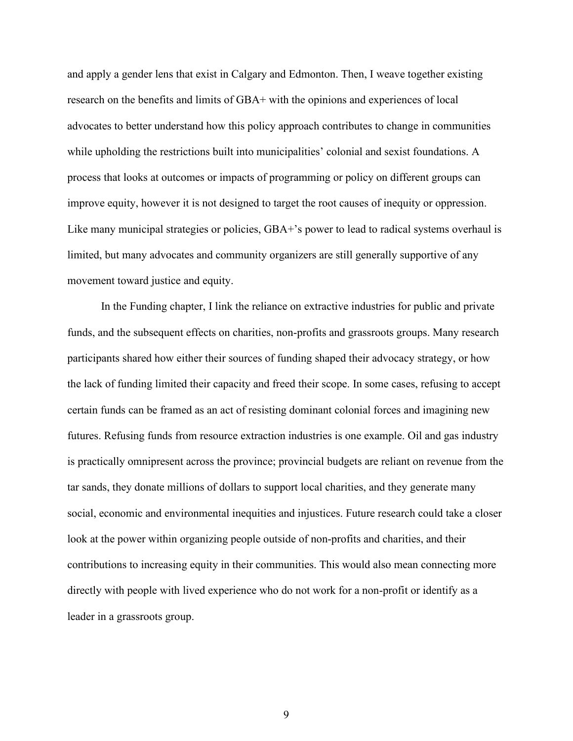and apply a gender lens that exist in Calgary and Edmonton. Then, I weave together existing research on the benefits and limits of GBA+ with the opinions and experiences of local advocates to better understand how this policy approach contributes to change in communities while upholding the restrictions built into municipalities' colonial and sexist foundations. A process that looks at outcomes or impacts of programming or policy on different groups can improve equity, however it is not designed to target the root causes of inequity or oppression. Like many municipal strategies or policies, GBA+'s power to lead to radical systems overhaul is limited, but many advocates and community organizers are still generally supportive of any movement toward justice and equity.

In the Funding chapter, I link the reliance on extractive industries for public and private funds, and the subsequent effects on charities, non-profits and grassroots groups. Many research participants shared how either their sources of funding shaped their advocacy strategy, or how the lack of funding limited their capacity and freed their scope. In some cases, refusing to accept certain funds can be framed as an act of resisting dominant colonial forces and imagining new futures. Refusing funds from resource extraction industries is one example. Oil and gas industry is practically omnipresent across the province; provincial budgets are reliant on revenue from the tar sands, they donate millions of dollars to support local charities, and they generate many social, economic and environmental inequities and injustices. Future research could take a closer look at the power within organizing people outside of non-profits and charities, and their contributions to increasing equity in their communities. This would also mean connecting more directly with people with lived experience who do not work for a non-profit or identify as a leader in a grassroots group.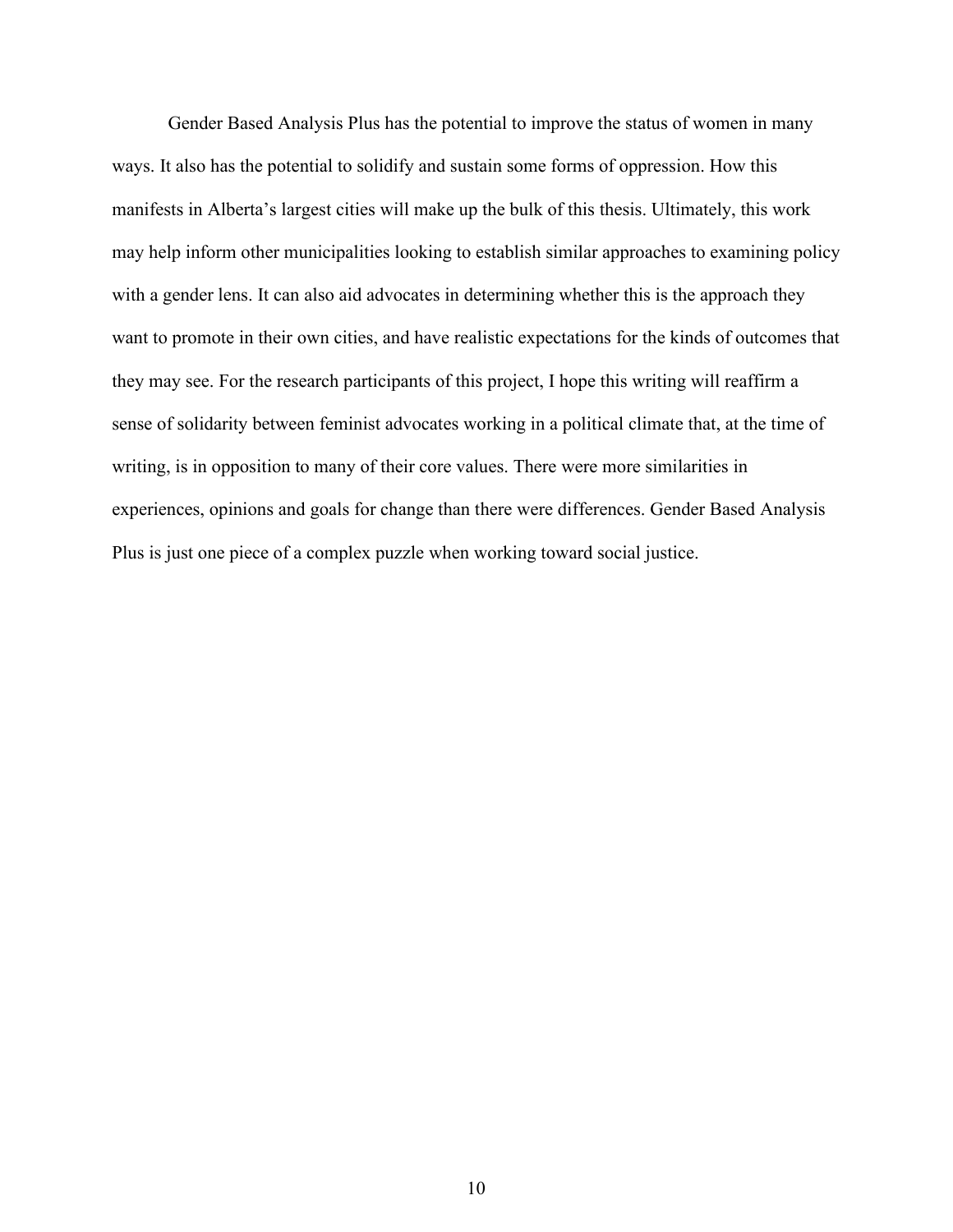Gender Based Analysis Plus has the potential to improve the status of women in many ways. It also has the potential to solidify and sustain some forms of oppression. How this manifests in Alberta's largest cities will make up the bulk of this thesis. Ultimately, this work may help inform other municipalities looking to establish similar approaches to examining policy with a gender lens. It can also aid advocates in determining whether this is the approach they want to promote in their own cities, and have realistic expectations for the kinds of outcomes that they may see. For the research participants of this project, I hope this writing will reaffirm a sense of solidarity between feminist advocates working in a political climate that, at the time of writing, is in opposition to many of their core values. There were more similarities in experiences, opinions and goals for change than there were differences. Gender Based Analysis Plus is just one piece of a complex puzzle when working toward social justice.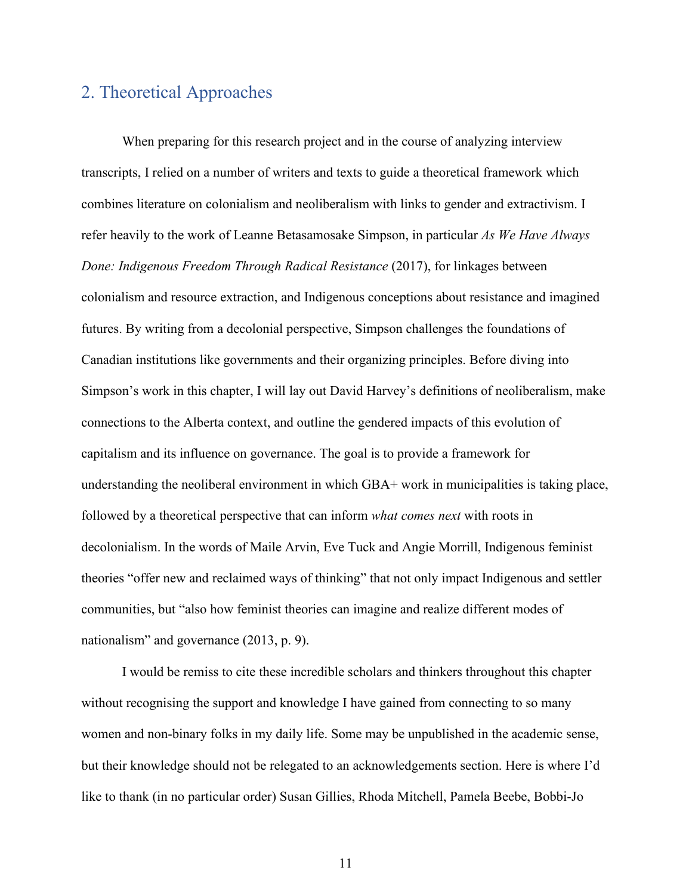## 2. Theoretical Approaches

When preparing for this research project and in the course of analyzing interview transcripts, I relied on a number of writers and texts to guide a theoretical framework which combines literature on colonialism and neoliberalism with links to gender and extractivism. I refer heavily to the work of Leanne Betasamosake Simpson, in particular *As We Have Always Done: Indigenous Freedom Through Radical Resistance* (2017), for linkages between colonialism and resource extraction, and Indigenous conceptions about resistance and imagined futures. By writing from a decolonial perspective, Simpson challenges the foundations of Canadian institutions like governments and their organizing principles. Before diving into Simpson's work in this chapter, I will lay out David Harvey's definitions of neoliberalism, make connections to the Alberta context, and outline the gendered impacts of this evolution of capitalism and its influence on governance. The goal is to provide a framework for understanding the neoliberal environment in which GBA+ work in municipalities is taking place, followed by a theoretical perspective that can inform *what comes next* with roots in decolonialism. In the words of Maile Arvin, Eve Tuck and Angie Morrill, Indigenous feminist theories "offer new and reclaimed ways of thinking" that not only impact Indigenous and settler communities, but "also how feminist theories can imagine and realize different modes of nationalism" and governance (2013, p. 9).

I would be remiss to cite these incredible scholars and thinkers throughout this chapter without recognising the support and knowledge I have gained from connecting to so many women and non-binary folks in my daily life. Some may be unpublished in the academic sense, but their knowledge should not be relegated to an acknowledgements section. Here is where I'd like to thank (in no particular order) Susan Gillies, Rhoda Mitchell, Pamela Beebe, Bobbi-Jo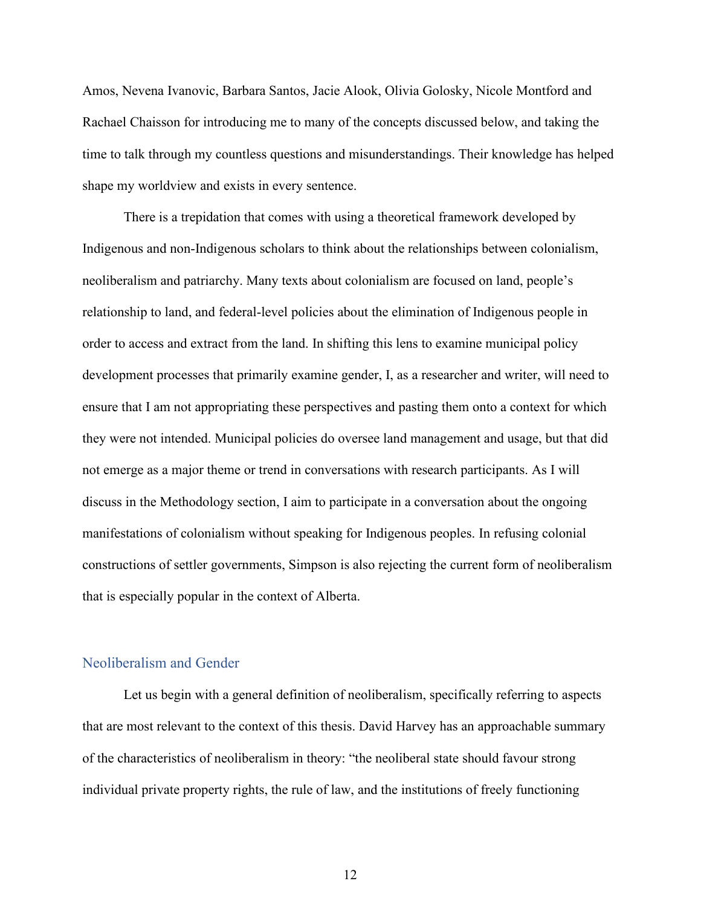Amos, Nevena Ivanovic, Barbara Santos, Jacie Alook, Olivia Golosky, Nicole Montford and Rachael Chaisson for introducing me to many of the concepts discussed below, and taking the time to talk through my countless questions and misunderstandings. Their knowledge has helped shape my worldview and exists in every sentence.

There is a trepidation that comes with using a theoretical framework developed by Indigenous and non-Indigenous scholars to think about the relationships between colonialism, neoliberalism and patriarchy. Many texts about colonialism are focused on land, people's relationship to land, and federal-level policies about the elimination of Indigenous people in order to access and extract from the land. In shifting this lens to examine municipal policy development processes that primarily examine gender, I, as a researcher and writer, will need to ensure that I am not appropriating these perspectives and pasting them onto a context for which they were not intended. Municipal policies do oversee land management and usage, but that did not emerge as a major theme or trend in conversations with research participants. As I will discuss in the Methodology section, I aim to participate in a conversation about the ongoing manifestations of colonialism without speaking for Indigenous peoples. In refusing colonial constructions of settler governments, Simpson is also rejecting the current form of neoliberalism that is especially popular in the context of Alberta.

## Neoliberalism and Gender

Let us begin with a general definition of neoliberalism, specifically referring to aspects that are most relevant to the context of this thesis. David Harvey has an approachable summary of the characteristics of neoliberalism in theory: "the neoliberal state should favour strong individual private property rights, the rule of law, and the institutions of freely functioning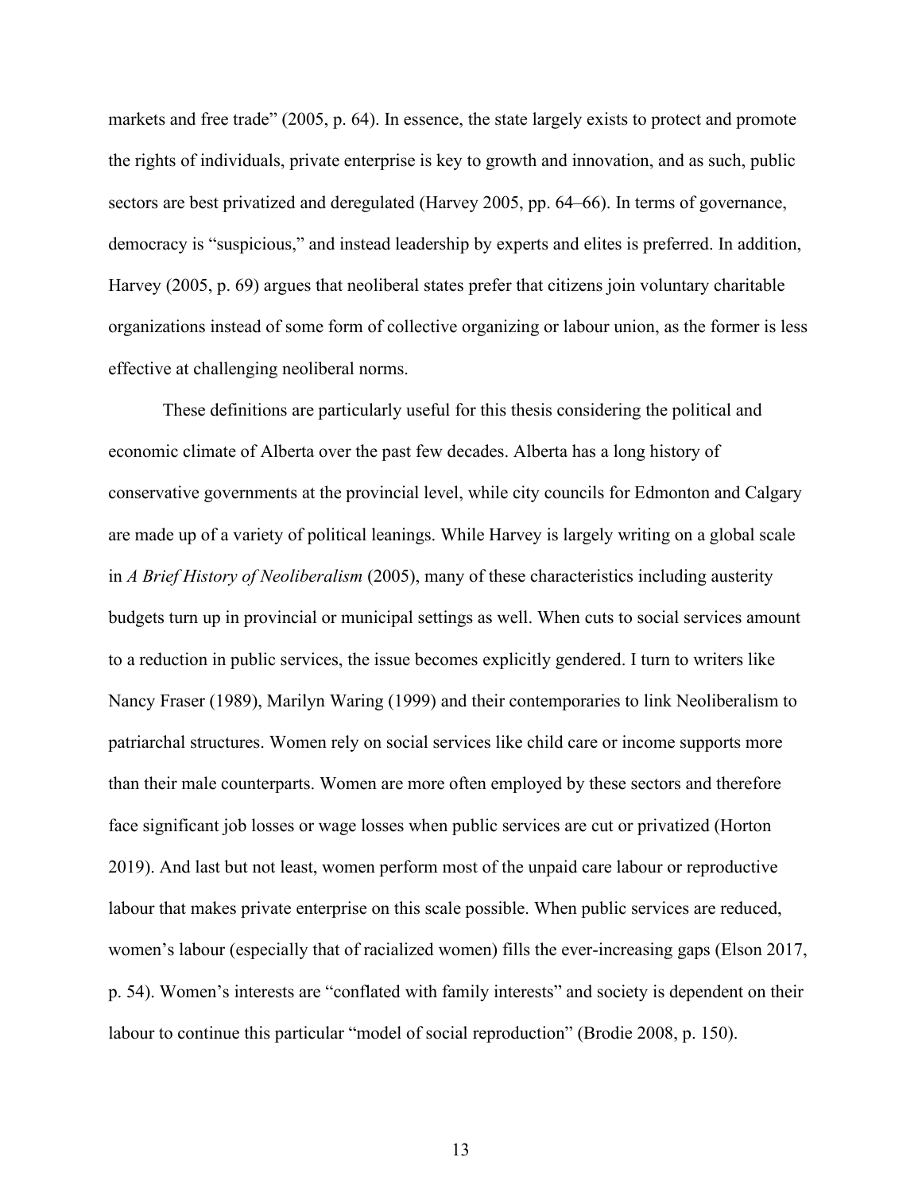markets and free trade" (2005, p. 64). In essence, the state largely exists to protect and promote the rights of individuals, private enterprise is key to growth and innovation, and as such, public sectors are best privatized and deregulated (Harvey 2005, pp. 64–66). In terms of governance, democracy is "suspicious," and instead leadership by experts and elites is preferred. In addition, Harvey (2005, p. 69) argues that neoliberal states prefer that citizens join voluntary charitable organizations instead of some form of collective organizing or labour union, as the former is less effective at challenging neoliberal norms.

These definitions are particularly useful for this thesis considering the political and economic climate of Alberta over the past few decades. Alberta has a long history of conservative governments at the provincial level, while city councils for Edmonton and Calgary are made up of a variety of political leanings. While Harvey is largely writing on a global scale in *A Brief History of Neoliberalism* (2005), many of these characteristics including austerity budgets turn up in provincial or municipal settings as well. When cuts to social services amount to a reduction in public services, the issue becomes explicitly gendered. I turn to writers like Nancy Fraser (1989), Marilyn Waring (1999) and their contemporaries to link Neoliberalism to patriarchal structures. Women rely on social services like child care or income supports more than their male counterparts. Women are more often employed by these sectors and therefore face significant job losses or wage losses when public services are cut or privatized (Horton 2019). And last but not least, women perform most of the unpaid care labour or reproductive labour that makes private enterprise on this scale possible. When public services are reduced, women's labour (especially that of racialized women) fills the ever-increasing gaps (Elson 2017, p. 54). Women's interests are "conflated with family interests" and society is dependent on their labour to continue this particular "model of social reproduction" (Brodie 2008, p. 150).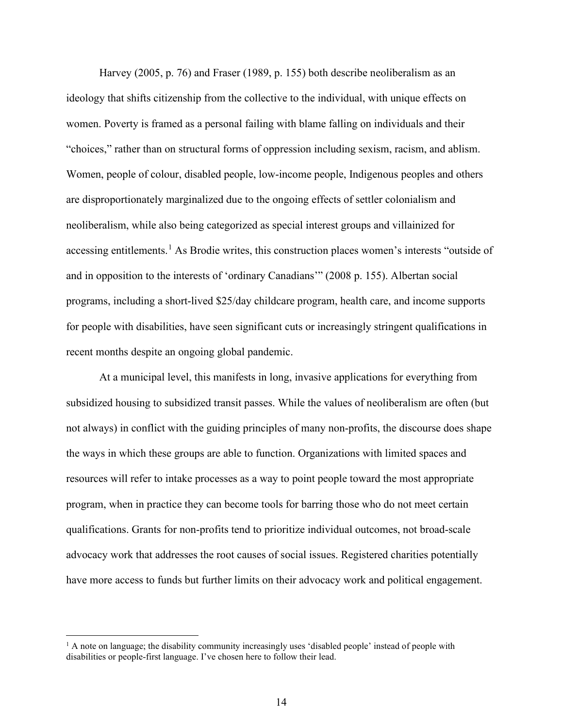Harvey (2005, p. 76) and Fraser (1989, p. 155) both describe neoliberalism as an ideology that shifts citizenship from the collective to the individual, with unique effects on women. Poverty is framed as a personal failing with blame falling on individuals and their "choices," rather than on structural forms of oppression including sexism, racism, and ablism. Women, people of colour, disabled people, low-income people, Indigenous peoples and others are disproportionately marginalized due to the ongoing effects of settler colonialism and neoliberalism, while also being categorized as special interest groups and villainized for accessing entitlements.[1] As Brodie writes, this construction places women's interests "outside of and in opposition to the interests of 'ordinary Canadians'" (2008 p. 155). Albertan social programs, including a short-lived $25/day childcare program, health care, and income supports for people with disabilities, have seen significant cuts or increasingly stringent qualifications in recent months despite an ongoing global pandemic.

At a municipal level, this manifests in long, invasive applications for everything from subsidized housing to subsidized transit passes. While the values of neoliberalism are often (but not always) in conflict with the guiding principles of many non-profits, the discourse does shape the ways in which these groups are able to function. Organizations with limited spaces and resources will refer to intake processes as a way to point people toward the most appropriate program, when in practice they can become tools for barring those who do not meet certain qualifications. Grants for non-profits tend to prioritize individual outcomes, not broad-scale advocacy work that addresses the root causes of social issues. Registered charities potentially have more access to funds but further limits on their advocacy work and political engagement.

[1] A note on language; the disability community increasingly uses 'disabled people' instead of people with disabilities or people-first language. I've chosen here to follow their lead.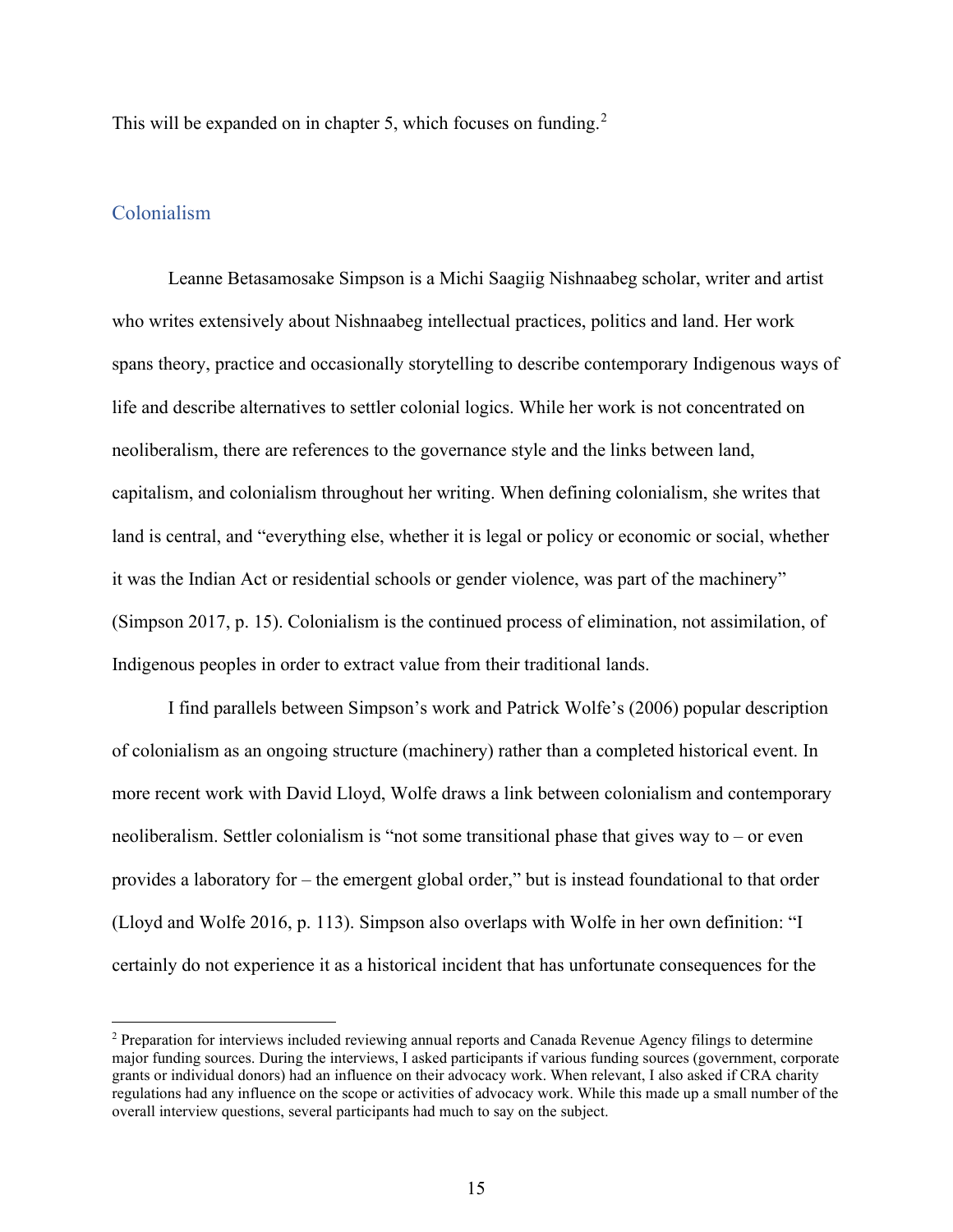This will be expanded on in chapter 5, which focuses on funding.[2]

## Colonialism

Leanne Betasamosake Simpson is a Michi Saagiig Nishnaabeg scholar, writer and artist who writes extensively about Nishnaabeg intellectual practices, politics and land. Her work spans theory, practice and occasionally storytelling to describe contemporary Indigenous ways of life and describe alternatives to settler colonial logics. While her work is not concentrated on neoliberalism, there are references to the governance style and the links between land, capitalism, and colonialism throughout her writing. When defining colonialism, she writes that land is central, and "everything else, whether it is legal or policy or economic or social, whether it was the Indian Act or residential schools or gender violence, was part of the machinery" (Simpson 2017, p. 15). Colonialism is the continued process of elimination, not assimilation, of Indigenous peoples in order to extract value from their traditional lands.

I find parallels between Simpson's work and Patrick Wolfe's (2006) popular description of colonialism as an ongoing structure (machinery) rather than a completed historical event. In more recent work with David Lloyd, Wolfe draws a link between colonialism and contemporary neoliberalism. Settler colonialism is "not some transitional phase that gives way to – or even provides a laboratory for – the emergent global order," but is instead foundational to that order (Lloyd and Wolfe 2016, p. 113). Simpson also overlaps with Wolfe in her own definition: "I certainly do not experience it as a historical incident that has unfortunate consequences for the

[2] Preparation for interviews included reviewing annual reports and Canada Revenue Agency filings to determine major funding sources. During the interviews, I asked participants if various funding sources (government, corporate grants or individual donors) had an influence on their advocacy work. When relevant, I also asked if CRA charity regulations had any influence on the scope or activities of advocacy work. While this made up a small number of the overall interview questions, several participants had much to say on the subject.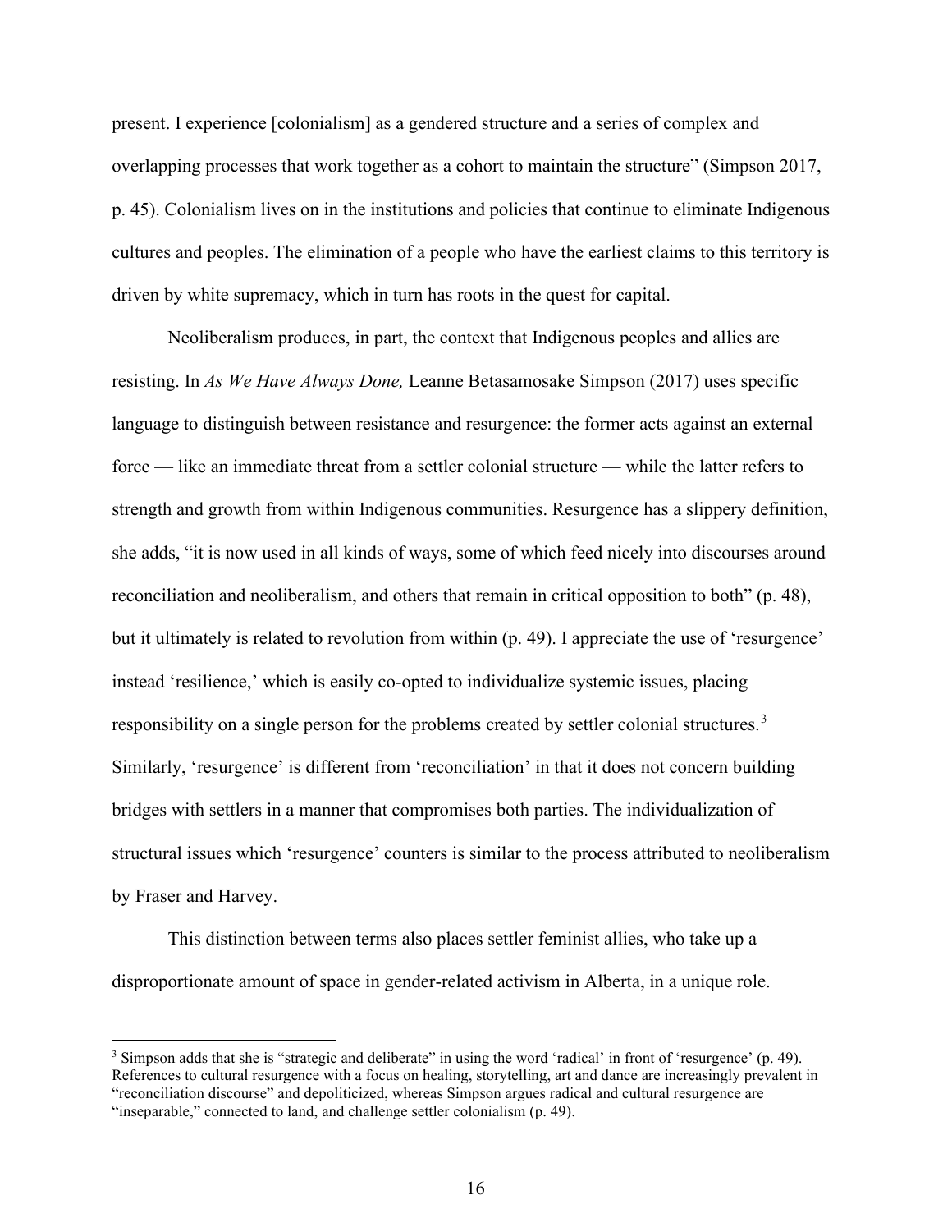present. I experience [colonialism] as a gendered structure and a series of complex and overlapping processes that work together as a cohort to maintain the structure" (Simpson 2017, p. 45). Colonialism lives on in the institutions and policies that continue to eliminate Indigenous cultures and peoples. The elimination of a people who have the earliest claims to this territory is driven by white supremacy, which in turn has roots in the quest for capital.

Neoliberalism produces, in part, the context that Indigenous peoples and allies are resisting. In *As We Have Always Done,* Leanne Betasamosake Simpson (2017) uses specific language to distinguish between resistance and resurgence: the former acts against an external force — like an immediate threat from a settler colonial structure — while the latter refers to strength and growth from within Indigenous communities. Resurgence has a slippery definition, she adds, "it is now used in all kinds of ways, some of which feed nicely into discourses around reconciliation and neoliberalism, and others that remain in critical opposition to both" (p. 48), but it ultimately is related to revolution from within (p. 49). I appreciate the use of 'resurgence' instead 'resilience,' which is easily co-opted to individualize systemic issues, placing responsibility on a single person for the problems created by settler colonial structures.[3] Similarly, 'resurgence' is different from 'reconciliation' in that it does not concern building bridges with settlers in a manner that compromises both parties. The individualization of structural issues which 'resurgence' counters is similar to the process attributed to neoliberalism by Fraser and Harvey.

This distinction between terms also places settler feminist allies, who take up a disproportionate amount of space in gender-related activism in Alberta, in a unique role.

[3] Simpson adds that she is "strategic and deliberate" in using the word 'radical' in front of 'resurgence' (p. 49). References to cultural resurgence with a focus on healing, storytelling, art and dance are increasingly prevalent in "reconciliation discourse" and depoliticized, whereas Simpson argues radical and cultural resurgence are "inseparable," connected to land, and challenge settler colonialism (p. 49).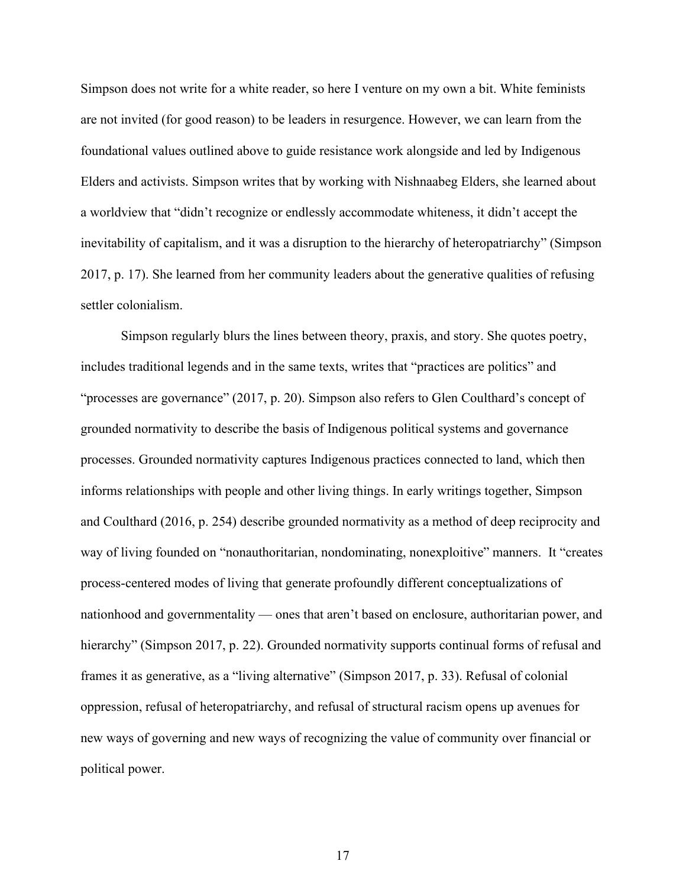Simpson does not write for a white reader, so here I venture on my own a bit. White feminists are not invited (for good reason) to be leaders in resurgence. However, we can learn from the foundational values outlined above to guide resistance work alongside and led by Indigenous Elders and activists. Simpson writes that by working with Nishnaabeg Elders, she learned about a worldview that "didn't recognize or endlessly accommodate whiteness, it didn't accept the inevitability of capitalism, and it was a disruption to the hierarchy of heteropatriarchy" (Simpson 2017, p. 17). She learned from her community leaders about the generative qualities of refusing settler colonialism.

Simpson regularly blurs the lines between theory, praxis, and story. She quotes poetry, includes traditional legends and in the same texts, writes that "practices are politics" and "processes are governance" (2017, p. 20). Simpson also refers to Glen Coulthard's concept of grounded normativity to describe the basis of Indigenous political systems and governance processes. Grounded normativity captures Indigenous practices connected to land, which then informs relationships with people and other living things. In early writings together, Simpson and Coulthard (2016, p. 254) describe grounded normativity as a method of deep reciprocity and way of living founded on "nonauthoritarian, nondominating, nonexploitive" manners. It "creates process-centered modes of living that generate profoundly different conceptualizations of nationhood and governmentality — ones that aren't based on enclosure, authoritarian power, and hierarchy" (Simpson 2017, p. 22). Grounded normativity supports continual forms of refusal and frames it as generative, as a "living alternative" (Simpson 2017, p. 33). Refusal of colonial oppression, refusal of heteropatriarchy, and refusal of structural racism opens up avenues for new ways of governing and new ways of recognizing the value of community over financial or political power.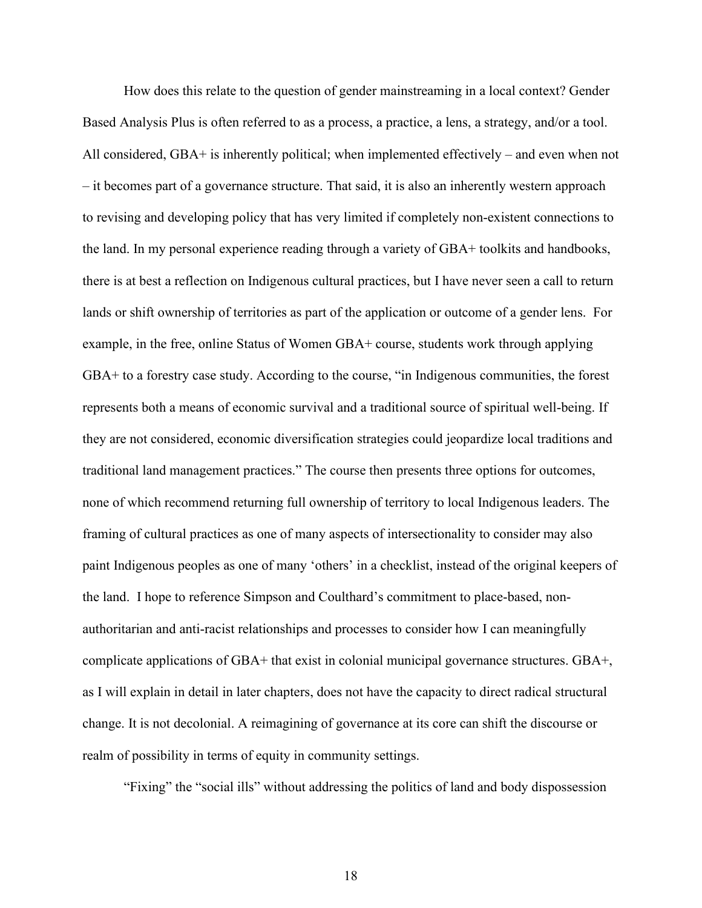How does this relate to the question of gender mainstreaming in a local context? Gender Based Analysis Plus is often referred to as a process, a practice, a lens, a strategy, and/or a tool. All considered, GBA+ is inherently political; when implemented effectively – and even when not – it becomes part of a governance structure. That said, it is also an inherently western approach to revising and developing policy that has very limited if completely non-existent connections to the land. In my personal experience reading through a variety of GBA+ toolkits and handbooks, there is at best a reflection on Indigenous cultural practices, but I have never seen a call to return lands or shift ownership of territories as part of the application or outcome of a gender lens. For example, in the free, online Status of Women GBA+ course, students work through applying GBA+ to a forestry case study. According to the course, "in Indigenous communities, the forest represents both a means of economic survival and a traditional source of spiritual well-being. If they are not considered, economic diversification strategies could jeopardize local traditions and traditional land management practices." The course then presents three options for outcomes, none of which recommend returning full ownership of territory to local Indigenous leaders. The framing of cultural practices as one of many aspects of intersectionality to consider may also paint Indigenous peoples as one of many 'others' in a checklist, instead of the original keepers of the land. I hope to reference Simpson and Coulthard's commitment to place-based, non-authoritarian and anti-racist relationships and processes to consider how I can meaningfully complicate applications of GBA+ that exist in colonial municipal governance structures. GBA+, as I will explain in detail in later chapters, does not have the capacity to direct radical structural change. It is not decolonial. A reimagining of governance at its core can shift the discourse or realm of possibility in terms of equity in community settings.

"Fixing" the "social ills" without addressing the politics of land and body dispossession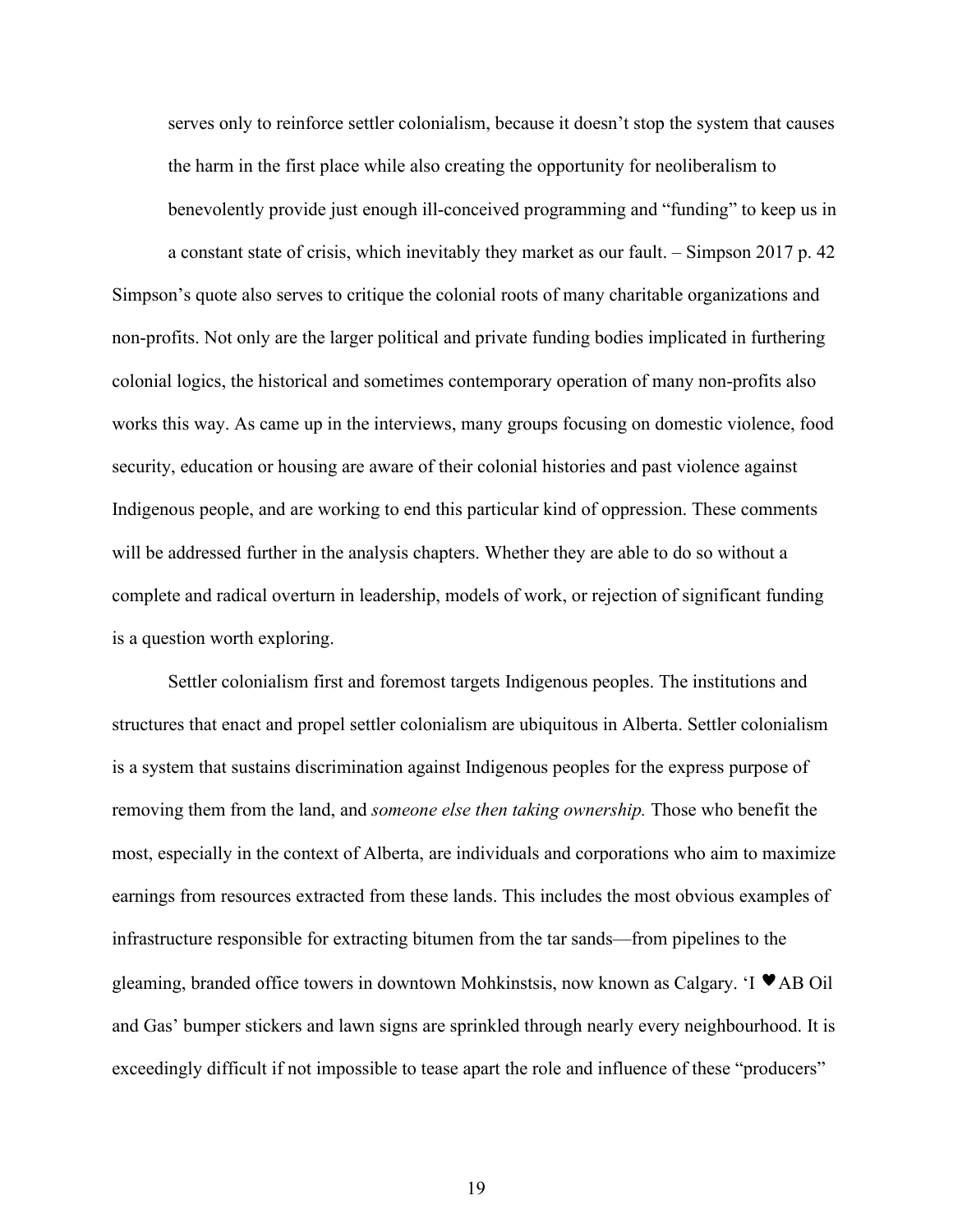> serves only to reinforce settler colonialism, because it doesn't stop the system that causes the harm in the first place while also creating the opportunity for neoliberalism to benevolently provide just enough ill-conceived programming and "funding" to keep us in a constant state of crisis, which inevitably they market as our fault. – Simpson 2017 p. 42

Simpson's quote also serves to critique the colonial roots of many charitable organizations and non-profits. Not only are the larger political and private funding bodies implicated in furthering colonial logics, the historical and sometimes contemporary operation of many non-profits also works this way. As came up in the interviews, many groups focusing on domestic violence, food security, education or housing are aware of their colonial histories and past violence against Indigenous people, and are working to end this particular kind of oppression. These comments will be addressed further in the analysis chapters. Whether they are able to do so without a complete and radical overturn in leadership, models of work, or rejection of significant funding is a question worth exploring.

Settler colonialism first and foremost targets Indigenous peoples. The institutions and structures that enact and propel settler colonialism are ubiquitous in Alberta. Settler colonialism is a system that sustains discrimination against Indigenous peoples for the express purpose of removing them from the land, and *someone else then taking ownership.* Those who benefit the most, especially in the context of Alberta, are individuals and corporations who aim to maximize earnings from resources extracted from these lands. This includes the most obvious examples of infrastructure responsible for extracting bitumen from the tar sands—from pipelines to the gleaming, branded office towers in downtown Mohkinstsis, now known as Calgary. 'I ♥ AB Oil and Gas' bumper stickers and lawn signs are sprinkled through nearly every neighbourhood. It is exceedingly difficult if not impossible to tease apart the role and influence of these "producers"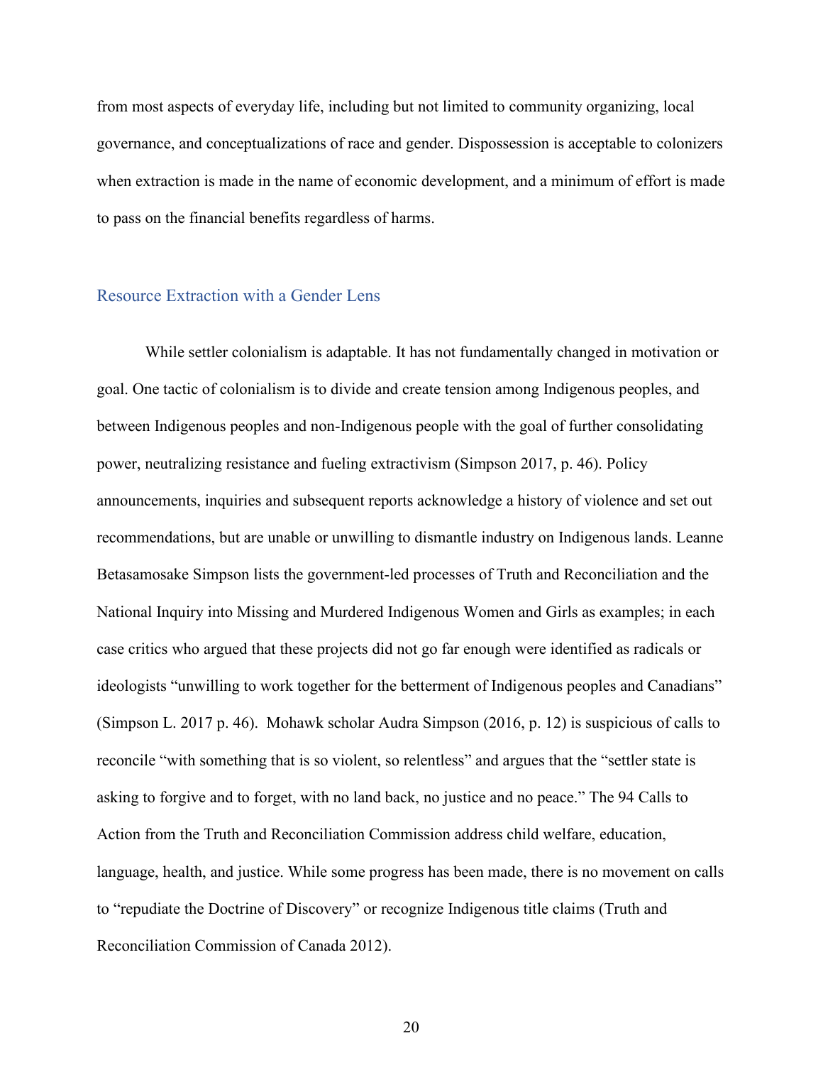from most aspects of everyday life, including but not limited to community organizing, local governance, and conceptualizations of race and gender. Dispossession is acceptable to colonizers when extraction is made in the name of economic development, and a minimum of effort is made to pass on the financial benefits regardless of harms.

## Resource Extraction with a Gender Lens

While settler colonialism is adaptable. It has not fundamentally changed in motivation or goal. One tactic of colonialism is to divide and create tension among Indigenous peoples, and between Indigenous peoples and non-Indigenous people with the goal of further consolidating power, neutralizing resistance and fueling extractivism (Simpson 2017, p. 46). Policy announcements, inquiries and subsequent reports acknowledge a history of violence and set out recommendations, but are unable or unwilling to dismantle industry on Indigenous lands. Leanne Betasamosake Simpson lists the government-led processes of Truth and Reconciliation and the National Inquiry into Missing and Murdered Indigenous Women and Girls as examples; in each case critics who argued that these projects did not go far enough were identified as radicals or ideologists "unwilling to work together for the betterment of Indigenous peoples and Canadians" (Simpson L. 2017 p. 46). Mohawk scholar Audra Simpson (2016, p. 12) is suspicious of calls to reconcile "with something that is so violent, so relentless" and argues that the "settler state is asking to forgive and to forget, with no land back, no justice and no peace." The 94 Calls to Action from the Truth and Reconciliation Commission address child welfare, education, language, health, and justice. While some progress has been made, there is no movement on calls to "repudiate the Doctrine of Discovery" or recognize Indigenous title claims (Truth and Reconciliation Commission of Canada 2012).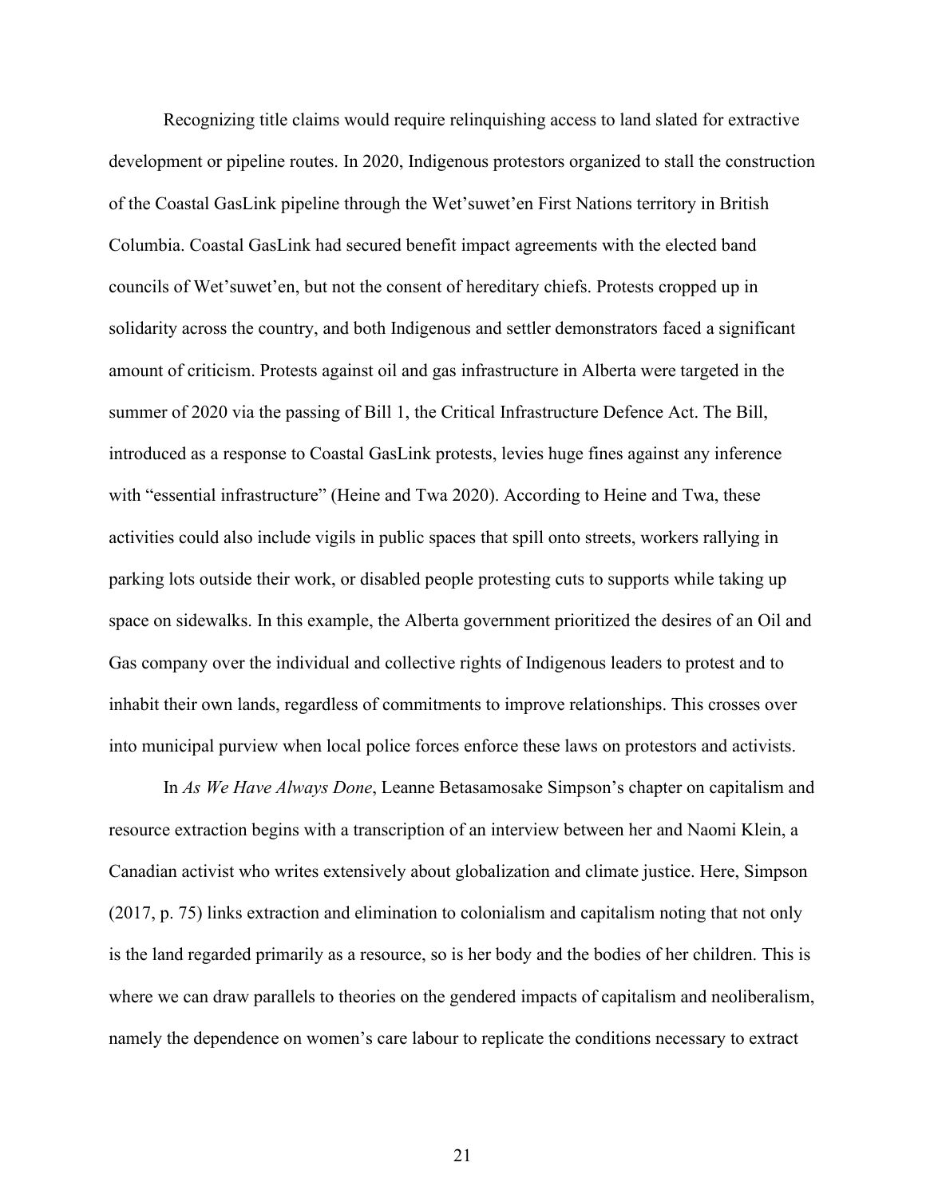Recognizing title claims would require relinquishing access to land slated for extractive development or pipeline routes. In 2020, Indigenous protestors organized to stall the construction of the Coastal GasLink pipeline through the Wet'suwet'en First Nations territory in British Columbia. Coastal GasLink had secured benefit impact agreements with the elected band councils of Wet'suwet'en, but not the consent of hereditary chiefs. Protests cropped up in solidarity across the country, and both Indigenous and settler demonstrators faced a significant amount of criticism. Protests against oil and gas infrastructure in Alberta were targeted in the summer of 2020 via the passing of Bill 1, the Critical Infrastructure Defence Act. The Bill, introduced as a response to Coastal GasLink protests, levies huge fines against any inference with "essential infrastructure" (Heine and Twa 2020). According to Heine and Twa, these activities could also include vigils in public spaces that spill onto streets, workers rallying in parking lots outside their work, or disabled people protesting cuts to supports while taking up space on sidewalks. In this example, the Alberta government prioritized the desires of an Oil and Gas company over the individual and collective rights of Indigenous leaders to protest and to inhabit their own lands, regardless of commitments to improve relationships. This crosses over into municipal purview when local police forces enforce these laws on protestors and activists.

In *As We Have Always Done*, Leanne Betasamosake Simpson's chapter on capitalism and resource extraction begins with a transcription of an interview between her and Naomi Klein, a Canadian activist who writes extensively about globalization and climate justice. Here, Simpson (2017, p. 75) links extraction and elimination to colonialism and capitalism noting that not only is the land regarded primarily as a resource, so is her body and the bodies of her children. This is where we can draw parallels to theories on the gendered impacts of capitalism and neoliberalism, namely the dependence on women's care labour to replicate the conditions necessary to extract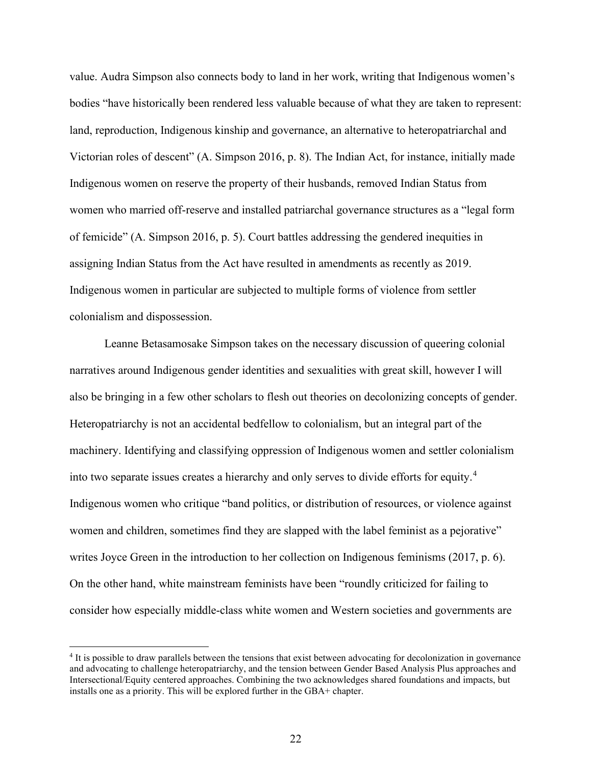value. Audra Simpson also connects body to land in her work, writing that Indigenous women's bodies "have historically been rendered less valuable because of what they are taken to represent: land, reproduction, Indigenous kinship and governance, an alternative to heteropatriarchal and Victorian roles of descent" (A. Simpson 2016, p. 8). The Indian Act, for instance, initially made Indigenous women on reserve the property of their husbands, removed Indian Status from women who married off-reserve and installed patriarchal governance structures as a "legal form of femicide" (A. Simpson 2016, p. 5). Court battles addressing the gendered inequities in assigning Indian Status from the Act have resulted in amendments as recently as 2019. Indigenous women in particular are subjected to multiple forms of violence from settler colonialism and dispossession.

Leanne Betasamosake Simpson takes on the necessary discussion of queering colonial narratives around Indigenous gender identities and sexualities with great skill, however I will also be bringing in a few other scholars to flesh out theories on decolonizing concepts of gender. Heteropatriarchy is not an accidental bedfellow to colonialism, but an integral part of the machinery. Identifying and classifying oppression of Indigenous women and settler colonialism into two separate issues creates a hierarchy and only serves to divide efforts for equity.[4] Indigenous women who critique "band politics, or distribution of resources, or violence against women and children, sometimes find they are slapped with the label feminist as a pejorative" writes Joyce Green in the introduction to her collection on Indigenous feminisms (2017, p. 6). On the other hand, white mainstream feminists have been "roundly criticized for failing to consider how especially middle-class white women and Western societies and governments are

---

[4] It is possible to draw parallels between the tensions that exist between advocating for decolonization in governance and advocating to challenge heteropatriarchy, and the tension between Gender Based Analysis Plus approaches and Intersectional/Equity centered approaches. Combining the two acknowledges shared foundations and impacts, but installs one as a priority. This will be explored further in the GBA+ chapter.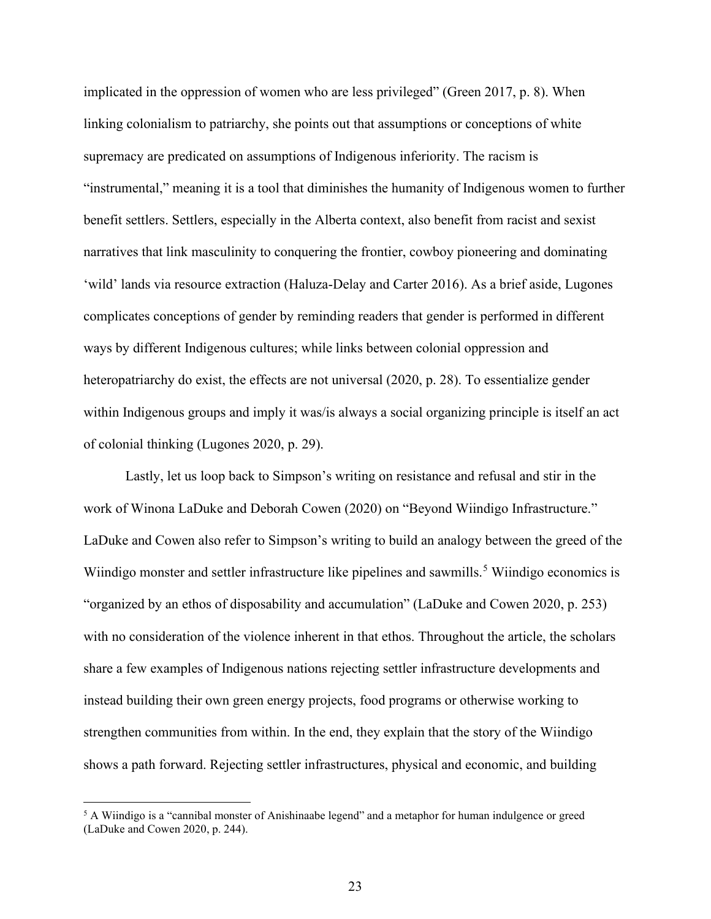implicated in the oppression of women who are less privileged" (Green 2017, p. 8). When linking colonialism to patriarchy, she points out that assumptions or conceptions of white supremacy are predicated on assumptions of Indigenous inferiority. The racism is "instrumental," meaning it is a tool that diminishes the humanity of Indigenous women to further benefit settlers. Settlers, especially in the Alberta context, also benefit from racist and sexist narratives that link masculinity to conquering the frontier, cowboy pioneering and dominating 'wild' lands via resource extraction (Haluza-Delay and Carter 2016). As a brief aside, Lugones complicates conceptions of gender by reminding readers that gender is performed in different ways by different Indigenous cultures; while links between colonial oppression and heteropatriarchy do exist, the effects are not universal (2020, p. 28). To essentialize gender within Indigenous groups and imply it was/is always a social organizing principle is itself an act of colonial thinking (Lugones 2020, p. 29).

Lastly, let us loop back to Simpson's writing on resistance and refusal and stir in the work of Winona LaDuke and Deborah Cowen (2020) on "Beyond Wiindigo Infrastructure." LaDuke and Cowen also refer to Simpson's writing to build an analogy between the greed of the Wiindigo monster and settler infrastructure like pipelines and sawmills.[5] Wiindigo economics is "organized by an ethos of disposability and accumulation" (LaDuke and Cowen 2020, p. 253) with no consideration of the violence inherent in that ethos. Throughout the article, the scholars share a few examples of Indigenous nations rejecting settler infrastructure developments and instead building their own green energy projects, food programs or otherwise working to strengthen communities from within. In the end, they explain that the story of the Wiindigo shows a path forward. Rejecting settler infrastructures, physical and economic, and building

[5] A Wiindigo is a "cannibal monster of Anishinaabe legend" and a metaphor for human indulgence or greed (LaDuke and Cowen 2020, p. 244).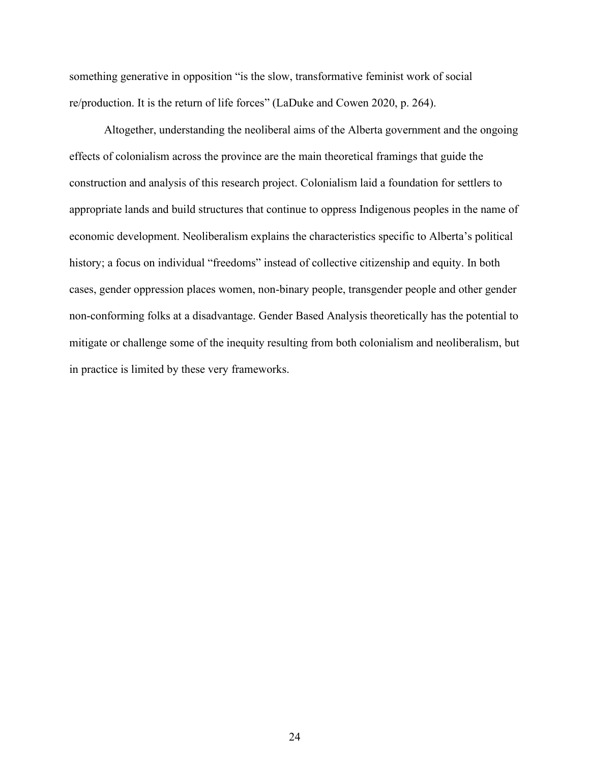something generative in opposition "is the slow, transformative feminist work of social re/production. It is the return of life forces" (LaDuke and Cowen 2020, p. 264).

Altogether, understanding the neoliberal aims of the Alberta government and the ongoing effects of colonialism across the province are the main theoretical framings that guide the construction and analysis of this research project. Colonialism laid a foundation for settlers to appropriate lands and build structures that continue to oppress Indigenous peoples in the name of economic development. Neoliberalism explains the characteristics specific to Alberta's political history; a focus on individual "freedoms" instead of collective citizenship and equity. In both cases, gender oppression places women, non-binary people, transgender people and other gender non-conforming folks at a disadvantage. Gender Based Analysis theoretically has the potential to mitigate or challenge some of the inequity resulting from both colonialism and neoliberalism, but in practice is limited by these very frameworks.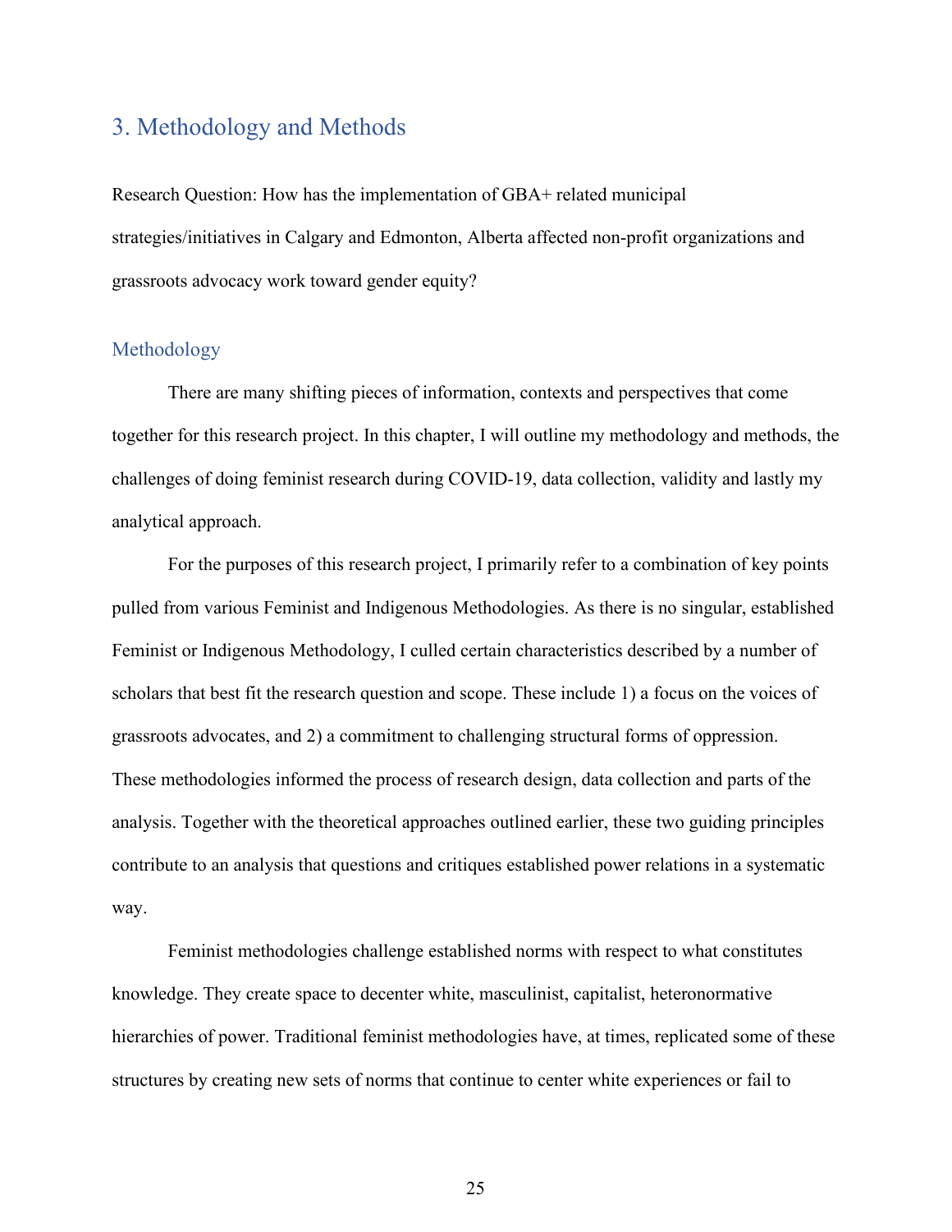## 3. Methodology and Methods

Research Question: How has the implementation of GBA+ related municipal strategies/initiatives in Calgary and Edmonton, Alberta affected non-profit organizations and grassroots advocacy work toward gender equity?

### Methodology

There are many shifting pieces of information, contexts and perspectives that come together for this research project. In this chapter, I will outline my methodology and methods, the challenges of doing feminist research during COVID-19, data collection, validity and lastly my analytical approach.

For the purposes of this research project, I primarily refer to a combination of key points pulled from various Feminist and Indigenous Methodologies. As there is no singular, established Feminist or Indigenous Methodology, I culled certain characteristics described by a number of scholars that best fit the research question and scope. These include 1) a focus on the voices of grassroots advocates, and 2) a commitment to challenging structural forms of oppression. These methodologies informed the process of research design, data collection and parts of the analysis. Together with the theoretical approaches outlined earlier, these two guiding principles contribute to an analysis that questions and critiques established power relations in a systematic way.

Feminist methodologies challenge established norms with respect to what constitutes knowledge. They create space to decenter white, masculinist, capitalist, heteronormative hierarchies of power. Traditional feminist methodologies have, at times, replicated some of these structures by creating new sets of norms that continue to center white experiences or fail to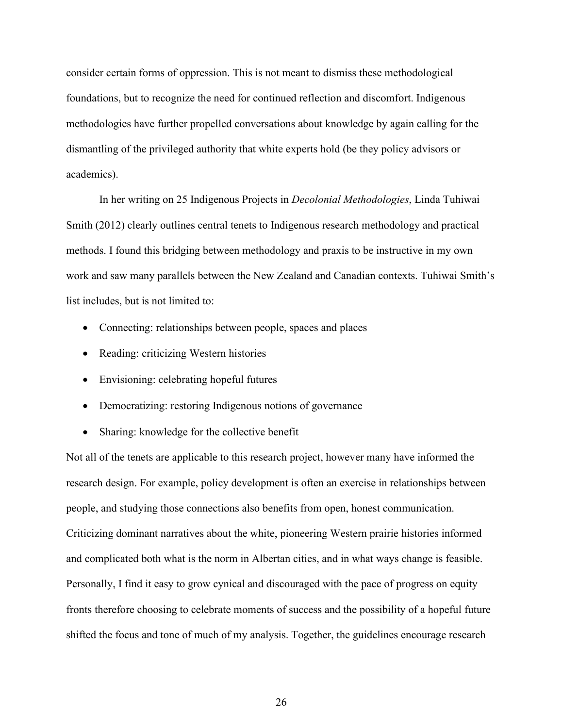consider certain forms of oppression. This is not meant to dismiss these methodological foundations, but to recognize the need for continued reflection and discomfort. Indigenous methodologies have further propelled conversations about knowledge by again calling for the dismantling of the privileged authority that white experts hold (be they policy advisors or academics).

In her writing on 25 Indigenous Projects in *Decolonial Methodologies*, Linda Tuhiwai Smith (2012) clearly outlines central tenets to Indigenous research methodology and practical methods. I found this bridging between methodology and praxis to be instructive in my own work and saw many parallels between the New Zealand and Canadian contexts. Tuhiwai Smith's list includes, but is not limited to:

- Connecting: relationships between people, spaces and places
- Reading: criticizing Western histories
- Envisioning: celebrating hopeful futures
- Democratizing: restoring Indigenous notions of governance
- Sharing: knowledge for the collective benefit

Not all of the tenets are applicable to this research project, however many have informed the research design. For example, policy development is often an exercise in relationships between people, and studying those connections also benefits from open, honest communication. Criticizing dominant narratives about the white, pioneering Western prairie histories informed and complicated both what is the norm in Albertan cities, and in what ways change is feasible. Personally, I find it easy to grow cynical and discouraged with the pace of progress on equity fronts therefore choosing to celebrate moments of success and the possibility of a hopeful future shifted the focus and tone of much of my analysis. Together, the guidelines encourage research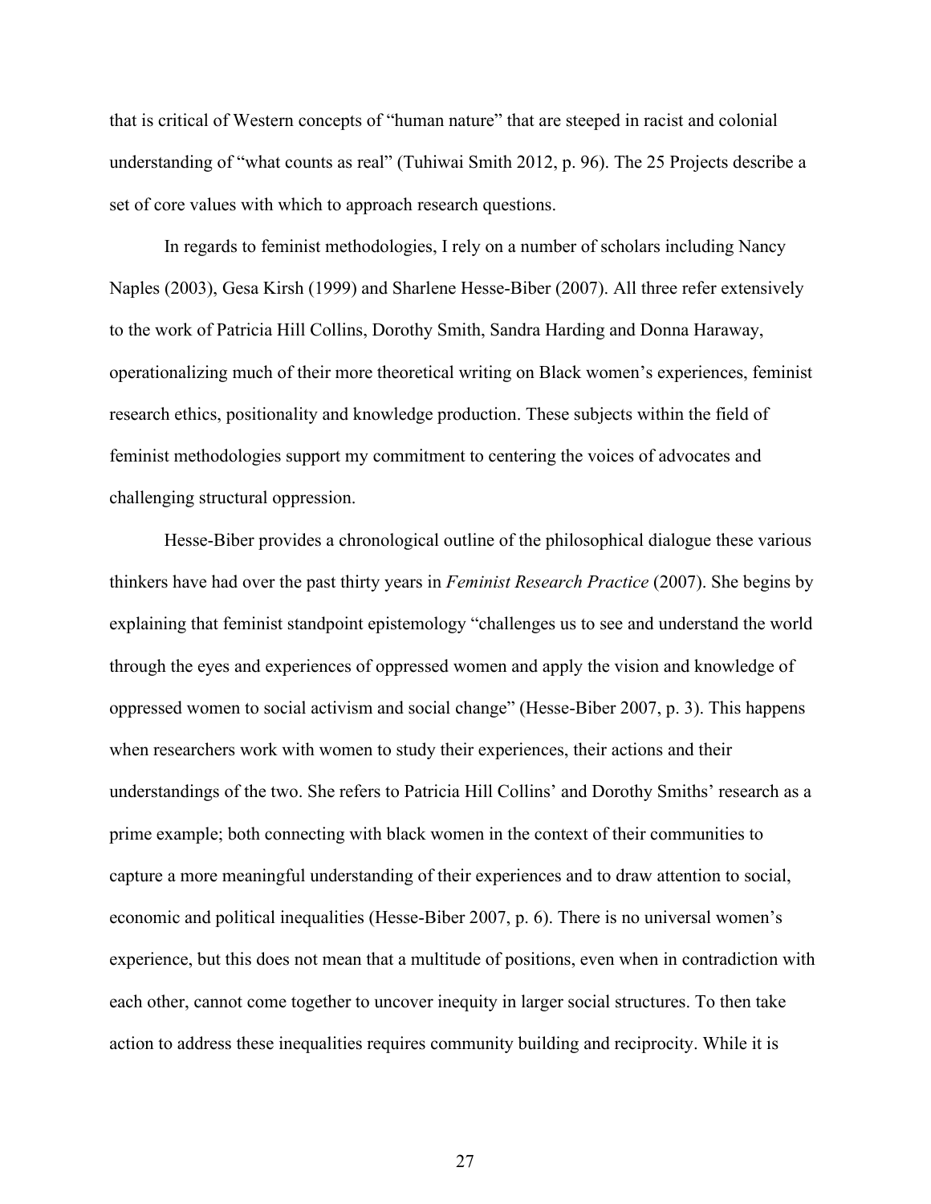that is critical of Western concepts of "human nature" that are steeped in racist and colonial understanding of "what counts as real" (Tuhiwai Smith 2012, p. 96). The 25 Projects describe a set of core values with which to approach research questions.

In regards to feminist methodologies, I rely on a number of scholars including Nancy Naples (2003), Gesa Kirsh (1999) and Sharlene Hesse-Biber (2007). All three refer extensively to the work of Patricia Hill Collins, Dorothy Smith, Sandra Harding and Donna Haraway, operationalizing much of their more theoretical writing on Black women's experiences, feminist research ethics, positionality and knowledge production. These subjects within the field of feminist methodologies support my commitment to centering the voices of advocates and challenging structural oppression.

Hesse-Biber provides a chronological outline of the philosophical dialogue these various thinkers have had over the past thirty years in *Feminist Research Practice* (2007). She begins by explaining that feminist standpoint epistemology "challenges us to see and understand the world through the eyes and experiences of oppressed women and apply the vision and knowledge of oppressed women to social activism and social change" (Hesse-Biber 2007, p. 3). This happens when researchers work with women to study their experiences, their actions and their understandings of the two. She refers to Patricia Hill Collins' and Dorothy Smiths' research as a prime example; both connecting with black women in the context of their communities to capture a more meaningful understanding of their experiences and to draw attention to social, economic and political inequalities (Hesse-Biber 2007, p. 6). There is no universal women's experience, but this does not mean that a multitude of positions, even when in contradiction with each other, cannot come together to uncover inequity in larger social structures. To then take action to address these inequalities requires community building and reciprocity. While it is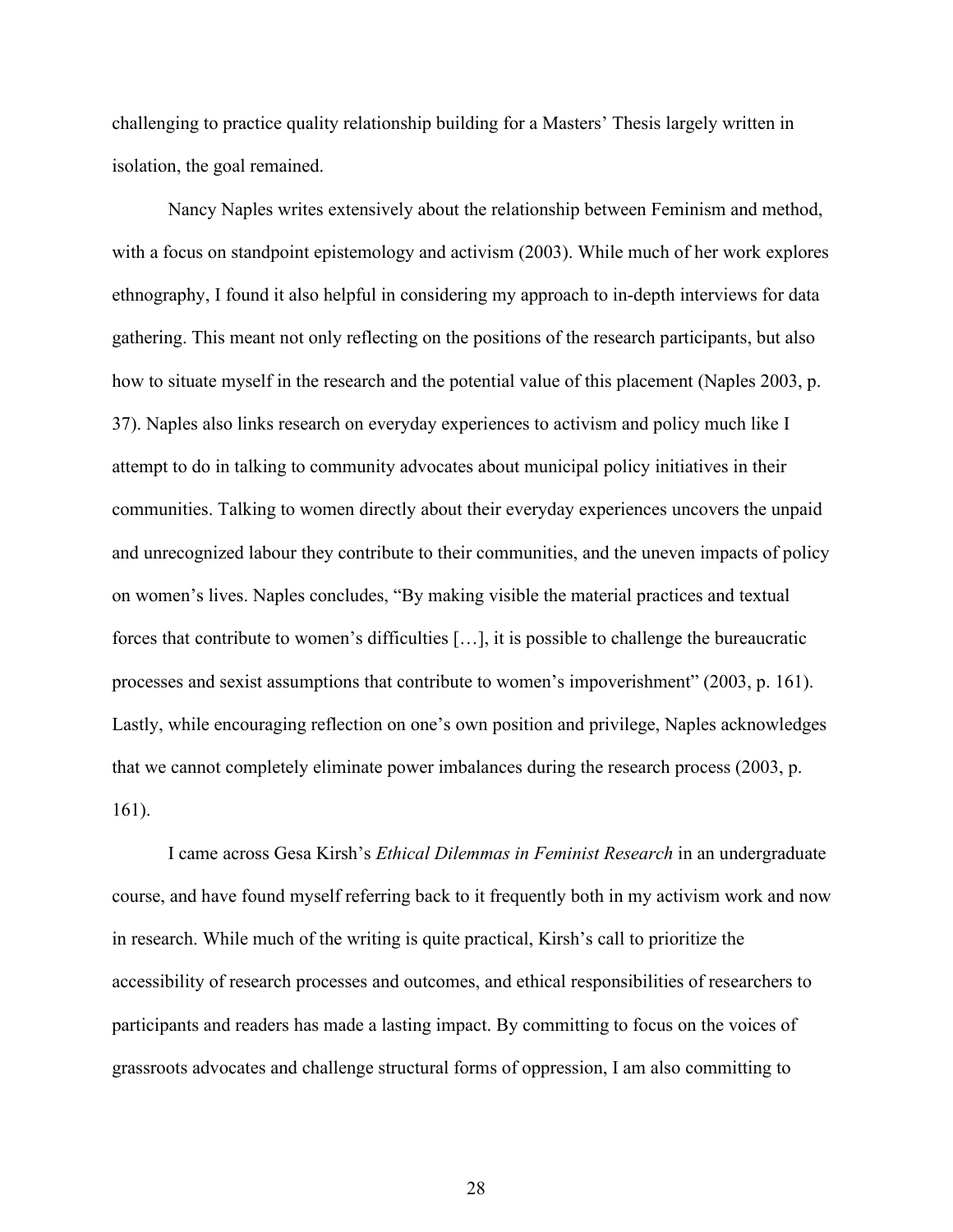challenging to practice quality relationship building for a Masters' Thesis largely written in isolation, the goal remained.

Nancy Naples writes extensively about the relationship between Feminism and method, with a focus on standpoint epistemology and activism (2003). While much of her work explores ethnography, I found it also helpful in considering my approach to in-depth interviews for data gathering. This meant not only reflecting on the positions of the research participants, but also how to situate myself in the research and the potential value of this placement (Naples 2003, p. 37). Naples also links research on everyday experiences to activism and policy much like I attempt to do in talking to community advocates about municipal policy initiatives in their communities. Talking to women directly about their everyday experiences uncovers the unpaid and unrecognized labour they contribute to their communities, and the uneven impacts of policy on women's lives. Naples concludes, "By making visible the material practices and textual forces that contribute to women's difficulties […], it is possible to challenge the bureaucratic processes and sexist assumptions that contribute to women's impoverishment" (2003, p. 161). Lastly, while encouraging reflection on one's own position and privilege, Naples acknowledges that we cannot completely eliminate power imbalances during the research process (2003, p. 161).

I came across Gesa Kirsh's *Ethical Dilemmas in Feminist Research* in an undergraduate course, and have found myself referring back to it frequently both in my activism work and now in research. While much of the writing is quite practical, Kirsh's call to prioritize the accessibility of research processes and outcomes, and ethical responsibilities of researchers to participants and readers has made a lasting impact. By committing to focus on the voices of grassroots advocates and challenge structural forms of oppression, I am also committing to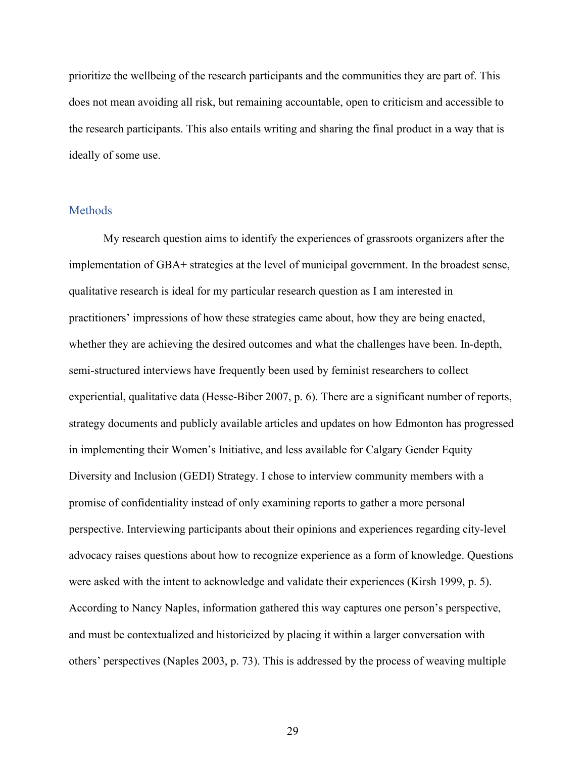prioritize the wellbeing of the research participants and the communities they are part of. This does not mean avoiding all risk, but remaining accountable, open to criticism and accessible to the research participants. This also entails writing and sharing the final product in a way that is ideally of some use.

## Methods

My research question aims to identify the experiences of grassroots organizers after the implementation of GBA+ strategies at the level of municipal government. In the broadest sense, qualitative research is ideal for my particular research question as I am interested in practitioners' impressions of how these strategies came about, how they are being enacted, whether they are achieving the desired outcomes and what the challenges have been. In-depth, semi-structured interviews have frequently been used by feminist researchers to collect experiential, qualitative data (Hesse-Biber 2007, p. 6). There are a significant number of reports, strategy documents and publicly available articles and updates on how Edmonton has progressed in implementing their Women's Initiative, and less available for Calgary Gender Equity Diversity and Inclusion (GEDI) Strategy. I chose to interview community members with a promise of confidentiality instead of only examining reports to gather a more personal perspective. Interviewing participants about their opinions and experiences regarding city-level advocacy raises questions about how to recognize experience as a form of knowledge. Questions were asked with the intent to acknowledge and validate their experiences (Kirsh 1999, p. 5). According to Nancy Naples, information gathered this way captures one person's perspective, and must be contextualized and historicized by placing it within a larger conversation with others' perspectives (Naples 2003, p. 73). This is addressed by the process of weaving multiple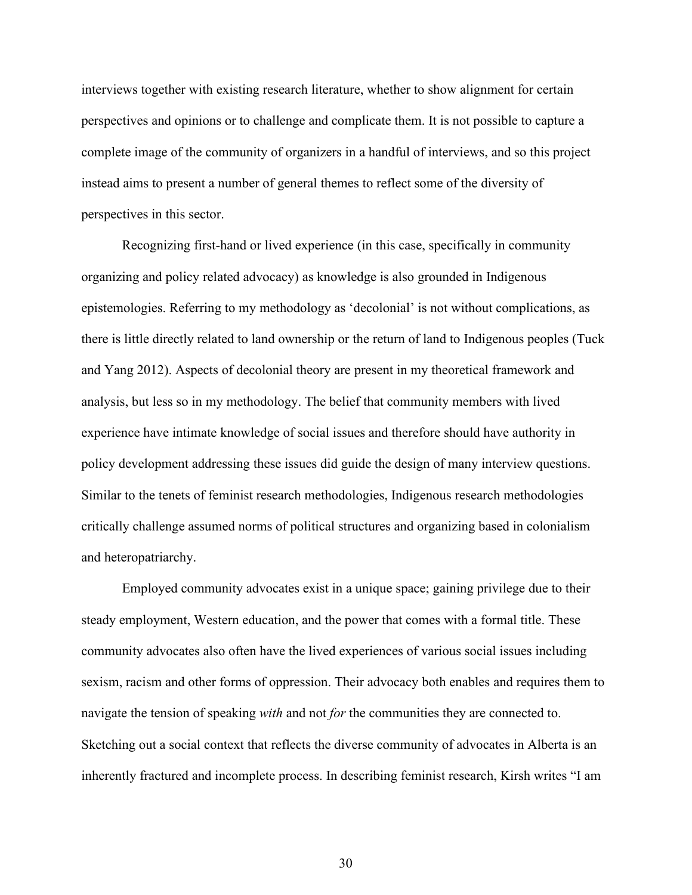interviews together with existing research literature, whether to show alignment for certain perspectives and opinions or to challenge and complicate them. It is not possible to capture a complete image of the community of organizers in a handful of interviews, and so this project instead aims to present a number of general themes to reflect some of the diversity of perspectives in this sector.

Recognizing first-hand or lived experience (in this case, specifically in community organizing and policy related advocacy) as knowledge is also grounded in Indigenous epistemologies. Referring to my methodology as 'decolonial' is not without complications, as there is little directly related to land ownership or the return of land to Indigenous peoples (Tuck and Yang 2012). Aspects of decolonial theory are present in my theoretical framework and analysis, but less so in my methodology. The belief that community members with lived experience have intimate knowledge of social issues and therefore should have authority in policy development addressing these issues did guide the design of many interview questions. Similar to the tenets of feminist research methodologies, Indigenous research methodologies critically challenge assumed norms of political structures and organizing based in colonialism and heteropatriarchy.

Employed community advocates exist in a unique space; gaining privilege due to their steady employment, Western education, and the power that comes with a formal title. These community advocates also often have the lived experiences of various social issues including sexism, racism and other forms of oppression. Their advocacy both enables and requires them to navigate the tension of speaking *with* and not *for* the communities they are connected to. Sketching out a social context that reflects the diverse community of advocates in Alberta is an inherently fractured and incomplete process. In describing feminist research, Kirsh writes "I am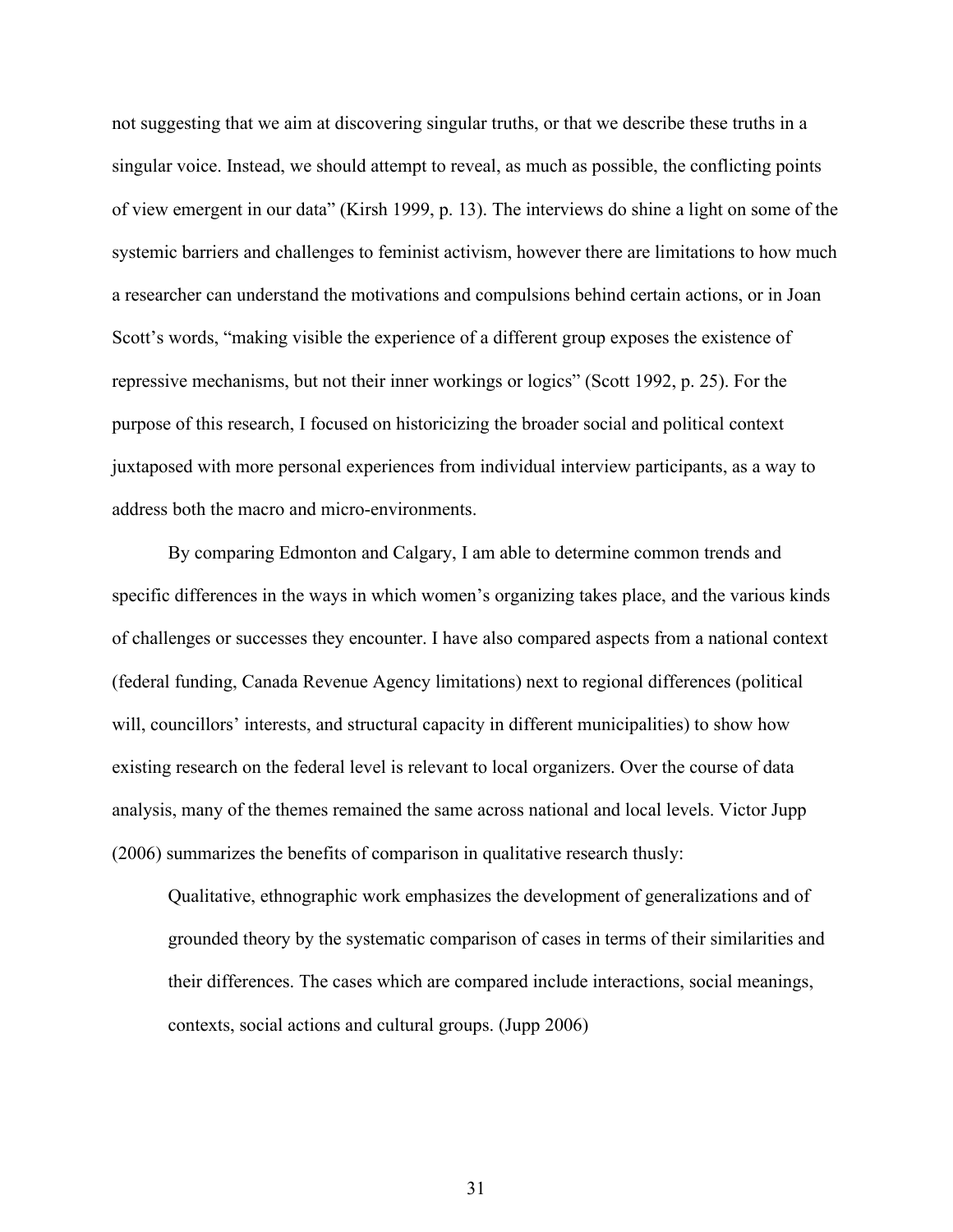not suggesting that we aim at discovering singular truths, or that we describe these truths in a singular voice. Instead, we should attempt to reveal, as much as possible, the conflicting points of view emergent in our data" (Kirsh 1999, p. 13). The interviews do shine a light on some of the systemic barriers and challenges to feminist activism, however there are limitations to how much a researcher can understand the motivations and compulsions behind certain actions, or in Joan Scott's words, "making visible the experience of a different group exposes the existence of repressive mechanisms, but not their inner workings or logics" (Scott 1992, p. 25). For the purpose of this research, I focused on historicizing the broader social and political context juxtaposed with more personal experiences from individual interview participants, as a way to address both the macro and micro-environments.

By comparing Edmonton and Calgary, I am able to determine common trends and specific differences in the ways in which women's organizing takes place, and the various kinds of challenges or successes they encounter. I have also compared aspects from a national context (federal funding, Canada Revenue Agency limitations) next to regional differences (political will, councillors' interests, and structural capacity in different municipalities) to show how existing research on the federal level is relevant to local organizers. Over the course of data analysis, many of the themes remained the same across national and local levels. Victor Jupp (2006) summarizes the benefits of comparison in qualitative research thusly:

> Qualitative, ethnographic work emphasizes the development of generalizations and of grounded theory by the systematic comparison of cases in terms of their similarities and their differences. The cases which are compared include interactions, social meanings, contexts, social actions and cultural groups. (Jupp 2006)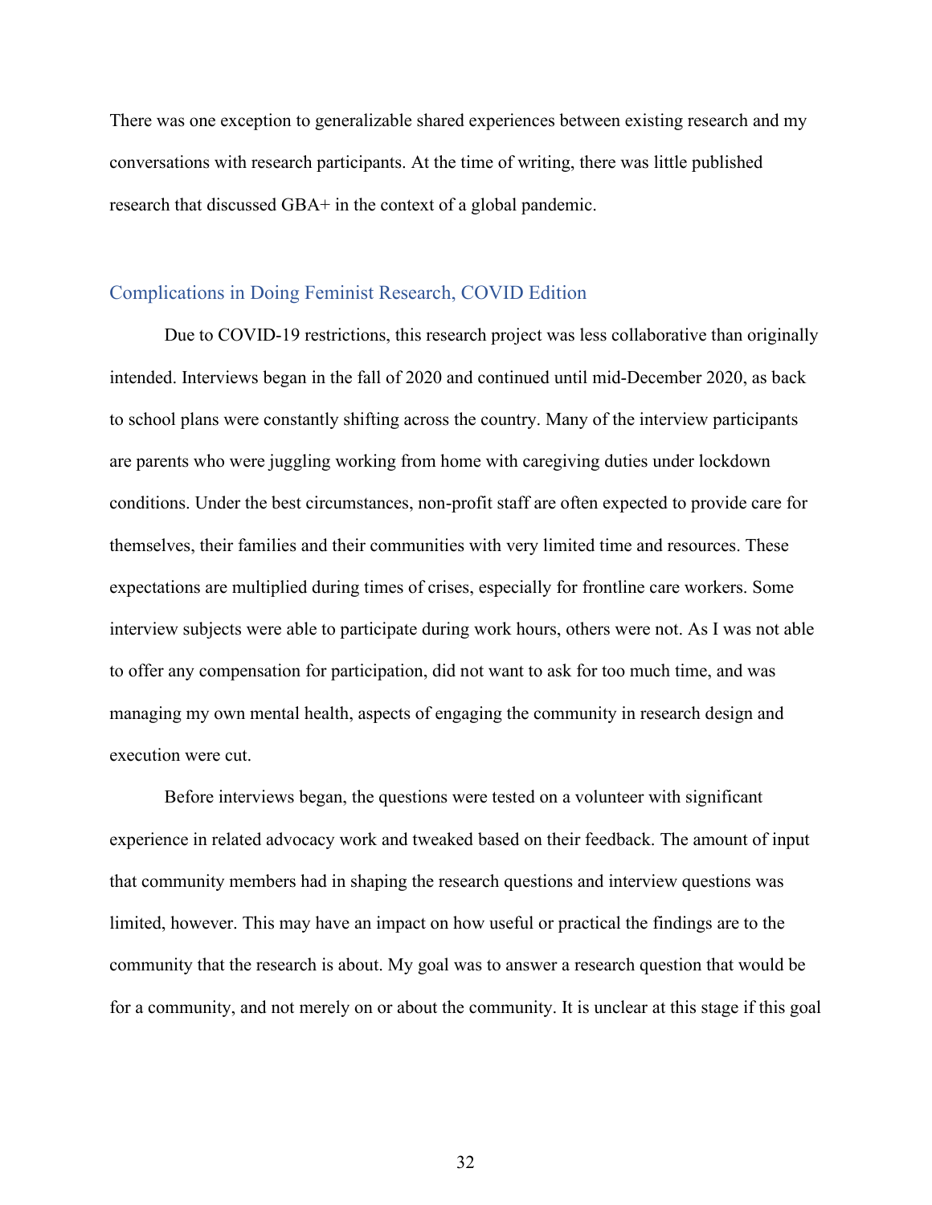There was one exception to generalizable shared experiences between existing research and my conversations with research participants. At the time of writing, there was little published research that discussed GBA+ in the context of a global pandemic.

## Complications in Doing Feminist Research, COVID Edition

Due to COVID-19 restrictions, this research project was less collaborative than originally intended. Interviews began in the fall of 2020 and continued until mid-December 2020, as back to school plans were constantly shifting across the country. Many of the interview participants are parents who were juggling working from home with caregiving duties under lockdown conditions. Under the best circumstances, non-profit staff are often expected to provide care for themselves, their families and their communities with very limited time and resources. These expectations are multiplied during times of crises, especially for frontline care workers. Some interview subjects were able to participate during work hours, others were not. As I was not able to offer any compensation for participation, did not want to ask for too much time, and was managing my own mental health, aspects of engaging the community in research design and execution were cut.

Before interviews began, the questions were tested on a volunteer with significant experience in related advocacy work and tweaked based on their feedback. The amount of input that community members had in shaping the research questions and interview questions was limited, however. This may have an impact on how useful or practical the findings are to the community that the research is about. My goal was to answer a research question that would be for a community, and not merely on or about the community. It is unclear at this stage if this goal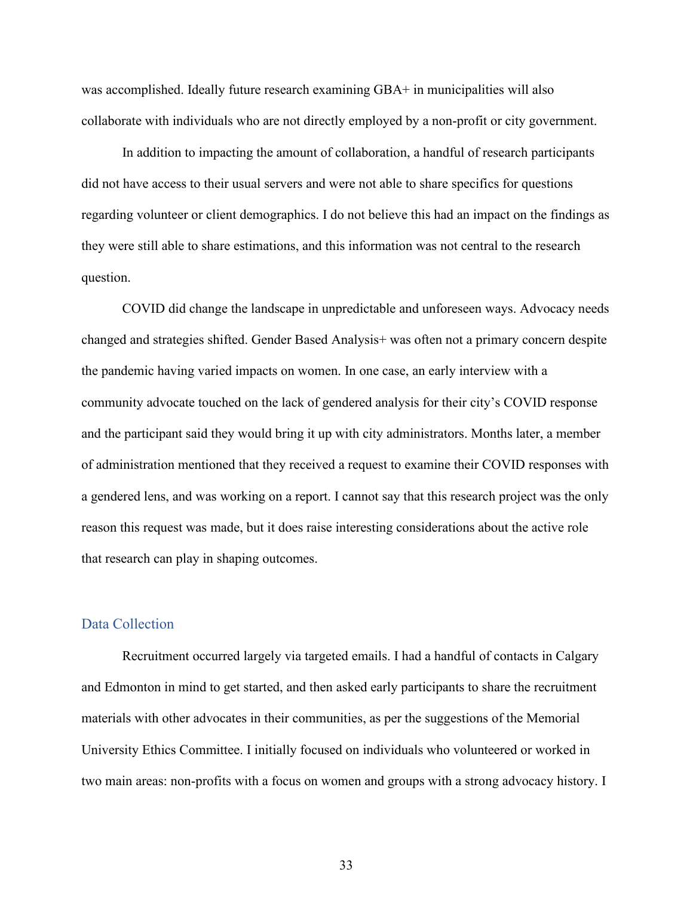was accomplished. Ideally future research examining GBA+ in municipalities will also collaborate with individuals who are not directly employed by a non-profit or city government.

In addition to impacting the amount of collaboration, a handful of research participants did not have access to their usual servers and were not able to share specifics for questions regarding volunteer or client demographics. I do not believe this had an impact on the findings as they were still able to share estimations, and this information was not central to the research question.

COVID did change the landscape in unpredictable and unforeseen ways. Advocacy needs changed and strategies shifted. Gender Based Analysis+ was often not a primary concern despite the pandemic having varied impacts on women. In one case, an early interview with a community advocate touched on the lack of gendered analysis for their city's COVID response and the participant said they would bring it up with city administrators. Months later, a member of administration mentioned that they received a request to examine their COVID responses with a gendered lens, and was working on a report. I cannot say that this research project was the only reason this request was made, but it does raise interesting considerations about the active role that research can play in shaping outcomes.

## Data Collection

Recruitment occurred largely via targeted emails. I had a handful of contacts in Calgary and Edmonton in mind to get started, and then asked early participants to share the recruitment materials with other advocates in their communities, as per the suggestions of the Memorial University Ethics Committee. I initially focused on individuals who volunteered or worked in two main areas: non-profits with a focus on women and groups with a strong advocacy history. I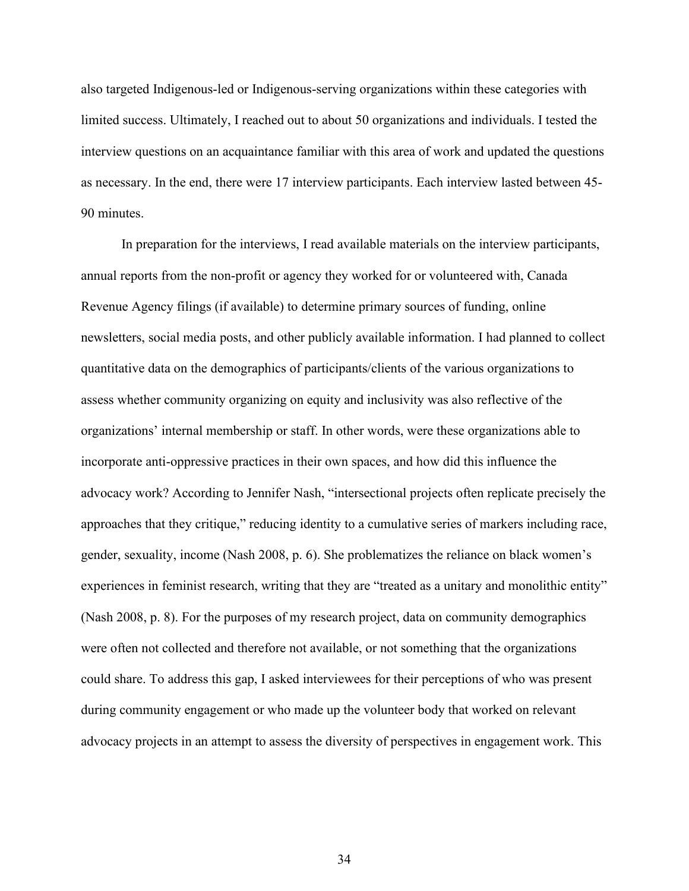also targeted Indigenous-led or Indigenous-serving organizations within these categories with limited success. Ultimately, I reached out to about 50 organizations and individuals. I tested the interview questions on an acquaintance familiar with this area of work and updated the questions as necessary. In the end, there were 17 interview participants. Each interview lasted between 45-90 minutes.

In preparation for the interviews, I read available materials on the interview participants, annual reports from the non-profit or agency they worked for or volunteered with, Canada Revenue Agency filings (if available) to determine primary sources of funding, online newsletters, social media posts, and other publicly available information. I had planned to collect quantitative data on the demographics of participants/clients of the various organizations to assess whether community organizing on equity and inclusivity was also reflective of the organizations' internal membership or staff. In other words, were these organizations able to incorporate anti-oppressive practices in their own spaces, and how did this influence the advocacy work? According to Jennifer Nash, "intersectional projects often replicate precisely the approaches that they critique," reducing identity to a cumulative series of markers including race, gender, sexuality, income (Nash 2008, p. 6). She problematizes the reliance on black women's experiences in feminist research, writing that they are "treated as a unitary and monolithic entity" (Nash 2008, p. 8). For the purposes of my research project, data on community demographics were often not collected and therefore not available, or not something that the organizations could share. To address this gap, I asked interviewees for their perceptions of who was present during community engagement or who made up the volunteer body that worked on relevant advocacy projects in an attempt to assess the diversity of perspectives in engagement work. This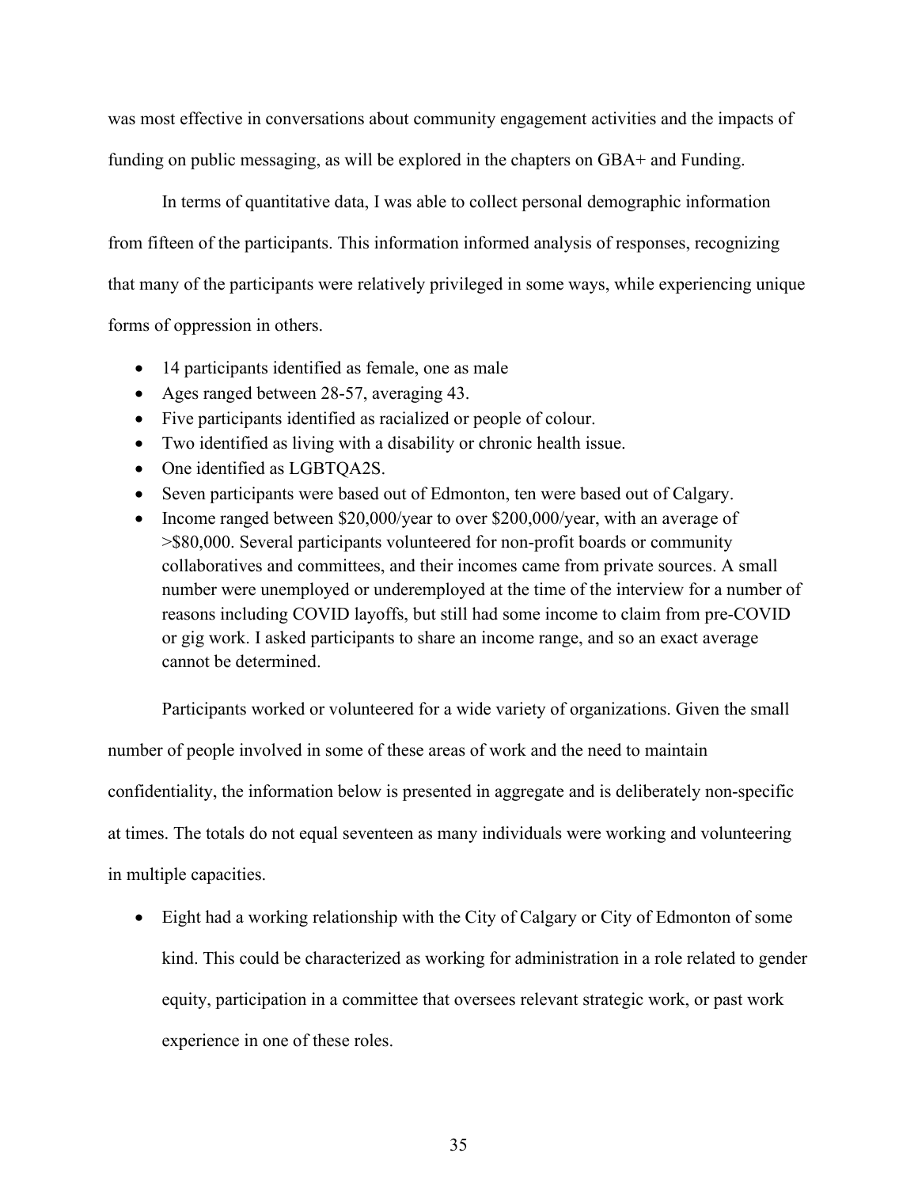was most effective in conversations about community engagement activities and the impacts of funding on public messaging, as will be explored in the chapters on GBA+ and Funding.

In terms of quantitative data, I was able to collect personal demographic information from fifteen of the participants. This information informed analysis of responses, recognizing that many of the participants were relatively privileged in some ways, while experiencing unique forms of oppression in others.

- 14 participants identified as female, one as male
- Ages ranged between 28-57, averaging 43.
- Five participants identified as racialized or people of colour.
- Two identified as living with a disability or chronic health issue.
- One identified as LGBTQA2S.
- Seven participants were based out of Edmonton, ten were based out of Calgary.
- Income ranged between $20,000/year to over $200,000/year, with an average of >$80,000. Several participants volunteered for non-profit boards or community collaboratives and committees, and their incomes came from private sources. A small number were unemployed or underemployed at the time of the interview for a number of reasons including COVID layoffs, but still had some income to claim from pre-COVID or gig work. I asked participants to share an income range, and so an exact average cannot be determined.

Participants worked or volunteered for a wide variety of organizations. Given the small number of people involved in some of these areas of work and the need to maintain confidentiality, the information below is presented in aggregate and is deliberately non-specific at times. The totals do not equal seventeen as many individuals were working and volunteering in multiple capacities.

- Eight had a working relationship with the City of Calgary or City of Edmonton of some kind. This could be characterized as working for administration in a role related to gender equity, participation in a committee that oversees relevant strategic work, or past work experience in one of these roles.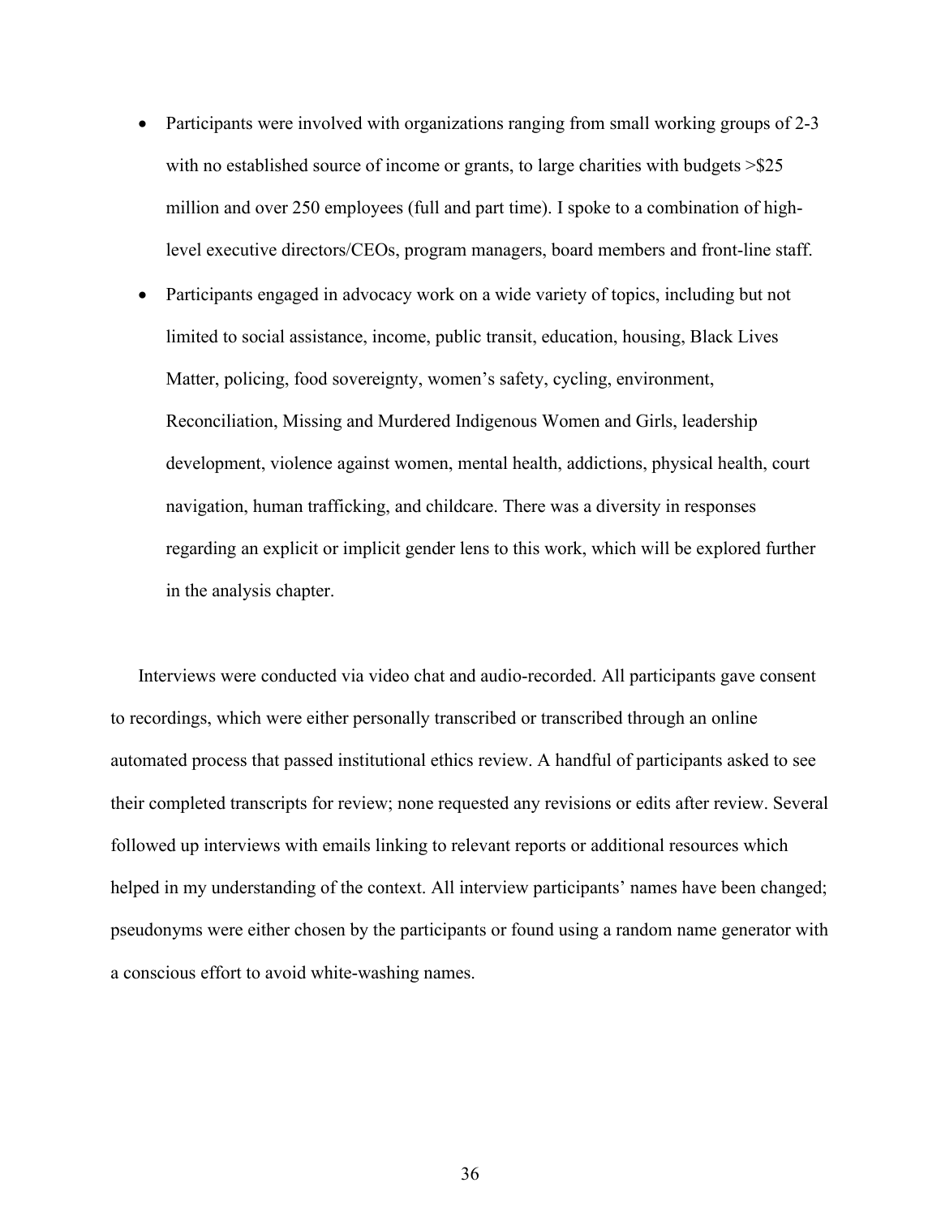- Participants were involved with organizations ranging from small working groups of 2-3 with no established source of income or grants, to large charities with budgets >$25 million and over 250 employees (full and part time). I spoke to a combination of high-level executive directors/CEOs, program managers, board members and front-line staff.
- Participants engaged in advocacy work on a wide variety of topics, including but not limited to social assistance, income, public transit, education, housing, Black Lives Matter, policing, food sovereignty, women's safety, cycling, environment, Reconciliation, Missing and Murdered Indigenous Women and Girls, leadership development, violence against women, mental health, addictions, physical health, court navigation, human trafficking, and childcare. There was a diversity in responses regarding an explicit or implicit gender lens to this work, which will be explored further in the analysis chapter.

Interviews were conducted via video chat and audio-recorded. All participants gave consent to recordings, which were either personally transcribed or transcribed through an online automated process that passed institutional ethics review. A handful of participants asked to see their completed transcripts for review; none requested any revisions or edits after review. Several followed up interviews with emails linking to relevant reports or additional resources which helped in my understanding of the context. All interview participants' names have been changed; pseudonyms were either chosen by the participants or found using a random name generator with a conscious effort to avoid white-washing names.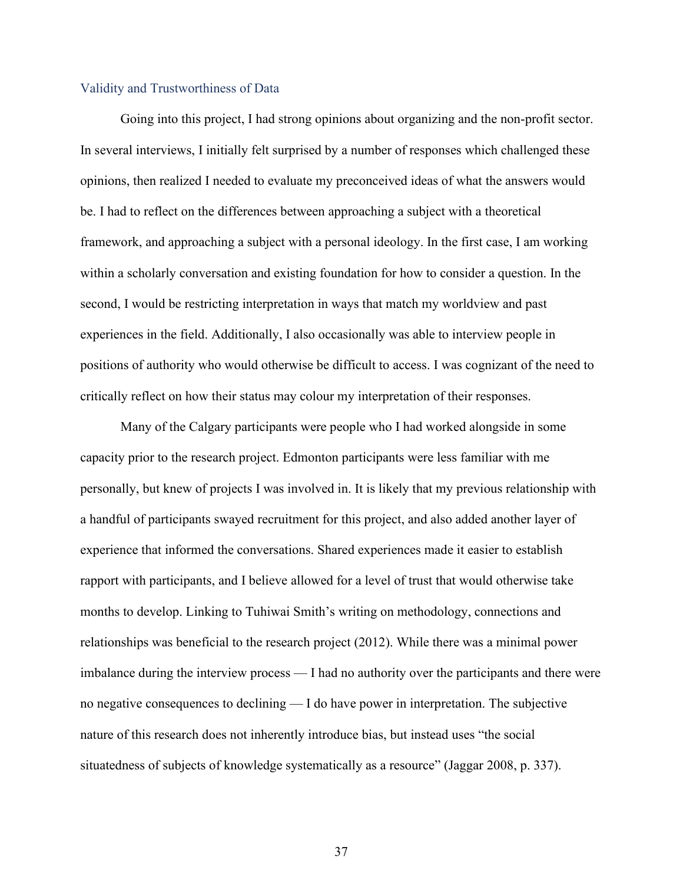## Validity and Trustworthiness of Data

Going into this project, I had strong opinions about organizing and the non-profit sector. In several interviews, I initially felt surprised by a number of responses which challenged these opinions, then realized I needed to evaluate my preconceived ideas of what the answers would be. I had to reflect on the differences between approaching a subject with a theoretical framework, and approaching a subject with a personal ideology. In the first case, I am working within a scholarly conversation and existing foundation for how to consider a question. In the second, I would be restricting interpretation in ways that match my worldview and past experiences in the field. Additionally, I also occasionally was able to interview people in positions of authority who would otherwise be difficult to access. I was cognizant of the need to critically reflect on how their status may colour my interpretation of their responses.

Many of the Calgary participants were people who I had worked alongside in some capacity prior to the research project. Edmonton participants were less familiar with me personally, but knew of projects I was involved in. It is likely that my previous relationship with a handful of participants swayed recruitment for this project, and also added another layer of experience that informed the conversations. Shared experiences made it easier to establish rapport with participants, and I believe allowed for a level of trust that would otherwise take months to develop. Linking to Tuhiwai Smith's writing on methodology, connections and relationships was beneficial to the research project (2012). While there was a minimal power imbalance during the interview process — I had no authority over the participants and there were no negative consequences to declining — I do have power in interpretation. The subjective nature of this research does not inherently introduce bias, but instead uses "the social situatedness of subjects of knowledge systematically as a resource" (Jaggar 2008, p. 337).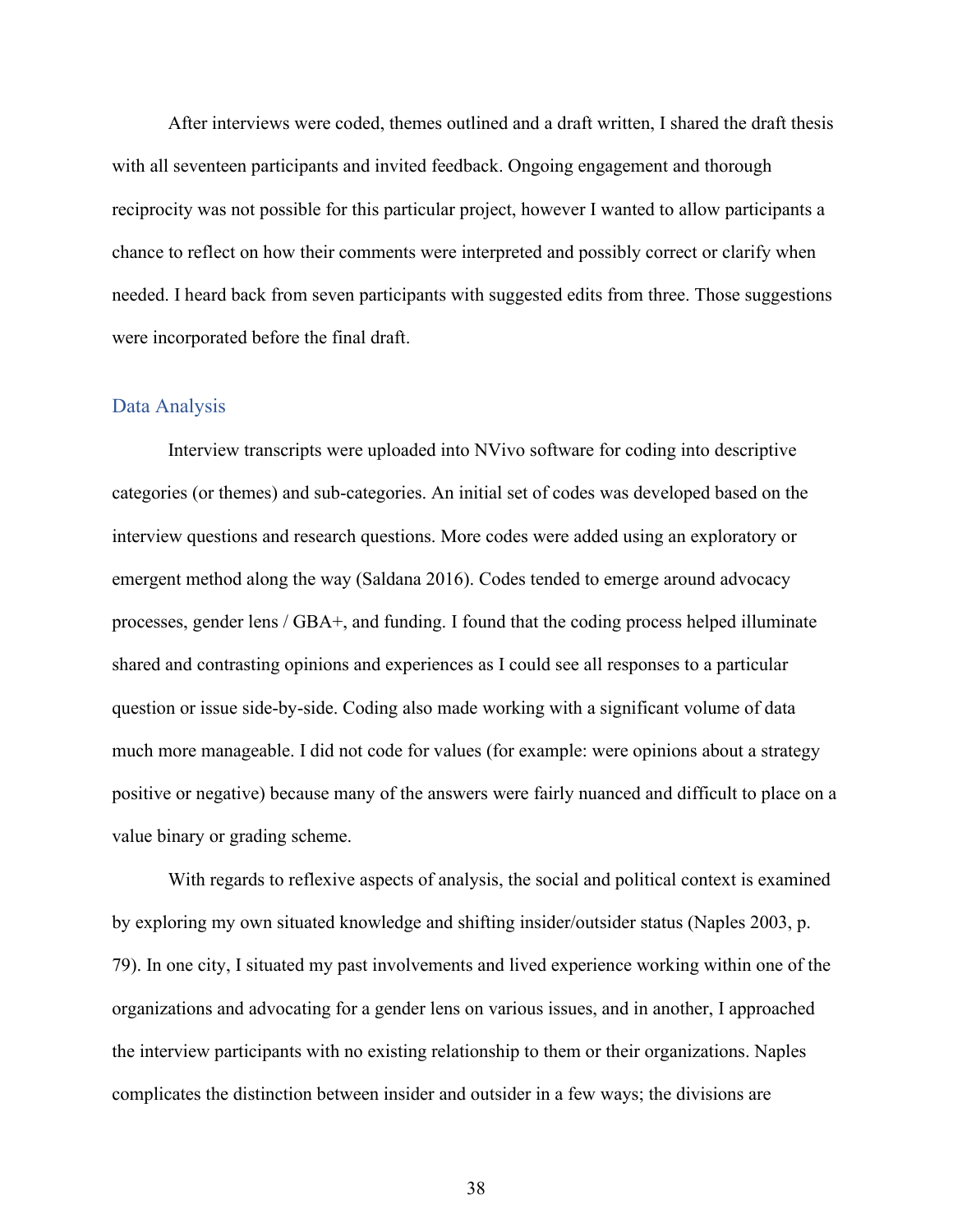After interviews were coded, themes outlined and a draft written, I shared the draft thesis with all seventeen participants and invited feedback. Ongoing engagement and thorough reciprocity was not possible for this particular project, however I wanted to allow participants a chance to reflect on how their comments were interpreted and possibly correct or clarify when needed. I heard back from seven participants with suggested edits from three. Those suggestions were incorporated before the final draft.

## Data Analysis

Interview transcripts were uploaded into NVivo software for coding into descriptive categories (or themes) and sub-categories. An initial set of codes was developed based on the interview questions and research questions. More codes were added using an exploratory or emergent method along the way (Saldana 2016). Codes tended to emerge around advocacy processes, gender lens / GBA+, and funding. I found that the coding process helped illuminate shared and contrasting opinions and experiences as I could see all responses to a particular question or issue side-by-side. Coding also made working with a significant volume of data much more manageable. I did not code for values (for example: were opinions about a strategy positive or negative) because many of the answers were fairly nuanced and difficult to place on a value binary or grading scheme.

With regards to reflexive aspects of analysis, the social and political context is examined by exploring my own situated knowledge and shifting insider/outsider status (Naples 2003, p. 79). In one city, I situated my past involvements and lived experience working within one of the organizations and advocating for a gender lens on various issues, and in another, I approached the interview participants with no existing relationship to them or their organizations. Naples complicates the distinction between insider and outsider in a few ways; the divisions are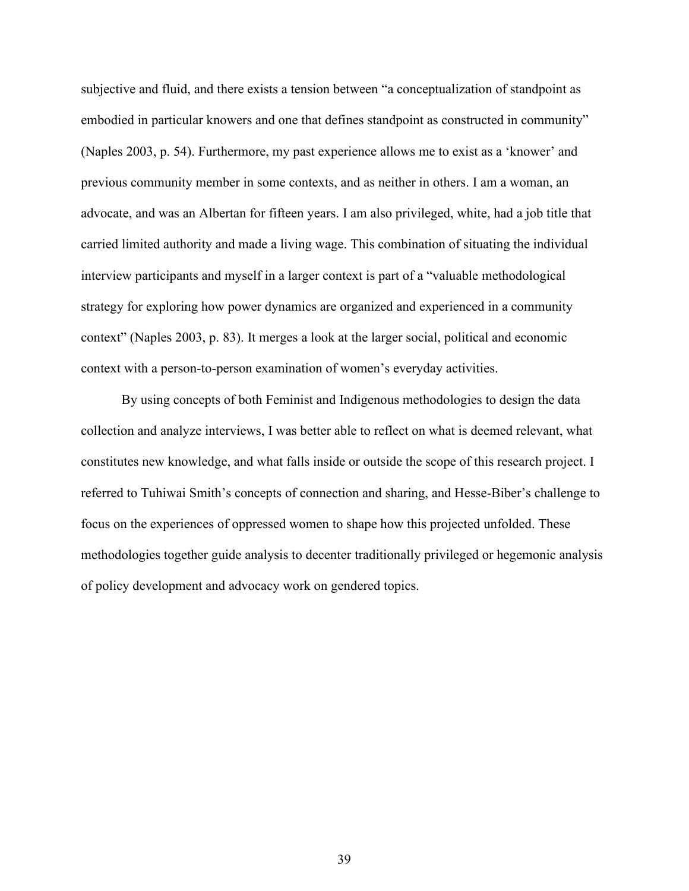subjective and fluid, and there exists a tension between "a conceptualization of standpoint as embodied in particular knowers and one that defines standpoint as constructed in community" (Naples 2003, p. 54). Furthermore, my past experience allows me to exist as a 'knower' and previous community member in some contexts, and as neither in others. I am a woman, an advocate, and was an Albertan for fifteen years. I am also privileged, white, had a job title that carried limited authority and made a living wage. This combination of situating the individual interview participants and myself in a larger context is part of a "valuable methodological strategy for exploring how power dynamics are organized and experienced in a community context" (Naples 2003, p. 83). It merges a look at the larger social, political and economic context with a person-to-person examination of women's everyday activities.

By using concepts of both Feminist and Indigenous methodologies to design the data collection and analyze interviews, I was better able to reflect on what is deemed relevant, what constitutes new knowledge, and what falls inside or outside the scope of this research project. I referred to Tuhiwai Smith's concepts of connection and sharing, and Hesse-Biber's challenge to focus on the experiences of oppressed women to shape how this projected unfolded. These methodologies together guide analysis to decenter traditionally privileged or hegemonic analysis of policy development and advocacy work on gendered topics.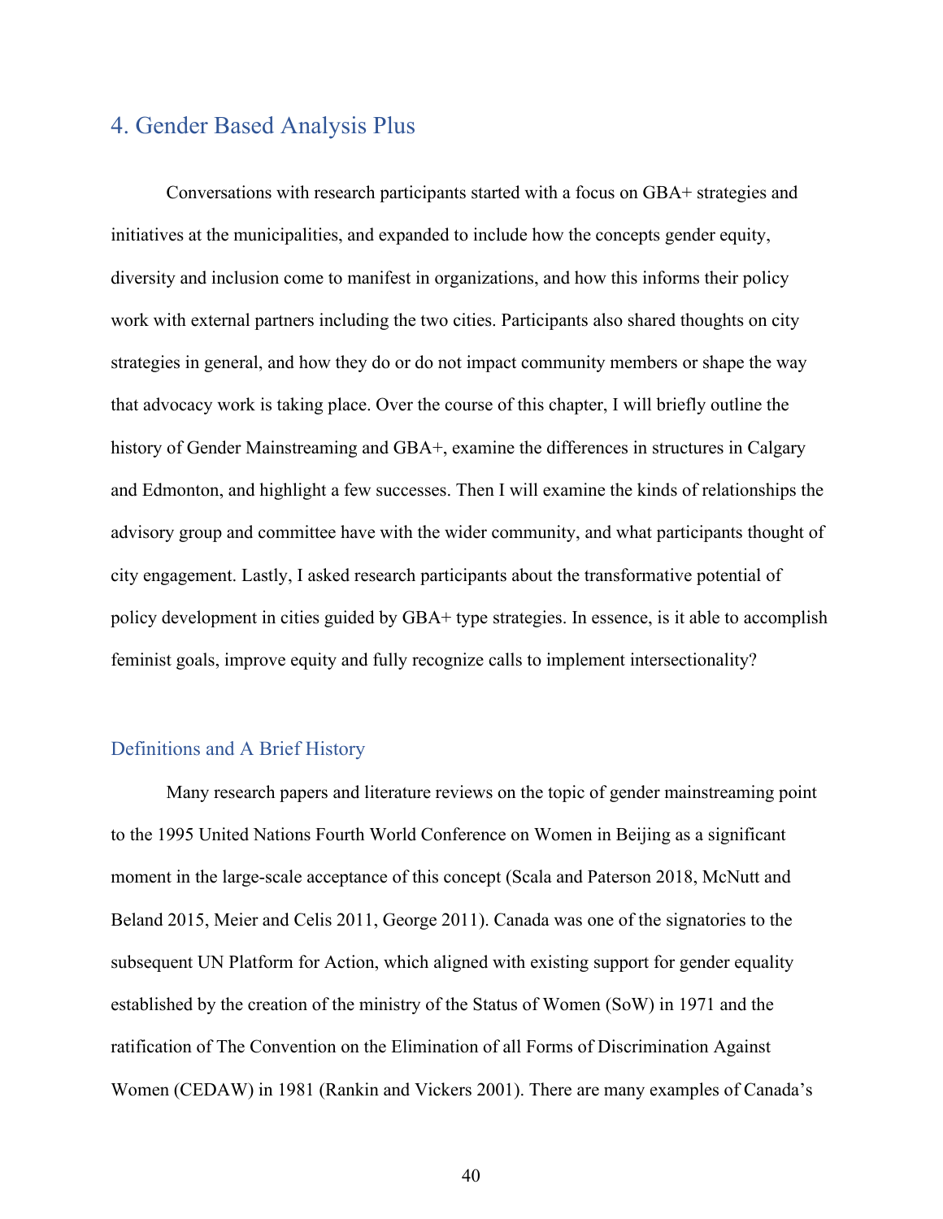# 4. Gender Based Analysis Plus

Conversations with research participants started with a focus on GBA+ strategies and initiatives at the municipalities, and expanded to include how the concepts gender equity, diversity and inclusion come to manifest in organizations, and how this informs their policy work with external partners including the two cities. Participants also shared thoughts on city strategies in general, and how they do or do not impact community members or shape the way that advocacy work is taking place. Over the course of this chapter, I will briefly outline the history of Gender Mainstreaming and GBA+, examine the differences in structures in Calgary and Edmonton, and highlight a few successes. Then I will examine the kinds of relationships the advisory group and committee have with the wider community, and what participants thought of city engagement. Lastly, I asked research participants about the transformative potential of policy development in cities guided by GBA+ type strategies. In essence, is it able to accomplish feminist goals, improve equity and fully recognize calls to implement intersectionality?

## Definitions and A Brief History

Many research papers and literature reviews on the topic of gender mainstreaming point to the 1995 United Nations Fourth World Conference on Women in Beijing as a significant moment in the large-scale acceptance of this concept (Scala and Paterson 2018, McNutt and Beland 2015, Meier and Celis 2011, George 2011). Canada was one of the signatories to the subsequent UN Platform for Action, which aligned with existing support for gender equality established by the creation of the ministry of the Status of Women (SoW) in 1971 and the ratification of The Convention on the Elimination of all Forms of Discrimination Against Women (CEDAW) in 1981 (Rankin and Vickers 2001). There are many examples of Canada's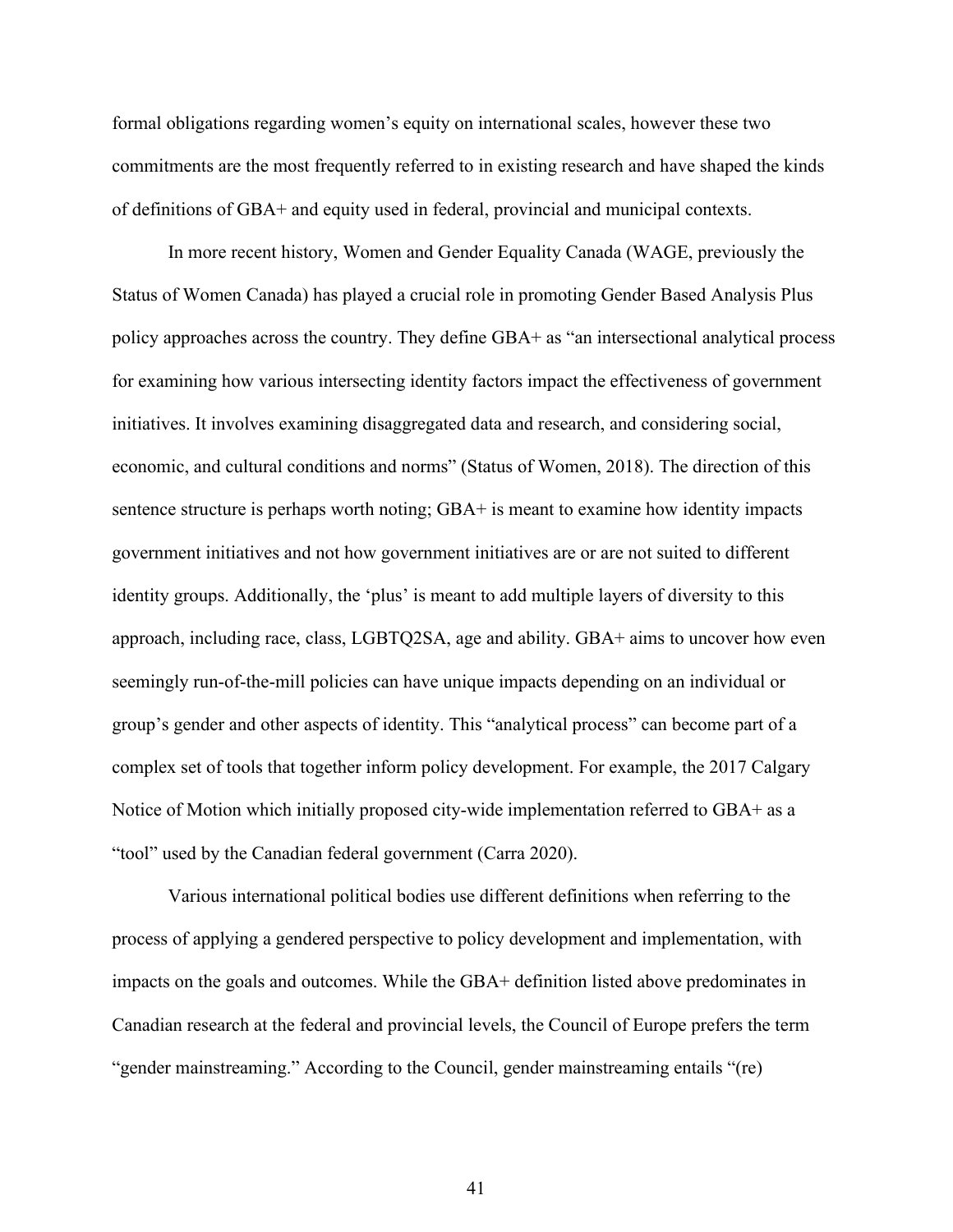formal obligations regarding women's equity on international scales, however these two commitments are the most frequently referred to in existing research and have shaped the kinds of definitions of GBA+ and equity used in federal, provincial and municipal contexts.

In more recent history, Women and Gender Equality Canada (WAGE, previously the Status of Women Canada) has played a crucial role in promoting Gender Based Analysis Plus policy approaches across the country. They define GBA+ as "an intersectional analytical process for examining how various intersecting identity factors impact the effectiveness of government initiatives. It involves examining disaggregated data and research, and considering social, economic, and cultural conditions and norms" (Status of Women, 2018). The direction of this sentence structure is perhaps worth noting; GBA+ is meant to examine how identity impacts government initiatives and not how government initiatives are or are not suited to different identity groups. Additionally, the 'plus' is meant to add multiple layers of diversity to this approach, including race, class, LGBTQ2SA, age and ability. GBA+ aims to uncover how even seemingly run-of-the-mill policies can have unique impacts depending on an individual or group's gender and other aspects of identity. This "analytical process" can become part of a complex set of tools that together inform policy development. For example, the 2017 Calgary Notice of Motion which initially proposed city-wide implementation referred to GBA+ as a "tool" used by the Canadian federal government (Carra 2020).

Various international political bodies use different definitions when referring to the process of applying a gendered perspective to policy development and implementation, with impacts on the goals and outcomes. While the GBA+ definition listed above predominates in Canadian research at the federal and provincial levels, the Council of Europe prefers the term "gender mainstreaming." According to the Council, gender mainstreaming entails "(re)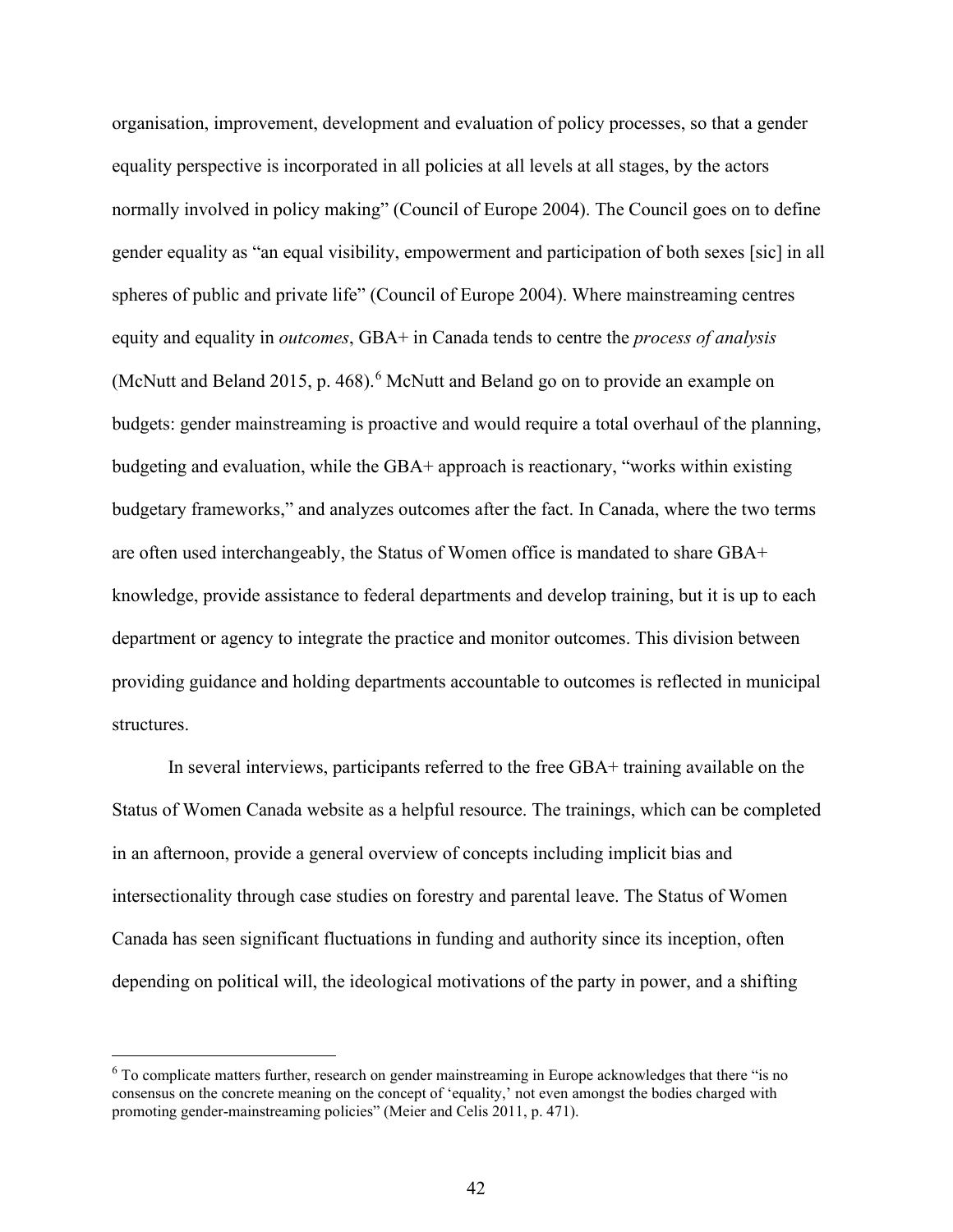organisation, improvement, development and evaluation of policy processes, so that a gender equality perspective is incorporated in all policies at all levels at all stages, by the actors normally involved in policy making" (Council of Europe 2004). The Council goes on to define gender equality as "an equal visibility, empowerment and participation of both sexes [sic] in all spheres of public and private life" (Council of Europe 2004). Where mainstreaming centres equity and equality in *outcomes*, GBA+ in Canada tends to centre the *process of analysis* (McNutt and Beland 2015, p. 468).[6] McNutt and Beland go on to provide an example on budgets: gender mainstreaming is proactive and would require a total overhaul of the planning, budgeting and evaluation, while the GBA+ approach is reactionary, "works within existing budgetary frameworks," and analyzes outcomes after the fact. In Canada, where the two terms are often used interchangeably, the Status of Women office is mandated to share GBA+ knowledge, provide assistance to federal departments and develop training, but it is up to each department or agency to integrate the practice and monitor outcomes. This division between providing guidance and holding departments accountable to outcomes is reflected in municipal structures.

In several interviews, participants referred to the free GBA+ training available on the Status of Women Canada website as a helpful resource. The trainings, which can be completed in an afternoon, provide a general overview of concepts including implicit bias and intersectionality through case studies on forestry and parental leave. The Status of Women Canada has seen significant fluctuations in funding and authority since its inception, often depending on political will, the ideological motivations of the party in power, and a shifting

[6] To complicate matters further, research on gender mainstreaming in Europe acknowledges that there "is no consensus on the concrete meaning on the concept of 'equality,' not even amongst the bodies charged with promoting gender-mainstreaming policies" (Meier and Celis 2011, p. 471).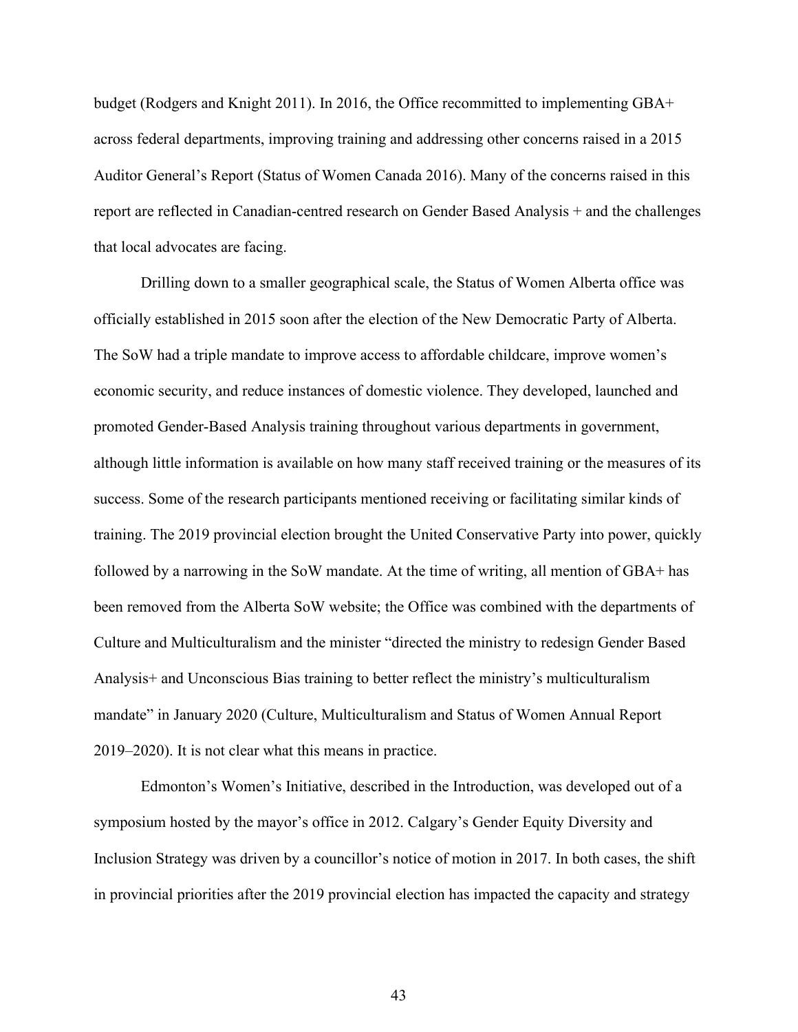budget (Rodgers and Knight 2011). In 2016, the Office recommitted to implementing GBA+ across federal departments, improving training and addressing other concerns raised in a 2015 Auditor General's Report (Status of Women Canada 2016). Many of the concerns raised in this report are reflected in Canadian-centred research on Gender Based Analysis + and the challenges that local advocates are facing.

Drilling down to a smaller geographical scale, the Status of Women Alberta office was officially established in 2015 soon after the election of the New Democratic Party of Alberta. The SoW had a triple mandate to improve access to affordable childcare, improve women's economic security, and reduce instances of domestic violence. They developed, launched and promoted Gender-Based Analysis training throughout various departments in government, although little information is available on how many staff received training or the measures of its success. Some of the research participants mentioned receiving or facilitating similar kinds of training. The 2019 provincial election brought the United Conservative Party into power, quickly followed by a narrowing in the SoW mandate. At the time of writing, all mention of GBA+ has been removed from the Alberta SoW website; the Office was combined with the departments of Culture and Multiculturalism and the minister "directed the ministry to redesign Gender Based Analysis+ and Unconscious Bias training to better reflect the ministry's multiculturalism mandate" in January 2020 (Culture, Multiculturalism and Status of Women Annual Report 2019–2020). It is not clear what this means in practice.

Edmonton's Women's Initiative, described in the Introduction, was developed out of a symposium hosted by the mayor's office in 2012. Calgary's Gender Equity Diversity and Inclusion Strategy was driven by a councillor's notice of motion in 2017. In both cases, the shift in provincial priorities after the 2019 provincial election has impacted the capacity and strategy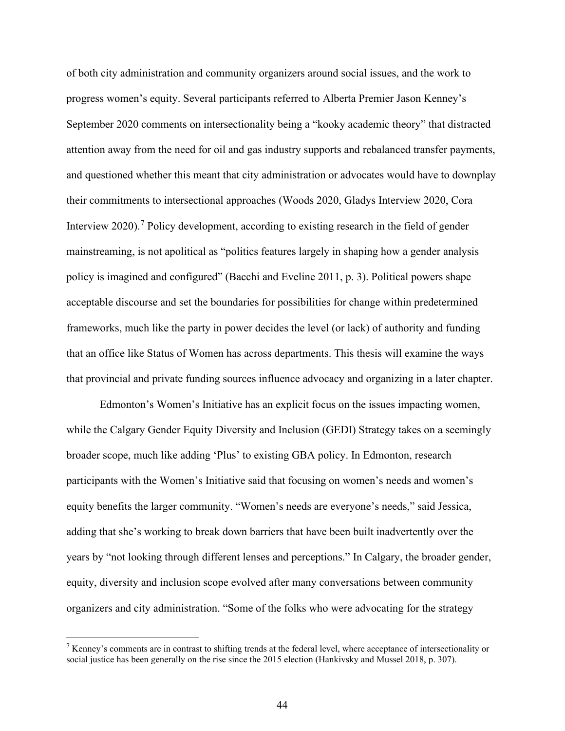of both city administration and community organizers around social issues, and the work to progress women's equity. Several participants referred to Alberta Premier Jason Kenney's September 2020 comments on intersectionality being a "kooky academic theory" that distracted attention away from the need for oil and gas industry supports and rebalanced transfer payments, and questioned whether this meant that city administration or advocates would have to downplay their commitments to intersectional approaches (Woods 2020, Gladys Interview 2020, Cora Interview 2020).[7] Policy development, according to existing research in the field of gender mainstreaming, is not apolitical as "politics features largely in shaping how a gender analysis policy is imagined and configured" (Bacchi and Eveline 2011, p. 3). Political powers shape acceptable discourse and set the boundaries for possibilities for change within predetermined frameworks, much like the party in power decides the level (or lack) of authority and funding that an office like Status of Women has across departments. This thesis will examine the ways that provincial and private funding sources influence advocacy and organizing in a later chapter.

Edmonton's Women's Initiative has an explicit focus on the issues impacting women, while the Calgary Gender Equity Diversity and Inclusion (GEDI) Strategy takes on a seemingly broader scope, much like adding 'Plus' to existing GBA policy. In Edmonton, research participants with the Women's Initiative said that focusing on women's needs and women's equity benefits the larger community. "Women's needs are everyone's needs," said Jessica, adding that she's working to break down barriers that have been built inadvertently over the years by "not looking through different lenses and perceptions." In Calgary, the broader gender, equity, diversity and inclusion scope evolved after many conversations between community organizers and city administration. "Some of the folks who were advocating for the strategy

[7] Kenney's comments are in contrast to shifting trends at the federal level, where acceptance of intersectionality or social justice has been generally on the rise since the 2015 election (Hankivsky and Mussel 2018, p. 307).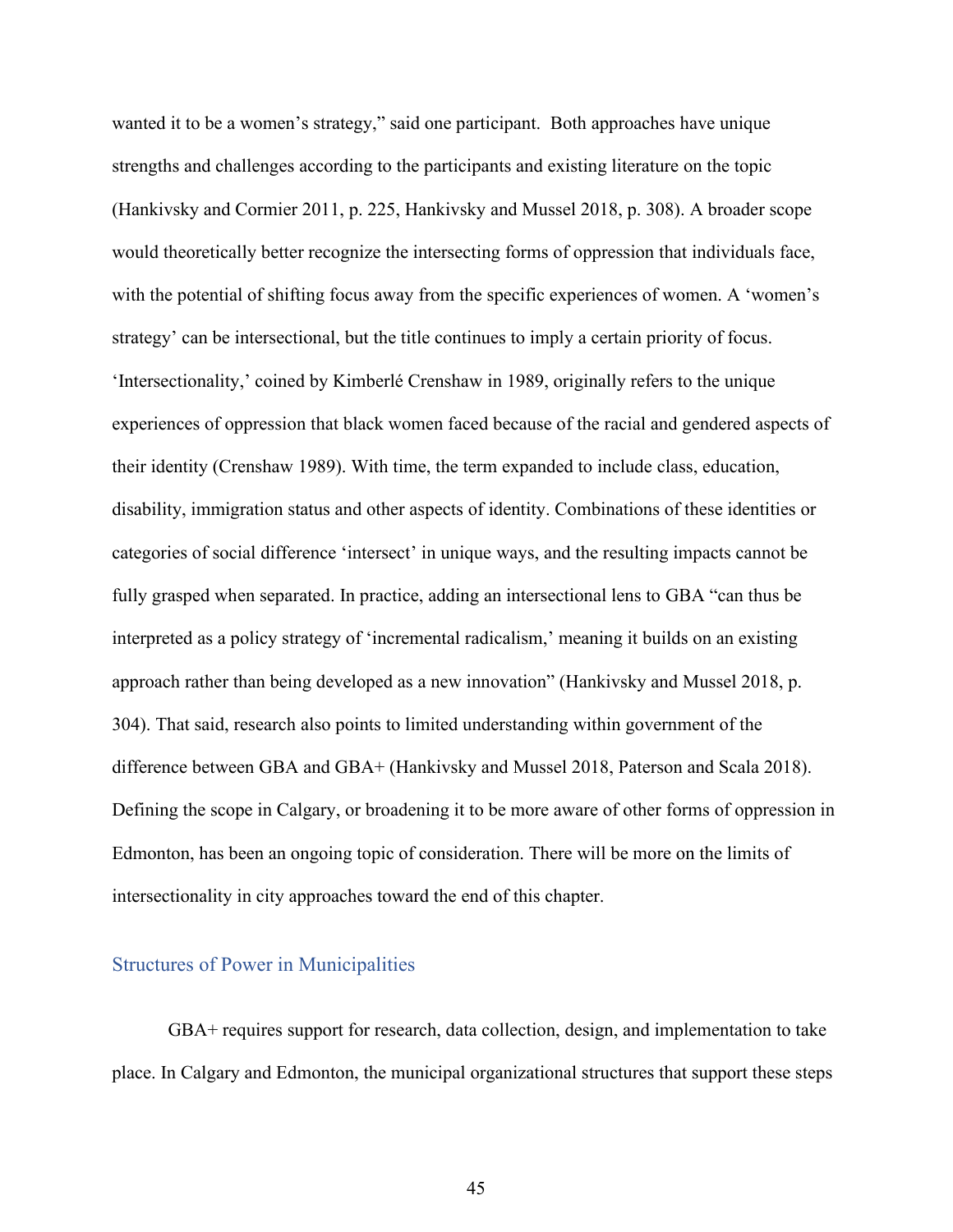wanted it to be a women's strategy," said one participant. Both approaches have unique strengths and challenges according to the participants and existing literature on the topic (Hankivsky and Cormier 2011, p. 225, Hankivsky and Mussel 2018, p. 308). A broader scope would theoretically better recognize the intersecting forms of oppression that individuals face, with the potential of shifting focus away from the specific experiences of women. A 'women's strategy' can be intersectional, but the title continues to imply a certain priority of focus. 'Intersectionality,' coined by Kimberlé Crenshaw in 1989, originally refers to the unique experiences of oppression that black women faced because of the racial and gendered aspects of their identity (Crenshaw 1989). With time, the term expanded to include class, education, disability, immigration status and other aspects of identity. Combinations of these identities or categories of social difference 'intersect' in unique ways, and the resulting impacts cannot be fully grasped when separated. In practice, adding an intersectional lens to GBA "can thus be interpreted as a policy strategy of 'incremental radicalism,' meaning it builds on an existing approach rather than being developed as a new innovation" (Hankivsky and Mussel 2018, p. 304). That said, research also points to limited understanding within government of the difference between GBA and GBA+ (Hankivsky and Mussel 2018, Paterson and Scala 2018). Defining the scope in Calgary, or broadening it to be more aware of other forms of oppression in Edmonton, has been an ongoing topic of consideration. There will be more on the limits of intersectionality in city approaches toward the end of this chapter.

## Structures of Power in Municipalities

GBA+ requires support for research, data collection, design, and implementation to take place. In Calgary and Edmonton, the municipal organizational structures that support these steps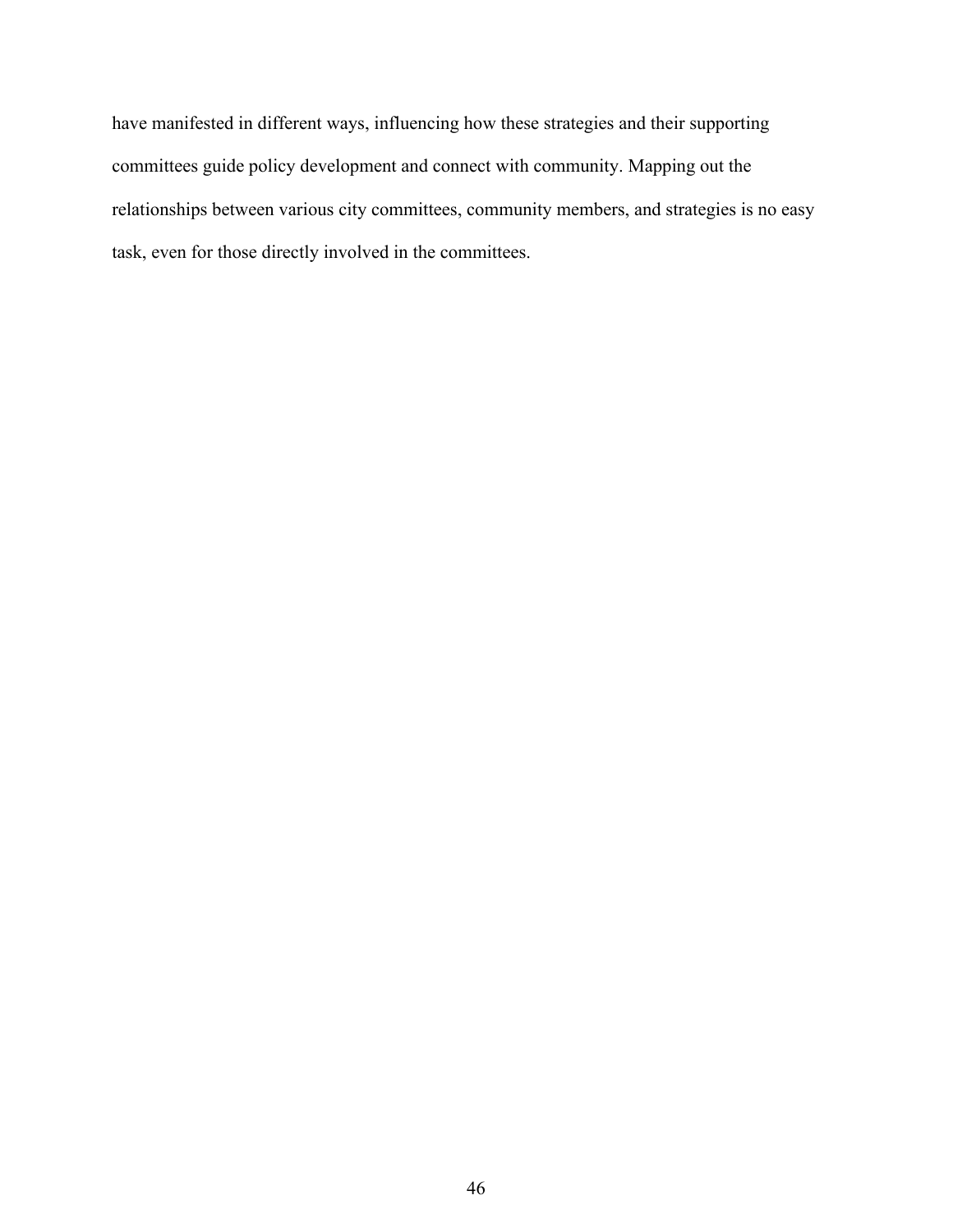have manifested in different ways, influencing how these strategies and their supporting committees guide policy development and connect with community. Mapping out the relationships between various city committees, community members, and strategies is no easy task, even for those directly involved in the committees.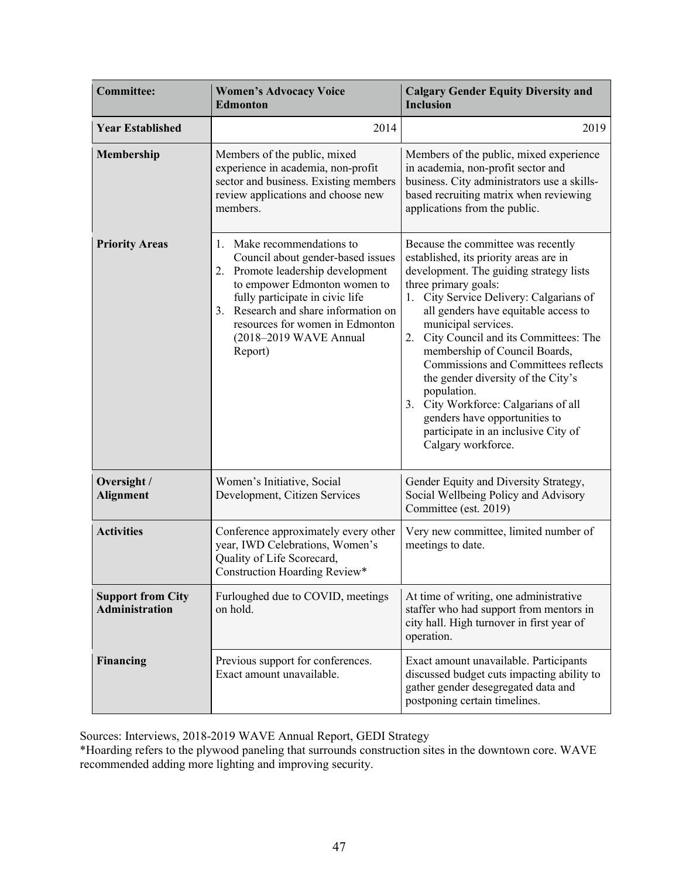| Committee: | Women's Advocacy Voice Edmonton | Calgary Gender Equity Diversity and Inclusion |
|---|---|---|
| **Year Established** | 2014 | 2019 |
| **Membership** | Members of the public, mixed experience in academia, non-profit sector and business. Existing members review applications and choose new members. | Members of the public, mixed experience in academia, non-profit sector and business. City administrators use a skills-based recruiting matrix when reviewing applications from the public. |
| **Priority Areas** | 1. Make recommendations to Council about gender-based issues<br>2. Promote leadership development to empower Edmonton women to fully participate in civic life<br>3. Research and share information on resources for women in Edmonton (2018–2019 WAVE Annual Report) | Because the committee was recently established, its priority areas are in development. The guiding strategy lists three primary goals:<br>1. City Service Delivery: Calgarians of all genders have equitable access to municipal services.<br>2. City Council and its Committees: The membership of Council Boards, Commissions and Committees reflects the gender diversity of the City's population.<br>3. City Workforce: Calgarians of all genders have opportunities to participate in an inclusive City of Calgary workforce. |
| **Oversight / Alignment** | Women's Initiative, Social Development, Citizen Services | Gender Equity and Diversity Strategy, Social Wellbeing Policy and Advisory Committee (est. 2019) |
| **Activities** | Conference approximately every other year, IWD Celebrations, Women's Quality of Life Scorecard, Construction Hoarding Review* | Very new committee, limited number of meetings to date. |
| **Support from City Administration** | Furloughed due to COVID, meetings on hold. | At time of writing, one administrative staffer who had support from mentors in city hall. High turnover in first year of operation. |
| **Financing** | Previous support for conferences. Exact amount unavailable. | Exact amount unavailable. Participants discussed budget cuts impacting ability to gather gender desegregated data and postponing certain timelines. |

Sources: Interviews, 2018-2019 WAVE Annual Report, GEDI Strategy

*Hoarding refers to the plywood paneling that surrounds construction sites in the downtown core. WAVE recommended adding more lighting and improving security.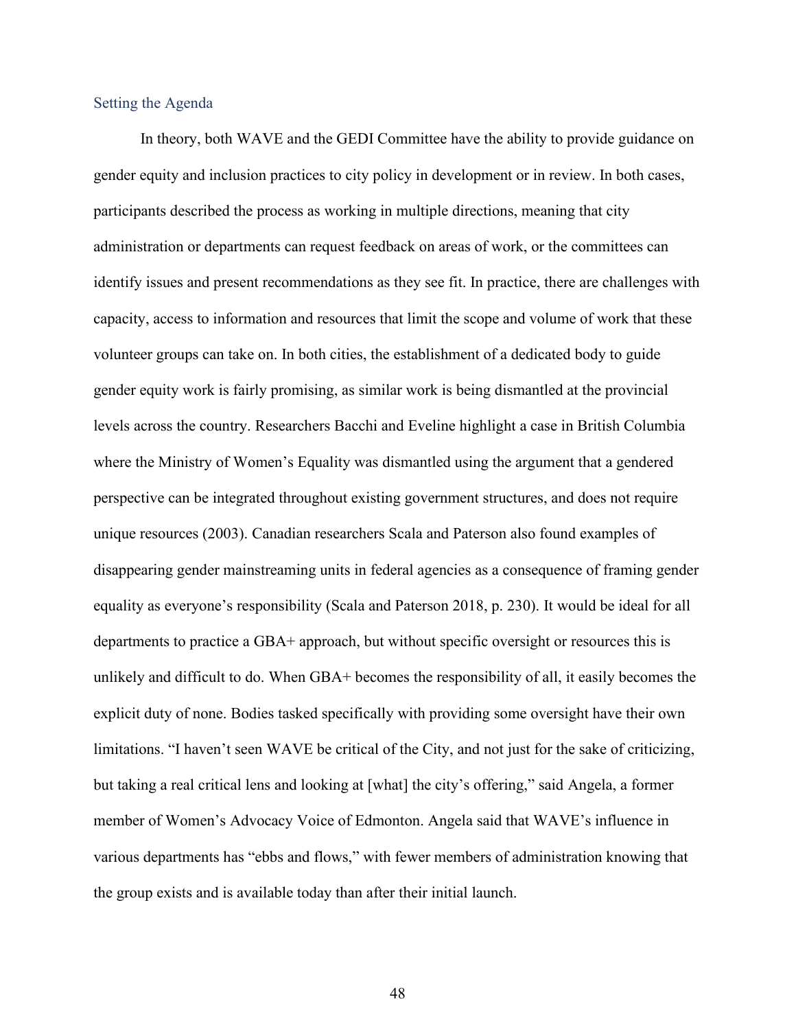## Setting the Agenda

In theory, both WAVE and the GEDI Committee have the ability to provide guidance on gender equity and inclusion practices to city policy in development or in review. In both cases, participants described the process as working in multiple directions, meaning that city administration or departments can request feedback on areas of work, or the committees can identify issues and present recommendations as they see fit. In practice, there are challenges with capacity, access to information and resources that limit the scope and volume of work that these volunteer groups can take on. In both cities, the establishment of a dedicated body to guide gender equity work is fairly promising, as similar work is being dismantled at the provincial levels across the country. Researchers Bacchi and Eveline highlight a case in British Columbia where the Ministry of Women's Equality was dismantled using the argument that a gendered perspective can be integrated throughout existing government structures, and does not require unique resources (2003). Canadian researchers Scala and Paterson also found examples of disappearing gender mainstreaming units in federal agencies as a consequence of framing gender equality as everyone's responsibility (Scala and Paterson 2018, p. 230). It would be ideal for all departments to practice a GBA+ approach, but without specific oversight or resources this is unlikely and difficult to do. When GBA+ becomes the responsibility of all, it easily becomes the explicit duty of none. Bodies tasked specifically with providing some oversight have their own limitations. "I haven't seen WAVE be critical of the City, and not just for the sake of criticizing, but taking a real critical lens and looking at [what] the city's offering," said Angela, a former member of Women's Advocacy Voice of Edmonton. Angela said that WAVE's influence in various departments has "ebbs and flows," with fewer members of administration knowing that the group exists and is available today than after their initial launch.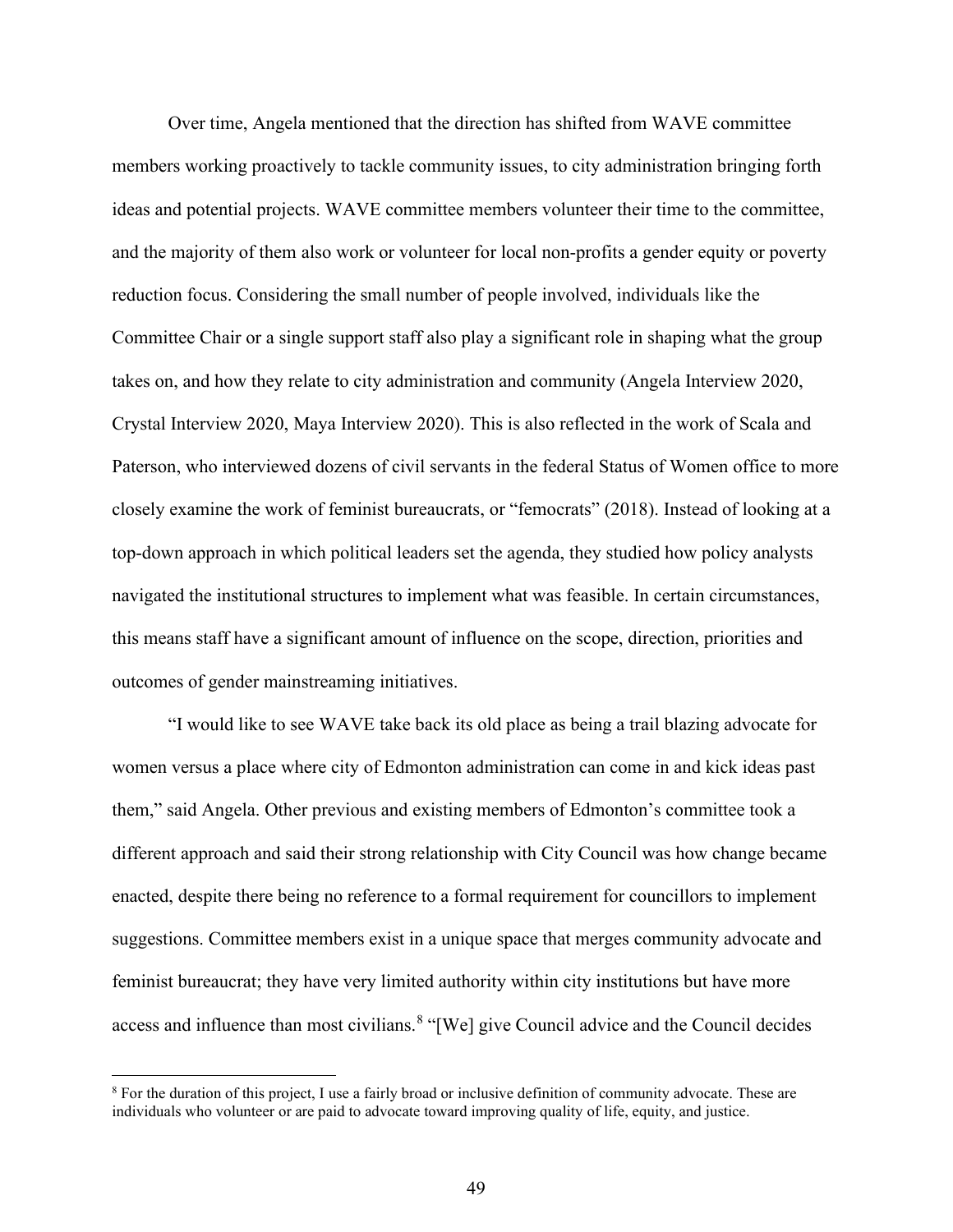Over time, Angela mentioned that the direction has shifted from WAVE committee members working proactively to tackle community issues, to city administration bringing forth ideas and potential projects. WAVE committee members volunteer their time to the committee, and the majority of them also work or volunteer for local non-profits a gender equity or poverty reduction focus. Considering the small number of people involved, individuals like the Committee Chair or a single support staff also play a significant role in shaping what the group takes on, and how they relate to city administration and community (Angela Interview 2020, Crystal Interview 2020, Maya Interview 2020). This is also reflected in the work of Scala and Paterson, who interviewed dozens of civil servants in the federal Status of Women office to more closely examine the work of feminist bureaucrats, or "femocrats" (2018). Instead of looking at a top-down approach in which political leaders set the agenda, they studied how policy analysts navigated the institutional structures to implement what was feasible. In certain circumstances, this means staff have a significant amount of influence on the scope, direction, priorities and outcomes of gender mainstreaming initiatives.

"I would like to see WAVE take back its old place as being a trail blazing advocate for women versus a place where city of Edmonton administration can come in and kick ideas past them," said Angela. Other previous and existing members of Edmonton's committee took a different approach and said their strong relationship with City Council was how change became enacted, despite there being no reference to a formal requirement for councillors to implement suggestions. Committee members exist in a unique space that merges community advocate and feminist bureaucrat; they have very limited authority within city institutions but have more access and influence than most civilians.[8] "[We] give Council advice and the Council decides

[8] For the duration of this project, I use a fairly broad or inclusive definition of community advocate. These are individuals who volunteer or are paid to advocate toward improving quality of life, equity, and justice.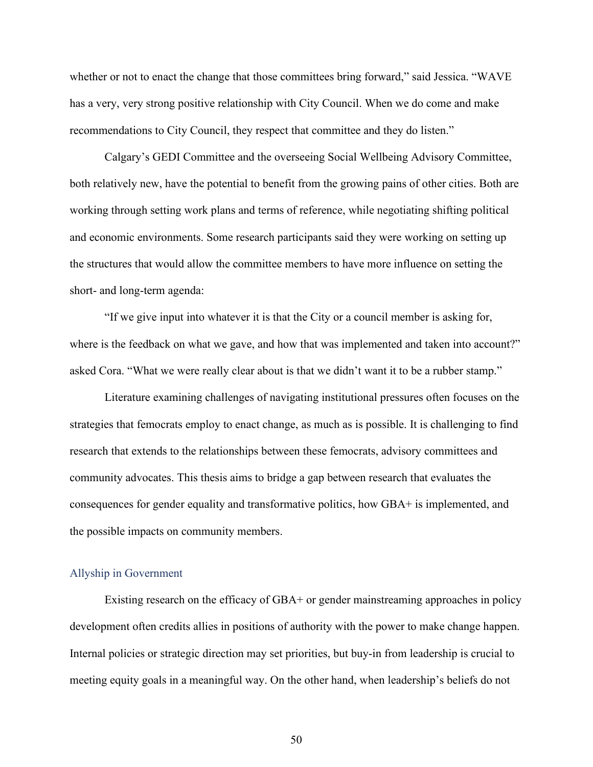whether or not to enact the change that those committees bring forward," said Jessica. "WAVE has a very, very strong positive relationship with City Council. When we do come and make recommendations to City Council, they respect that committee and they do listen."

Calgary's GEDI Committee and the overseeing Social Wellbeing Advisory Committee, both relatively new, have the potential to benefit from the growing pains of other cities. Both are working through setting work plans and terms of reference, while negotiating shifting political and economic environments. Some research participants said they were working on setting up the structures that would allow the committee members to have more influence on setting the short- and long-term agenda:

"If we give input into whatever it is that the City or a council member is asking for, where is the feedback on what we gave, and how that was implemented and taken into account?" asked Cora. "What we were really clear about is that we didn't want it to be a rubber stamp."

Literature examining challenges of navigating institutional pressures often focuses on the strategies that femocrats employ to enact change, as much as is possible. It is challenging to find research that extends to the relationships between these femocrats, advisory committees and community advocates. This thesis aims to bridge a gap between research that evaluates the consequences for gender equality and transformative politics, how GBA+ is implemented, and the possible impacts on community members.

### Allyship in Government

Existing research on the efficacy of GBA+ or gender mainstreaming approaches in policy development often credits allies in positions of authority with the power to make change happen. Internal policies or strategic direction may set priorities, but buy-in from leadership is crucial to meeting equity goals in a meaningful way. On the other hand, when leadership's beliefs do not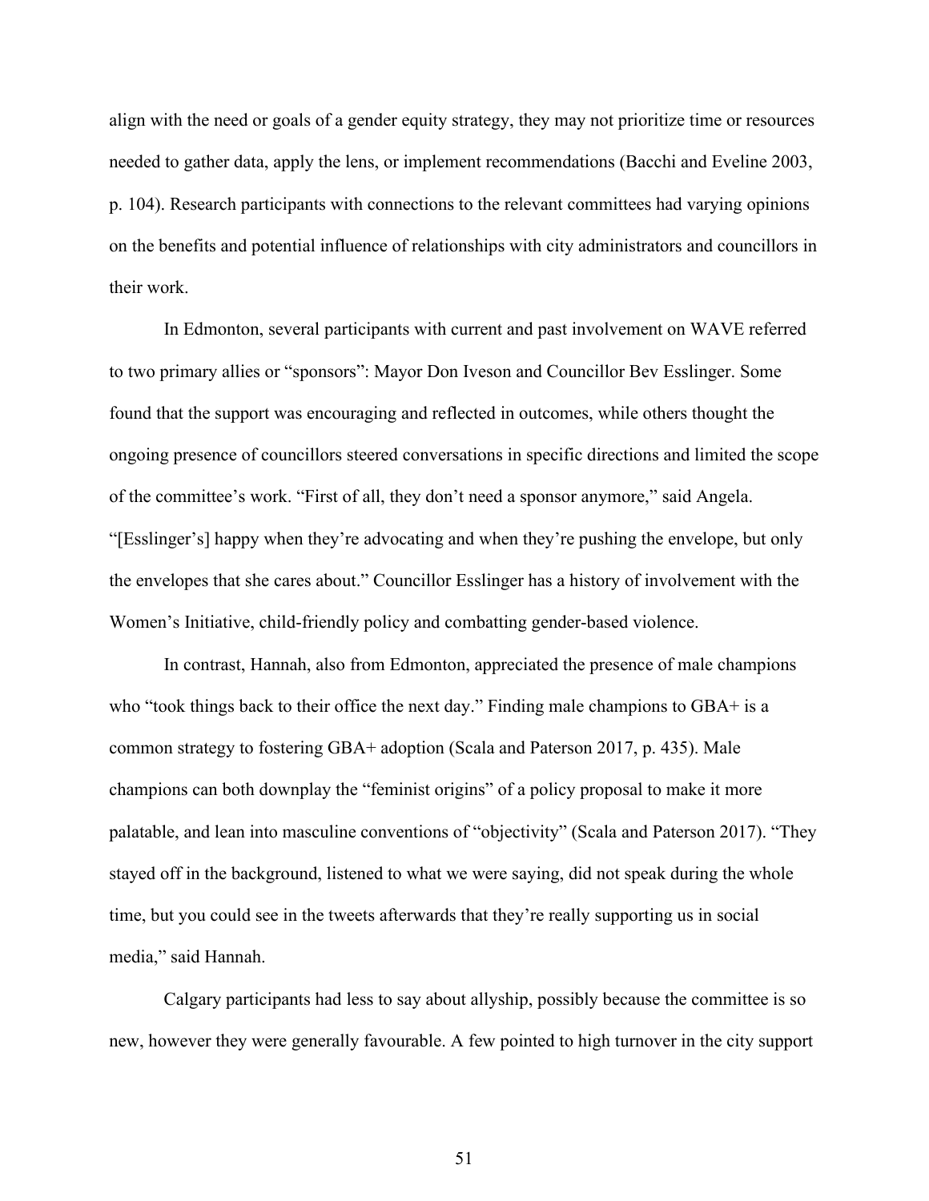align with the need or goals of a gender equity strategy, they may not prioritize time or resources needed to gather data, apply the lens, or implement recommendations (Bacchi and Eveline 2003, p. 104). Research participants with connections to the relevant committees had varying opinions on the benefits and potential influence of relationships with city administrators and councillors in their work.

In Edmonton, several participants with current and past involvement on WAVE referred to two primary allies or "sponsors": Mayor Don Iveson and Councillor Bev Esslinger. Some found that the support was encouraging and reflected in outcomes, while others thought the ongoing presence of councillors steered conversations in specific directions and limited the scope of the committee's work. "First of all, they don't need a sponsor anymore," said Angela. "[Esslinger's] happy when they're advocating and when they're pushing the envelope, but only the envelopes that she cares about." Councillor Esslinger has a history of involvement with the Women's Initiative, child-friendly policy and combatting gender-based violence.

In contrast, Hannah, also from Edmonton, appreciated the presence of male champions who "took things back to their office the next day." Finding male champions to GBA+ is a common strategy to fostering GBA+ adoption (Scala and Paterson 2017, p. 435). Male champions can both downplay the "feminist origins" of a policy proposal to make it more palatable, and lean into masculine conventions of "objectivity" (Scala and Paterson 2017). "They stayed off in the background, listened to what we were saying, did not speak during the whole time, but you could see in the tweets afterwards that they're really supporting us in social media," said Hannah.

Calgary participants had less to say about allyship, possibly because the committee is so new, however they were generally favourable. A few pointed to high turnover in the city support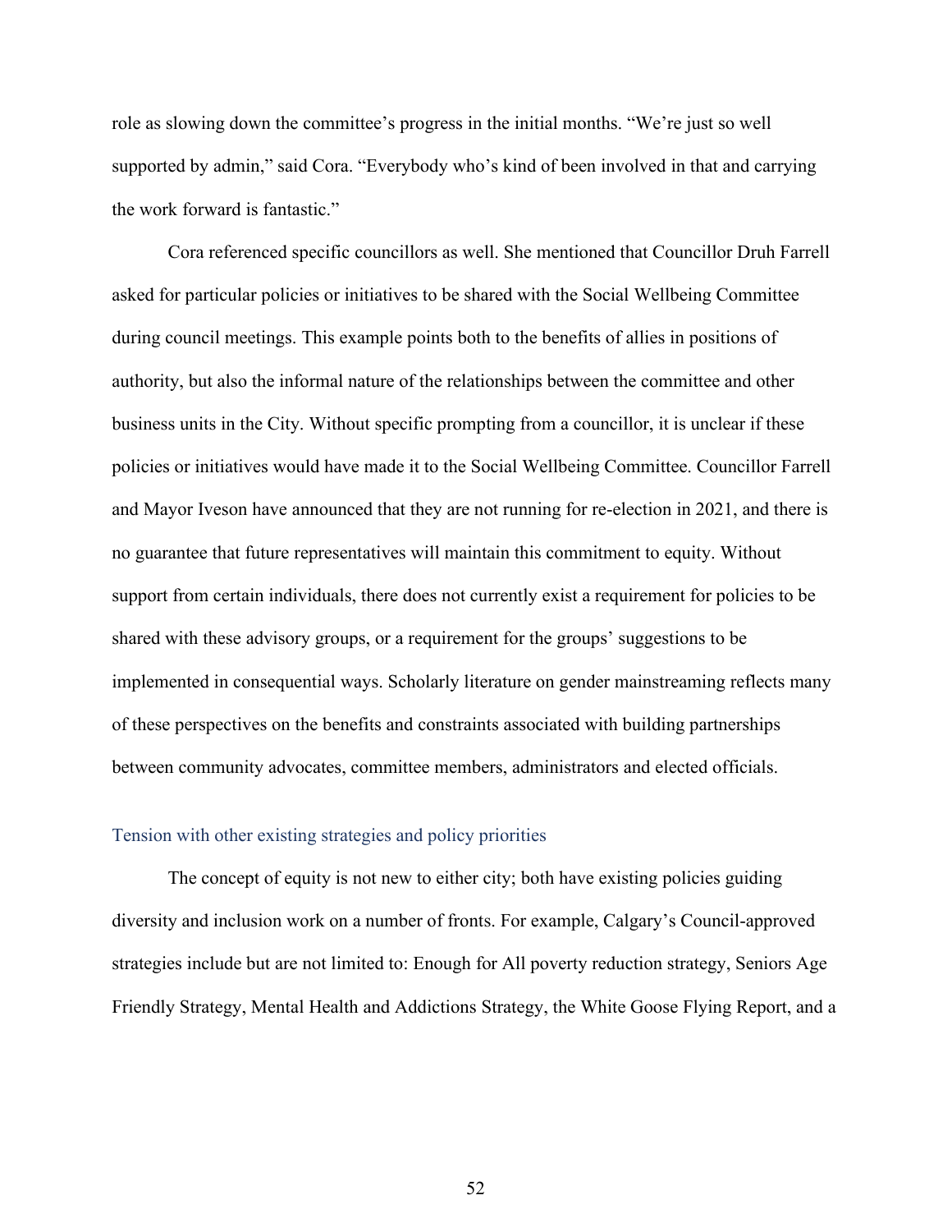role as slowing down the committee's progress in the initial months. "We're just so well supported by admin," said Cora. "Everybody who's kind of been involved in that and carrying the work forward is fantastic."

Cora referenced specific councillors as well. She mentioned that Councillor Druh Farrell asked for particular policies or initiatives to be shared with the Social Wellbeing Committee during council meetings. This example points both to the benefits of allies in positions of authority, but also the informal nature of the relationships between the committee and other business units in the City. Without specific prompting from a councillor, it is unclear if these policies or initiatives would have made it to the Social Wellbeing Committee. Councillor Farrell and Mayor Iveson have announced that they are not running for re-election in 2021, and there is no guarantee that future representatives will maintain this commitment to equity. Without support from certain individuals, there does not currently exist a requirement for policies to be shared with these advisory groups, or a requirement for the groups' suggestions to be implemented in consequential ways. Scholarly literature on gender mainstreaming reflects many of these perspectives on the benefits and constraints associated with building partnerships between community advocates, committee members, administrators and elected officials.

### Tension with other existing strategies and policy priorities

The concept of equity is not new to either city; both have existing policies guiding diversity and inclusion work on a number of fronts. For example, Calgary's Council-approved strategies include but are not limited to: Enough for All poverty reduction strategy, Seniors Age Friendly Strategy, Mental Health and Addictions Strategy, the White Goose Flying Report, and a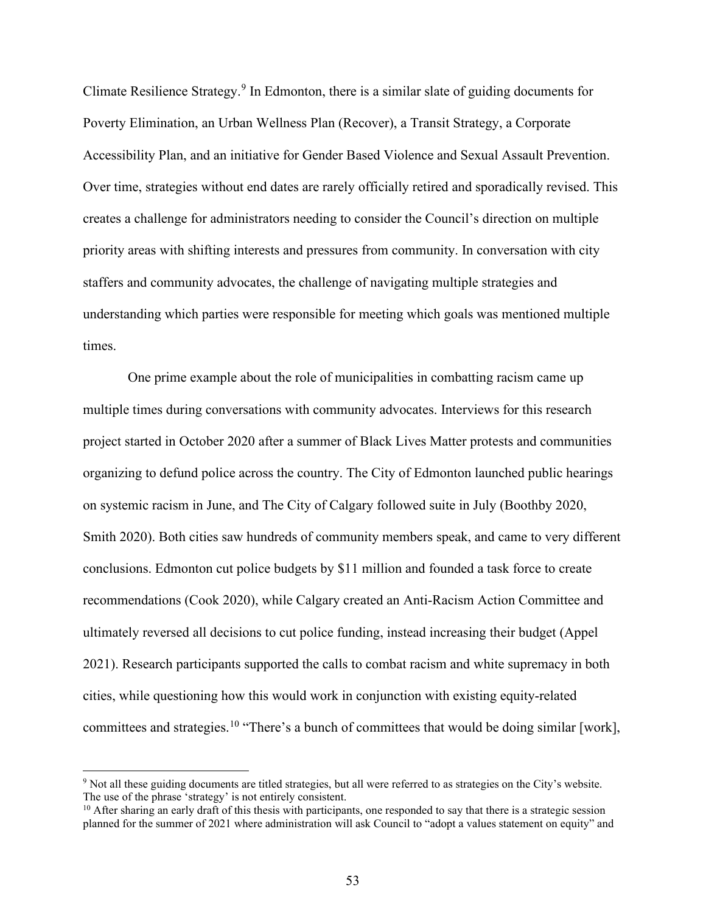Climate Resilience Strategy.[9] In Edmonton, there is a similar slate of guiding documents for Poverty Elimination, an Urban Wellness Plan (Recover), a Transit Strategy, a Corporate Accessibility Plan, and an initiative for Gender Based Violence and Sexual Assault Prevention. Over time, strategies without end dates are rarely officially retired and sporadically revised. This creates a challenge for administrators needing to consider the Council's direction on multiple priority areas with shifting interests and pressures from community. In conversation with city staffers and community advocates, the challenge of navigating multiple strategies and understanding which parties were responsible for meeting which goals was mentioned multiple times.

One prime example about the role of municipalities in combatting racism came up multiple times during conversations with community advocates. Interviews for this research project started in October 2020 after a summer of Black Lives Matter protests and communities organizing to defund police across the country. The City of Edmonton launched public hearings on systemic racism in June, and The City of Calgary followed suite in July (Boothby 2020, Smith 2020). Both cities saw hundreds of community members speak, and came to very different conclusions. Edmonton cut police budgets by $11 million and founded a task force to create recommendations (Cook 2020), while Calgary created an Anti-Racism Action Committee and ultimately reversed all decisions to cut police funding, instead increasing their budget (Appel 2021). Research participants supported the calls to combat racism and white supremacy in both cities, while questioning how this would work in conjunction with existing equity-related committees and strategies.[10] "There's a bunch of committees that would be doing similar [work],

---

[9] Not all these guiding documents are titled strategies, but all were referred to as strategies on the City's website. The use of the phrase 'strategy' is not entirely consistent.

[10] After sharing an early draft of this thesis with participants, one responded to say that there is a strategic session planned for the summer of 2021 where administration will ask Council to "adopt a values statement on equity" and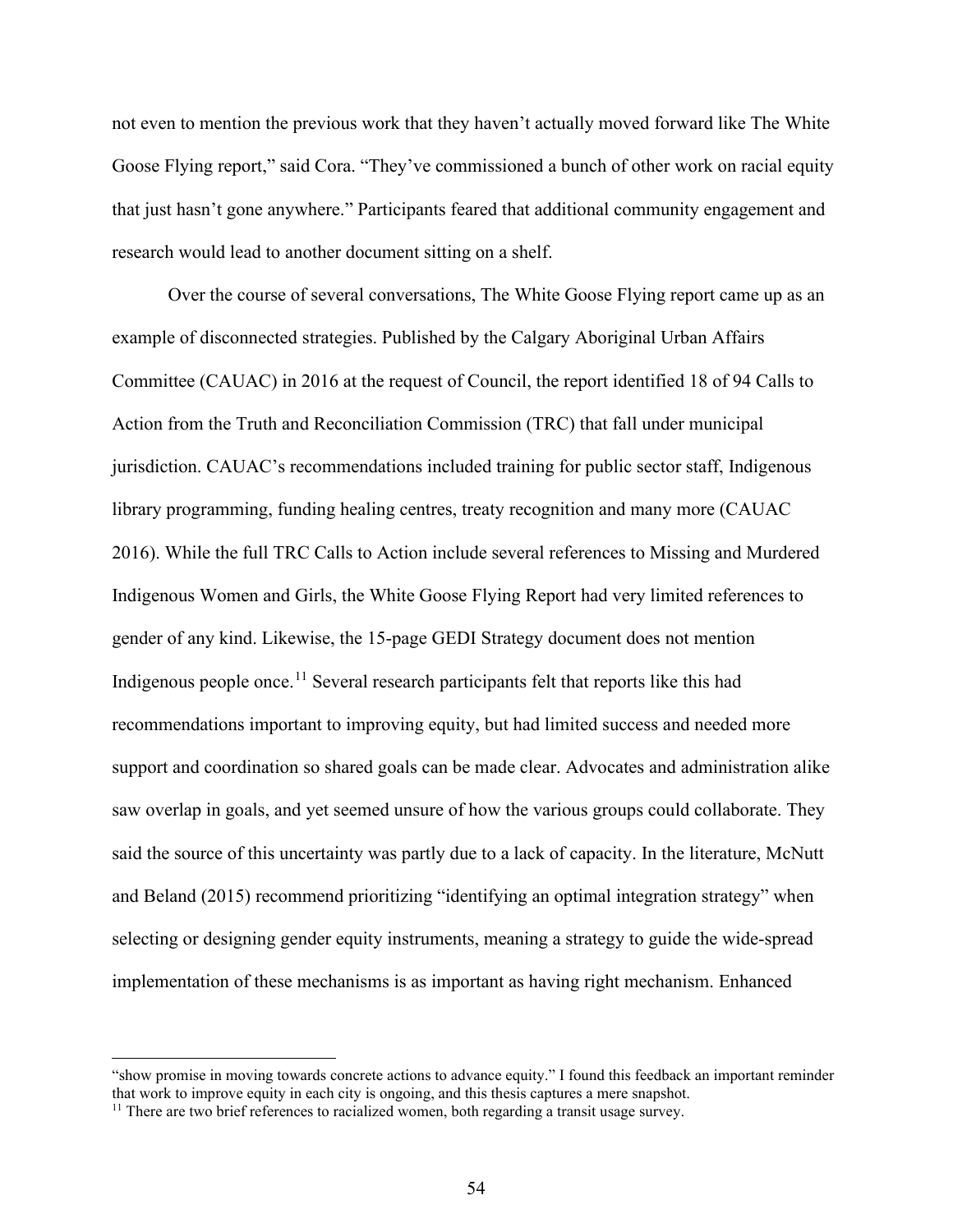not even to mention the previous work that they haven't actually moved forward like The White Goose Flying report," said Cora. "They've commissioned a bunch of other work on racial equity that just hasn't gone anywhere." Participants feared that additional community engagement and research would lead to another document sitting on a shelf.

Over the course of several conversations, The White Goose Flying report came up as an example of disconnected strategies. Published by the Calgary Aboriginal Urban Affairs Committee (CAUAC) in 2016 at the request of Council, the report identified 18 of 94 Calls to Action from the Truth and Reconciliation Commission (TRC) that fall under municipal jurisdiction. CAUAC's recommendations included training for public sector staff, Indigenous library programming, funding healing centres, treaty recognition and many more (CAUAC 2016). While the full TRC Calls to Action include several references to Missing and Murdered Indigenous Women and Girls, the White Goose Flying Report had very limited references to gender of any kind. Likewise, the 15-page GEDI Strategy document does not mention Indigenous people once.[11] Several research participants felt that reports like this had recommendations important to improving equity, but had limited success and needed more support and coordination so shared goals can be made clear. Advocates and administration alike saw overlap in goals, and yet seemed unsure of how the various groups could collaborate. They said the source of this uncertainty was partly due to a lack of capacity. In the literature, McNutt and Beland (2015) recommend prioritizing "identifying an optimal integration strategy" when selecting or designing gender equity instruments, meaning a strategy to guide the wide-spread implementation of these mechanisms is as important as having right mechanism. Enhanced

---

"show promise in moving towards concrete actions to advance equity." I found this feedback an important reminder that work to improve equity in each city is ongoing, and this thesis captures a mere snapshot.

[11] There are two brief references to racialized women, both regarding a transit usage survey.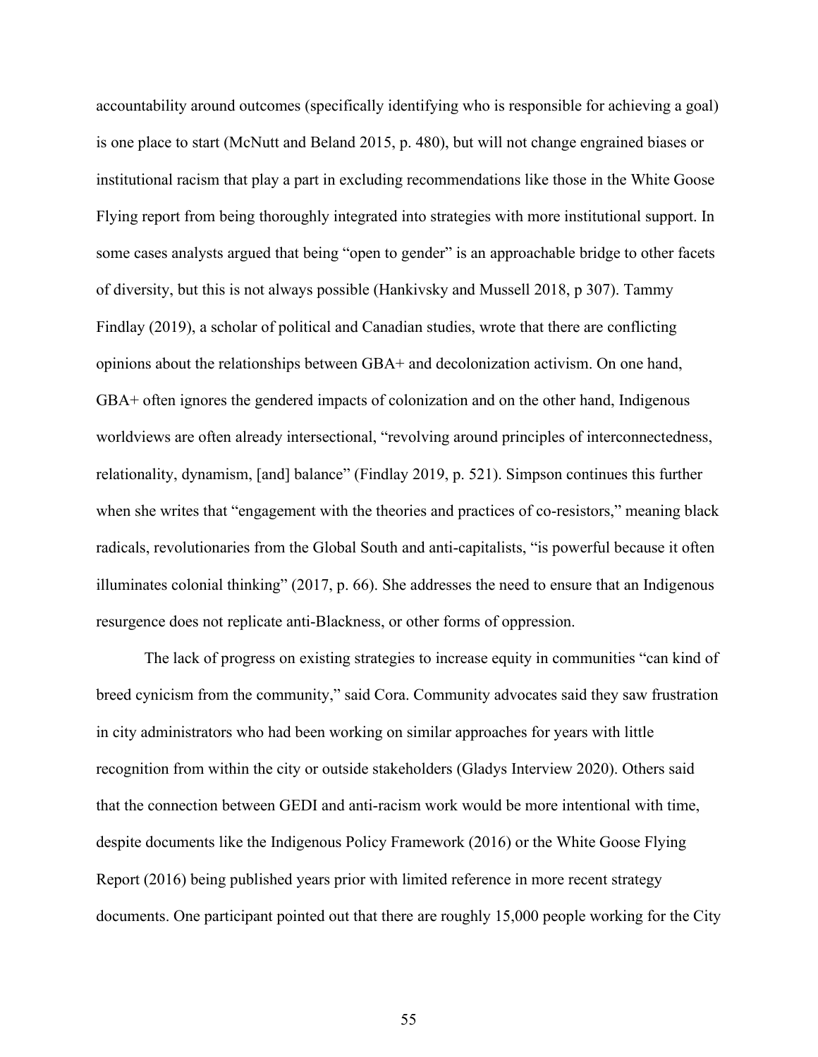accountability around outcomes (specifically identifying who is responsible for achieving a goal) is one place to start (McNutt and Beland 2015, p. 480), but will not change engrained biases or institutional racism that play a part in excluding recommendations like those in the White Goose Flying report from being thoroughly integrated into strategies with more institutional support. In some cases analysts argued that being "open to gender" is an approachable bridge to other facets of diversity, but this is not always possible (Hankivsky and Mussell 2018, p 307). Tammy Findlay (2019), a scholar of political and Canadian studies, wrote that there are conflicting opinions about the relationships between GBA+ and decolonization activism. On one hand, GBA+ often ignores the gendered impacts of colonization and on the other hand, Indigenous worldviews are often already intersectional, "revolving around principles of interconnectedness, relationality, dynamism, [and] balance" (Findlay 2019, p. 521). Simpson continues this further when she writes that "engagement with the theories and practices of co-resistors," meaning black radicals, revolutionaries from the Global South and anti-capitalists, "is powerful because it often illuminates colonial thinking" (2017, p. 66). She addresses the need to ensure that an Indigenous resurgence does not replicate anti-Blackness, or other forms of oppression.

The lack of progress on existing strategies to increase equity in communities "can kind of breed cynicism from the community," said Cora. Community advocates said they saw frustration in city administrators who had been working on similar approaches for years with little recognition from within the city or outside stakeholders (Gladys Interview 2020). Others said that the connection between GEDI and anti-racism work would be more intentional with time, despite documents like the Indigenous Policy Framework (2016) or the White Goose Flying Report (2016) being published years prior with limited reference in more recent strategy documents. One participant pointed out that there are roughly 15,000 people working for the City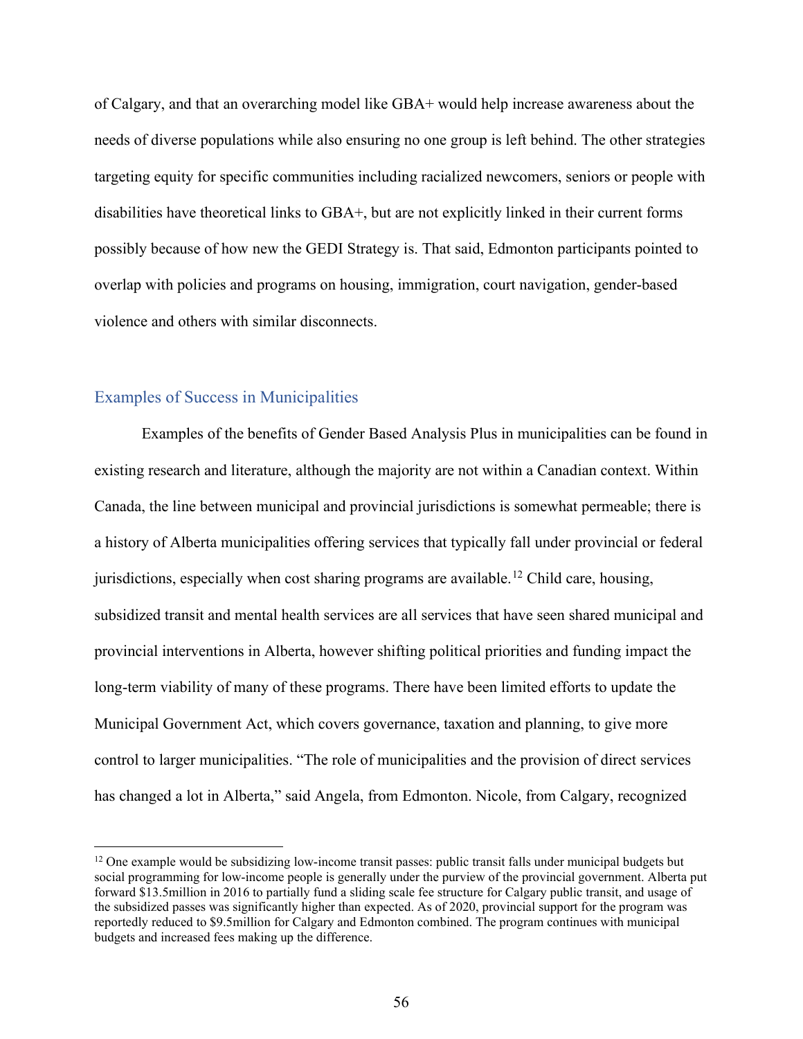of Calgary, and that an overarching model like GBA+ would help increase awareness about the needs of diverse populations while also ensuring no one group is left behind. The other strategies targeting equity for specific communities including racialized newcomers, seniors or people with disabilities have theoretical links to GBA+, but are not explicitly linked in their current forms possibly because of how new the GEDI Strategy is. That said, Edmonton participants pointed to overlap with policies and programs on housing, immigration, court navigation, gender-based violence and others with similar disconnects.

## Examples of Success in Municipalities

Examples of the benefits of Gender Based Analysis Plus in municipalities can be found in existing research and literature, although the majority are not within a Canadian context. Within Canada, the line between municipal and provincial jurisdictions is somewhat permeable; there is a history of Alberta municipalities offering services that typically fall under provincial or federal jurisdictions, especially when cost sharing programs are available.[12] Child care, housing, subsidized transit and mental health services are all services that have seen shared municipal and provincial interventions in Alberta, however shifting political priorities and funding impact the long-term viability of many of these programs. There have been limited efforts to update the Municipal Government Act, which covers governance, taxation and planning, to give more control to larger municipalities. "The role of municipalities and the provision of direct services has changed a lot in Alberta," said Angela, from Edmonton. Nicole, from Calgary, recognized

[12] One example would be subsidizing low-income transit passes: public transit falls under municipal budgets but social programming for low-income people is generally under the purview of the provincial government. Alberta put forward $13.5million in 2016 to partially fund a sliding scale fee structure for Calgary public transit, and usage of the subsidized passes was significantly higher than expected. As of 2020, provincial support for the program was reportedly reduced to $9.5million for Calgary and Edmonton combined. The program continues with municipal budgets and increased fees making up the difference.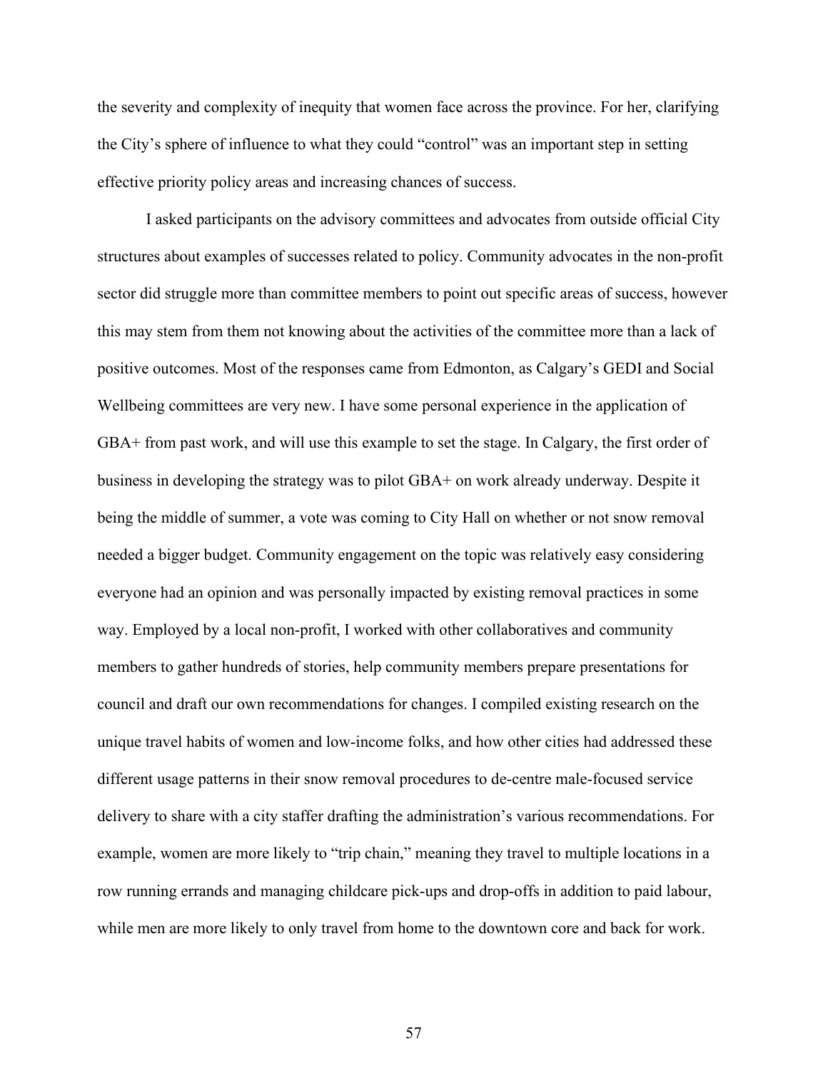the severity and complexity of inequity that women face across the province. For her, clarifying the City's sphere of influence to what they could "control" was an important step in setting effective priority policy areas and increasing chances of success.

I asked participants on the advisory committees and advocates from outside official City structures about examples of successes related to policy. Community advocates in the non-profit sector did struggle more than committee members to point out specific areas of success, however this may stem from them not knowing about the activities of the committee more than a lack of positive outcomes. Most of the responses came from Edmonton, as Calgary's GEDI and Social Wellbeing committees are very new. I have some personal experience in the application of GBA+ from past work, and will use this example to set the stage. In Calgary, the first order of business in developing the strategy was to pilot GBA+ on work already underway. Despite it being the middle of summer, a vote was coming to City Hall on whether or not snow removal needed a bigger budget. Community engagement on the topic was relatively easy considering everyone had an opinion and was personally impacted by existing removal practices in some way. Employed by a local non-profit, I worked with other collaboratives and community members to gather hundreds of stories, help community members prepare presentations for council and draft our own recommendations for changes. I compiled existing research on the unique travel habits of women and low-income folks, and how other cities had addressed these different usage patterns in their snow removal procedures to de-centre male-focused service delivery to share with a city staffer drafting the administration's various recommendations. For example, women are more likely to "trip chain," meaning they travel to multiple locations in a row running errands and managing childcare pick-ups and drop-offs in addition to paid labour, while men are more likely to only travel from home to the downtown core and back for work.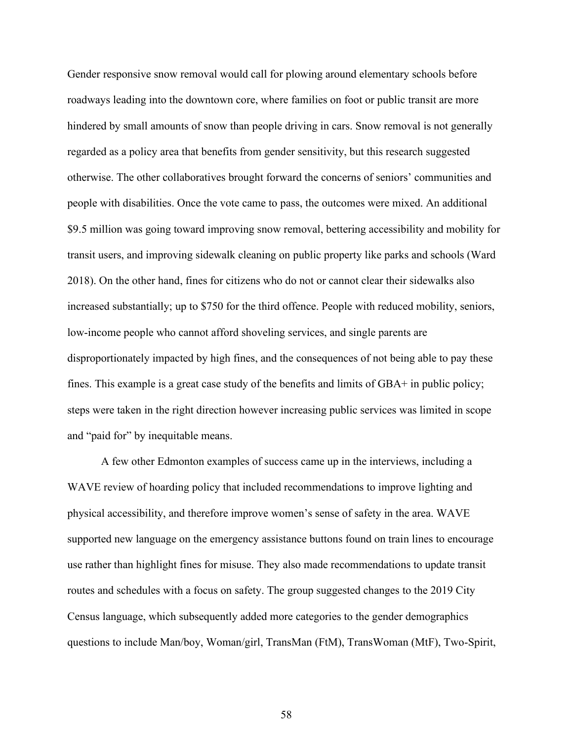Gender responsive snow removal would call for plowing around elementary schools before roadways leading into the downtown core, where families on foot or public transit are more hindered by small amounts of snow than people driving in cars. Snow removal is not generally regarded as a policy area that benefits from gender sensitivity, but this research suggested otherwise. The other collaboratives brought forward the concerns of seniors' communities and people with disabilities. Once the vote came to pass, the outcomes were mixed. An additional $9.5 million was going toward improving snow removal, bettering accessibility and mobility for transit users, and improving sidewalk cleaning on public property like parks and schools (Ward 2018). On the other hand, fines for citizens who do not or cannot clear their sidewalks also increased substantially; up to $750 for the third offence. People with reduced mobility, seniors, low-income people who cannot afford shoveling services, and single parents are disproportionately impacted by high fines, and the consequences of not being able to pay these fines. This example is a great case study of the benefits and limits of GBA+ in public policy; steps were taken in the right direction however increasing public services was limited in scope and "paid for" by inequitable means.

A few other Edmonton examples of success came up in the interviews, including a WAVE review of hoarding policy that included recommendations to improve lighting and physical accessibility, and therefore improve women's sense of safety in the area. WAVE supported new language on the emergency assistance buttons found on train lines to encourage use rather than highlight fines for misuse. They also made recommendations to update transit routes and schedules with a focus on safety. The group suggested changes to the 2019 City Census language, which subsequently added more categories to the gender demographics questions to include Man/boy, Woman/girl, TransMan (FtM), TransWoman (MtF), Two-Spirit,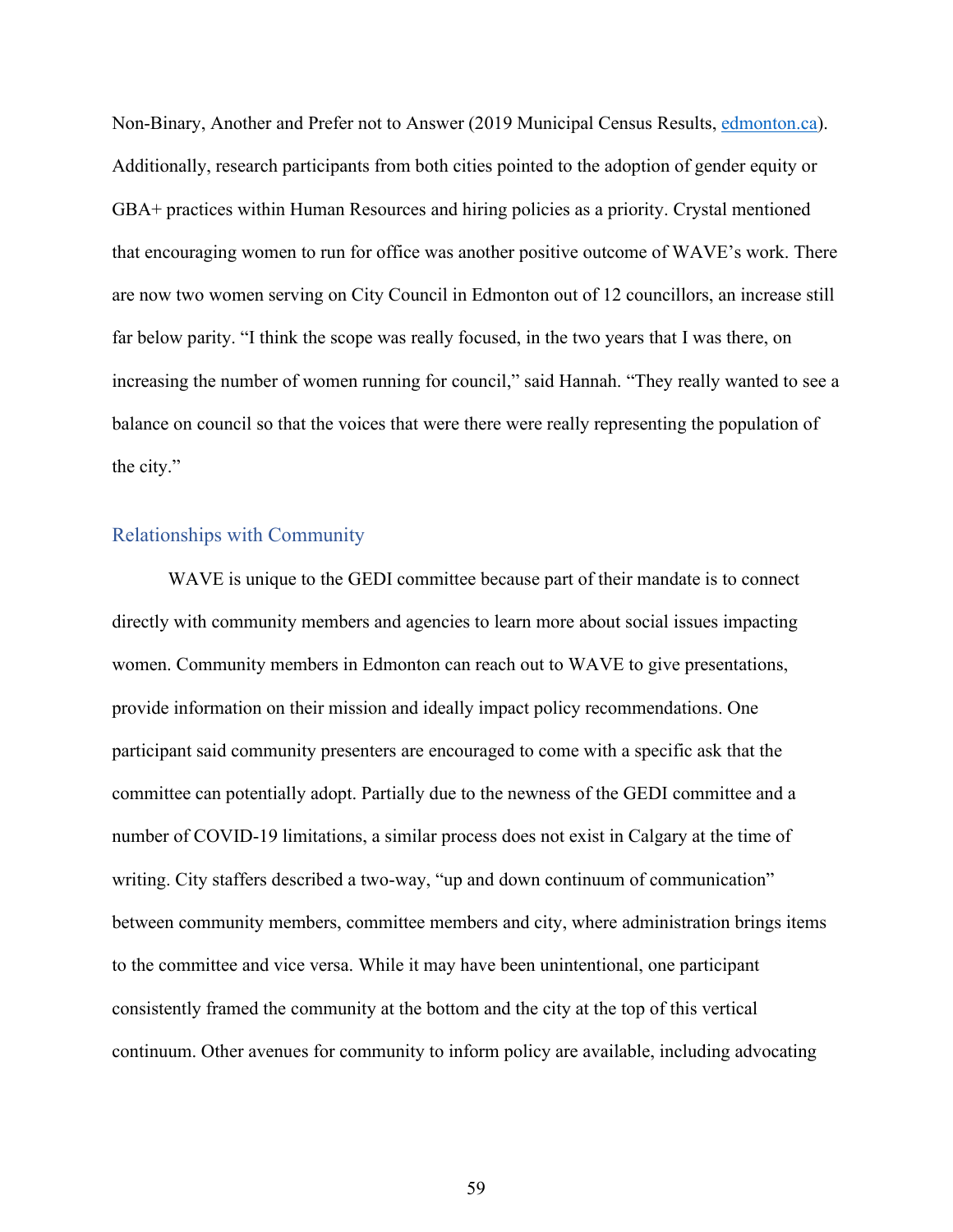Non-Binary, Another and Prefer not to Answer (2019 Municipal Census Results, [edmonton.ca](edmonton.ca)). Additionally, research participants from both cities pointed to the adoption of gender equity or GBA+ practices within Human Resources and hiring policies as a priority. Crystal mentioned that encouraging women to run for office was another positive outcome of WAVE's work. There are now two women serving on City Council in Edmonton out of 12 councillors, an increase still far below parity. "I think the scope was really focused, in the two years that I was there, on increasing the number of women running for council," said Hannah. "They really wanted to see a balance on council so that the voices that were there were really representing the population of the city."

## Relationships with Community

WAVE is unique to the GEDI committee because part of their mandate is to connect directly with community members and agencies to learn more about social issues impacting women. Community members in Edmonton can reach out to WAVE to give presentations, provide information on their mission and ideally impact policy recommendations. One participant said community presenters are encouraged to come with a specific ask that the committee can potentially adopt. Partially due to the newness of the GEDI committee and a number of COVID-19 limitations, a similar process does not exist in Calgary at the time of writing. City staffers described a two-way, "up and down continuum of communication" between community members, committee members and city, where administration brings items to the committee and vice versa. While it may have been unintentional, one participant consistently framed the community at the bottom and the city at the top of this vertical continuum. Other avenues for community to inform policy are available, including advocating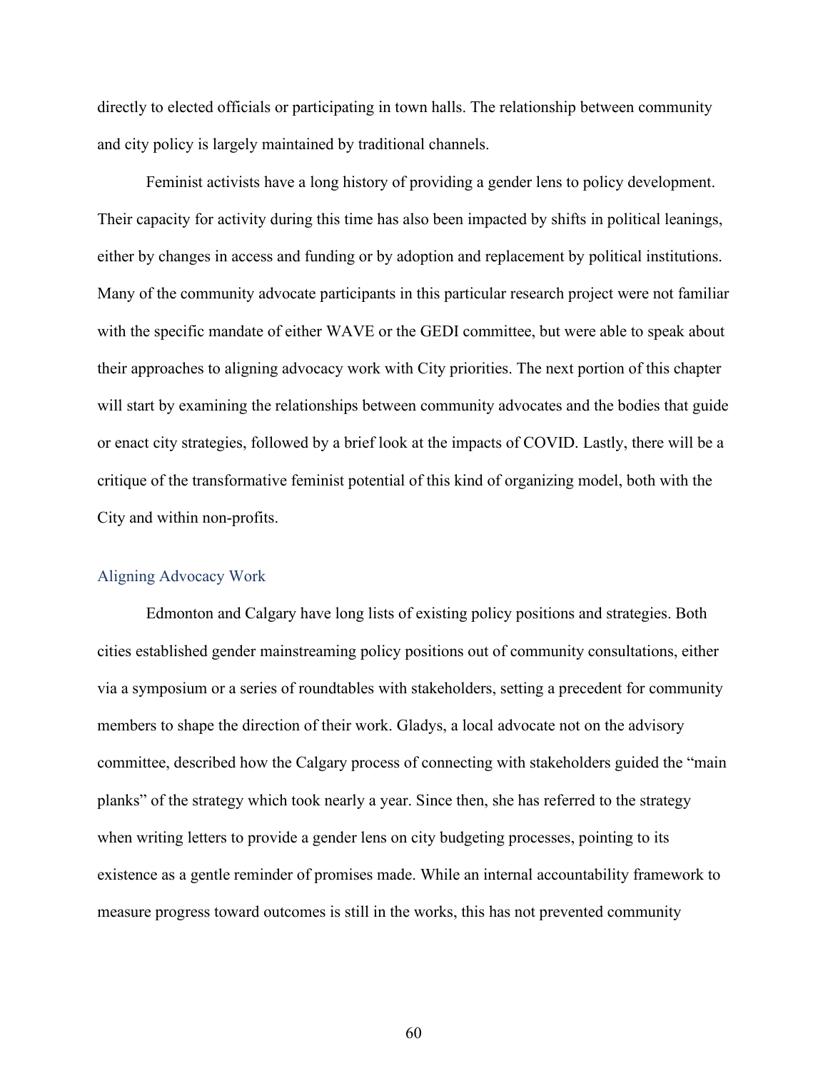directly to elected officials or participating in town halls. The relationship between community and city policy is largely maintained by traditional channels.

Feminist activists have a long history of providing a gender lens to policy development. Their capacity for activity during this time has also been impacted by shifts in political leanings, either by changes in access and funding or by adoption and replacement by political institutions. Many of the community advocate participants in this particular research project were not familiar with the specific mandate of either WAVE or the GEDI committee, but were able to speak about their approaches to aligning advocacy work with City priorities. The next portion of this chapter will start by examining the relationships between community advocates and the bodies that guide or enact city strategies, followed by a brief look at the impacts of COVID. Lastly, there will be a critique of the transformative feminist potential of this kind of organizing model, both with the City and within non-profits.

### Aligning Advocacy Work

Edmonton and Calgary have long lists of existing policy positions and strategies. Both cities established gender mainstreaming policy positions out of community consultations, either via a symposium or a series of roundtables with stakeholders, setting a precedent for community members to shape the direction of their work. Gladys, a local advocate not on the advisory committee, described how the Calgary process of connecting with stakeholders guided the "main planks" of the strategy which took nearly a year. Since then, she has referred to the strategy when writing letters to provide a gender lens on city budgeting processes, pointing to its existence as a gentle reminder of promises made. While an internal accountability framework to measure progress toward outcomes is still in the works, this has not prevented community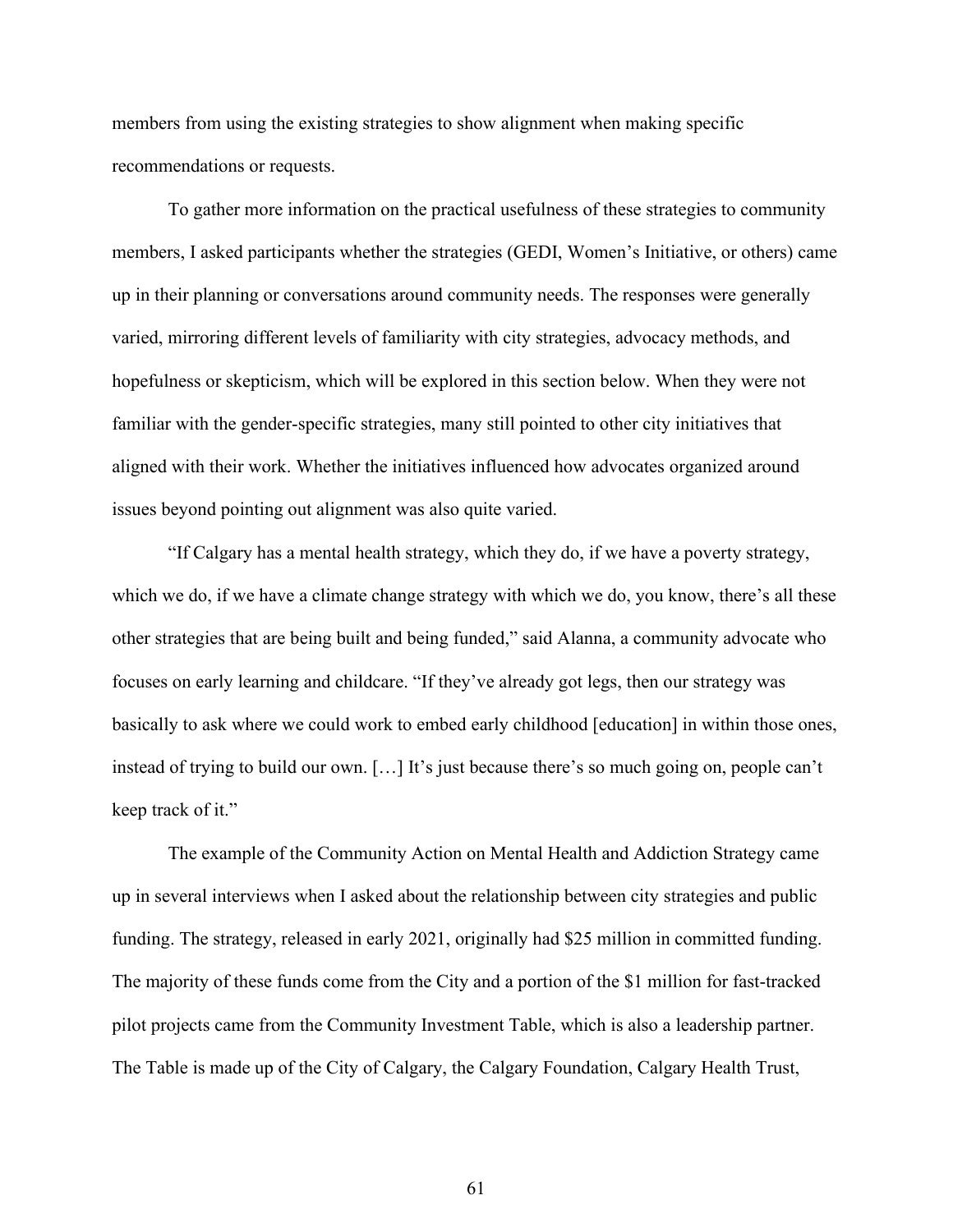members from using the existing strategies to show alignment when making specific recommendations or requests.

To gather more information on the practical usefulness of these strategies to community members, I asked participants whether the strategies (GEDI, Women's Initiative, or others) came up in their planning or conversations around community needs. The responses were generally varied, mirroring different levels of familiarity with city strategies, advocacy methods, and hopefulness or skepticism, which will be explored in this section below. When they were not familiar with the gender-specific strategies, many still pointed to other city initiatives that aligned with their work. Whether the initiatives influenced how advocates organized around issues beyond pointing out alignment was also quite varied.

"If Calgary has a mental health strategy, which they do, if we have a poverty strategy, which we do, if we have a climate change strategy with which we do, you know, there's all these other strategies that are being built and being funded," said Alanna, a community advocate who focuses on early learning and childcare. "If they've already got legs, then our strategy was basically to ask where we could work to embed early childhood [education] in within those ones, instead of trying to build our own. […] It's just because there's so much going on, people can't keep track of it."

The example of the Community Action on Mental Health and Addiction Strategy came up in several interviews when I asked about the relationship between city strategies and public funding. The strategy, released in early 2021, originally had $25 million in committed funding. The majority of these funds come from the City and a portion of the $1 million for fast-tracked pilot projects came from the Community Investment Table, which is also a leadership partner. The Table is made up of the City of Calgary, the Calgary Foundation, Calgary Health Trust,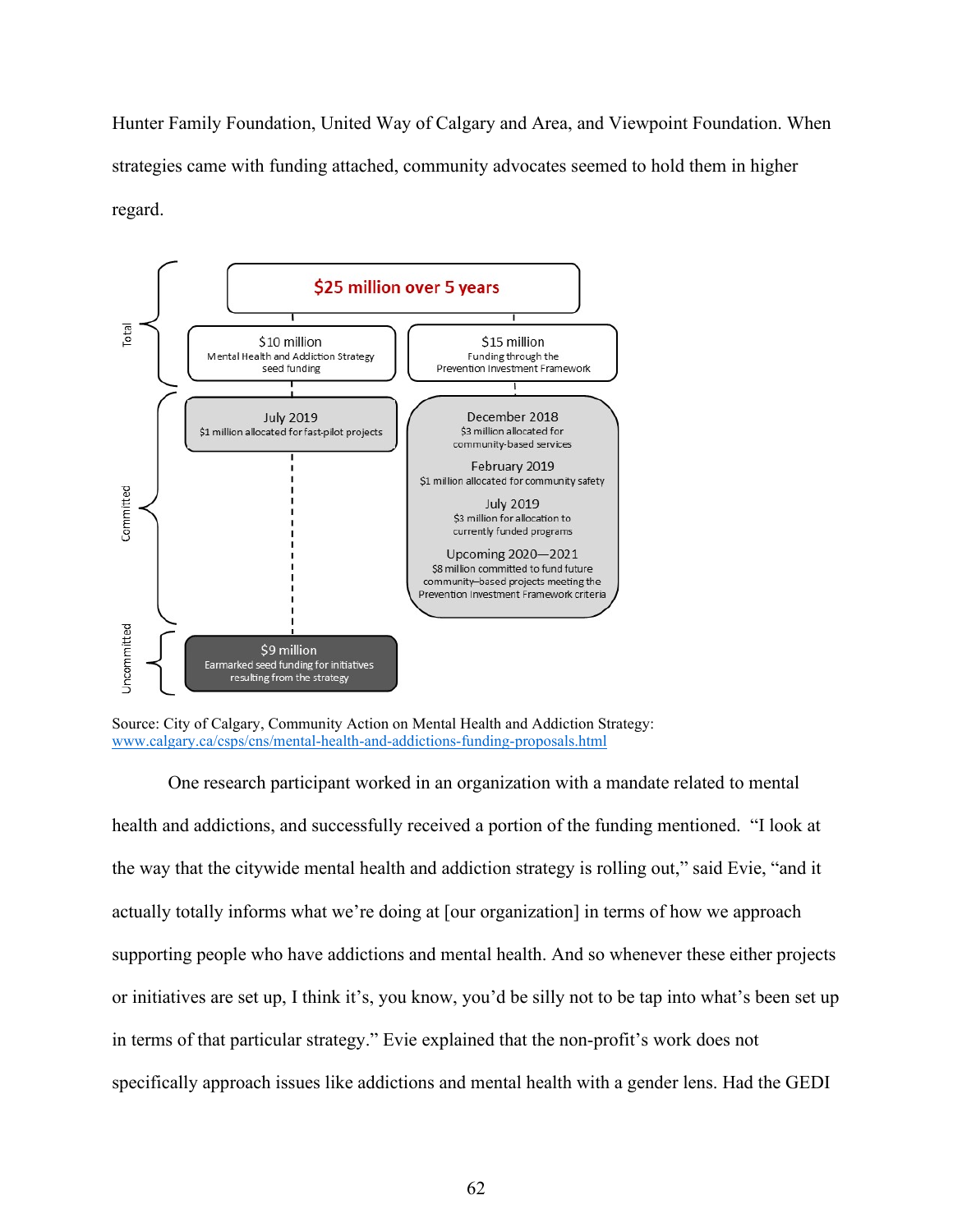Hunter Family Foundation, United Way of Calgary and Area, and Viewpoint Foundation. When strategies came with funding attached, community advocates seemed to hold them in higher regard.

**$25 million over 5 years**

Total:
- $10 million — Mental Health and Addiction Strategy seed funding
- $15 million — Funding through the Prevention Investment Framework

Committed:
- July 2019 — $1 million allocated for fast-pilot projects
- December 2018 — $3 million allocated for community-based services
- February 2019 — $1 million allocated for community safety
- July 2019 — $3 million for allocation to currently funded programs
- Upcoming 2020—2021 — $8 million committed to fund future community–based projects meeting the Prevention Investment Framework criteria

Uncommitted:
- $9 million — Earmarked seed funding for initiatives resulting from the strategy

Source: City of Calgary, Community Action on Mental Health and Addiction Strategy: www.calgary.ca/csps/cns/mental-health-and-addictions-funding-proposals.html

One research participant worked in an organization with a mandate related to mental health and addictions, and successfully received a portion of the funding mentioned. "I look at the way that the citywide mental health and addiction strategy is rolling out," said Evie, "and it actually totally informs what we're doing at [our organization] in terms of how we approach supporting people who have addictions and mental health. And so whenever these either projects or initiatives are set up, I think it's, you know, you'd be silly not to be tap into what's been set up in terms of that particular strategy." Evie explained that the non-profit's work does not specifically approach issues like addictions and mental health with a gender lens. Had the GEDI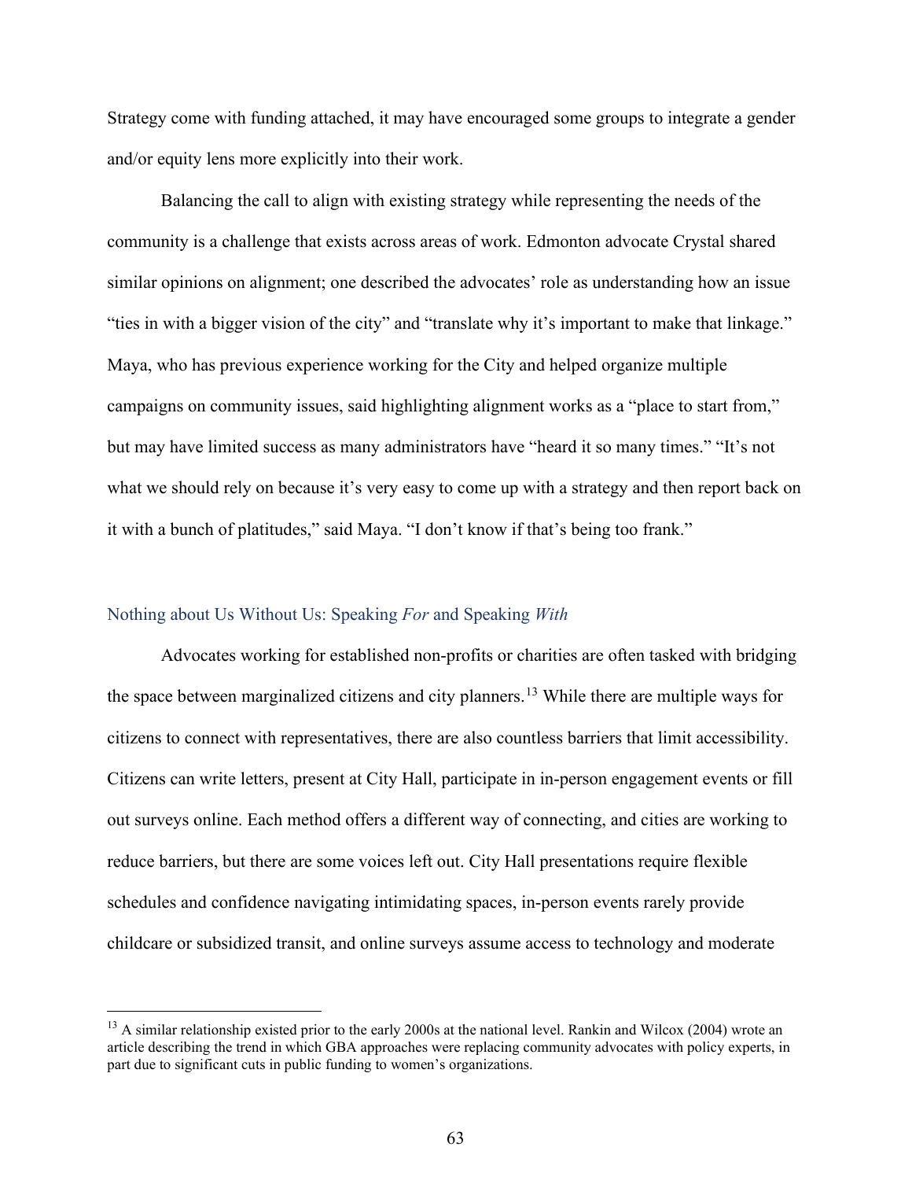Strategy come with funding attached, it may have encouraged some groups to integrate a gender and/or equity lens more explicitly into their work.

Balancing the call to align with existing strategy while representing the needs of the community is a challenge that exists across areas of work. Edmonton advocate Crystal shared similar opinions on alignment; one described the advocates' role as understanding how an issue "ties in with a bigger vision of the city" and "translate why it's important to make that linkage." Maya, who has previous experience working for the City and helped organize multiple campaigns on community issues, said highlighting alignment works as a "place to start from," but may have limited success as many administrators have "heard it so many times." "It's not what we should rely on because it's very easy to come up with a strategy and then report back on it with a bunch of platitudes," said Maya. "I don't know if that's being too frank."

### Nothing about Us Without Us: Speaking *For* and Speaking *With*

Advocates working for established non-profits or charities are often tasked with bridging the space between marginalized citizens and city planners.[13] While there are multiple ways for citizens to connect with representatives, there are also countless barriers that limit accessibility. Citizens can write letters, present at City Hall, participate in in-person engagement events or fill out surveys online. Each method offers a different way of connecting, and cities are working to reduce barriers, but there are some voices left out. City Hall presentations require flexible schedules and confidence navigating intimidating spaces, in-person events rarely provide childcare or subsidized transit, and online surveys assume access to technology and moderate

---

[13] A similar relationship existed prior to the early 2000s at the national level. Rankin and Wilcox (2004) wrote an article describing the trend in which GBA approaches were replacing community advocates with policy experts, in part due to significant cuts in public funding to women's organizations.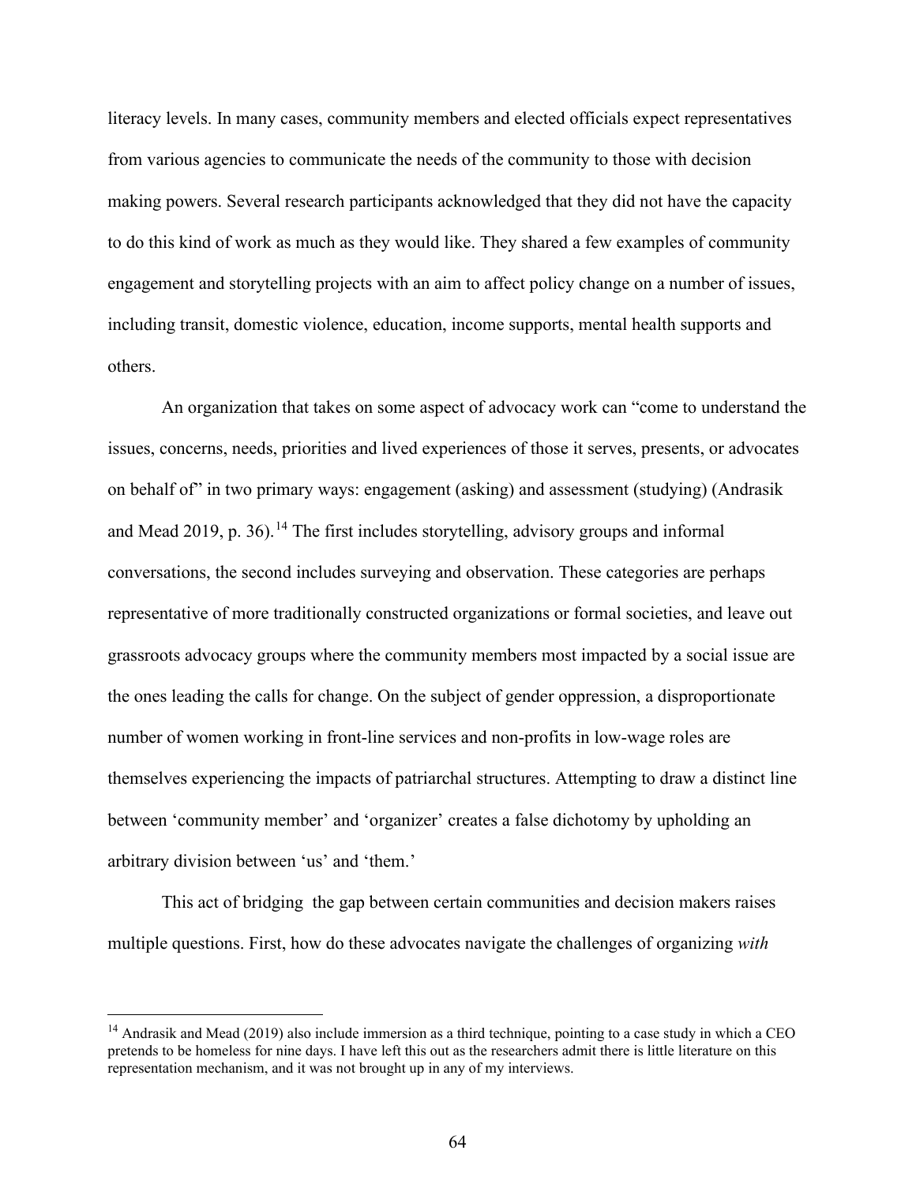literacy levels. In many cases, community members and elected officials expect representatives from various agencies to communicate the needs of the community to those with decision making powers. Several research participants acknowledged that they did not have the capacity to do this kind of work as much as they would like. They shared a few examples of community engagement and storytelling projects with an aim to affect policy change on a number of issues, including transit, domestic violence, education, income supports, mental health supports and others.

An organization that takes on some aspect of advocacy work can "come to understand the issues, concerns, needs, priorities and lived experiences of those it serves, presents, or advocates on behalf of" in two primary ways: engagement (asking) and assessment (studying) (Andrasik and Mead 2019, p. 36).[14] The first includes storytelling, advisory groups and informal conversations, the second includes surveying and observation. These categories are perhaps representative of more traditionally constructed organizations or formal societies, and leave out grassroots advocacy groups where the community members most impacted by a social issue are the ones leading the calls for change. On the subject of gender oppression, a disproportionate number of women working in front-line services and non-profits in low-wage roles are themselves experiencing the impacts of patriarchal structures. Attempting to draw a distinct line between 'community member' and 'organizer' creates a false dichotomy by upholding an arbitrary division between 'us' and 'them.'

This act of bridging the gap between certain communities and decision makers raises multiple questions. First, how do these advocates navigate the challenges of organizing *with*

---

[14] Andrasik and Mead (2019) also include immersion as a third technique, pointing to a case study in which a CEO pretends to be homeless for nine days. I have left this out as the researchers admit there is little literature on this representation mechanism, and it was not brought up in any of my interviews.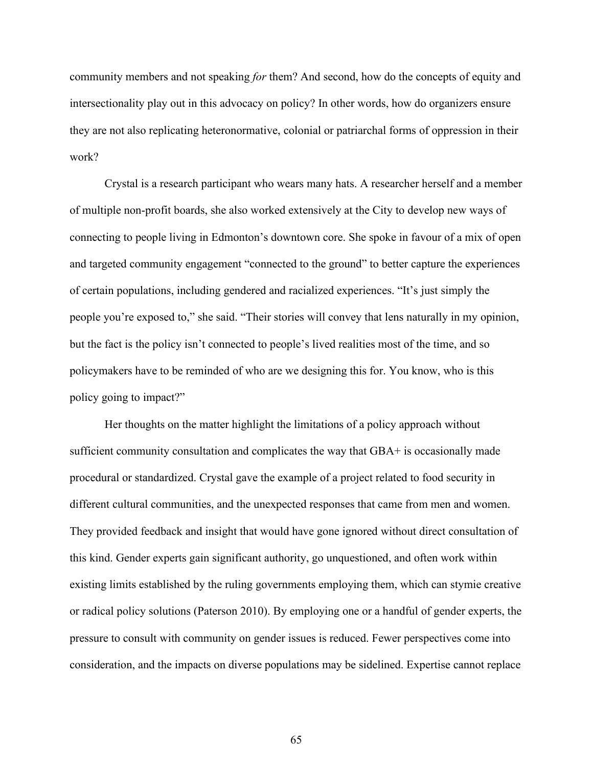community members and not speaking *for* them? And second, how do the concepts of equity and intersectionality play out in this advocacy on policy? In other words, how do organizers ensure they are not also replicating heteronormative, colonial or patriarchal forms of oppression in their work?

Crystal is a research participant who wears many hats. A researcher herself and a member of multiple non-profit boards, she also worked extensively at the City to develop new ways of connecting to people living in Edmonton's downtown core. She spoke in favour of a mix of open and targeted community engagement "connected to the ground" to better capture the experiences of certain populations, including gendered and racialized experiences. "It's just simply the people you're exposed to," she said. "Their stories will convey that lens naturally in my opinion, but the fact is the policy isn't connected to people's lived realities most of the time, and so policymakers have to be reminded of who are we designing this for. You know, who is this policy going to impact?"

Her thoughts on the matter highlight the limitations of a policy approach without sufficient community consultation and complicates the way that GBA+ is occasionally made procedural or standardized. Crystal gave the example of a project related to food security in different cultural communities, and the unexpected responses that came from men and women. They provided feedback and insight that would have gone ignored without direct consultation of this kind. Gender experts gain significant authority, go unquestioned, and often work within existing limits established by the ruling governments employing them, which can stymie creative or radical policy solutions (Paterson 2010). By employing one or a handful of gender experts, the pressure to consult with community on gender issues is reduced. Fewer perspectives come into consideration, and the impacts on diverse populations may be sidelined. Expertise cannot replace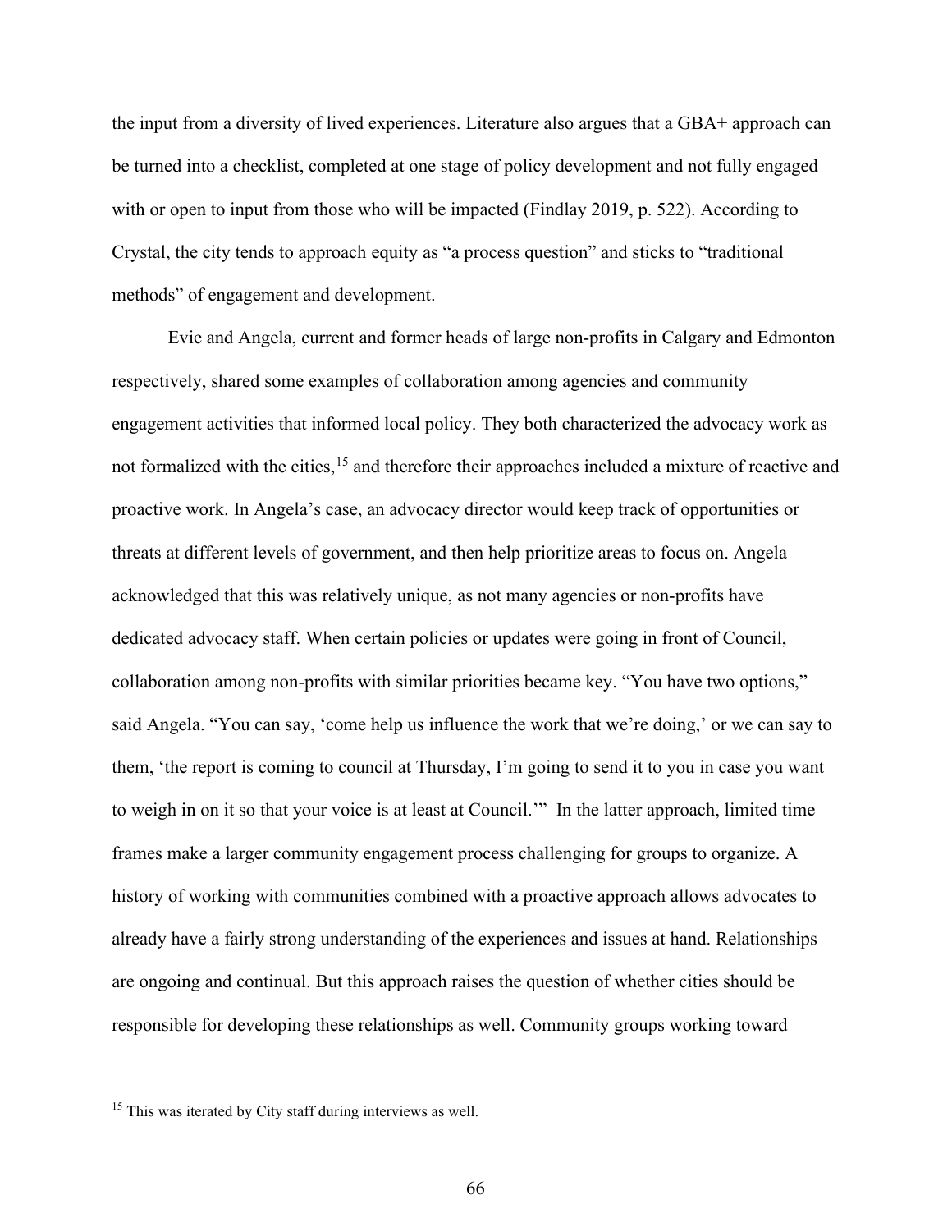the input from a diversity of lived experiences. Literature also argues that a GBA+ approach can be turned into a checklist, completed at one stage of policy development and not fully engaged with or open to input from those who will be impacted (Findlay 2019, p. 522). According to Crystal, the city tends to approach equity as "a process question" and sticks to "traditional methods" of engagement and development.

Evie and Angela, current and former heads of large non-profits in Calgary and Edmonton respectively, shared some examples of collaboration among agencies and community engagement activities that informed local policy. They both characterized the advocacy work as not formalized with the cities,[15] and therefore their approaches included a mixture of reactive and proactive work. In Angela's case, an advocacy director would keep track of opportunities or threats at different levels of government, and then help prioritize areas to focus on. Angela acknowledged that this was relatively unique, as not many agencies or non-profits have dedicated advocacy staff. When certain policies or updates were going in front of Council, collaboration among non-profits with similar priorities became key. "You have two options," said Angela. "You can say, 'come help us influence the work that we're doing,' or we can say to them, 'the report is coming to council at Thursday, I'm going to send it to you in case you want to weigh in on it so that your voice is at least at Council.'" In the latter approach, limited time frames make a larger community engagement process challenging for groups to organize. A history of working with communities combined with a proactive approach allows advocates to already have a fairly strong understanding of the experiences and issues at hand. Relationships are ongoing and continual. But this approach raises the question of whether cities should be responsible for developing these relationships as well. Community groups working toward

[15] This was iterated by City staff during interviews as well.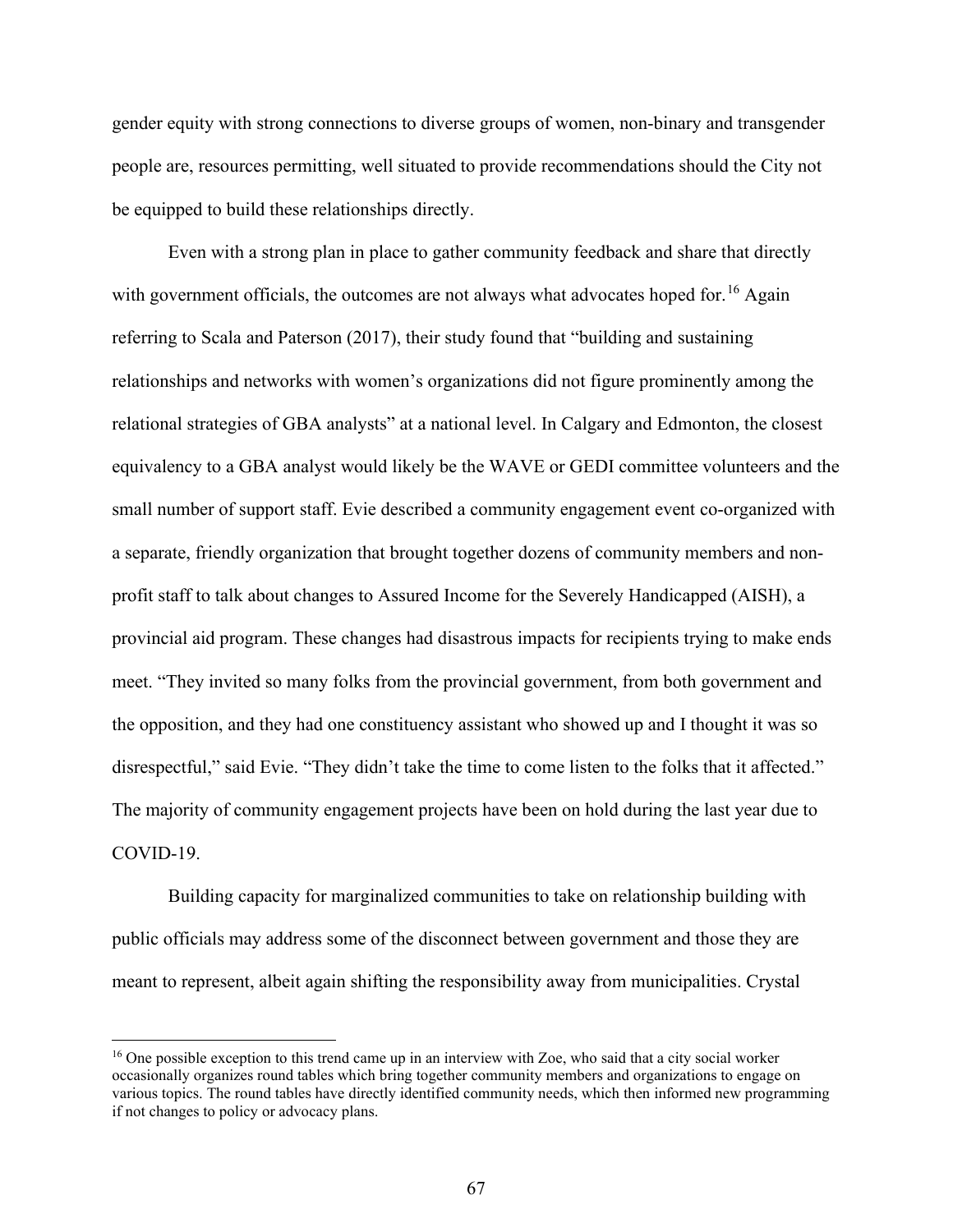gender equity with strong connections to diverse groups of women, non-binary and transgender people are, resources permitting, well situated to provide recommendations should the City not be equipped to build these relationships directly.

Even with a strong plan in place to gather community feedback and share that directly with government officials, the outcomes are not always what advocates hoped for.[16] Again referring to Scala and Paterson (2017), their study found that "building and sustaining relationships and networks with women's organizations did not figure prominently among the relational strategies of GBA analysts" at a national level. In Calgary and Edmonton, the closest equivalency to a GBA analyst would likely be the WAVE or GEDI committee volunteers and the small number of support staff. Evie described a community engagement event co-organized with a separate, friendly organization that brought together dozens of community members and non-profit staff to talk about changes to Assured Income for the Severely Handicapped (AISH), a provincial aid program. These changes had disastrous impacts for recipients trying to make ends meet. "They invited so many folks from the provincial government, from both government and the opposition, and they had one constituency assistant who showed up and I thought it was so disrespectful," said Evie. "They didn't take the time to come listen to the folks that it affected." The majority of community engagement projects have been on hold during the last year due to COVID-19.

Building capacity for marginalized communities to take on relationship building with public officials may address some of the disconnect between government and those they are meant to represent, albeit again shifting the responsibility away from municipalities. Crystal

[16] One possible exception to this trend came up in an interview with Zoe, who said that a city social worker occasionally organizes round tables which bring together community members and organizations to engage on various topics. The round tables have directly identified community needs, which then informed new programming if not changes to policy or advocacy plans.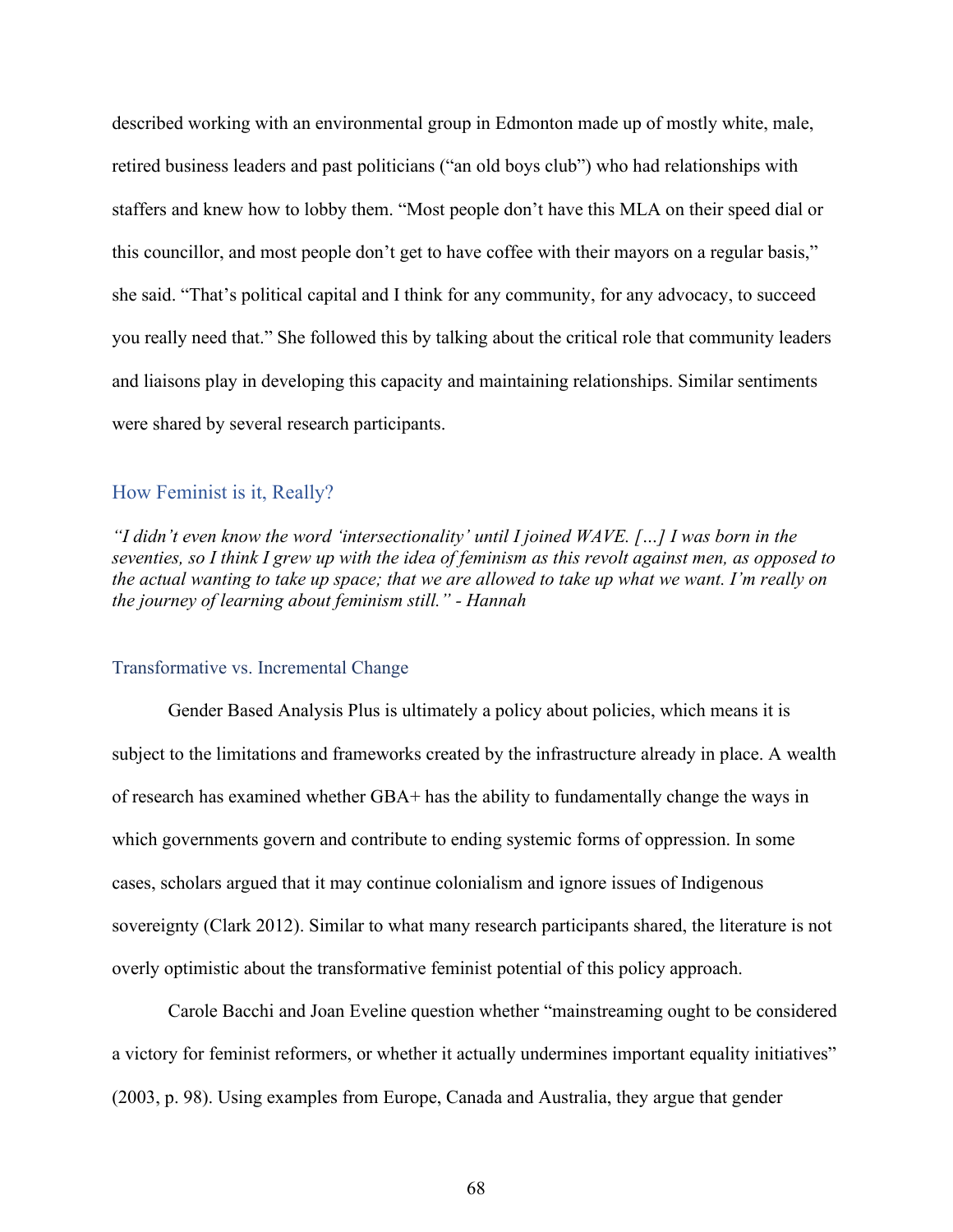described working with an environmental group in Edmonton made up of mostly white, male, retired business leaders and past politicians ("an old boys club") who had relationships with staffers and knew how to lobby them. "Most people don't have this MLA on their speed dial or this councillor, and most people don't get to have coffee with their mayors on a regular basis," she said. "That's political capital and I think for any community, for any advocacy, to succeed you really need that." She followed this by talking about the critical role that community leaders and liaisons play in developing this capacity and maintaining relationships. Similar sentiments were shared by several research participants.

## How Feminist is it, Really?

*"I didn't even know the word 'intersectionality' until I joined WAVE. […] I was born in the seventies, so I think I grew up with the idea of feminism as this revolt against men, as opposed to the actual wanting to take up space; that we are allowed to take up what we want. I'm really on the journey of learning about feminism still." - Hannah*

### Transformative vs. Incremental Change

Gender Based Analysis Plus is ultimately a policy about policies, which means it is subject to the limitations and frameworks created by the infrastructure already in place. A wealth of research has examined whether GBA+ has the ability to fundamentally change the ways in which governments govern and contribute to ending systemic forms of oppression. In some cases, scholars argued that it may continue colonialism and ignore issues of Indigenous sovereignty (Clark 2012). Similar to what many research participants shared, the literature is not overly optimistic about the transformative feminist potential of this policy approach.

Carole Bacchi and Joan Eveline question whether "mainstreaming ought to be considered a victory for feminist reformers, or whether it actually undermines important equality initiatives" (2003, p. 98). Using examples from Europe, Canada and Australia, they argue that gender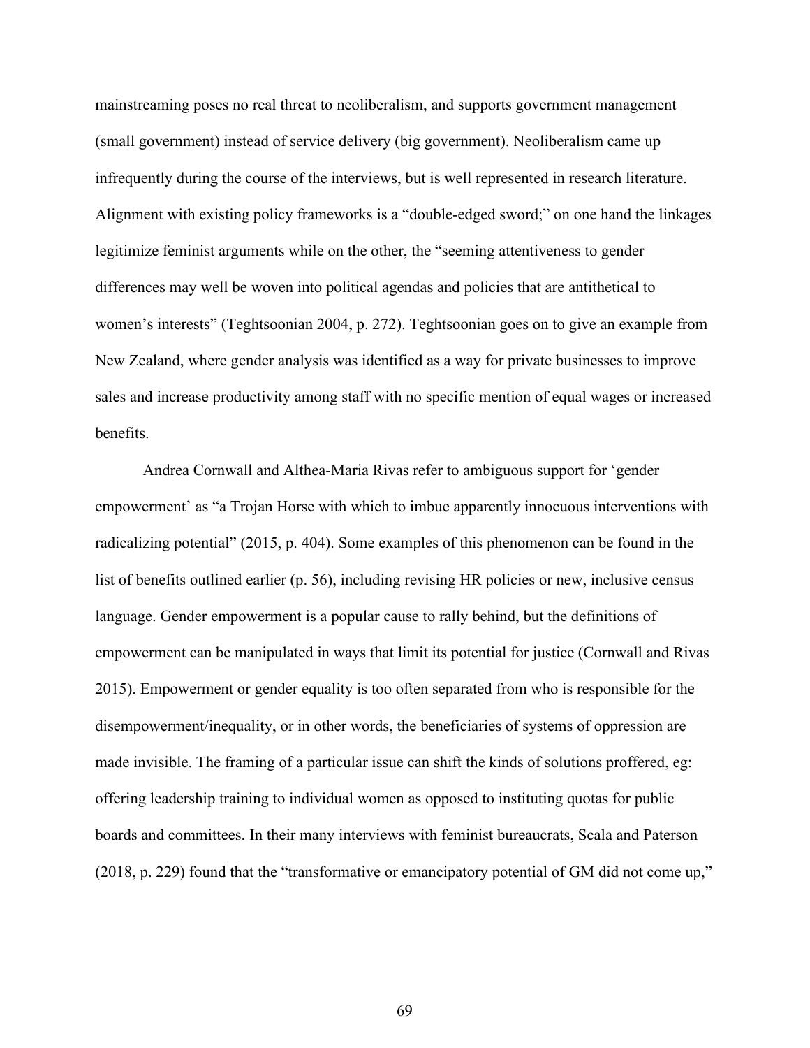mainstreaming poses no real threat to neoliberalism, and supports government management (small government) instead of service delivery (big government). Neoliberalism came up infrequently during the course of the interviews, but is well represented in research literature. Alignment with existing policy frameworks is a "double-edged sword;" on one hand the linkages legitimize feminist arguments while on the other, the "seeming attentiveness to gender differences may well be woven into political agendas and policies that are antithetical to women's interests" (Teghtsoonian 2004, p. 272). Teghtsoonian goes on to give an example from New Zealand, where gender analysis was identified as a way for private businesses to improve sales and increase productivity among staff with no specific mention of equal wages or increased benefits.

Andrea Cornwall and Althea-Maria Rivas refer to ambiguous support for 'gender empowerment' as "a Trojan Horse with which to imbue apparently innocuous interventions with radicalizing potential" (2015, p. 404). Some examples of this phenomenon can be found in the list of benefits outlined earlier (p. 56), including revising HR policies or new, inclusive census language. Gender empowerment is a popular cause to rally behind, but the definitions of empowerment can be manipulated in ways that limit its potential for justice (Cornwall and Rivas 2015). Empowerment or gender equality is too often separated from who is responsible for the disempowerment/inequality, or in other words, the beneficiaries of systems of oppression are made invisible. The framing of a particular issue can shift the kinds of solutions proffered, eg: offering leadership training to individual women as opposed to instituting quotas for public boards and committees. In their many interviews with feminist bureaucrats, Scala and Paterson (2018, p. 229) found that the "transformative or emancipatory potential of GM did not come up,"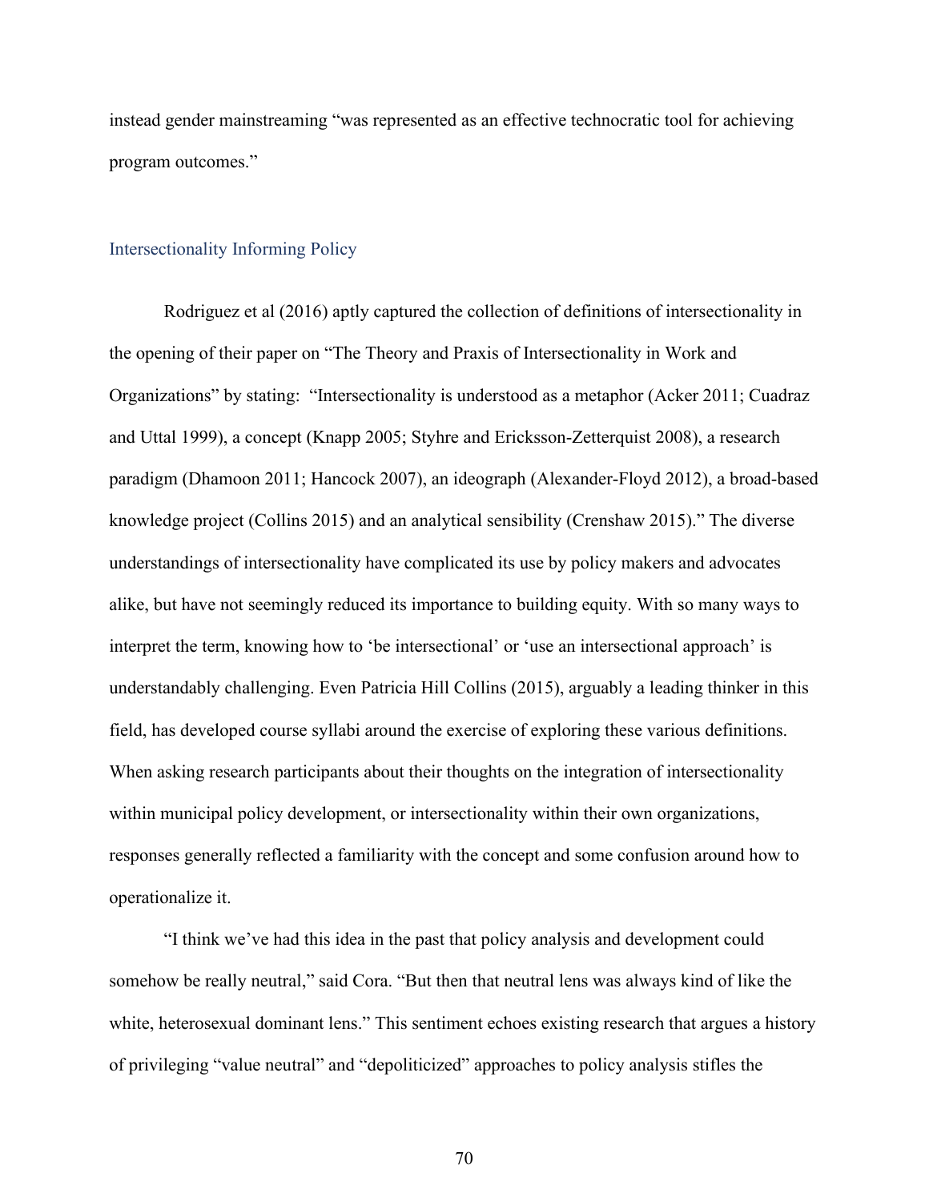instead gender mainstreaming "was represented as an effective technocratic tool for achieving program outcomes."

## Intersectionality Informing Policy

Rodriguez et al (2016) aptly captured the collection of definitions of intersectionality in the opening of their paper on "The Theory and Praxis of Intersectionality in Work and Organizations" by stating: "Intersectionality is understood as a metaphor (Acker 2011; Cuadraz and Uttal 1999), a concept (Knapp 2005; Styhre and Ericksson-Zetterquist 2008), a research paradigm (Dhamoon 2011; Hancock 2007), an ideograph (Alexander-Floyd 2012), a broad-based knowledge project (Collins 2015) and an analytical sensibility (Crenshaw 2015)." The diverse understandings of intersectionality have complicated its use by policy makers and advocates alike, but have not seemingly reduced its importance to building equity. With so many ways to interpret the term, knowing how to 'be intersectional' or 'use an intersectional approach' is understandably challenging. Even Patricia Hill Collins (2015), arguably a leading thinker in this field, has developed course syllabi around the exercise of exploring these various definitions. When asking research participants about their thoughts on the integration of intersectionality within municipal policy development, or intersectionality within their own organizations, responses generally reflected a familiarity with the concept and some confusion around how to operationalize it.

"I think we've had this idea in the past that policy analysis and development could somehow be really neutral," said Cora. "But then that neutral lens was always kind of like the white, heterosexual dominant lens." This sentiment echoes existing research that argues a history of privileging "value neutral" and "depoliticized" approaches to policy analysis stifles the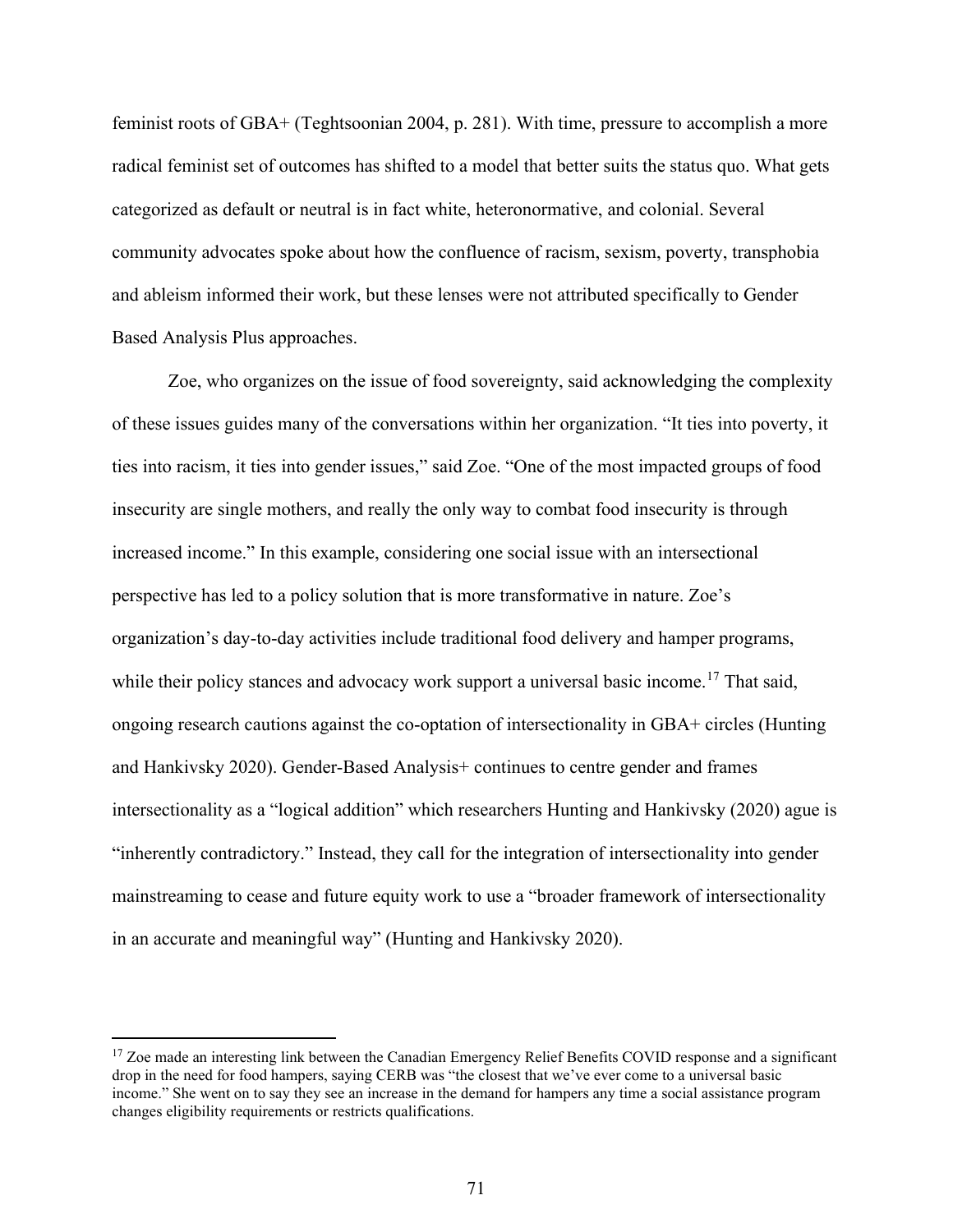feminist roots of GBA+ (Teghtsoonian 2004, p. 281). With time, pressure to accomplish a more radical feminist set of outcomes has shifted to a model that better suits the status quo. What gets categorized as default or neutral is in fact white, heteronormative, and colonial. Several community advocates spoke about how the confluence of racism, sexism, poverty, transphobia and ableism informed their work, but these lenses were not attributed specifically to Gender Based Analysis Plus approaches.

Zoe, who organizes on the issue of food sovereignty, said acknowledging the complexity of these issues guides many of the conversations within her organization. "It ties into poverty, it ties into racism, it ties into gender issues," said Zoe. "One of the most impacted groups of food insecurity are single mothers, and really the only way to combat food insecurity is through increased income." In this example, considering one social issue with an intersectional perspective has led to a policy solution that is more transformative in nature. Zoe's organization's day-to-day activities include traditional food delivery and hamper programs, while their policy stances and advocacy work support a universal basic income.[17] That said, ongoing research cautions against the co-optation of intersectionality in GBA+ circles (Hunting and Hankivsky 2020). Gender-Based Analysis+ continues to centre gender and frames intersectionality as a "logical addition" which researchers Hunting and Hankivsky (2020) ague is "inherently contradictory." Instead, they call for the integration of intersectionality into gender mainstreaming to cease and future equity work to use a "broader framework of intersectionality in an accurate and meaningful way" (Hunting and Hankivsky 2020).

[17] Zoe made an interesting link between the Canadian Emergency Relief Benefits COVID response and a significant drop in the need for food hampers, saying CERB was "the closest that we've ever come to a universal basic income." She went on to say they see an increase in the demand for hampers any time a social assistance program changes eligibility requirements or restricts qualifications.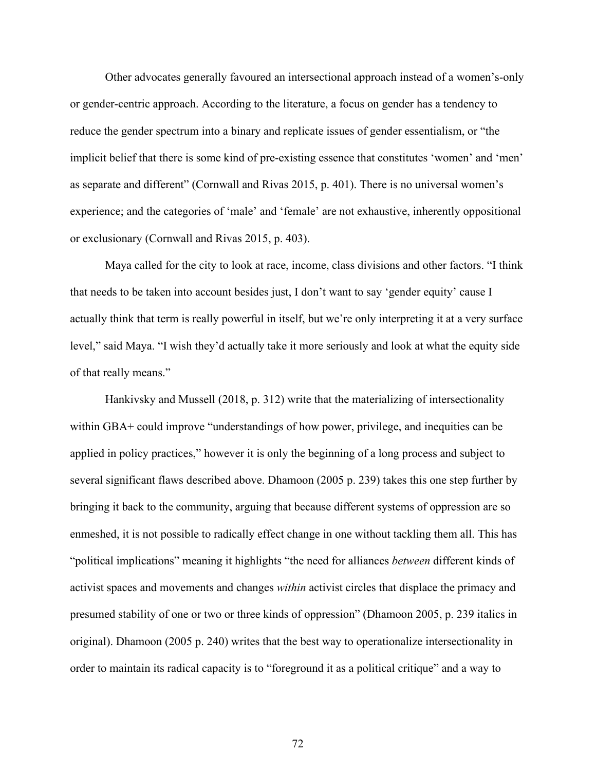Other advocates generally favoured an intersectional approach instead of a women's-only or gender-centric approach. According to the literature, a focus on gender has a tendency to reduce the gender spectrum into a binary and replicate issues of gender essentialism, or "the implicit belief that there is some kind of pre-existing essence that constitutes 'women' and 'men' as separate and different" (Cornwall and Rivas 2015, p. 401). There is no universal women's experience; and the categories of 'male' and 'female' are not exhaustive, inherently oppositional or exclusionary (Cornwall and Rivas 2015, p. 403).

Maya called for the city to look at race, income, class divisions and other factors. "I think that needs to be taken into account besides just, I don't want to say 'gender equity' cause I actually think that term is really powerful in itself, but we're only interpreting it at a very surface level," said Maya. "I wish they'd actually take it more seriously and look at what the equity side of that really means."

Hankivsky and Mussell (2018, p. 312) write that the materializing of intersectionality within GBA+ could improve "understandings of how power, privilege, and inequities can be applied in policy practices," however it is only the beginning of a long process and subject to several significant flaws described above. Dhamoon (2005 p. 239) takes this one step further by bringing it back to the community, arguing that because different systems of oppression are so enmeshed, it is not possible to radically effect change in one without tackling them all. This has "political implications" meaning it highlights "the need for alliances *between* different kinds of activist spaces and movements and changes *within* activist circles that displace the primacy and presumed stability of one or two or three kinds of oppression" (Dhamoon 2005, p. 239 italics in original). Dhamoon (2005 p. 240) writes that the best way to operationalize intersectionality in order to maintain its radical capacity is to "foreground it as a political critique" and a way to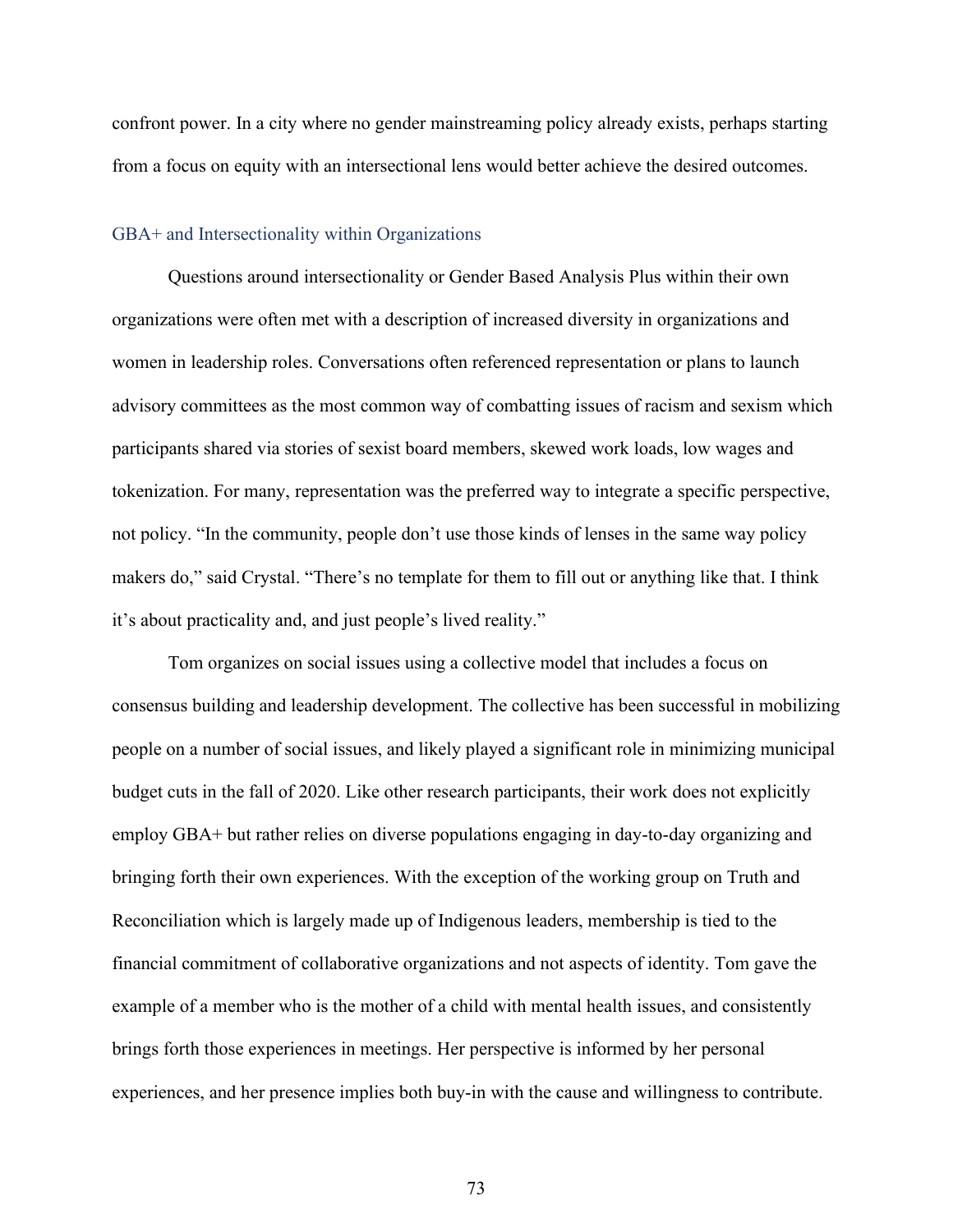confront power. In a city where no gender mainstreaming policy already exists, perhaps starting from a focus on equity with an intersectional lens would better achieve the desired outcomes.

### GBA+ and Intersectionality within Organizations

Questions around intersectionality or Gender Based Analysis Plus within their own organizations were often met with a description of increased diversity in organizations and women in leadership roles. Conversations often referenced representation or plans to launch advisory committees as the most common way of combatting issues of racism and sexism which participants shared via stories of sexist board members, skewed work loads, low wages and tokenization. For many, representation was the preferred way to integrate a specific perspective, not policy. "In the community, people don't use those kinds of lenses in the same way policy makers do," said Crystal. "There's no template for them to fill out or anything like that. I think it's about practicality and, and just people's lived reality."

Tom organizes on social issues using a collective model that includes a focus on consensus building and leadership development. The collective has been successful in mobilizing people on a number of social issues, and likely played a significant role in minimizing municipal budget cuts in the fall of 2020. Like other research participants, their work does not explicitly employ GBA+ but rather relies on diverse populations engaging in day-to-day organizing and bringing forth their own experiences. With the exception of the working group on Truth and Reconciliation which is largely made up of Indigenous leaders, membership is tied to the financial commitment of collaborative organizations and not aspects of identity. Tom gave the example of a member who is the mother of a child with mental health issues, and consistently brings forth those experiences in meetings. Her perspective is informed by her personal experiences, and her presence implies both buy-in with the cause and willingness to contribute.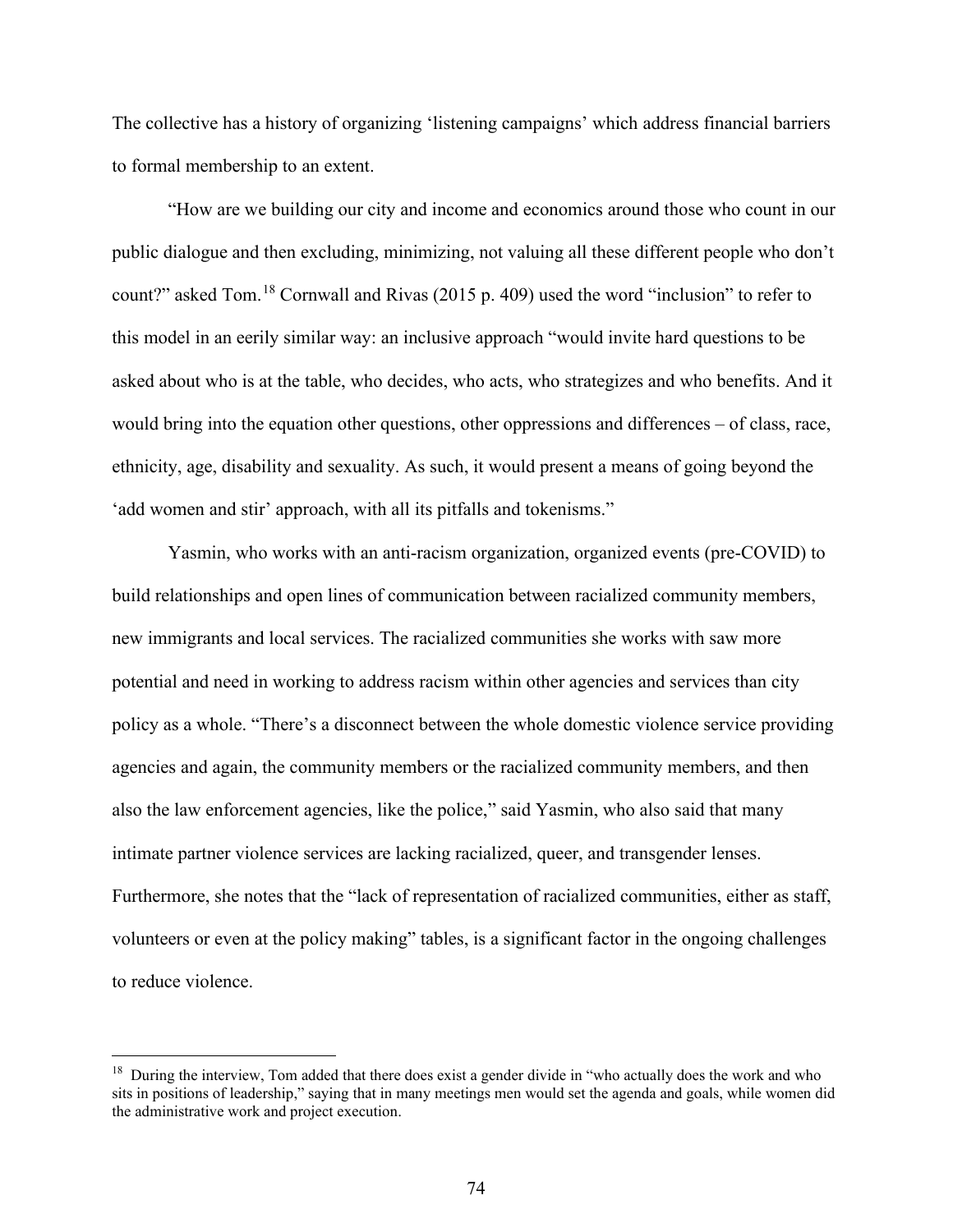The collective has a history of organizing 'listening campaigns' which address financial barriers to formal membership to an extent.

"How are we building our city and income and economics around those who count in our public dialogue and then excluding, minimizing, not valuing all these different people who don't count?" asked Tom.[18] Cornwall and Rivas (2015 p. 409) used the word "inclusion" to refer to this model in an eerily similar way: an inclusive approach "would invite hard questions to be asked about who is at the table, who decides, who acts, who strategizes and who benefits. And it would bring into the equation other questions, other oppressions and differences – of class, race, ethnicity, age, disability and sexuality. As such, it would present a means of going beyond the 'add women and stir' approach, with all its pitfalls and tokenisms."

Yasmin, who works with an anti-racism organization, organized events (pre-COVID) to build relationships and open lines of communication between racialized community members, new immigrants and local services. The racialized communities she works with saw more potential and need in working to address racism within other agencies and services than city policy as a whole. "There's a disconnect between the whole domestic violence service providing agencies and again, the community members or the racialized community members, and then also the law enforcement agencies, like the police," said Yasmin, who also said that many intimate partner violence services are lacking racialized, queer, and transgender lenses. Furthermore, she notes that the "lack of representation of racialized communities, either as staff, volunteers or even at the policy making" tables, is a significant factor in the ongoing challenges to reduce violence.

---

[18] During the interview, Tom added that there does exist a gender divide in "who actually does the work and who sits in positions of leadership," saying that in many meetings men would set the agenda and goals, while women did the administrative work and project execution.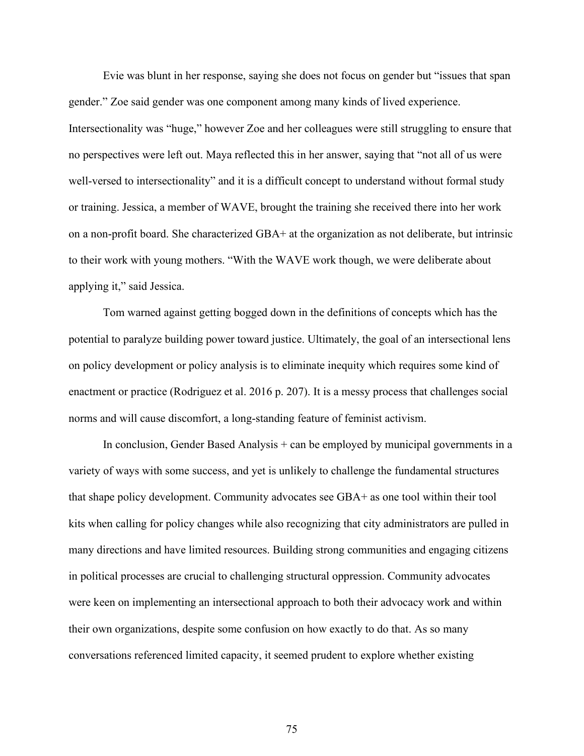Evie was blunt in her response, saying she does not focus on gender but "issues that span gender." Zoe said gender was one component among many kinds of lived experience. Intersectionality was "huge," however Zoe and her colleagues were still struggling to ensure that no perspectives were left out. Maya reflected this in her answer, saying that "not all of us were well-versed to intersectionality" and it is a difficult concept to understand without formal study or training. Jessica, a member of WAVE, brought the training she received there into her work on a non-profit board. She characterized GBA+ at the organization as not deliberate, but intrinsic to their work with young mothers. "With the WAVE work though, we were deliberate about applying it," said Jessica.

Tom warned against getting bogged down in the definitions of concepts which has the potential to paralyze building power toward justice. Ultimately, the goal of an intersectional lens on policy development or policy analysis is to eliminate inequity which requires some kind of enactment or practice (Rodriguez et al. 2016 p. 207). It is a messy process that challenges social norms and will cause discomfort, a long-standing feature of feminist activism.

In conclusion, Gender Based Analysis + can be employed by municipal governments in a variety of ways with some success, and yet is unlikely to challenge the fundamental structures that shape policy development. Community advocates see GBA+ as one tool within their tool kits when calling for policy changes while also recognizing that city administrators are pulled in many directions and have limited resources. Building strong communities and engaging citizens in political processes are crucial to challenging structural oppression. Community advocates were keen on implementing an intersectional approach to both their advocacy work and within their own organizations, despite some confusion on how exactly to do that. As so many conversations referenced limited capacity, it seemed prudent to explore whether existing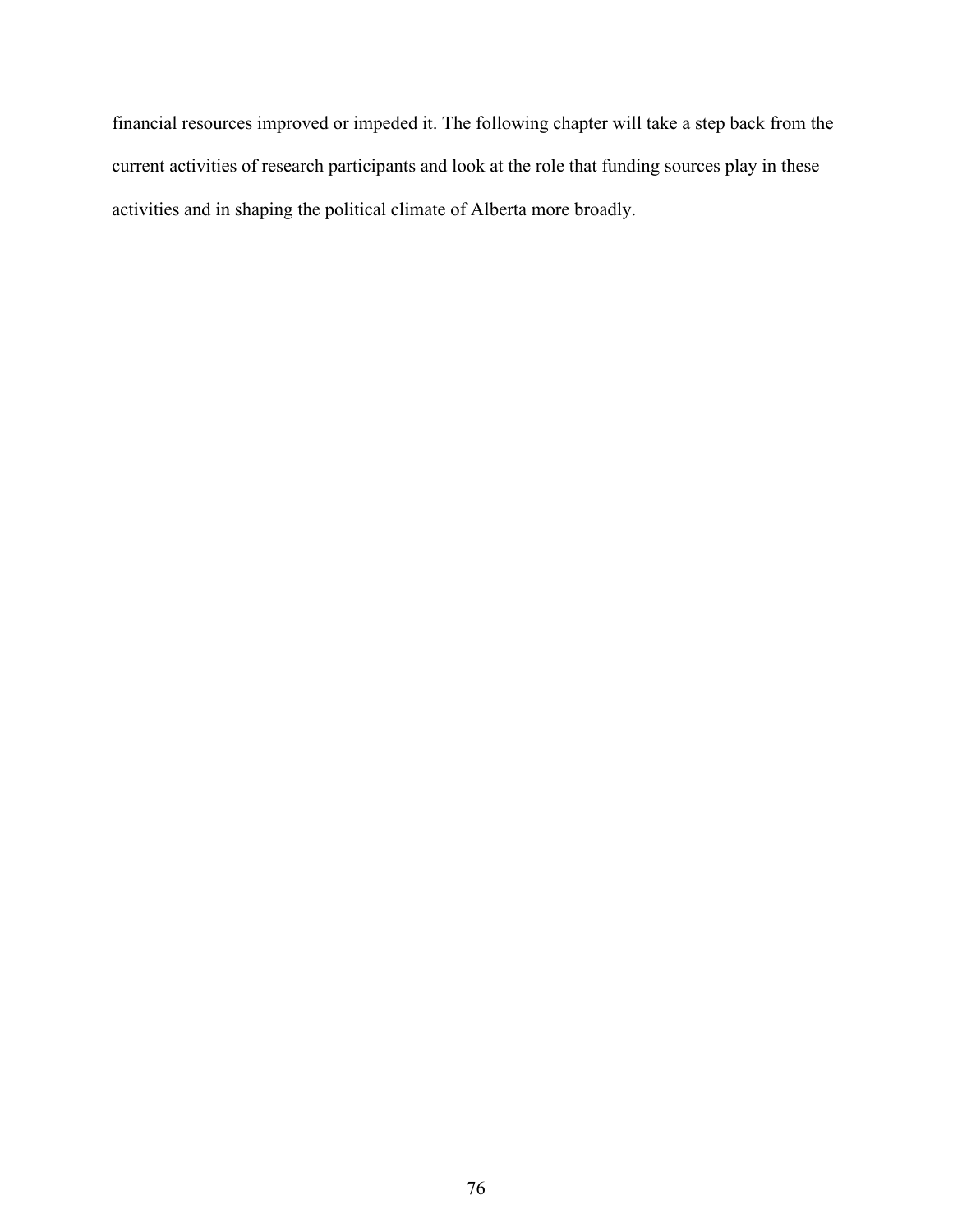financial resources improved or impeded it. The following chapter will take a step back from the current activities of research participants and look at the role that funding sources play in these activities and in shaping the political climate of Alberta more broadly.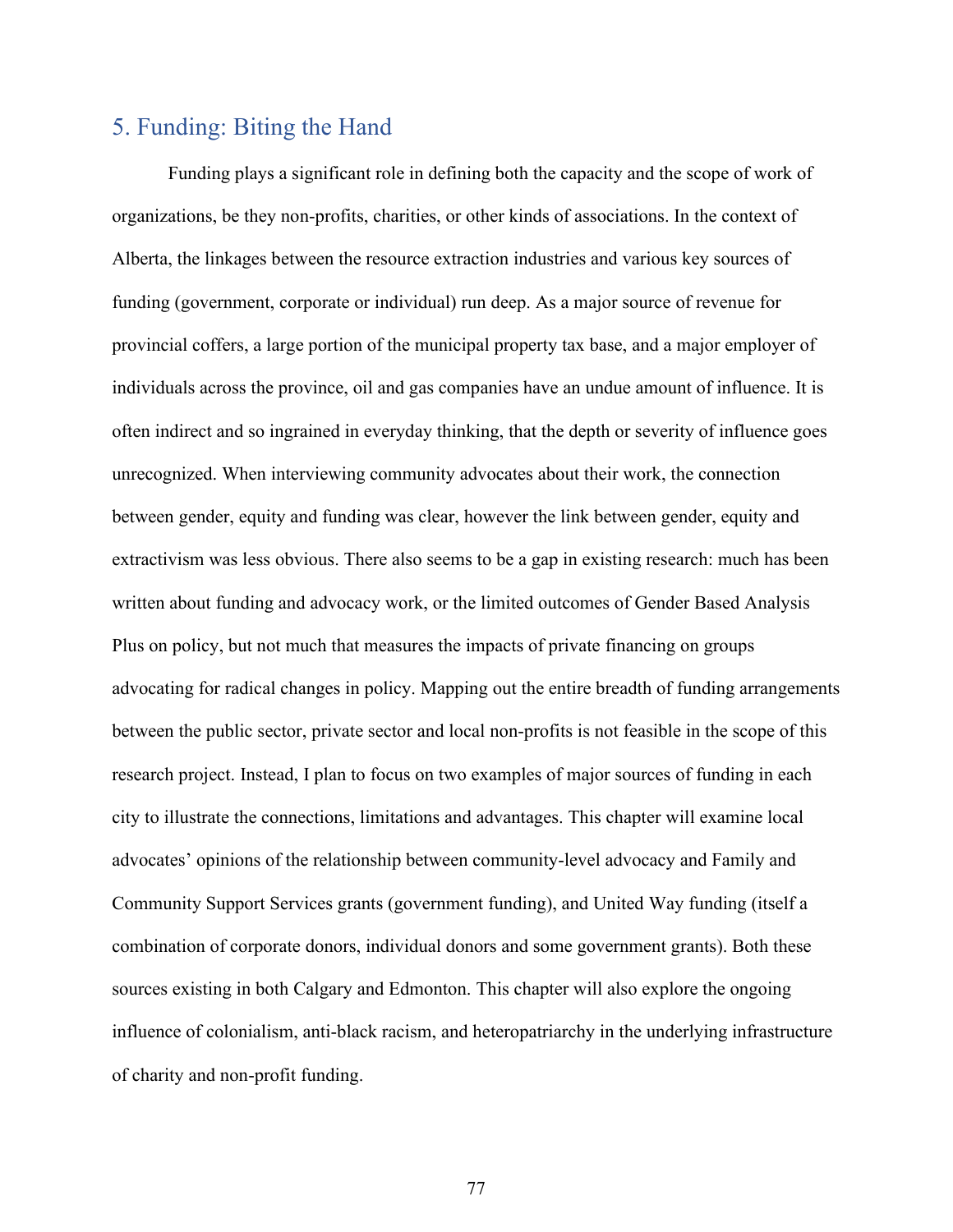## 5. Funding: Biting the Hand

Funding plays a significant role in defining both the capacity and the scope of work of organizations, be they non-profits, charities, or other kinds of associations. In the context of Alberta, the linkages between the resource extraction industries and various key sources of funding (government, corporate or individual) run deep. As a major source of revenue for provincial coffers, a large portion of the municipal property tax base, and a major employer of individuals across the province, oil and gas companies have an undue amount of influence. It is often indirect and so ingrained in everyday thinking, that the depth or severity of influence goes unrecognized. When interviewing community advocates about their work, the connection between gender, equity and funding was clear, however the link between gender, equity and extractivism was less obvious. There also seems to be a gap in existing research: much has been written about funding and advocacy work, or the limited outcomes of Gender Based Analysis Plus on policy, but not much that measures the impacts of private financing on groups advocating for radical changes in policy. Mapping out the entire breadth of funding arrangements between the public sector, private sector and local non-profits is not feasible in the scope of this research project. Instead, I plan to focus on two examples of major sources of funding in each city to illustrate the connections, limitations and advantages. This chapter will examine local advocates' opinions of the relationship between community-level advocacy and Family and Community Support Services grants (government funding), and United Way funding (itself a combination of corporate donors, individual donors and some government grants). Both these sources existing in both Calgary and Edmonton. This chapter will also explore the ongoing influence of colonialism, anti-black racism, and heteropatriarchy in the underlying infrastructure of charity and non-profit funding.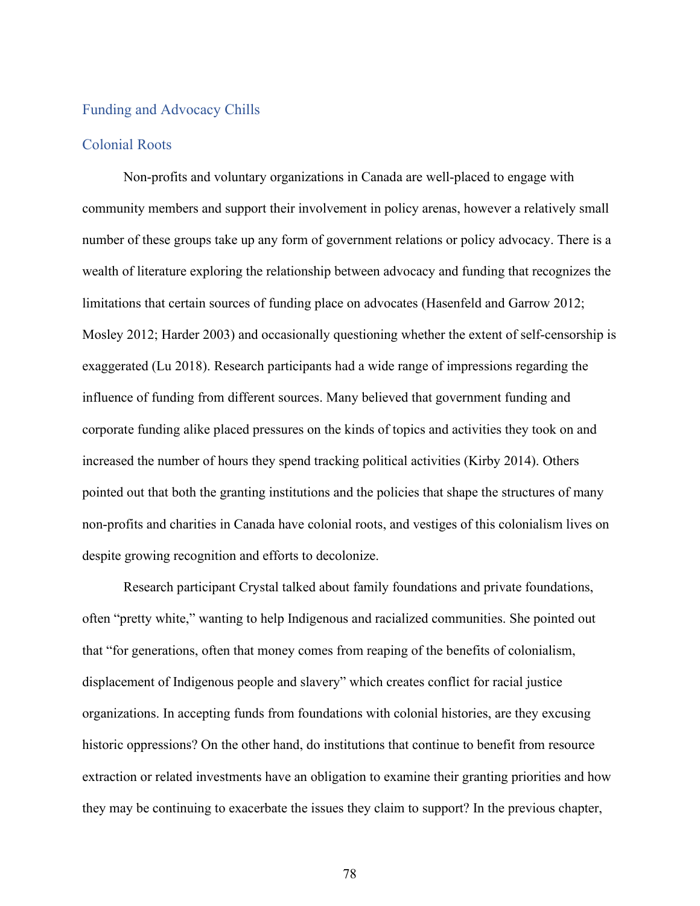## Funding and Advocacy Chills

### Colonial Roots

Non-profits and voluntary organizations in Canada are well-placed to engage with community members and support their involvement in policy arenas, however a relatively small number of these groups take up any form of government relations or policy advocacy. There is a wealth of literature exploring the relationship between advocacy and funding that recognizes the limitations that certain sources of funding place on advocates (Hasenfeld and Garrow 2012; Mosley 2012; Harder 2003) and occasionally questioning whether the extent of self-censorship is exaggerated (Lu 2018). Research participants had a wide range of impressions regarding the influence of funding from different sources. Many believed that government funding and corporate funding alike placed pressures on the kinds of topics and activities they took on and increased the number of hours they spend tracking political activities (Kirby 2014). Others pointed out that both the granting institutions and the policies that shape the structures of many non-profits and charities in Canada have colonial roots, and vestiges of this colonialism lives on despite growing recognition and efforts to decolonize.

Research participant Crystal talked about family foundations and private foundations, often "pretty white," wanting to help Indigenous and racialized communities. She pointed out that "for generations, often that money comes from reaping of the benefits of colonialism, displacement of Indigenous people and slavery" which creates conflict for racial justice organizations. In accepting funds from foundations with colonial histories, are they excusing historic oppressions? On the other hand, do institutions that continue to benefit from resource extraction or related investments have an obligation to examine their granting priorities and how they may be continuing to exacerbate the issues they claim to support? In the previous chapter,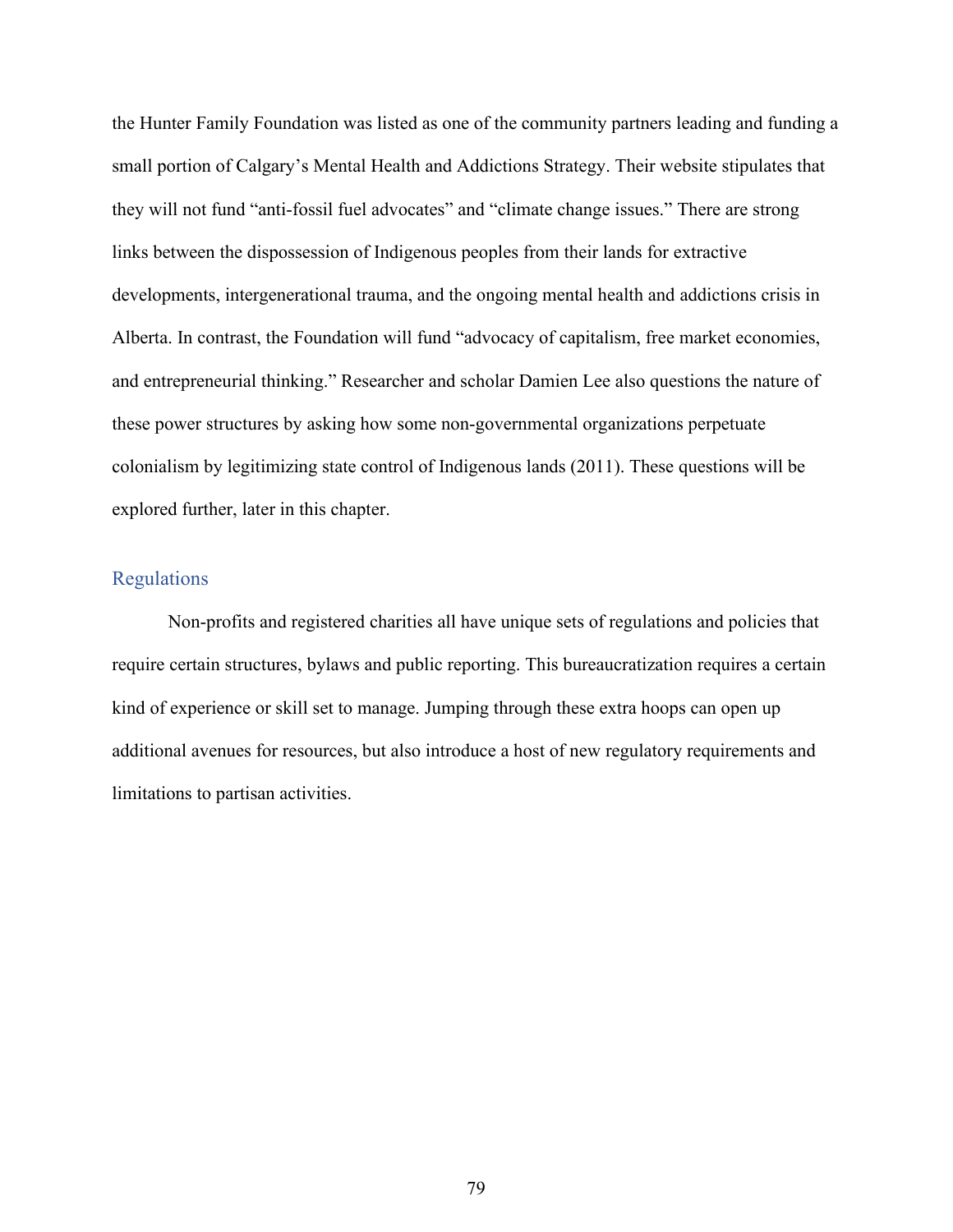the Hunter Family Foundation was listed as one of the community partners leading and funding a small portion of Calgary's Mental Health and Addictions Strategy. Their website stipulates that they will not fund "anti-fossil fuel advocates" and "climate change issues." There are strong links between the dispossession of Indigenous peoples from their lands for extractive developments, intergenerational trauma, and the ongoing mental health and addictions crisis in Alberta. In contrast, the Foundation will fund "advocacy of capitalism, free market economies, and entrepreneurial thinking." Researcher and scholar Damien Lee also questions the nature of these power structures by asking how some non-governmental organizations perpetuate colonialism by legitimizing state control of Indigenous lands (2011). These questions will be explored further, later in this chapter.

## Regulations

Non-profits and registered charities all have unique sets of regulations and policies that require certain structures, bylaws and public reporting. This bureaucratization requires a certain kind of experience or skill set to manage. Jumping through these extra hoops can open up additional avenues for resources, but also introduce a host of new regulatory requirements and limitations to partisan activities.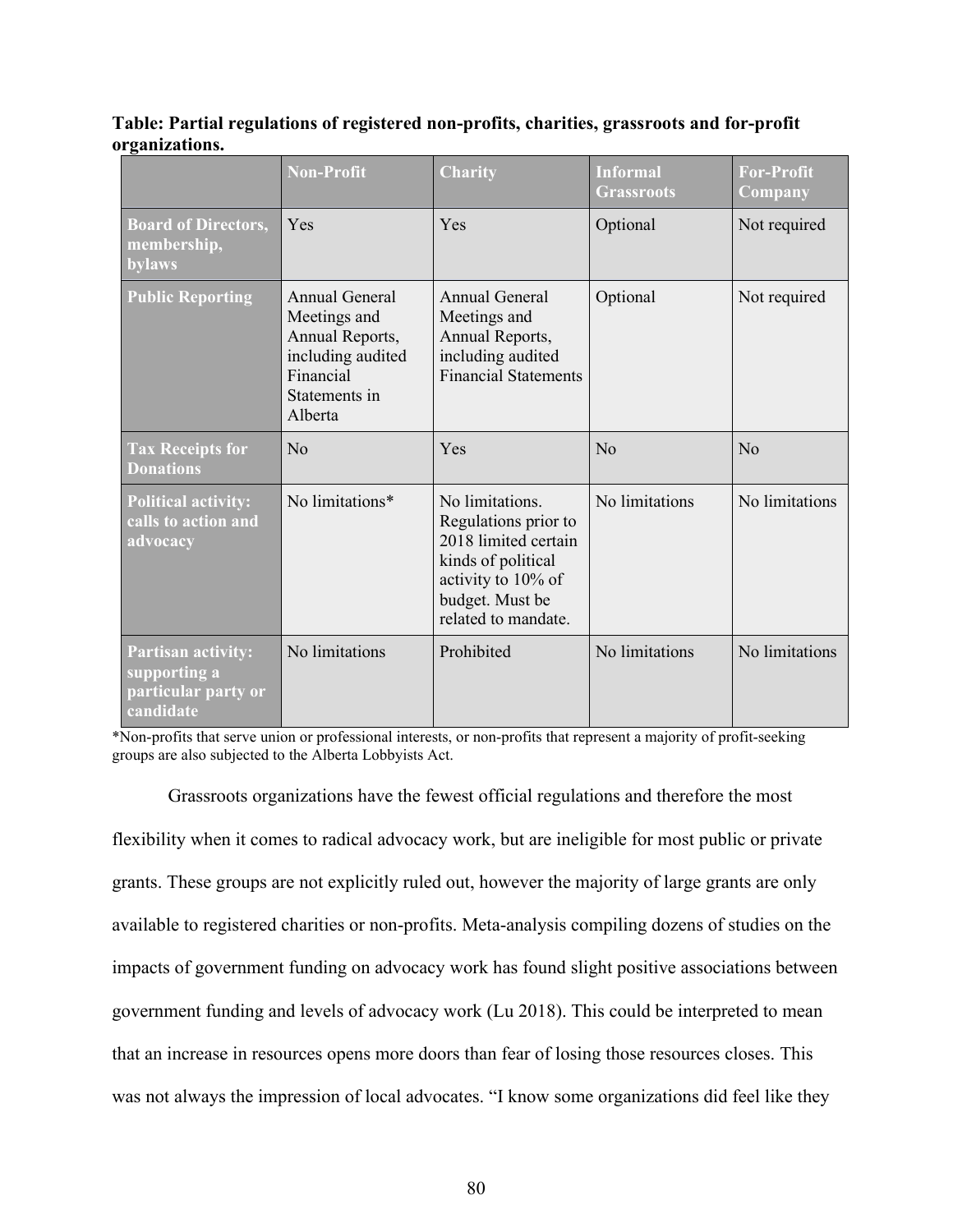**Table: Partial regulations of registered non-profits, charities, grassroots and for-profit organizations.**

| | Non-Profit | Charity | Informal Grassroots | For-Profit Company |
|---|---|---|---|---|
| **Board of Directors, membership, bylaws** | Yes | Yes | Optional | Not required |
| **Public Reporting** | Annual General Meetings and Annual Reports, including audited Financial Statements in Alberta | Annual General Meetings and Annual Reports, including audited Financial Statements | Optional | Not required |
| **Tax Receipts for Donations** | No | Yes | No | No |
| **Political activity: calls to action and advocacy** | No limitations* | No limitations. Regulations prior to 2018 limited certain kinds of political activity to 10% of budget. Must be related to mandate. | No limitations | No limitations |
| **Partisan activity: supporting a particular party or candidate** | No limitations | Prohibited | No limitations | No limitations |

*Non-profits that serve union or professional interests, or non-profits that represent a majority of profit-seeking groups are also subjected to the Alberta Lobbyists Act.

Grassroots organizations have the fewest official regulations and therefore the most flexibility when it comes to radical advocacy work, but are ineligible for most public or private grants. These groups are not explicitly ruled out, however the majority of large grants are only available to registered charities or non-profits. Meta-analysis compiling dozens of studies on the impacts of government funding on advocacy work has found slight positive associations between government funding and levels of advocacy work (Lu 2018). This could be interpreted to mean that an increase in resources opens more doors than fear of losing those resources closes. This was not always the impression of local advocates. "I know some organizations did feel like they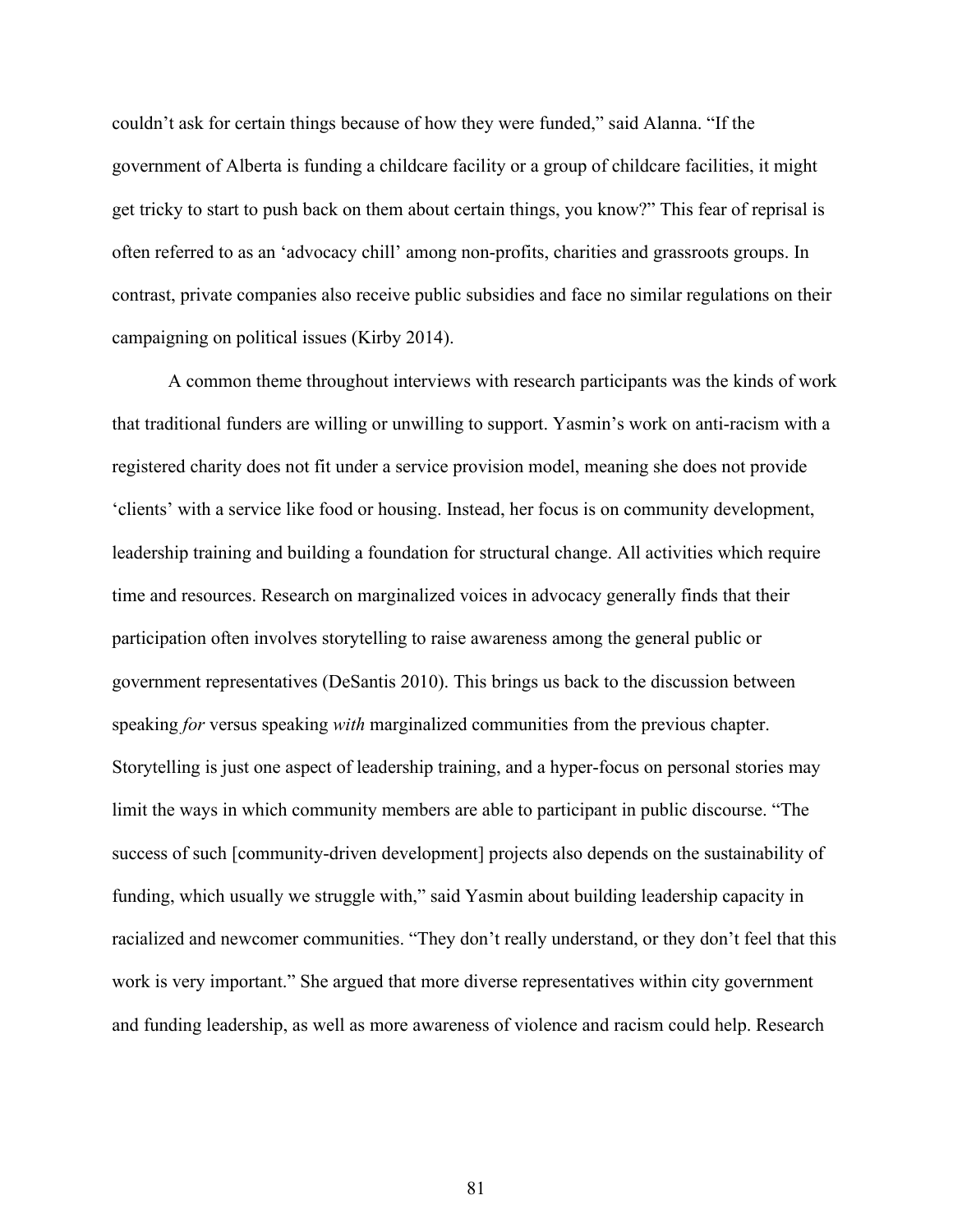couldn't ask for certain things because of how they were funded," said Alanna. "If the government of Alberta is funding a childcare facility or a group of childcare facilities, it might get tricky to start to push back on them about certain things, you know?" This fear of reprisal is often referred to as an 'advocacy chill' among non-profits, charities and grassroots groups. In contrast, private companies also receive public subsidies and face no similar regulations on their campaigning on political issues (Kirby 2014).

A common theme throughout interviews with research participants was the kinds of work that traditional funders are willing or unwilling to support. Yasmin's work on anti-racism with a registered charity does not fit under a service provision model, meaning she does not provide 'clients' with a service like food or housing. Instead, her focus is on community development, leadership training and building a foundation for structural change. All activities which require time and resources. Research on marginalized voices in advocacy generally finds that their participation often involves storytelling to raise awareness among the general public or government representatives (DeSantis 2010). This brings us back to the discussion between speaking *for* versus speaking *with* marginalized communities from the previous chapter. Storytelling is just one aspect of leadership training, and a hyper-focus on personal stories may limit the ways in which community members are able to participant in public discourse. "The success of such [community-driven development] projects also depends on the sustainability of funding, which usually we struggle with," said Yasmin about building leadership capacity in racialized and newcomer communities. "They don't really understand, or they don't feel that this work is very important." She argued that more diverse representatives within city government and funding leadership, as well as more awareness of violence and racism could help. Research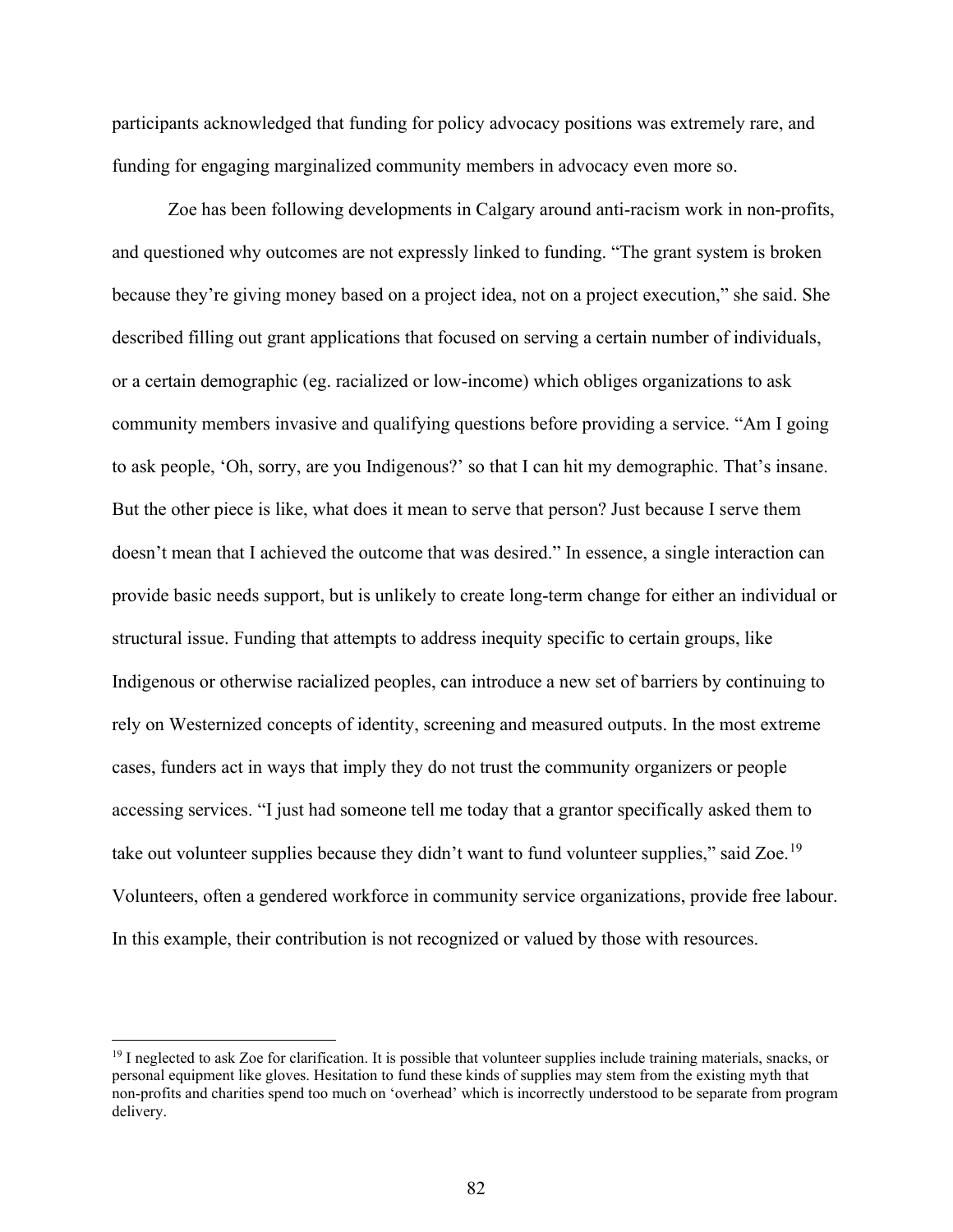participants acknowledged that funding for policy advocacy positions was extremely rare, and funding for engaging marginalized community members in advocacy even more so.

Zoe has been following developments in Calgary around anti-racism work in non-profits, and questioned why outcomes are not expressly linked to funding. "The grant system is broken because they're giving money based on a project idea, not on a project execution," she said. She described filling out grant applications that focused on serving a certain number of individuals, or a certain demographic (eg. racialized or low-income) which obliges organizations to ask community members invasive and qualifying questions before providing a service. "Am I going to ask people, 'Oh, sorry, are you Indigenous?' so that I can hit my demographic. That's insane. But the other piece is like, what does it mean to serve that person? Just because I serve them doesn't mean that I achieved the outcome that was desired." In essence, a single interaction can provide basic needs support, but is unlikely to create long-term change for either an individual or structural issue. Funding that attempts to address inequity specific to certain groups, like Indigenous or otherwise racialized peoples, can introduce a new set of barriers by continuing to rely on Westernized concepts of identity, screening and measured outputs. In the most extreme cases, funders act in ways that imply they do not trust the community organizers or people accessing services. "I just had someone tell me today that a grantor specifically asked them to take out volunteer supplies because they didn't want to fund volunteer supplies," said Zoe.[19] Volunteers, often a gendered workforce in community service organizations, provide free labour. In this example, their contribution is not recognized or valued by those with resources.

[19] I neglected to ask Zoe for clarification. It is possible that volunteer supplies include training materials, snacks, or personal equipment like gloves. Hesitation to fund these kinds of supplies may stem from the existing myth that non-profits and charities spend too much on 'overhead' which is incorrectly understood to be separate from program delivery.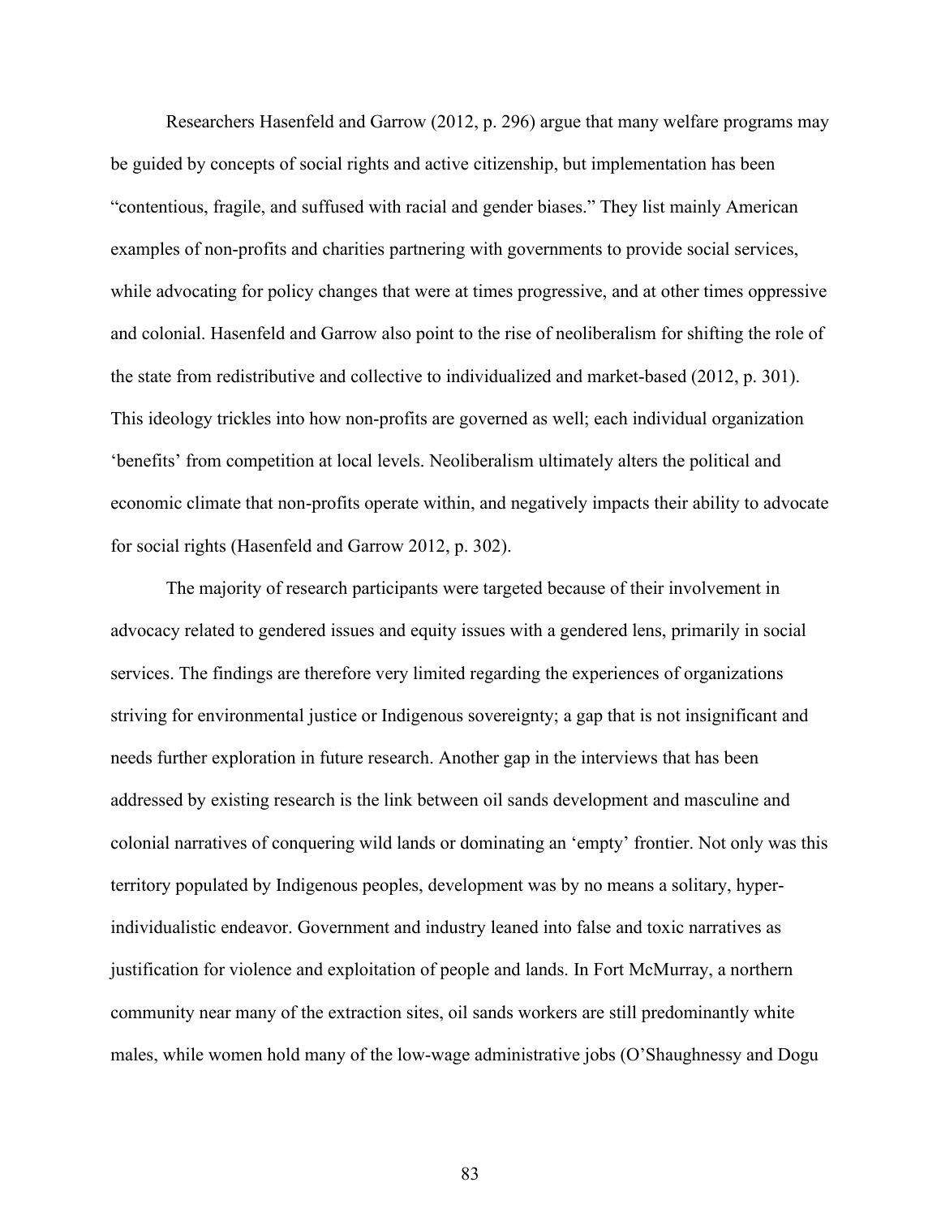Researchers Hasenfeld and Garrow (2012, p. 296) argue that many welfare programs may be guided by concepts of social rights and active citizenship, but implementation has been "contentious, fragile, and suffused with racial and gender biases." They list mainly American examples of non-profits and charities partnering with governments to provide social services, while advocating for policy changes that were at times progressive, and at other times oppressive and colonial. Hasenfeld and Garrow also point to the rise of neoliberalism for shifting the role of the state from redistributive and collective to individualized and market-based (2012, p. 301). This ideology trickles into how non-profits are governed as well; each individual organization 'benefits' from competition at local levels. Neoliberalism ultimately alters the political and economic climate that non-profits operate within, and negatively impacts their ability to advocate for social rights (Hasenfeld and Garrow 2012, p. 302).

The majority of research participants were targeted because of their involvement in advocacy related to gendered issues and equity issues with a gendered lens, primarily in social services. The findings are therefore very limited regarding the experiences of organizations striving for environmental justice or Indigenous sovereignty; a gap that is not insignificant and needs further exploration in future research. Another gap in the interviews that has been addressed by existing research is the link between oil sands development and masculine and colonial narratives of conquering wild lands or dominating an 'empty' frontier. Not only was this territory populated by Indigenous peoples, development was by no means a solitary, hyper-individualistic endeavor. Government and industry leaned into false and toxic narratives as justification for violence and exploitation of people and lands. In Fort McMurray, a northern community near many of the extraction sites, oil sands workers are still predominantly white males, while women hold many of the low-wage administrative jobs (O'Shaughnessy and Dogu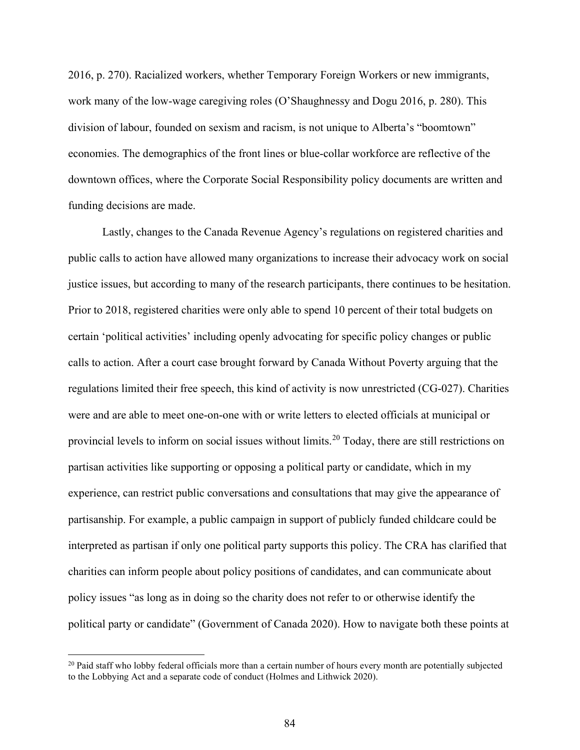2016, p. 270). Racialized workers, whether Temporary Foreign Workers or new immigrants, work many of the low-wage caregiving roles (O'Shaughnessy and Dogu 2016, p. 280). This division of labour, founded on sexism and racism, is not unique to Alberta's "boomtown" economies. The demographics of the front lines or blue-collar workforce are reflective of the downtown offices, where the Corporate Social Responsibility policy documents are written and funding decisions are made.

Lastly, changes to the Canada Revenue Agency's regulations on registered charities and public calls to action have allowed many organizations to increase their advocacy work on social justice issues, but according to many of the research participants, there continues to be hesitation. Prior to 2018, registered charities were only able to spend 10 percent of their total budgets on certain 'political activities' including openly advocating for specific policy changes or public calls to action. After a court case brought forward by Canada Without Poverty arguing that the regulations limited their free speech, this kind of activity is now unrestricted (CG-027). Charities were and are able to meet one-on-one with or write letters to elected officials at municipal or provincial levels to inform on social issues without limits.[20] Today, there are still restrictions on partisan activities like supporting or opposing a political party or candidate, which in my experience, can restrict public conversations and consultations that may give the appearance of partisanship. For example, a public campaign in support of publicly funded childcare could be interpreted as partisan if only one political party supports this policy. The CRA has clarified that charities can inform people about policy positions of candidates, and can communicate about policy issues "as long as in doing so the charity does not refer to or otherwise identify the political party or candidate" (Government of Canada 2020). How to navigate both these points at

---

[20] Paid staff who lobby federal officials more than a certain number of hours every month are potentially subjected to the Lobbying Act and a separate code of conduct (Holmes and Lithwick 2020).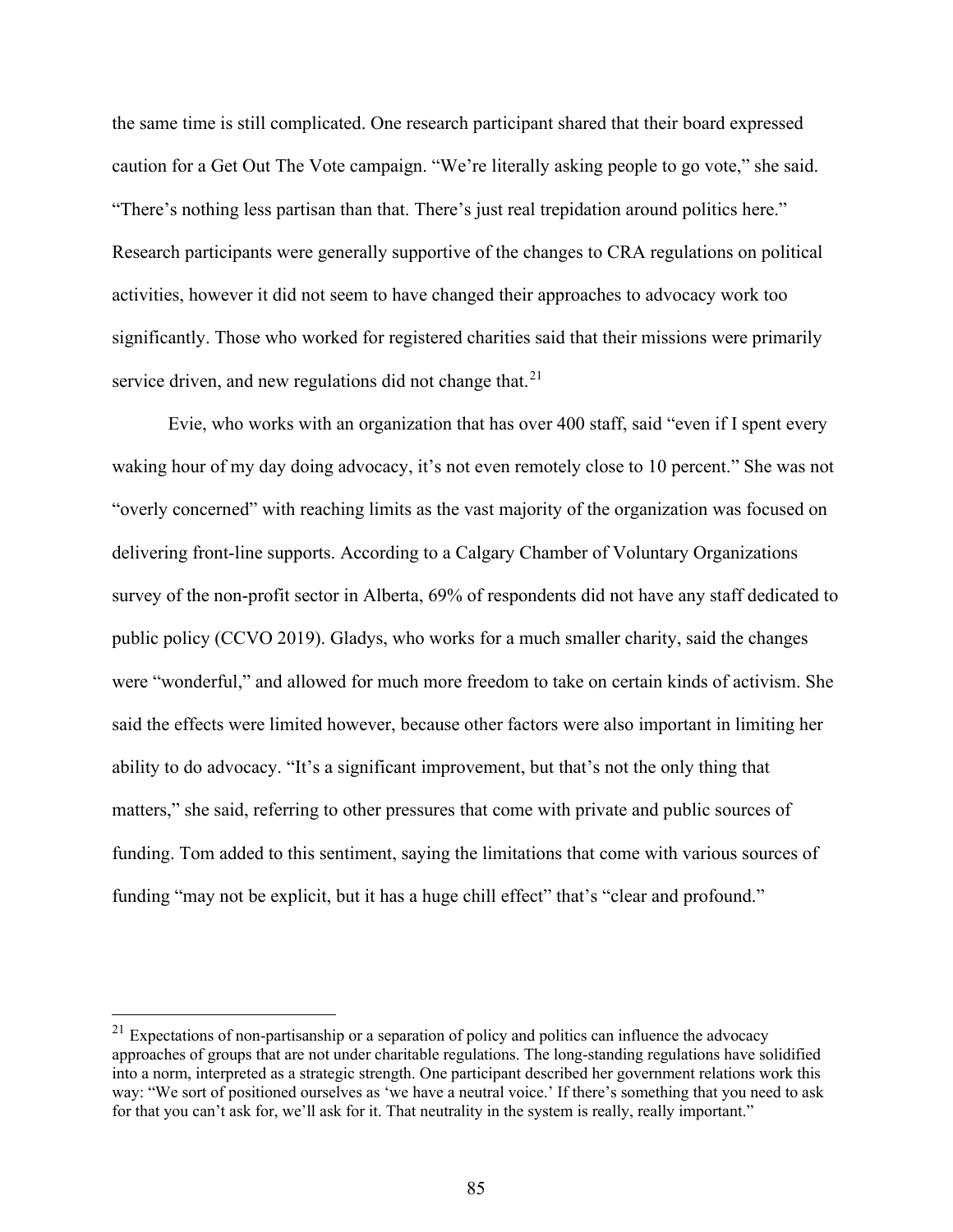the same time is still complicated. One research participant shared that their board expressed caution for a Get Out The Vote campaign. "We're literally asking people to go vote," she said. "There's nothing less partisan than that. There's just real trepidation around politics here." Research participants were generally supportive of the changes to CRA regulations on political activities, however it did not seem to have changed their approaches to advocacy work too significantly. Those who worked for registered charities said that their missions were primarily service driven, and new regulations did not change that.[21]

Evie, who works with an organization that has over 400 staff, said "even if I spent every waking hour of my day doing advocacy, it's not even remotely close to 10 percent." She was not "overly concerned" with reaching limits as the vast majority of the organization was focused on delivering front-line supports. According to a Calgary Chamber of Voluntary Organizations survey of the non-profit sector in Alberta, 69% of respondents did not have any staff dedicated to public policy (CCVO 2019). Gladys, who works for a much smaller charity, said the changes were "wonderful," and allowed for much more freedom to take on certain kinds of activism. She said the effects were limited however, because other factors were also important in limiting her ability to do advocacy. "It's a significant improvement, but that's not the only thing that matters," she said, referring to other pressures that come with private and public sources of funding. Tom added to this sentiment, saying the limitations that come with various sources of funding "may not be explicit, but it has a huge chill effect" that's "clear and profound."

---

[21] Expectations of non-partisanship or a separation of policy and politics can influence the advocacy approaches of groups that are not under charitable regulations. The long-standing regulations have solidified into a norm, interpreted as a strategic strength. One participant described her government relations work this way: "We sort of positioned ourselves as 'we have a neutral voice.' If there's something that you need to ask for that you can't ask for, we'll ask for it. That neutrality in the system is really, really important."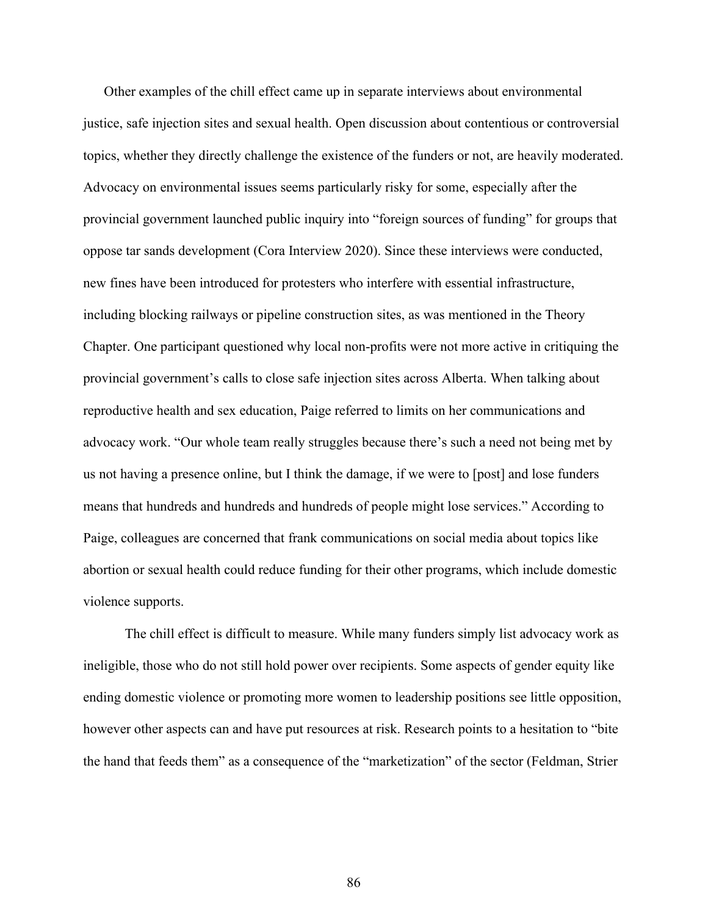Other examples of the chill effect came up in separate interviews about environmental justice, safe injection sites and sexual health. Open discussion about contentious or controversial topics, whether they directly challenge the existence of the funders or not, are heavily moderated. Advocacy on environmental issues seems particularly risky for some, especially after the provincial government launched public inquiry into "foreign sources of funding" for groups that oppose tar sands development (Cora Interview 2020). Since these interviews were conducted, new fines have been introduced for protesters who interfere with essential infrastructure, including blocking railways or pipeline construction sites, as was mentioned in the Theory Chapter. One participant questioned why local non-profits were not more active in critiquing the provincial government's calls to close safe injection sites across Alberta. When talking about reproductive health and sex education, Paige referred to limits on her communications and advocacy work. "Our whole team really struggles because there's such a need not being met by us not having a presence online, but I think the damage, if we were to [post] and lose funders means that hundreds and hundreds and hundreds of people might lose services." According to Paige, colleagues are concerned that frank communications on social media about topics like abortion or sexual health could reduce funding for their other programs, which include domestic violence supports.

The chill effect is difficult to measure. While many funders simply list advocacy work as ineligible, those who do not still hold power over recipients. Some aspects of gender equity like ending domestic violence or promoting more women to leadership positions see little opposition, however other aspects can and have put resources at risk. Research points to a hesitation to "bite the hand that feeds them" as a consequence of the "marketization" of the sector (Feldman, Strier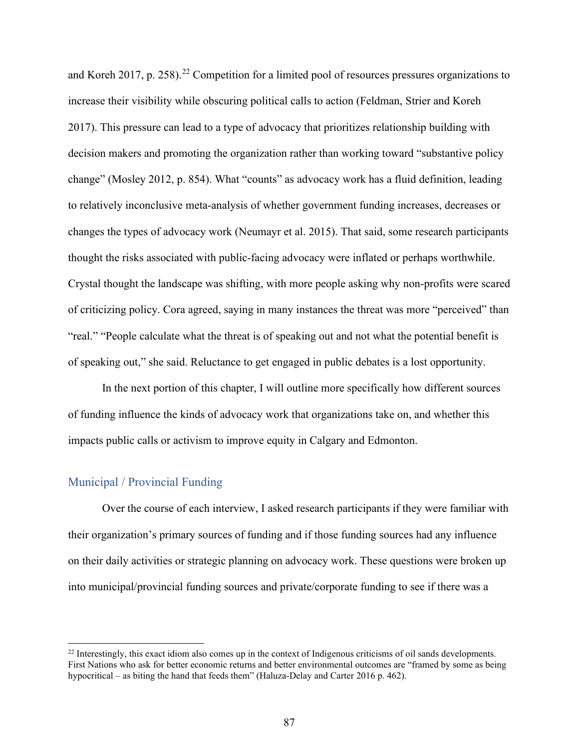and Koreh 2017, p. 258).[22] Competition for a limited pool of resources pressures organizations to increase their visibility while obscuring political calls to action (Feldman, Strier and Koreh 2017). This pressure can lead to a type of advocacy that prioritizes relationship building with decision makers and promoting the organization rather than working toward "substantive policy change" (Mosley 2012, p. 854). What "counts" as advocacy work has a fluid definition, leading to relatively inconclusive meta-analysis of whether government funding increases, decreases or changes the types of advocacy work (Neumayr et al. 2015). That said, some research participants thought the risks associated with public-facing advocacy were inflated or perhaps worthwhile. Crystal thought the landscape was shifting, with more people asking why non-profits were scared of criticizing policy. Cora agreed, saying in many instances the threat was more "perceived" than "real." "People calculate what the threat is of speaking out and not what the potential benefit is of speaking out," she said. Reluctance to get engaged in public debates is a lost opportunity.

In the next portion of this chapter, I will outline more specifically how different sources of funding influence the kinds of advocacy work that organizations take on, and whether this impacts public calls or activism to improve equity in Calgary and Edmonton.

## Municipal / Provincial Funding

Over the course of each interview, I asked research participants if they were familiar with their organization's primary sources of funding and if those funding sources had any influence on their daily activities or strategic planning on advocacy work. These questions were broken up into municipal/provincial funding sources and private/corporate funding to see if there was a

[22] Interestingly, this exact idiom also comes up in the context of Indigenous criticisms of oil sands developments. First Nations who ask for better economic returns and better environmental outcomes are "framed by some as being hypocritical – as biting the hand that feeds them" (Haluza-Delay and Carter 2016 p. 462).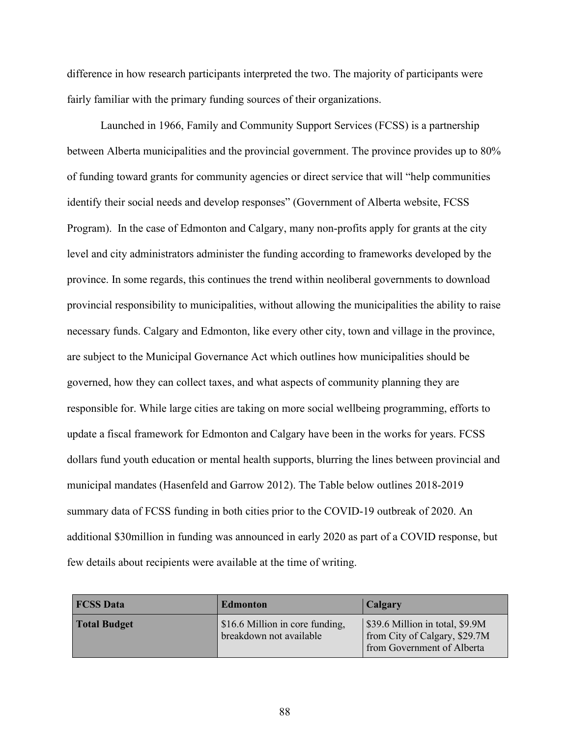difference in how research participants interpreted the two. The majority of participants were fairly familiar with the primary funding sources of their organizations.

Launched in 1966, Family and Community Support Services (FCSS) is a partnership between Alberta municipalities and the provincial government. The province provides up to 80% of funding toward grants for community agencies or direct service that will "help communities identify their social needs and develop responses" (Government of Alberta website, FCSS Program). In the case of Edmonton and Calgary, many non-profits apply for grants at the city level and city administrators administer the funding according to frameworks developed by the province. In some regards, this continues the trend within neoliberal governments to download provincial responsibility to municipalities, without allowing the municipalities the ability to raise necessary funds. Calgary and Edmonton, like every other city, town and village in the province, are subject to the Municipal Governance Act which outlines how municipalities should be governed, how they can collect taxes, and what aspects of community planning they are responsible for. While large cities are taking on more social wellbeing programming, efforts to update a fiscal framework for Edmonton and Calgary have been in the works for years. FCSS dollars fund youth education or mental health supports, blurring the lines between provincial and municipal mandates (Hasenfeld and Garrow 2012). The Table below outlines 2018-2019 summary data of FCSS funding in both cities prior to the COVID-19 outbreak of 2020. An additional $30million in funding was announced in early 2020 as part of a COVID response, but few details about recipients were available at the time of writing.

| FCSS Data | Edmonton | Calgary |
|---|---|---|
| **Total Budget** | $16.6 Million in core funding, breakdown not available | $39.6 Million in total, $9.9M from City of Calgary, $29.7M from Government of Alberta |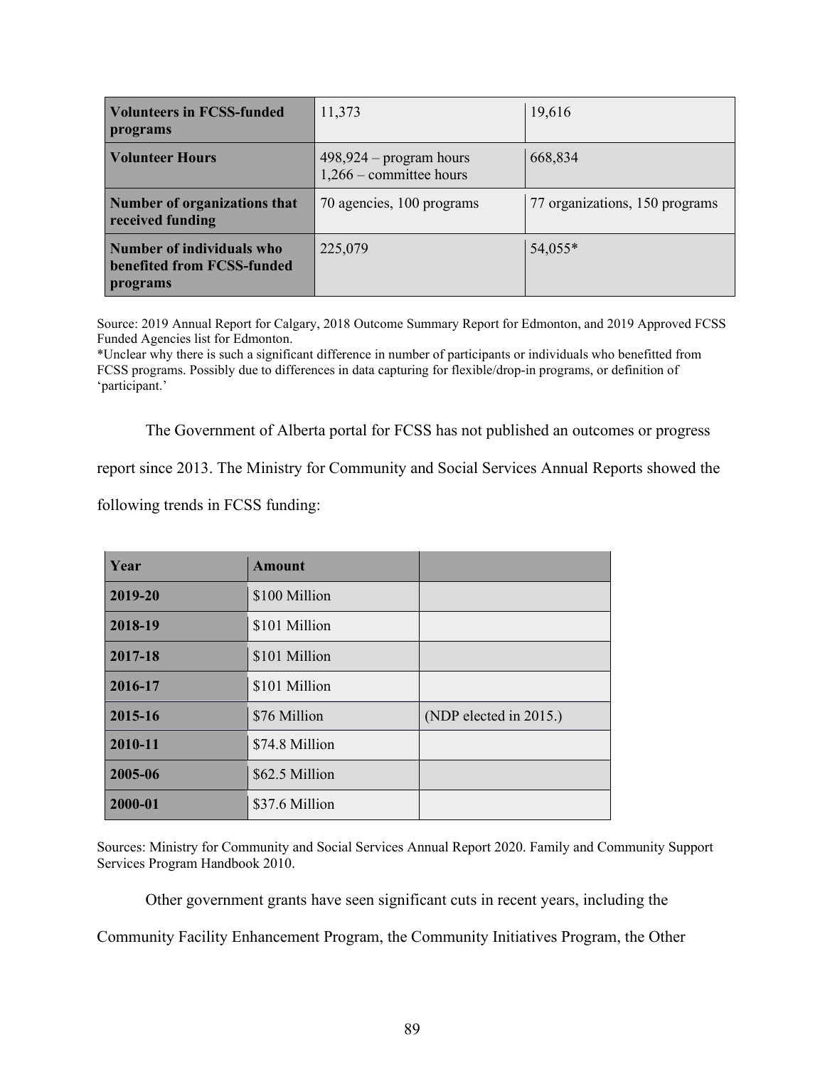| Volunteers in FCSS-funded programs | 11,373 | 19,616 |
|---|---|---|
| **Volunteer Hours** | 498,924 – program hours<br>1,266 – committee hours | 668,834 |
| **Number of organizations that received funding** | 70 agencies, 100 programs | 77 organizations, 150 programs |
| **Number of individuals who benefited from FCSS-funded programs** | 225,079 | 54,055* |

Source: 2019 Annual Report for Calgary, 2018 Outcome Summary Report for Edmonton, and 2019 Approved FCSS Funded Agencies list for Edmonton.
*Unclear why there is such a significant difference in number of participants or individuals who benefitted from FCSS programs. Possibly due to differences in data capturing for flexible/drop-in programs, or definition of 'participant.'

The Government of Alberta portal for FCSS has not published an outcomes or progress report since 2013. The Ministry for Community and Social Services Annual Reports showed the following trends in FCSS funding:

| Year | Amount | |
|---|---|---|
| **2019-20** | $100 Million | |
| **2018-19** | $101 Million | |
| **2017-18** | $101 Million | |
| **2016-17** | $101 Million | |
| **2015-16** | $76 Million | (NDP elected in 2015.) |
| **2010-11** | $74.8 Million | |
| **2005-06** | $62.5 Million | |
| **2000-01** | $37.6 Million | |

Sources: Ministry for Community and Social Services Annual Report 2020. Family and Community Support Services Program Handbook 2010.

Other government grants have seen significant cuts in recent years, including the Community Facility Enhancement Program, the Community Initiatives Program, the Other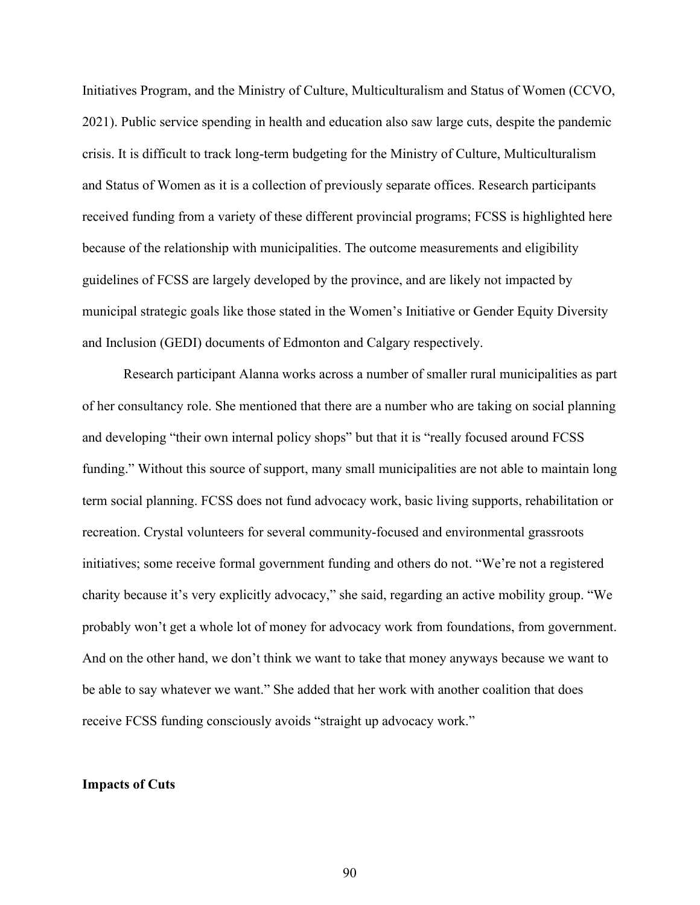Initiatives Program, and the Ministry of Culture, Multiculturalism and Status of Women (CCVO, 2021). Public service spending in health and education also saw large cuts, despite the pandemic crisis. It is difficult to track long-term budgeting for the Ministry of Culture, Multiculturalism and Status of Women as it is a collection of previously separate offices. Research participants received funding from a variety of these different provincial programs; FCSS is highlighted here because of the relationship with municipalities. The outcome measurements and eligibility guidelines of FCSS are largely developed by the province, and are likely not impacted by municipal strategic goals like those stated in the Women's Initiative or Gender Equity Diversity and Inclusion (GEDI) documents of Edmonton and Calgary respectively.

Research participant Alanna works across a number of smaller rural municipalities as part of her consultancy role. She mentioned that there are a number who are taking on social planning and developing "their own internal policy shops" but that it is "really focused around FCSS funding." Without this source of support, many small municipalities are not able to maintain long term social planning. FCSS does not fund advocacy work, basic living supports, rehabilitation or recreation. Crystal volunteers for several community-focused and environmental grassroots initiatives; some receive formal government funding and others do not. "We're not a registered charity because it's very explicitly advocacy," she said, regarding an active mobility group. "We probably won't get a whole lot of money for advocacy work from foundations, from government. And on the other hand, we don't think we want to take that money anyways because we want to be able to say whatever we want." She added that her work with another coalition that does receive FCSS funding consciously avoids "straight up advocacy work."

### Impacts of Cuts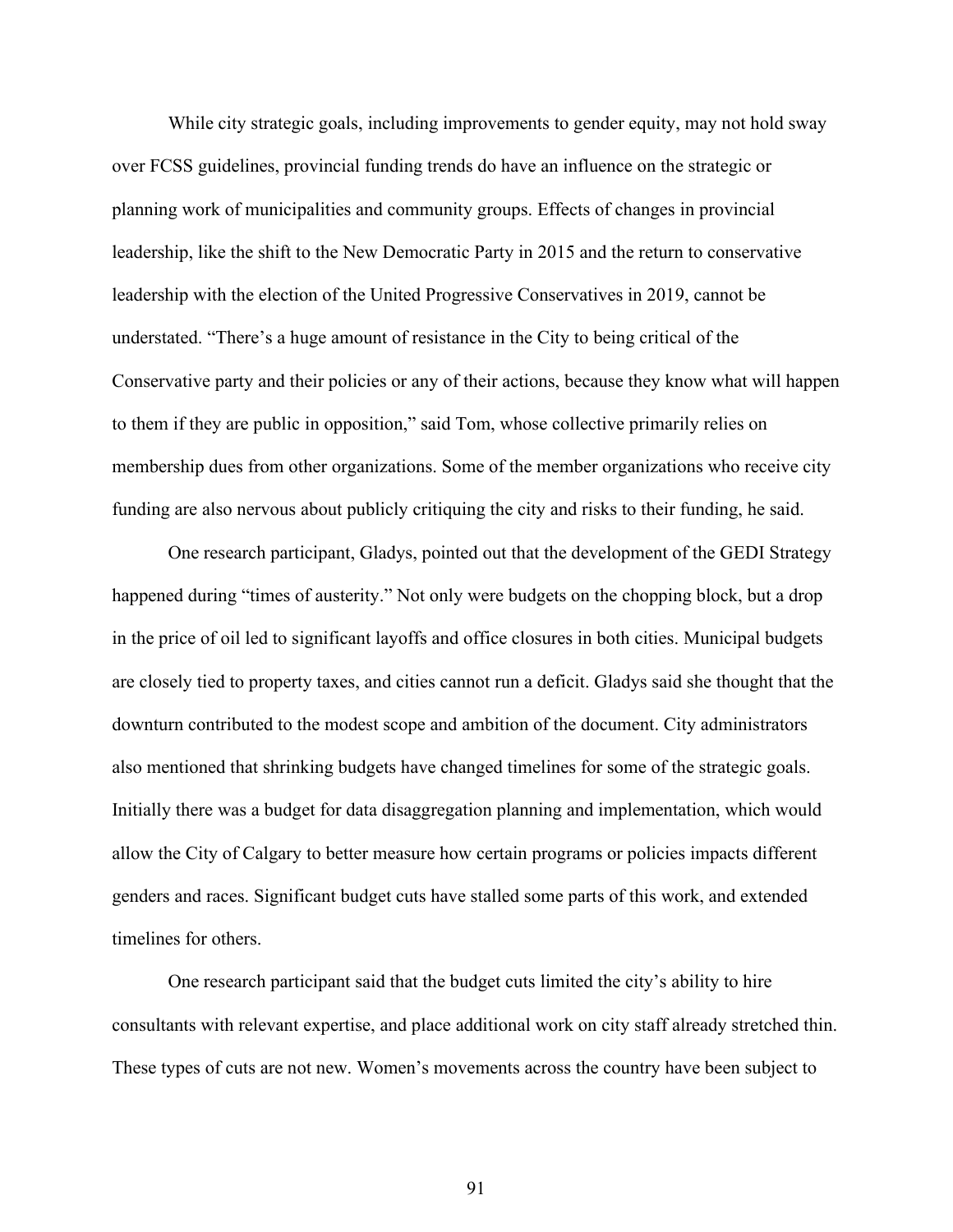While city strategic goals, including improvements to gender equity, may not hold sway over FCSS guidelines, provincial funding trends do have an influence on the strategic or planning work of municipalities and community groups. Effects of changes in provincial leadership, like the shift to the New Democratic Party in 2015 and the return to conservative leadership with the election of the United Progressive Conservatives in 2019, cannot be understated. "There's a huge amount of resistance in the City to being critical of the Conservative party and their policies or any of their actions, because they know what will happen to them if they are public in opposition," said Tom, whose collective primarily relies on membership dues from other organizations. Some of the member organizations who receive city funding are also nervous about publicly critiquing the city and risks to their funding, he said.

One research participant, Gladys, pointed out that the development of the GEDI Strategy happened during "times of austerity." Not only were budgets on the chopping block, but a drop in the price of oil led to significant layoffs and office closures in both cities. Municipal budgets are closely tied to property taxes, and cities cannot run a deficit. Gladys said she thought that the downturn contributed to the modest scope and ambition of the document. City administrators also mentioned that shrinking budgets have changed timelines for some of the strategic goals. Initially there was a budget for data disaggregation planning and implementation, which would allow the City of Calgary to better measure how certain programs or policies impacts different genders and races. Significant budget cuts have stalled some parts of this work, and extended timelines for others.

One research participant said that the budget cuts limited the city's ability to hire consultants with relevant expertise, and place additional work on city staff already stretched thin. These types of cuts are not new. Women's movements across the country have been subject to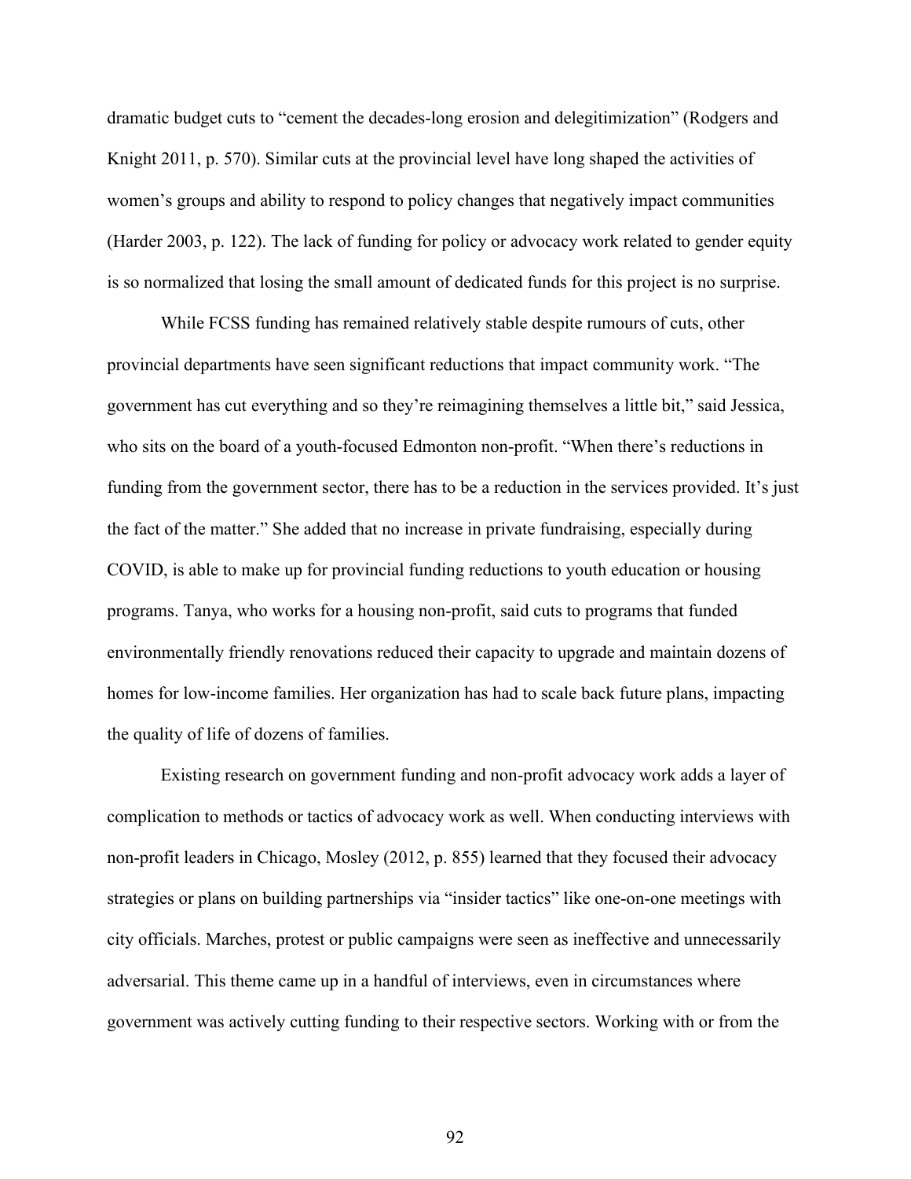dramatic budget cuts to "cement the decades-long erosion and delegitimization" (Rodgers and Knight 2011, p. 570). Similar cuts at the provincial level have long shaped the activities of women's groups and ability to respond to policy changes that negatively impact communities (Harder 2003, p. 122). The lack of funding for policy or advocacy work related to gender equity is so normalized that losing the small amount of dedicated funds for this project is no surprise.

While FCSS funding has remained relatively stable despite rumours of cuts, other provincial departments have seen significant reductions that impact community work. "The government has cut everything and so they're reimagining themselves a little bit," said Jessica, who sits on the board of a youth-focused Edmonton non-profit. "When there's reductions in funding from the government sector, there has to be a reduction in the services provided. It's just the fact of the matter." She added that no increase in private fundraising, especially during COVID, is able to make up for provincial funding reductions to youth education or housing programs. Tanya, who works for a housing non-profit, said cuts to programs that funded environmentally friendly renovations reduced their capacity to upgrade and maintain dozens of homes for low-income families. Her organization has had to scale back future plans, impacting the quality of life of dozens of families.

Existing research on government funding and non-profit advocacy work adds a layer of complication to methods or tactics of advocacy work as well. When conducting interviews with non-profit leaders in Chicago, Mosley (2012, p. 855) learned that they focused their advocacy strategies or plans on building partnerships via "insider tactics" like one-on-one meetings with city officials. Marches, protest or public campaigns were seen as ineffective and unnecessarily adversarial. This theme came up in a handful of interviews, even in circumstances where government was actively cutting funding to their respective sectors. Working with or from the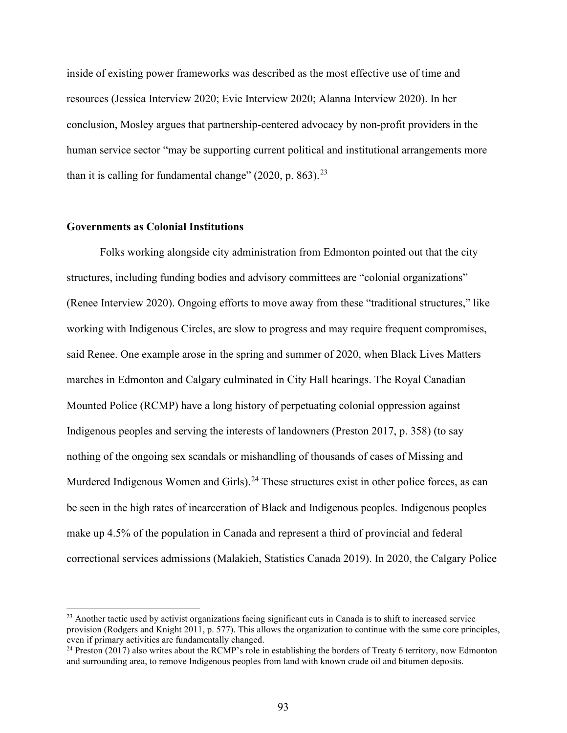inside of existing power frameworks was described as the most effective use of time and resources (Jessica Interview 2020; Evie Interview 2020; Alanna Interview 2020). In her conclusion, Mosley argues that partnership-centered advocacy by non-profit providers in the human service sector "may be supporting current political and institutional arrangements more than it is calling for fundamental change" (2020, p. 863).[23]

### Governments as Colonial Institutions

Folks working alongside city administration from Edmonton pointed out that the city structures, including funding bodies and advisory committees are "colonial organizations" (Renee Interview 2020). Ongoing efforts to move away from these "traditional structures," like working with Indigenous Circles, are slow to progress and may require frequent compromises, said Renee. One example arose in the spring and summer of 2020, when Black Lives Matters marches in Edmonton and Calgary culminated in City Hall hearings. The Royal Canadian Mounted Police (RCMP) have a long history of perpetuating colonial oppression against Indigenous peoples and serving the interests of landowners (Preston 2017, p. 358) (to say nothing of the ongoing sex scandals or mishandling of thousands of cases of Missing and Murdered Indigenous Women and Girls).[24] These structures exist in other police forces, as can be seen in the high rates of incarceration of Black and Indigenous peoples. Indigenous peoples make up 4.5% of the population in Canada and represent a third of provincial and federal correctional services admissions (Malakieh, Statistics Canada 2019). In 2020, the Calgary Police

---

[23] Another tactic used by activist organizations facing significant cuts in Canada is to shift to increased service provision (Rodgers and Knight 2011, p. 577). This allows the organization to continue with the same core principles, even if primary activities are fundamentally changed.

[24] Preston (2017) also writes about the RCMP's role in establishing the borders of Treaty 6 territory, now Edmonton and surrounding area, to remove Indigenous peoples from land with known crude oil and bitumen deposits.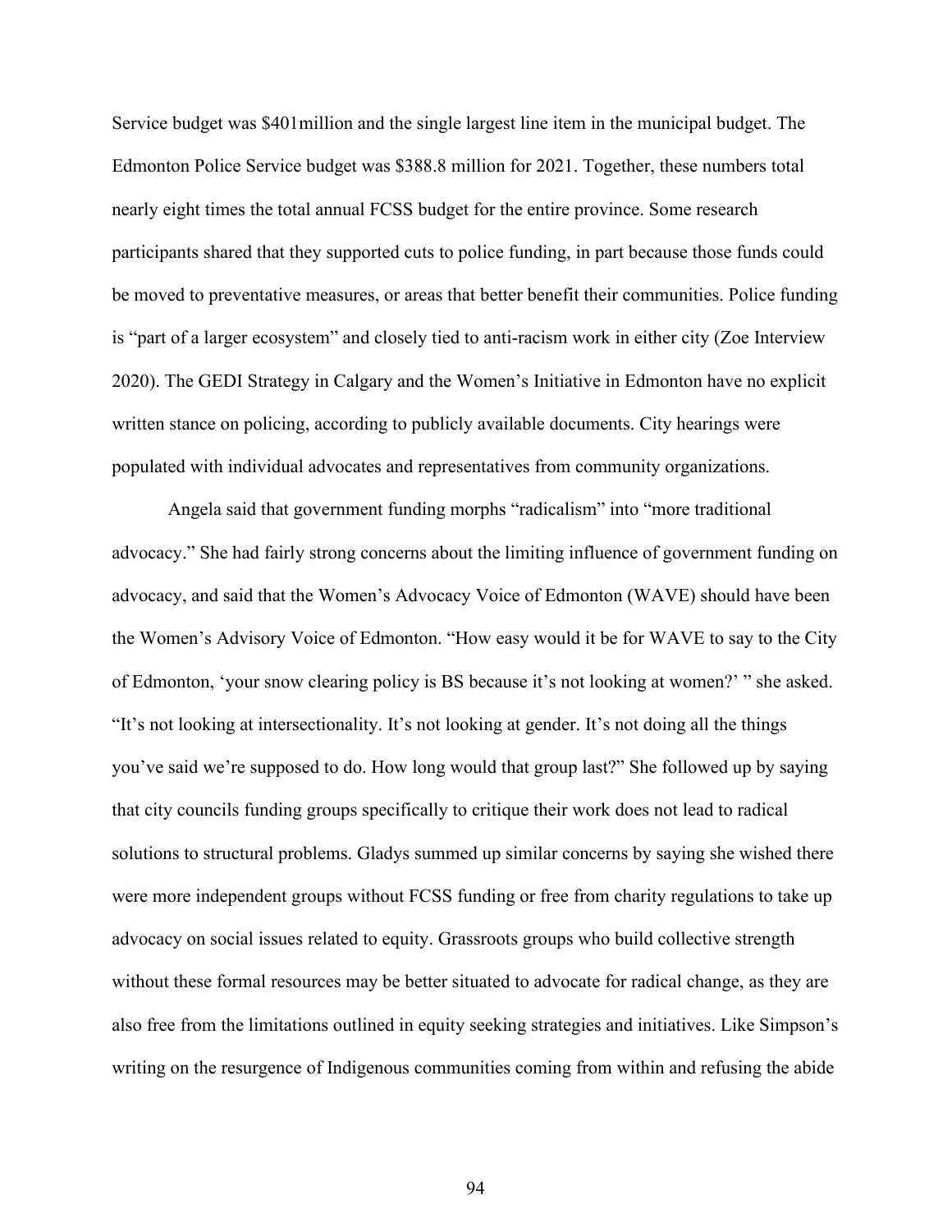Service budget was $401million and the single largest line item in the municipal budget. The Edmonton Police Service budget was $388.8 million for 2021. Together, these numbers total nearly eight times the total annual FCSS budget for the entire province. Some research participants shared that they supported cuts to police funding, in part because those funds could be moved to preventative measures, or areas that better benefit their communities. Police funding is "part of a larger ecosystem" and closely tied to anti-racism work in either city (Zoe Interview 2020). The GEDI Strategy in Calgary and the Women's Initiative in Edmonton have no explicit written stance on policing, according to publicly available documents. City hearings were populated with individual advocates and representatives from community organizations.

Angela said that government funding morphs "radicalism" into "more traditional advocacy." She had fairly strong concerns about the limiting influence of government funding on advocacy, and said that the Women's Advocacy Voice of Edmonton (WAVE) should have been the Women's Advisory Voice of Edmonton. "How easy would it be for WAVE to say to the City of Edmonton, 'your snow clearing policy is BS because it's not looking at women?' " she asked. "It's not looking at intersectionality. It's not looking at gender. It's not doing all the things you've said we're supposed to do. How long would that group last?" She followed up by saying that city councils funding groups specifically to critique their work does not lead to radical solutions to structural problems. Gladys summed up similar concerns by saying she wished there were more independent groups without FCSS funding or free from charity regulations to take up advocacy on social issues related to equity. Grassroots groups who build collective strength without these formal resources may be better situated to advocate for radical change, as they are also free from the limitations outlined in equity seeking strategies and initiatives. Like Simpson's writing on the resurgence of Indigenous communities coming from within and refusing the abide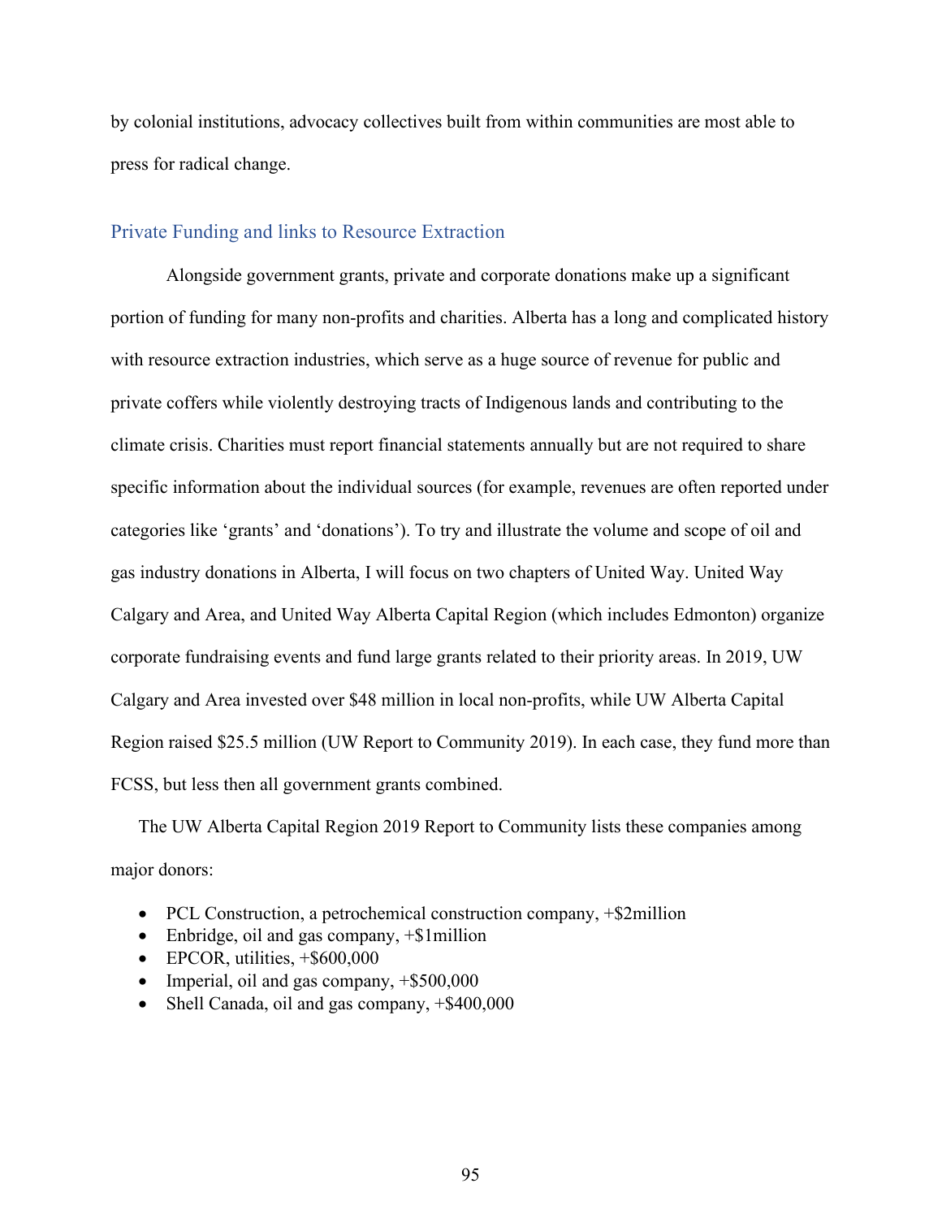by colonial institutions, advocacy collectives built from within communities are most able to press for radical change.

## Private Funding and links to Resource Extraction

Alongside government grants, private and corporate donations make up a significant portion of funding for many non-profits and charities. Alberta has a long and complicated history with resource extraction industries, which serve as a huge source of revenue for public and private coffers while violently destroying tracts of Indigenous lands and contributing to the climate crisis. Charities must report financial statements annually but are not required to share specific information about the individual sources (for example, revenues are often reported under categories like 'grants' and 'donations'). To try and illustrate the volume and scope of oil and gas industry donations in Alberta, I will focus on two chapters of United Way. United Way Calgary and Area, and United Way Alberta Capital Region (which includes Edmonton) organize corporate fundraising events and fund large grants related to their priority areas. In 2019, UW Calgary and Area invested over $48 million in local non-profits, while UW Alberta Capital Region raised $25.5 million (UW Report to Community 2019). In each case, they fund more than FCSS, but less then all government grants combined.

The UW Alberta Capital Region 2019 Report to Community lists these companies among major donors:

- PCL Construction, a petrochemical construction company, +$2million
- Enbridge, oil and gas company, +$1million
- EPCOR, utilities, +$600,000
- Imperial, oil and gas company, +$500,000
- Shell Canada, oil and gas company, +$400,000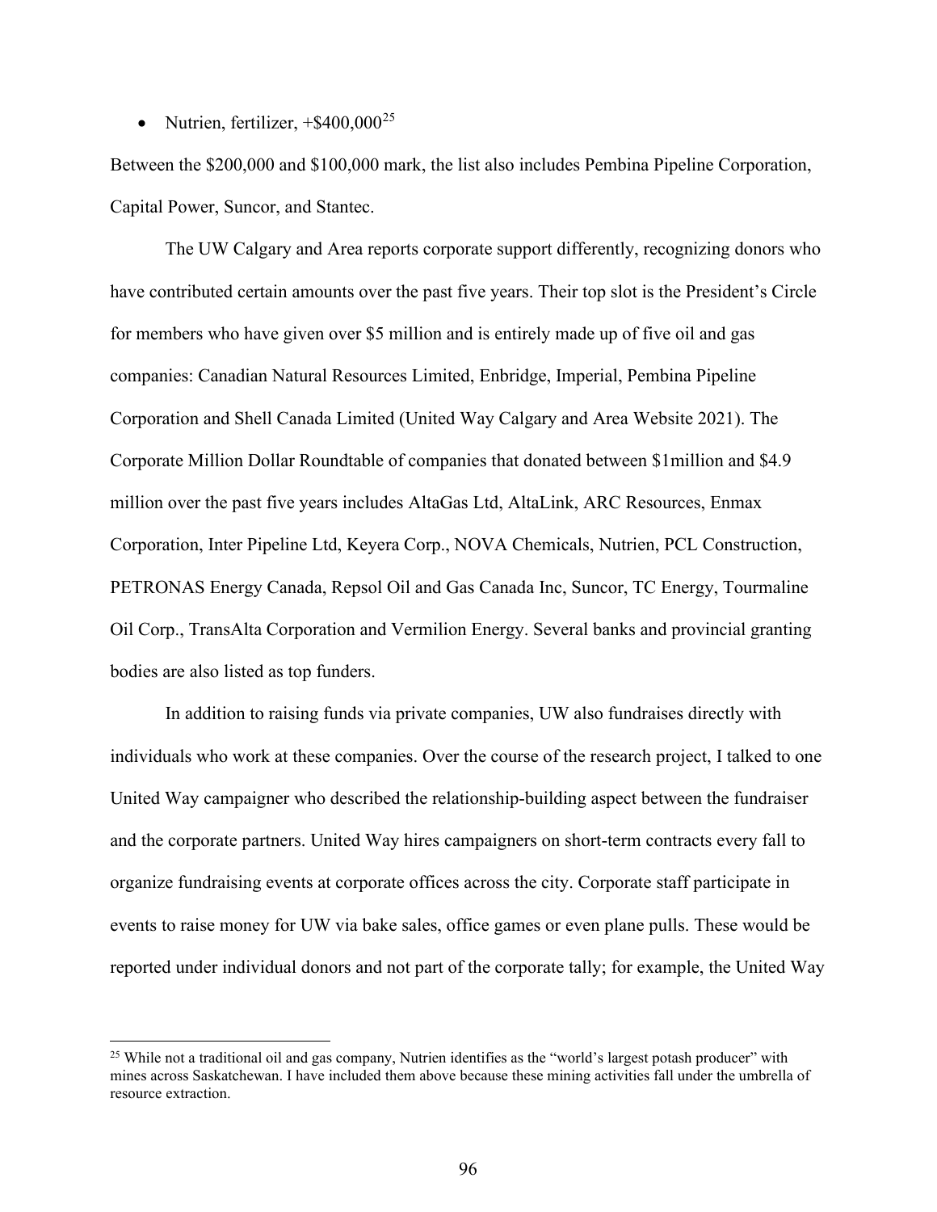- Nutrien, fertilizer, +$400,000[25]

Between the $200,000 and $100,000 mark, the list also includes Pembina Pipeline Corporation, Capital Power, Suncor, and Stantec.

The UW Calgary and Area reports corporate support differently, recognizing donors who have contributed certain amounts over the past five years. Their top slot is the President's Circle for members who have given over $5 million and is entirely made up of five oil and gas companies: Canadian Natural Resources Limited, Enbridge, Imperial, Pembina Pipeline Corporation and Shell Canada Limited (United Way Calgary and Area Website 2021). The Corporate Million Dollar Roundtable of companies that donated between $1million and $4.9 million over the past five years includes AltaGas Ltd, AltaLink, ARC Resources, Enmax Corporation, Inter Pipeline Ltd, Keyera Corp., NOVA Chemicals, Nutrien, PCL Construction, PETRONAS Energy Canada, Repsol Oil and Gas Canada Inc, Suncor, TC Energy, Tourmaline Oil Corp., TransAlta Corporation and Vermilion Energy. Several banks and provincial granting bodies are also listed as top funders.

In addition to raising funds via private companies, UW also fundraises directly with individuals who work at these companies. Over the course of the research project, I talked to one United Way campaigner who described the relationship-building aspect between the fundraiser and the corporate partners. United Way hires campaigners on short-term contracts every fall to organize fundraising events at corporate offices across the city. Corporate staff participate in events to raise money for UW via bake sales, office games or even plane pulls. These would be reported under individual donors and not part of the corporate tally; for example, the United Way

[25] While not a traditional oil and gas company, Nutrien identifies as the "world's largest potash producer" with mines across Saskatchewan. I have included them above because these mining activities fall under the umbrella of resource extraction.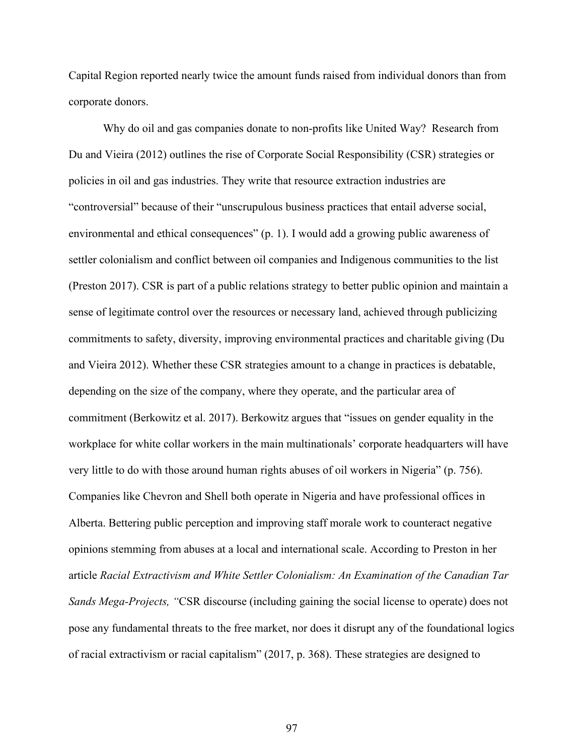Capital Region reported nearly twice the amount funds raised from individual donors than from corporate donors.

Why do oil and gas companies donate to non-profits like United Way? Research from Du and Vieira (2012) outlines the rise of Corporate Social Responsibility (CSR) strategies or policies in oil and gas industries. They write that resource extraction industries are "controversial" because of their "unscrupulous business practices that entail adverse social, environmental and ethical consequences" (p. 1). I would add a growing public awareness of settler colonialism and conflict between oil companies and Indigenous communities to the list (Preston 2017). CSR is part of a public relations strategy to better public opinion and maintain a sense of legitimate control over the resources or necessary land, achieved through publicizing commitments to safety, diversity, improving environmental practices and charitable giving (Du and Vieira 2012). Whether these CSR strategies amount to a change in practices is debatable, depending on the size of the company, where they operate, and the particular area of commitment (Berkowitz et al. 2017). Berkowitz argues that "issues on gender equality in the workplace for white collar workers in the main multinationals' corporate headquarters will have very little to do with those around human rights abuses of oil workers in Nigeria" (p. 756). Companies like Chevron and Shell both operate in Nigeria and have professional offices in Alberta. Bettering public perception and improving staff morale work to counteract negative opinions stemming from abuses at a local and international scale. According to Preston in her article *Racial Extractivism and White Settler Colonialism: An Examination of the Canadian Tar Sands Mega-Projects,* "CSR discourse (including gaining the social license to operate) does not pose any fundamental threats to the free market, nor does it disrupt any of the foundational logics of racial extractivism or racial capitalism" (2017, p. 368). These strategies are designed to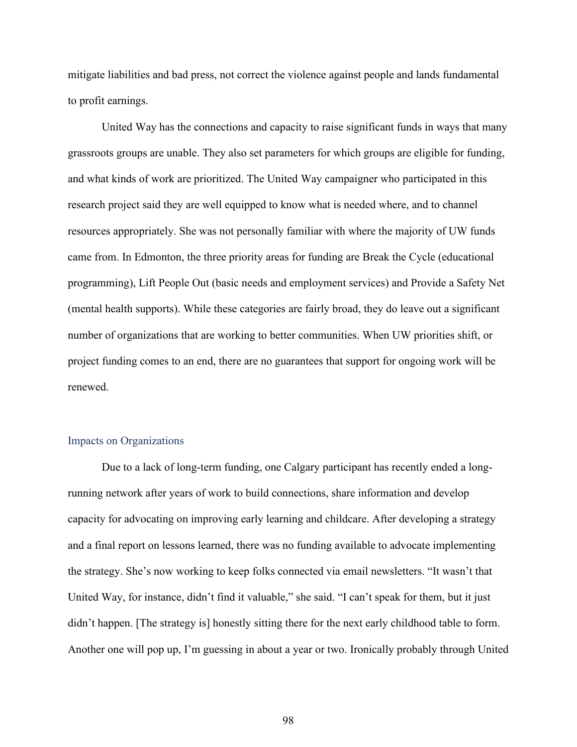mitigate liabilities and bad press, not correct the violence against people and lands fundamental to profit earnings.

United Way has the connections and capacity to raise significant funds in ways that many grassroots groups are unable. They also set parameters for which groups are eligible for funding, and what kinds of work are prioritized. The United Way campaigner who participated in this research project said they are well equipped to know what is needed where, and to channel resources appropriately. She was not personally familiar with where the majority of UW funds came from. In Edmonton, the three priority areas for funding are Break the Cycle (educational programming), Lift People Out (basic needs and employment services) and Provide a Safety Net (mental health supports). While these categories are fairly broad, they do leave out a significant number of organizations that are working to better communities. When UW priorities shift, or project funding comes to an end, there are no guarantees that support for ongoing work will be renewed.

### Impacts on Organizations

Due to a lack of long-term funding, one Calgary participant has recently ended a long-running network after years of work to build connections, share information and develop capacity for advocating on improving early learning and childcare. After developing a strategy and a final report on lessons learned, there was no funding available to advocate implementing the strategy. She's now working to keep folks connected via email newsletters. "It wasn't that United Way, for instance, didn't find it valuable," she said. "I can't speak for them, but it just didn't happen. [The strategy is] honestly sitting there for the next early childhood table to form. Another one will pop up, I'm guessing in about a year or two. Ironically probably through United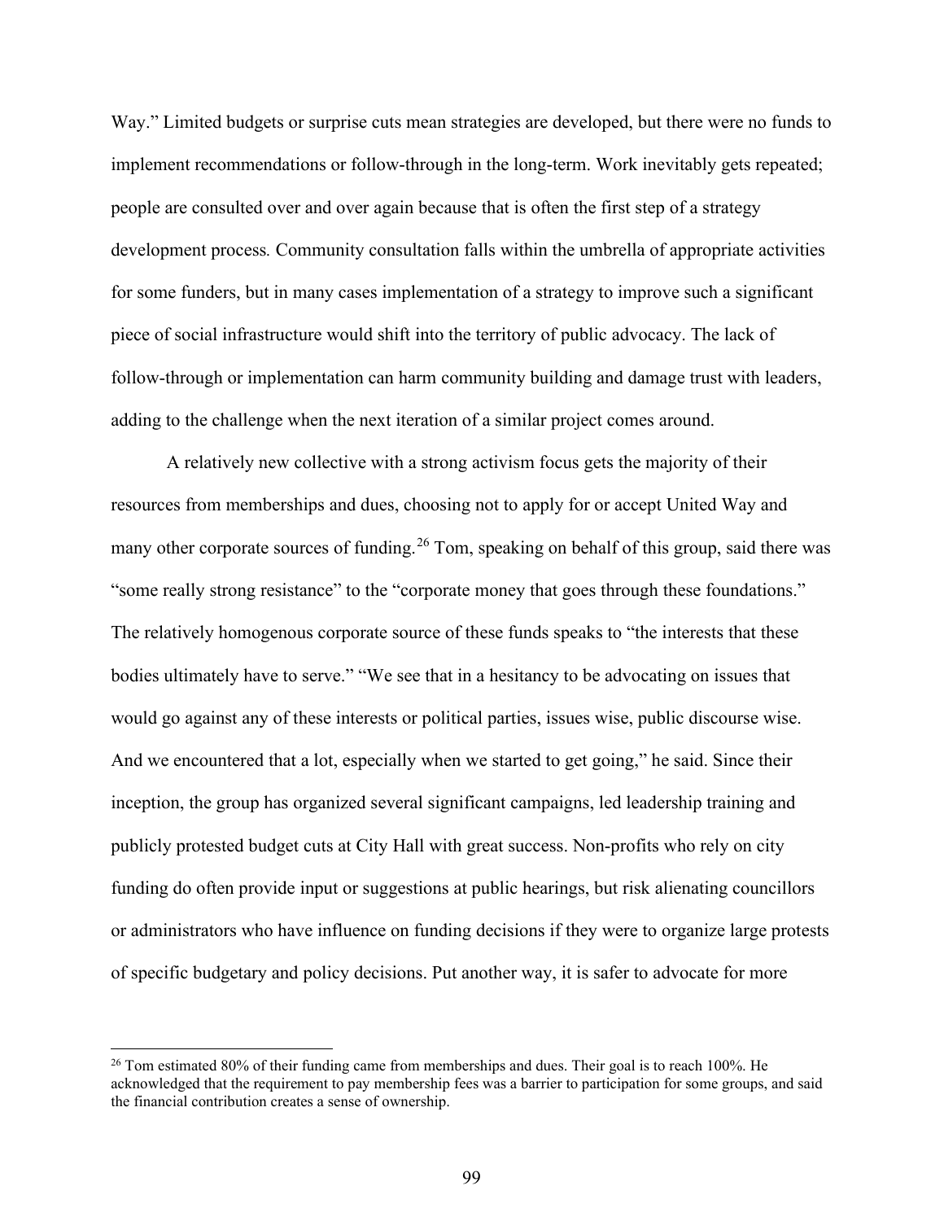Way." Limited budgets or surprise cuts mean strategies are developed, but there were no funds to implement recommendations or follow-through in the long-term. Work inevitably gets repeated; people are consulted over and over again because that is often the first step of a strategy development process*.* Community consultation falls within the umbrella of appropriate activities for some funders, but in many cases implementation of a strategy to improve such a significant piece of social infrastructure would shift into the territory of public advocacy. The lack of follow-through or implementation can harm community building and damage trust with leaders, adding to the challenge when the next iteration of a similar project comes around.

A relatively new collective with a strong activism focus gets the majority of their resources from memberships and dues, choosing not to apply for or accept United Way and many other corporate sources of funding.[26] Tom, speaking on behalf of this group, said there was "some really strong resistance" to the "corporate money that goes through these foundations." The relatively homogenous corporate source of these funds speaks to "the interests that these bodies ultimately have to serve." "We see that in a hesitancy to be advocating on issues that would go against any of these interests or political parties, issues wise, public discourse wise. And we encountered that a lot, especially when we started to get going," he said. Since their inception, the group has organized several significant campaigns, led leadership training and publicly protested budget cuts at City Hall with great success. Non-profits who rely on city funding do often provide input or suggestions at public hearings, but risk alienating councillors or administrators who have influence on funding decisions if they were to organize large protests of specific budgetary and policy decisions. Put another way, it is safer to advocate for more

[26] Tom estimated 80% of their funding came from memberships and dues. Their goal is to reach 100%. He acknowledged that the requirement to pay membership fees was a barrier to participation for some groups, and said the financial contribution creates a sense of ownership.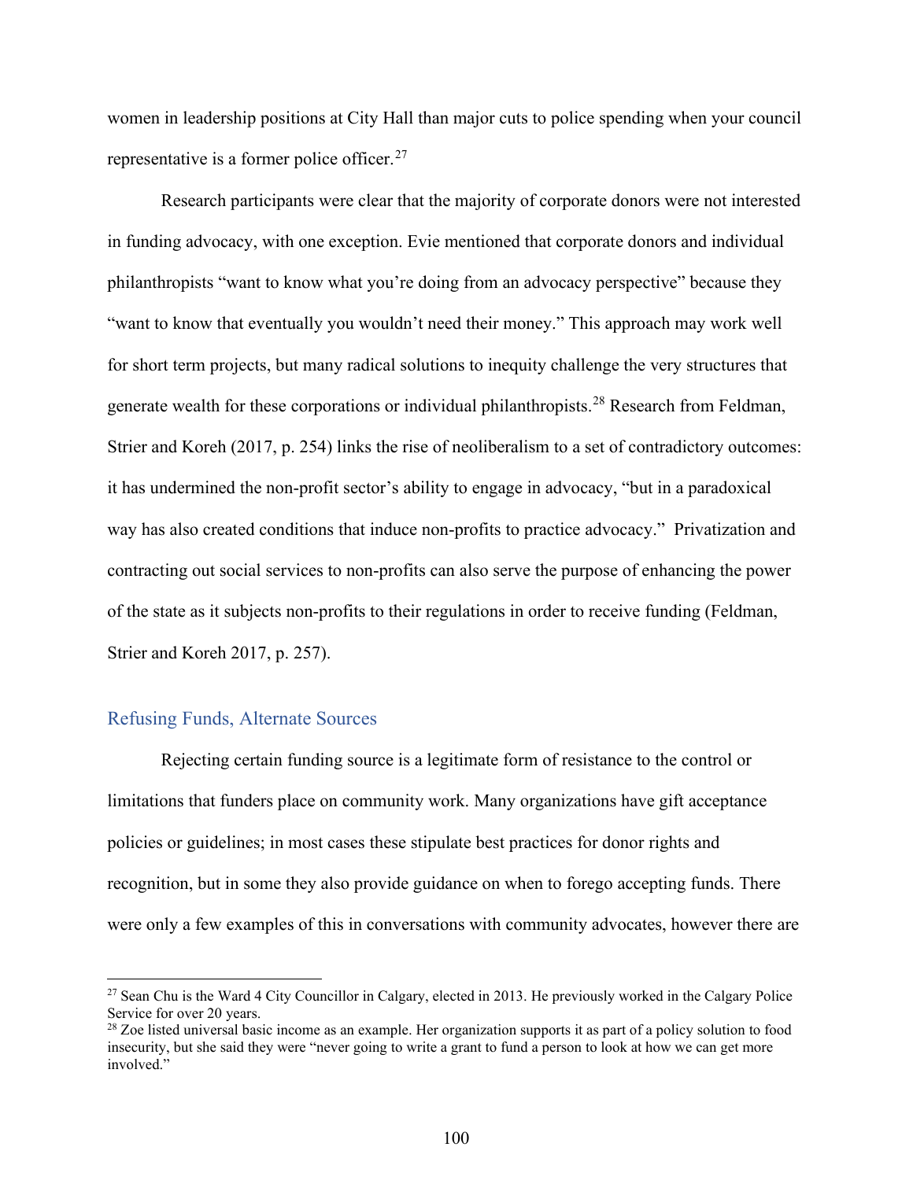women in leadership positions at City Hall than major cuts to police spending when your council representative is a former police officer.[27]

Research participants were clear that the majority of corporate donors were not interested in funding advocacy, with one exception. Evie mentioned that corporate donors and individual philanthropists "want to know what you're doing from an advocacy perspective" because they "want to know that eventually you wouldn't need their money." This approach may work well for short term projects, but many radical solutions to inequity challenge the very structures that generate wealth for these corporations or individual philanthropists.[28] Research from Feldman, Strier and Koreh (2017, p. 254) links the rise of neoliberalism to a set of contradictory outcomes: it has undermined the non-profit sector's ability to engage in advocacy, "but in a paradoxical way has also created conditions that induce non-profits to practice advocacy." Privatization and contracting out social services to non-profits can also serve the purpose of enhancing the power of the state as it subjects non-profits to their regulations in order to receive funding (Feldman, Strier and Koreh 2017, p. 257).

## Refusing Funds, Alternate Sources

Rejecting certain funding source is a legitimate form of resistance to the control or limitations that funders place on community work. Many organizations have gift acceptance policies or guidelines; in most cases these stipulate best practices for donor rights and recognition, but in some they also provide guidance on when to forego accepting funds. There were only a few examples of this in conversations with community advocates, however there are

---

[27] Sean Chu is the Ward 4 City Councillor in Calgary, elected in 2013. He previously worked in the Calgary Police Service for over 20 years.

[28] Zoe listed universal basic income as an example. Her organization supports it as part of a policy solution to food insecurity, but she said they were "never going to write a grant to fund a person to look at how we can get more involved."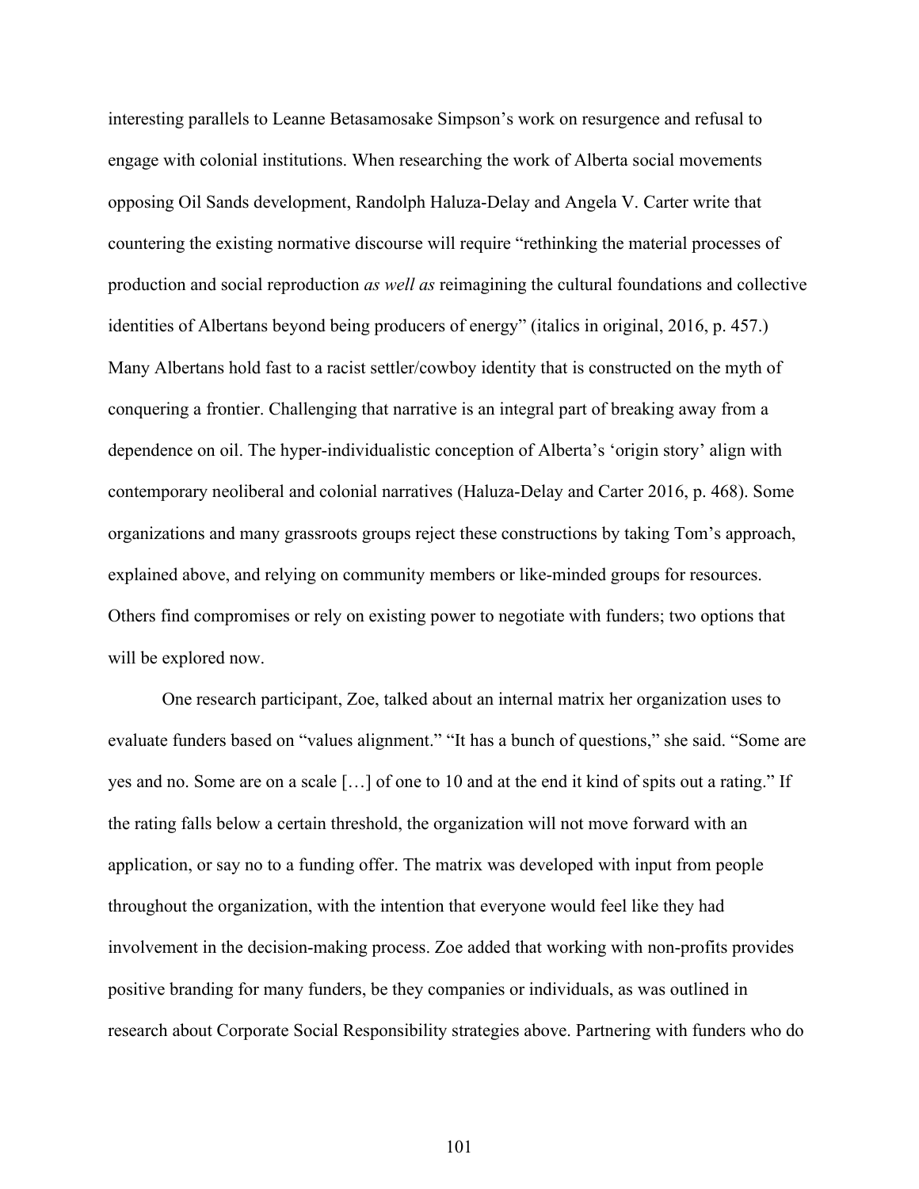interesting parallels to Leanne Betasamosake Simpson's work on resurgence and refusal to engage with colonial institutions. When researching the work of Alberta social movements opposing Oil Sands development, Randolph Haluza-Delay and Angela V. Carter write that countering the existing normative discourse will require "rethinking the material processes of production and social reproduction *as well as* reimagining the cultural foundations and collective identities of Albertans beyond being producers of energy" (italics in original, 2016, p. 457.) Many Albertans hold fast to a racist settler/cowboy identity that is constructed on the myth of conquering a frontier. Challenging that narrative is an integral part of breaking away from a dependence on oil. The hyper-individualistic conception of Alberta's 'origin story' align with contemporary neoliberal and colonial narratives (Haluza-Delay and Carter 2016, p. 468). Some organizations and many grassroots groups reject these constructions by taking Tom's approach, explained above, and relying on community members or like-minded groups for resources. Others find compromises or rely on existing power to negotiate with funders; two options that will be explored now.

One research participant, Zoe, talked about an internal matrix her organization uses to evaluate funders based on "values alignment." "It has a bunch of questions," she said. "Some are yes and no. Some are on a scale […] of one to 10 and at the end it kind of spits out a rating." If the rating falls below a certain threshold, the organization will not move forward with an application, or say no to a funding offer. The matrix was developed with input from people throughout the organization, with the intention that everyone would feel like they had involvement in the decision-making process. Zoe added that working with non-profits provides positive branding for many funders, be they companies or individuals, as was outlined in research about Corporate Social Responsibility strategies above. Partnering with funders who do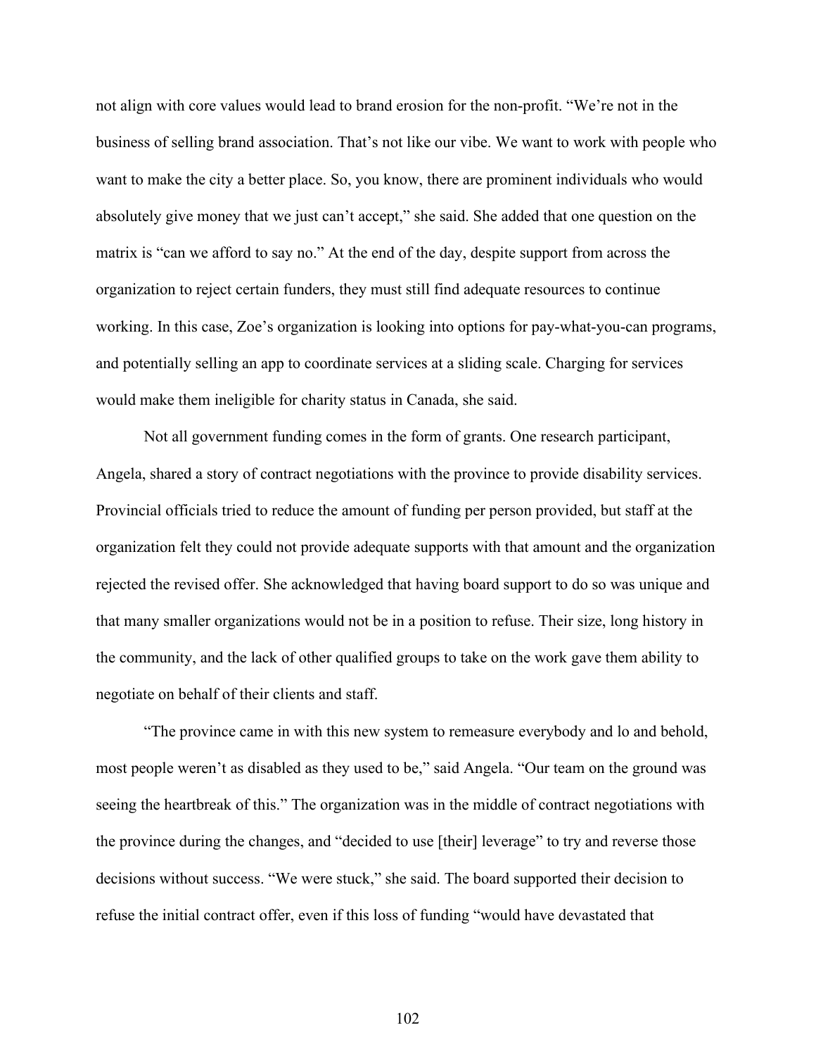not align with core values would lead to brand erosion for the non-profit. “We’re not in the business of selling brand association. That’s not like our vibe. We want to work with people who want to make the city a better place. So, you know, there are prominent individuals who would absolutely give money that we just can’t accept,” she said. She added that one question on the matrix is “can we afford to say no.” At the end of the day, despite support from across the organization to reject certain funders, they must still find adequate resources to continue working. In this case, Zoe’s organization is looking into options for pay-what-you-can programs, and potentially selling an app to coordinate services at a sliding scale. Charging for services would make them ineligible for charity status in Canada, she said.

Not all government funding comes in the form of grants. One research participant, Angela, shared a story of contract negotiations with the province to provide disability services. Provincial officials tried to reduce the amount of funding per person provided, but staff at the organization felt they could not provide adequate supports with that amount and the organization rejected the revised offer. She acknowledged that having board support to do so was unique and that many smaller organizations would not be in a position to refuse. Their size, long history in the community, and the lack of other qualified groups to take on the work gave them ability to negotiate on behalf of their clients and staff.

“The province came in with this new system to remeasure everybody and lo and behold, most people weren’t as disabled as they used to be,” said Angela. “Our team on the ground was seeing the heartbreak of this.” The organization was in the middle of contract negotiations with the province during the changes, and “decided to use [their] leverage” to try and reverse those decisions without success. “We were stuck,” she said. The board supported their decision to refuse the initial contract offer, even if this loss of funding “would have devastated that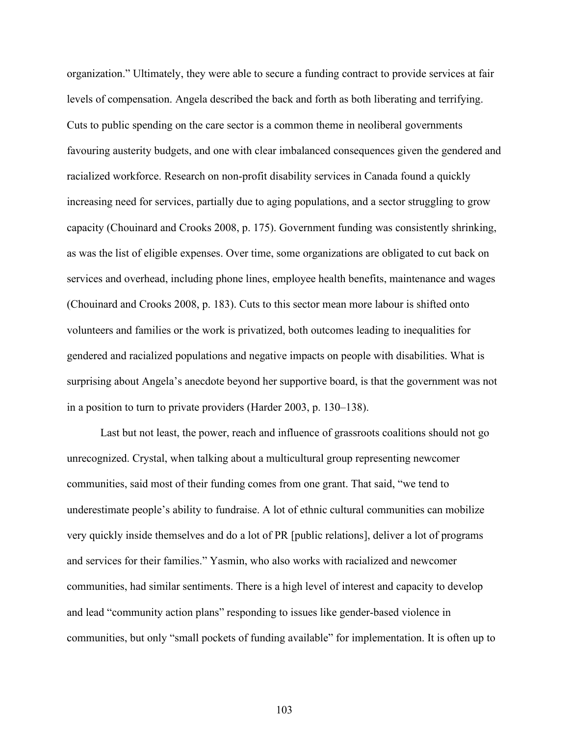organization." Ultimately, they were able to secure a funding contract to provide services at fair levels of compensation. Angela described the back and forth as both liberating and terrifying. Cuts to public spending on the care sector is a common theme in neoliberal governments favouring austerity budgets, and one with clear imbalanced consequences given the gendered and racialized workforce. Research on non-profit disability services in Canada found a quickly increasing need for services, partially due to aging populations, and a sector struggling to grow capacity (Chouinard and Crooks 2008, p. 175). Government funding was consistently shrinking, as was the list of eligible expenses. Over time, some organizations are obligated to cut back on services and overhead, including phone lines, employee health benefits, maintenance and wages (Chouinard and Crooks 2008, p. 183). Cuts to this sector mean more labour is shifted onto volunteers and families or the work is privatized, both outcomes leading to inequalities for gendered and racialized populations and negative impacts on people with disabilities. What is surprising about Angela's anecdote beyond her supportive board, is that the government was not in a position to turn to private providers (Harder 2003, p. 130–138).

Last but not least, the power, reach and influence of grassroots coalitions should not go unrecognized. Crystal, when talking about a multicultural group representing newcomer communities, said most of their funding comes from one grant. That said, "we tend to underestimate people's ability to fundraise. A lot of ethnic cultural communities can mobilize very quickly inside themselves and do a lot of PR [public relations], deliver a lot of programs and services for their families." Yasmin, who also works with racialized and newcomer communities, had similar sentiments. There is a high level of interest and capacity to develop and lead "community action plans" responding to issues like gender-based violence in communities, but only "small pockets of funding available" for implementation. It is often up to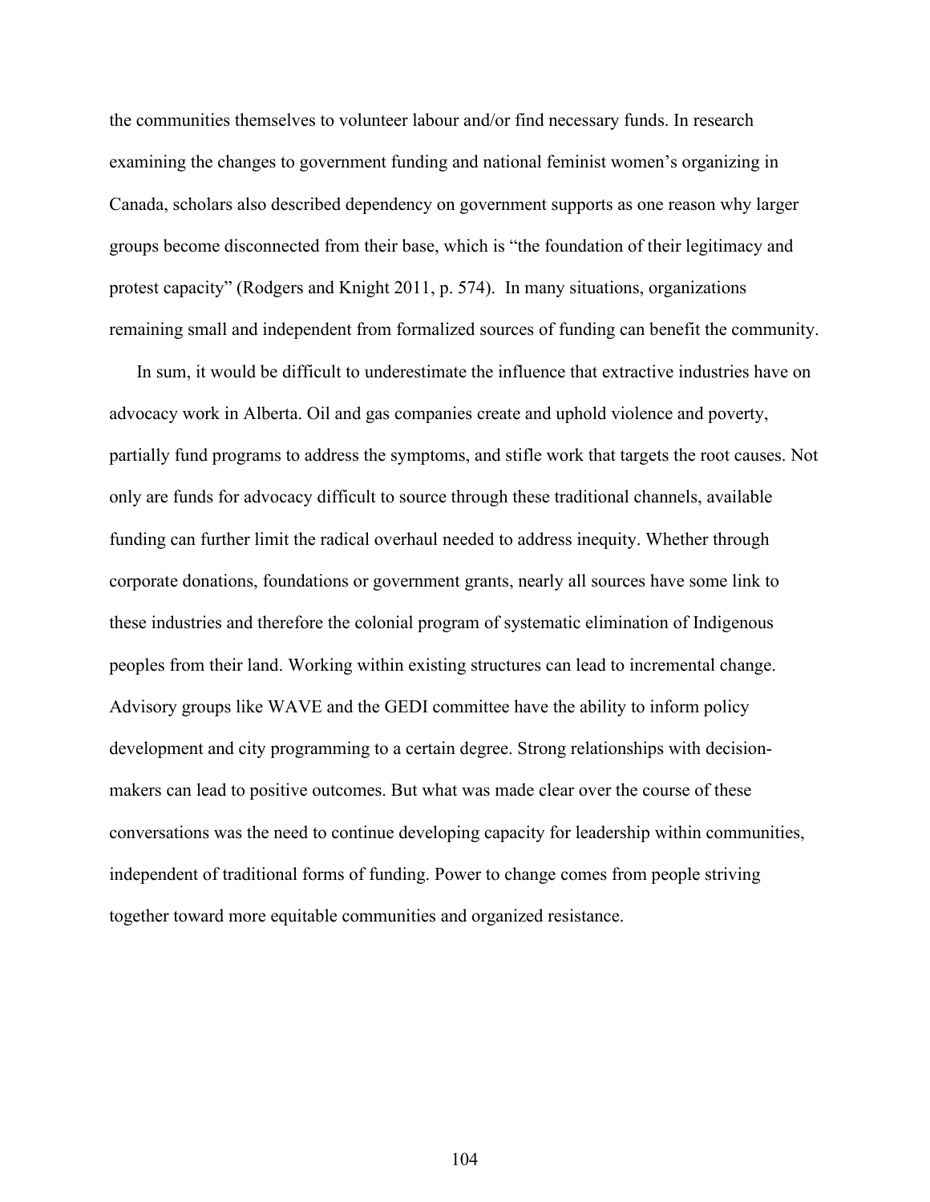the communities themselves to volunteer labour and/or find necessary funds. In research examining the changes to government funding and national feminist women's organizing in Canada, scholars also described dependency on government supports as one reason why larger groups become disconnected from their base, which is "the foundation of their legitimacy and protest capacity" (Rodgers and Knight 2011, p. 574). In many situations, organizations remaining small and independent from formalized sources of funding can benefit the community.

In sum, it would be difficult to underestimate the influence that extractive industries have on advocacy work in Alberta. Oil and gas companies create and uphold violence and poverty, partially fund programs to address the symptoms, and stifle work that targets the root causes. Not only are funds for advocacy difficult to source through these traditional channels, available funding can further limit the radical overhaul needed to address inequity. Whether through corporate donations, foundations or government grants, nearly all sources have some link to these industries and therefore the colonial program of systematic elimination of Indigenous peoples from their land. Working within existing structures can lead to incremental change. Advisory groups like WAVE and the GEDI committee have the ability to inform policy development and city programming to a certain degree. Strong relationships with decision-makers can lead to positive outcomes. But what was made clear over the course of these conversations was the need to continue developing capacity for leadership within communities, independent of traditional forms of funding. Power to change comes from people striving together toward more equitable communities and organized resistance.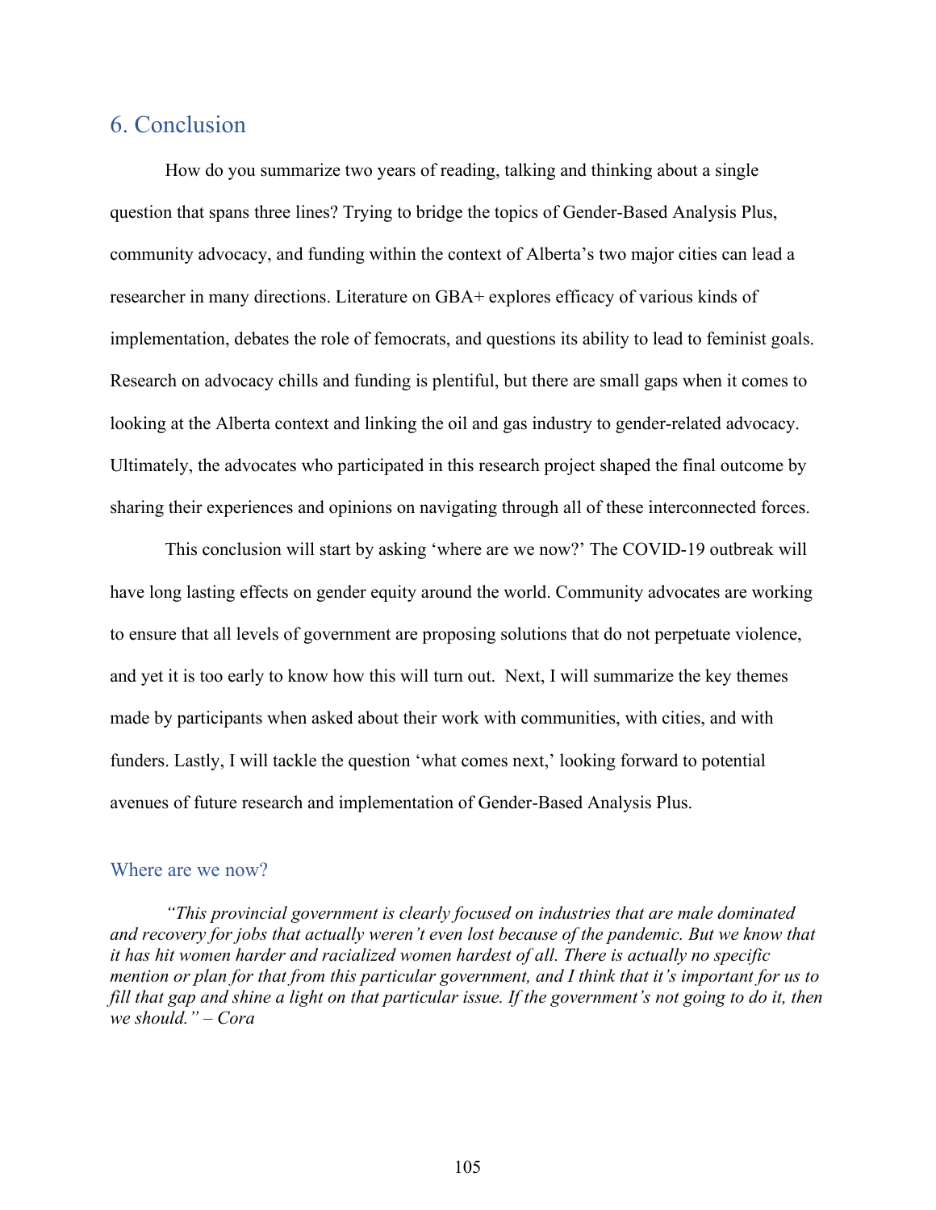## 6. Conclusion

How do you summarize two years of reading, talking and thinking about a single question that spans three lines? Trying to bridge the topics of Gender-Based Analysis Plus, community advocacy, and funding within the context of Alberta's two major cities can lead a researcher in many directions. Literature on GBA+ explores efficacy of various kinds of implementation, debates the role of femocrats, and questions its ability to lead to feminist goals. Research on advocacy chills and funding is plentiful, but there are small gaps when it comes to looking at the Alberta context and linking the oil and gas industry to gender-related advocacy. Ultimately, the advocates who participated in this research project shaped the final outcome by sharing their experiences and opinions on navigating through all of these interconnected forces.

This conclusion will start by asking 'where are we now?' The COVID-19 outbreak will have long lasting effects on gender equity around the world. Community advocates are working to ensure that all levels of government are proposing solutions that do not perpetuate violence, and yet it is too early to know how this will turn out. Next, I will summarize the key themes made by participants when asked about their work with communities, with cities, and with funders. Lastly, I will tackle the question 'what comes next,' looking forward to potential avenues of future research and implementation of Gender-Based Analysis Plus.

### Where are we now?

*"This provincial government is clearly focused on industries that are male dominated and recovery for jobs that actually weren't even lost because of the pandemic. But we know that it has hit women harder and racialized women hardest of all. There is actually no specific mention or plan for that from this particular government, and I think that it's important for us to fill that gap and shine a light on that particular issue. If the government's not going to do it, then we should." – Cora*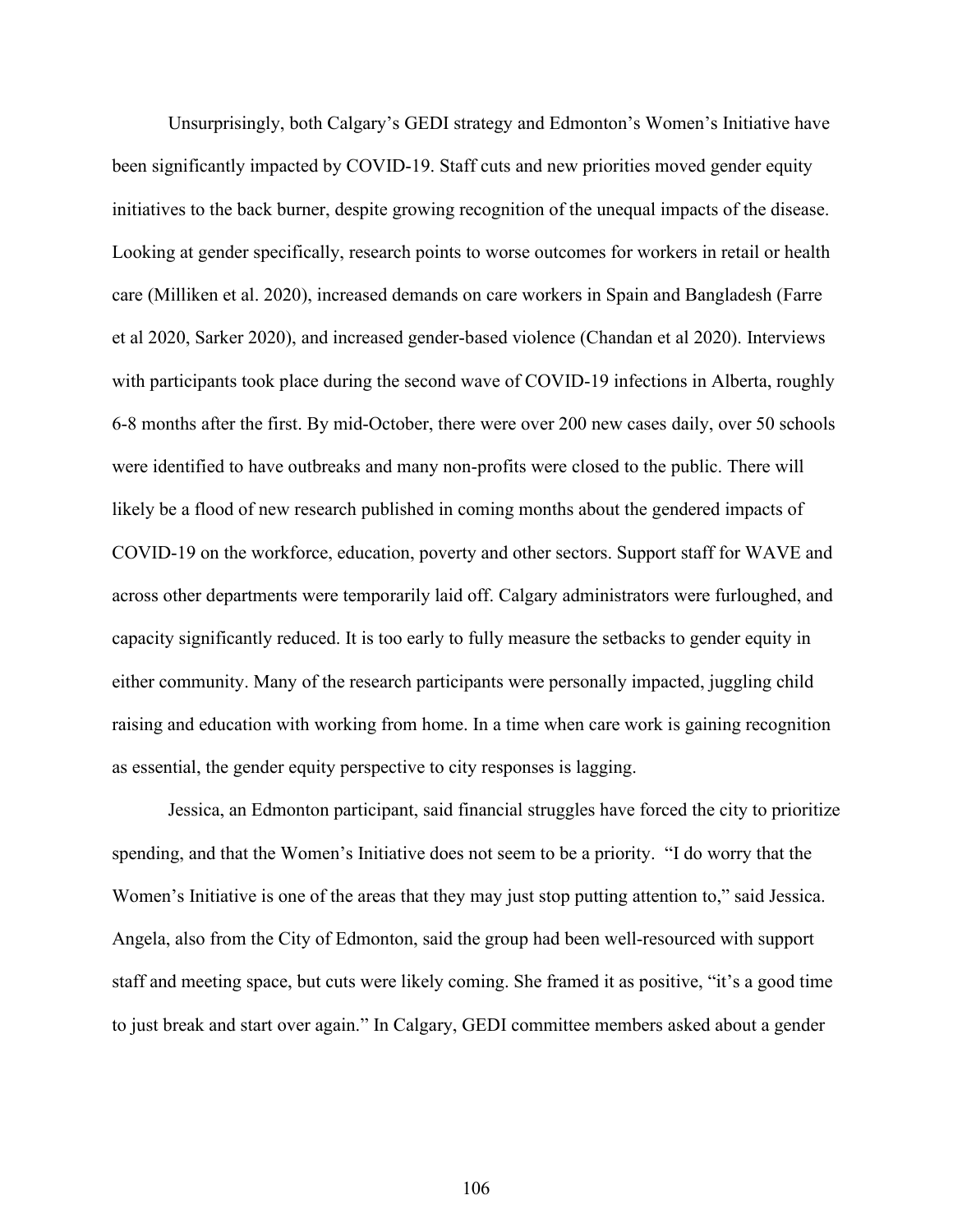Unsurprisingly, both Calgary's GEDI strategy and Edmonton's Women's Initiative have been significantly impacted by COVID-19. Staff cuts and new priorities moved gender equity initiatives to the back burner, despite growing recognition of the unequal impacts of the disease. Looking at gender specifically, research points to worse outcomes for workers in retail or health care (Milliken et al. 2020), increased demands on care workers in Spain and Bangladesh (Farre et al 2020, Sarker 2020), and increased gender-based violence (Chandan et al 2020). Interviews with participants took place during the second wave of COVID-19 infections in Alberta, roughly 6-8 months after the first. By mid-October, there were over 200 new cases daily, over 50 schools were identified to have outbreaks and many non-profits were closed to the public. There will likely be a flood of new research published in coming months about the gendered impacts of COVID-19 on the workforce, education, poverty and other sectors. Support staff for WAVE and across other departments were temporarily laid off. Calgary administrators were furloughed, and capacity significantly reduced. It is too early to fully measure the setbacks to gender equity in either community. Many of the research participants were personally impacted, juggling child raising and education with working from home. In a time when care work is gaining recognition as essential, the gender equity perspective to city responses is lagging.

Jessica, an Edmonton participant, said financial struggles have forced the city to prioritize spending, and that the Women's Initiative does not seem to be a priority. "I do worry that the Women's Initiative is one of the areas that they may just stop putting attention to," said Jessica. Angela, also from the City of Edmonton, said the group had been well-resourced with support staff and meeting space, but cuts were likely coming. She framed it as positive, "it's a good time to just break and start over again." In Calgary, GEDI committee members asked about a gender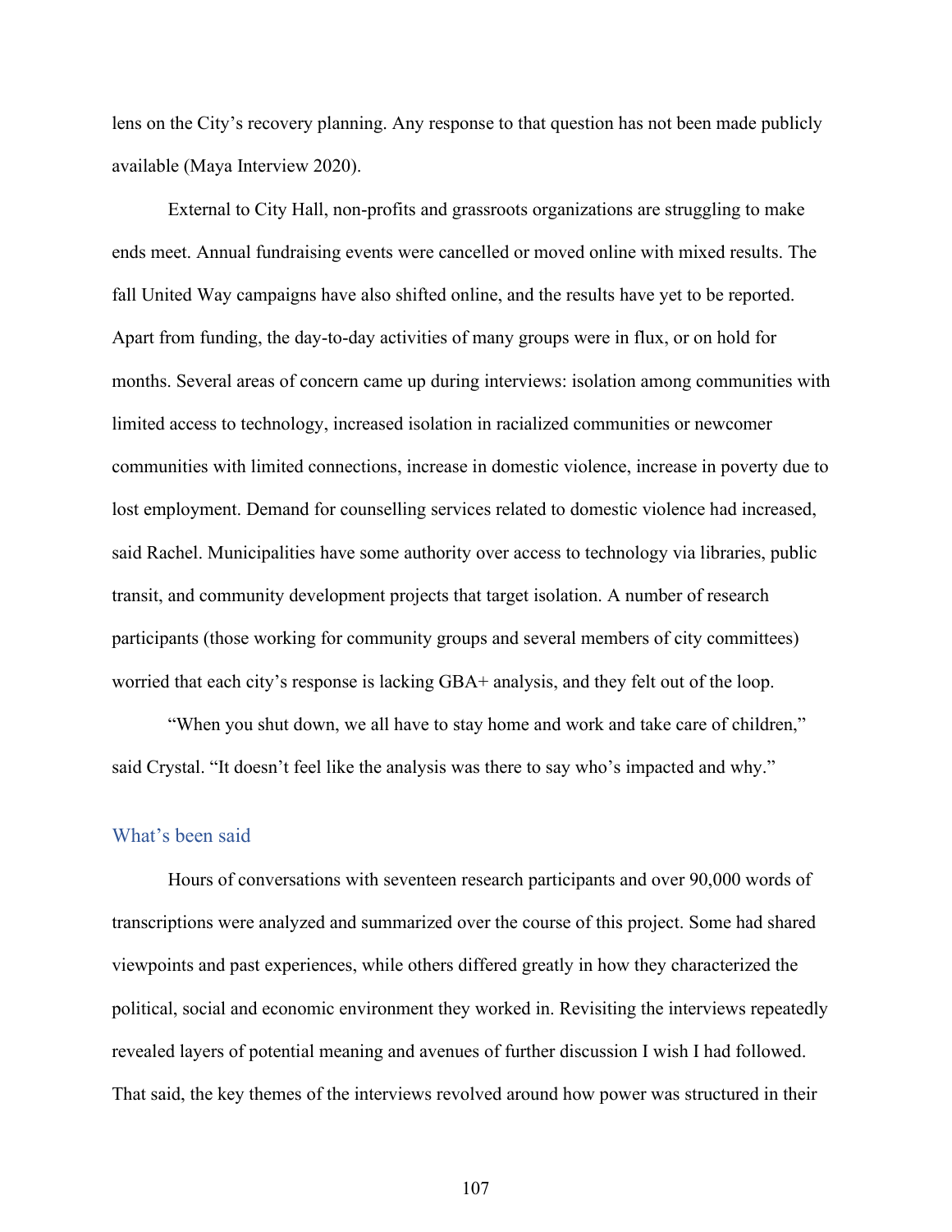lens on the City's recovery planning. Any response to that question has not been made publicly available (Maya Interview 2020).

External to City Hall, non-profits and grassroots organizations are struggling to make ends meet. Annual fundraising events were cancelled or moved online with mixed results. The fall United Way campaigns have also shifted online, and the results have yet to be reported. Apart from funding, the day-to-day activities of many groups were in flux, or on hold for months. Several areas of concern came up during interviews: isolation among communities with limited access to technology, increased isolation in racialized communities or newcomer communities with limited connections, increase in domestic violence, increase in poverty due to lost employment. Demand for counselling services related to domestic violence had increased, said Rachel. Municipalities have some authority over access to technology via libraries, public transit, and community development projects that target isolation. A number of research participants (those working for community groups and several members of city committees) worried that each city's response is lacking GBA+ analysis, and they felt out of the loop.

"When you shut down, we all have to stay home and work and take care of children," said Crystal. "It doesn't feel like the analysis was there to say who's impacted and why."

## What's been said

Hours of conversations with seventeen research participants and over 90,000 words of transcriptions were analyzed and summarized over the course of this project. Some had shared viewpoints and past experiences, while others differed greatly in how they characterized the political, social and economic environment they worked in. Revisiting the interviews repeatedly revealed layers of potential meaning and avenues of further discussion I wish I had followed. That said, the key themes of the interviews revolved around how power was structured in their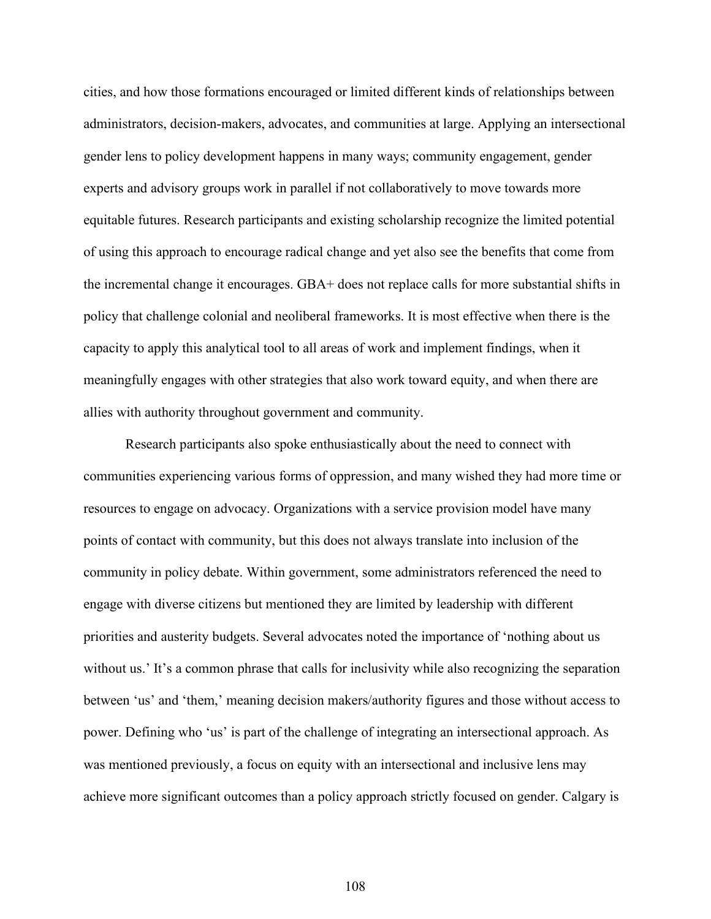cities, and how those formations encouraged or limited different kinds of relationships between administrators, decision-makers, advocates, and communities at large. Applying an intersectional gender lens to policy development happens in many ways; community engagement, gender experts and advisory groups work in parallel if not collaboratively to move towards more equitable futures. Research participants and existing scholarship recognize the limited potential of using this approach to encourage radical change and yet also see the benefits that come from the incremental change it encourages. GBA+ does not replace calls for more substantial shifts in policy that challenge colonial and neoliberal frameworks. It is most effective when there is the capacity to apply this analytical tool to all areas of work and implement findings, when it meaningfully engages with other strategies that also work toward equity, and when there are allies with authority throughout government and community.

Research participants also spoke enthusiastically about the need to connect with communities experiencing various forms of oppression, and many wished they had more time or resources to engage on advocacy. Organizations with a service provision model have many points of contact with community, but this does not always translate into inclusion of the community in policy debate. Within government, some administrators referenced the need to engage with diverse citizens but mentioned they are limited by leadership with different priorities and austerity budgets. Several advocates noted the importance of 'nothing about us without us.' It's a common phrase that calls for inclusivity while also recognizing the separation between 'us' and 'them,' meaning decision makers/authority figures and those without access to power. Defining who 'us' is part of the challenge of integrating an intersectional approach. As was mentioned previously, a focus on equity with an intersectional and inclusive lens may achieve more significant outcomes than a policy approach strictly focused on gender. Calgary is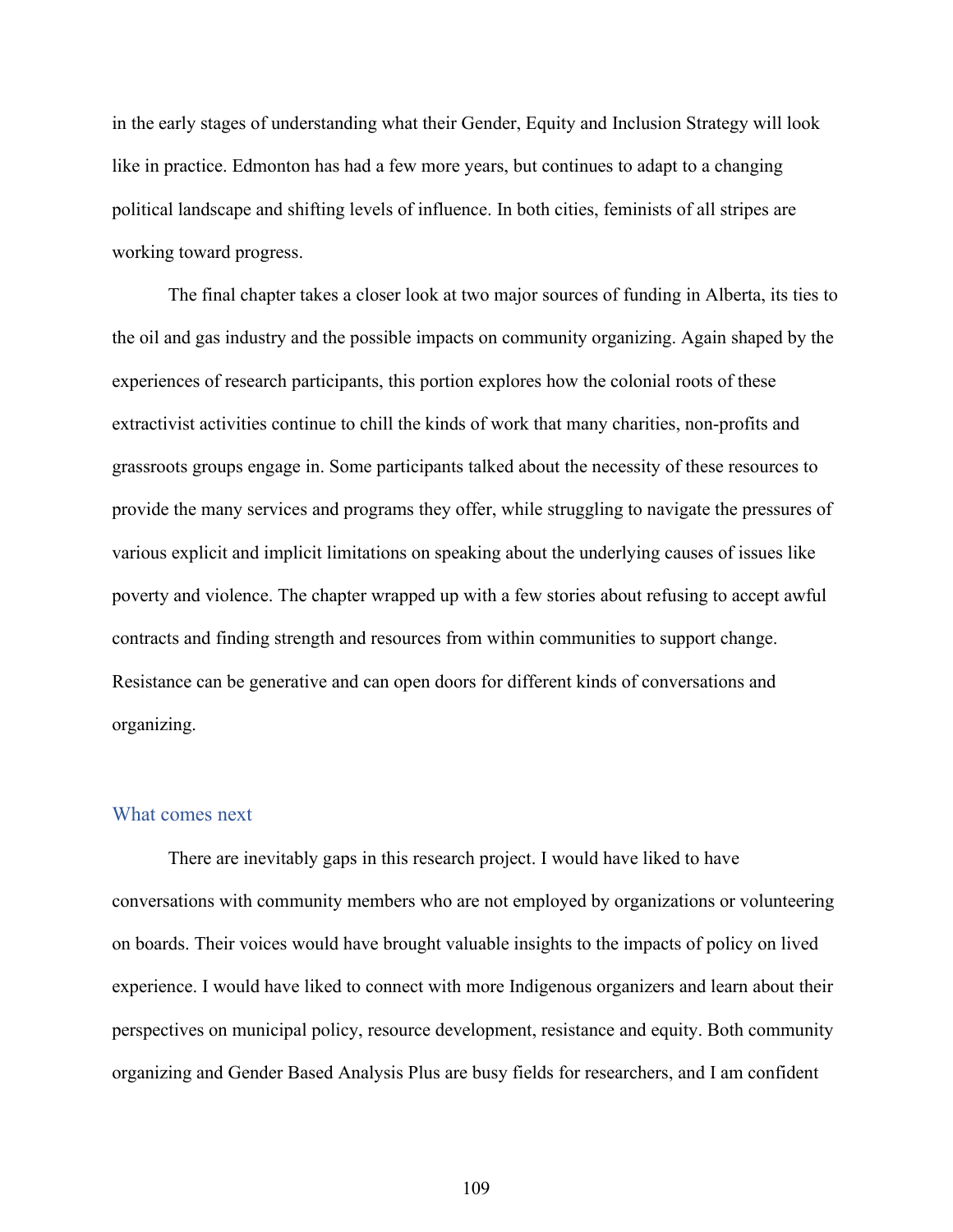in the early stages of understanding what their Gender, Equity and Inclusion Strategy will look like in practice. Edmonton has had a few more years, but continues to adapt to a changing political landscape and shifting levels of influence. In both cities, feminists of all stripes are working toward progress.

The final chapter takes a closer look at two major sources of funding in Alberta, its ties to the oil and gas industry and the possible impacts on community organizing. Again shaped by the experiences of research participants, this portion explores how the colonial roots of these extractivist activities continue to chill the kinds of work that many charities, non-profits and grassroots groups engage in. Some participants talked about the necessity of these resources to provide the many services and programs they offer, while struggling to navigate the pressures of various explicit and implicit limitations on speaking about the underlying causes of issues like poverty and violence. The chapter wrapped up with a few stories about refusing to accept awful contracts and finding strength and resources from within communities to support change. Resistance can be generative and can open doors for different kinds of conversations and organizing.

## What comes next

There are inevitably gaps in this research project. I would have liked to have conversations with community members who are not employed by organizations or volunteering on boards. Their voices would have brought valuable insights to the impacts of policy on lived experience. I would have liked to connect with more Indigenous organizers and learn about their perspectives on municipal policy, resource development, resistance and equity. Both community organizing and Gender Based Analysis Plus are busy fields for researchers, and I am confident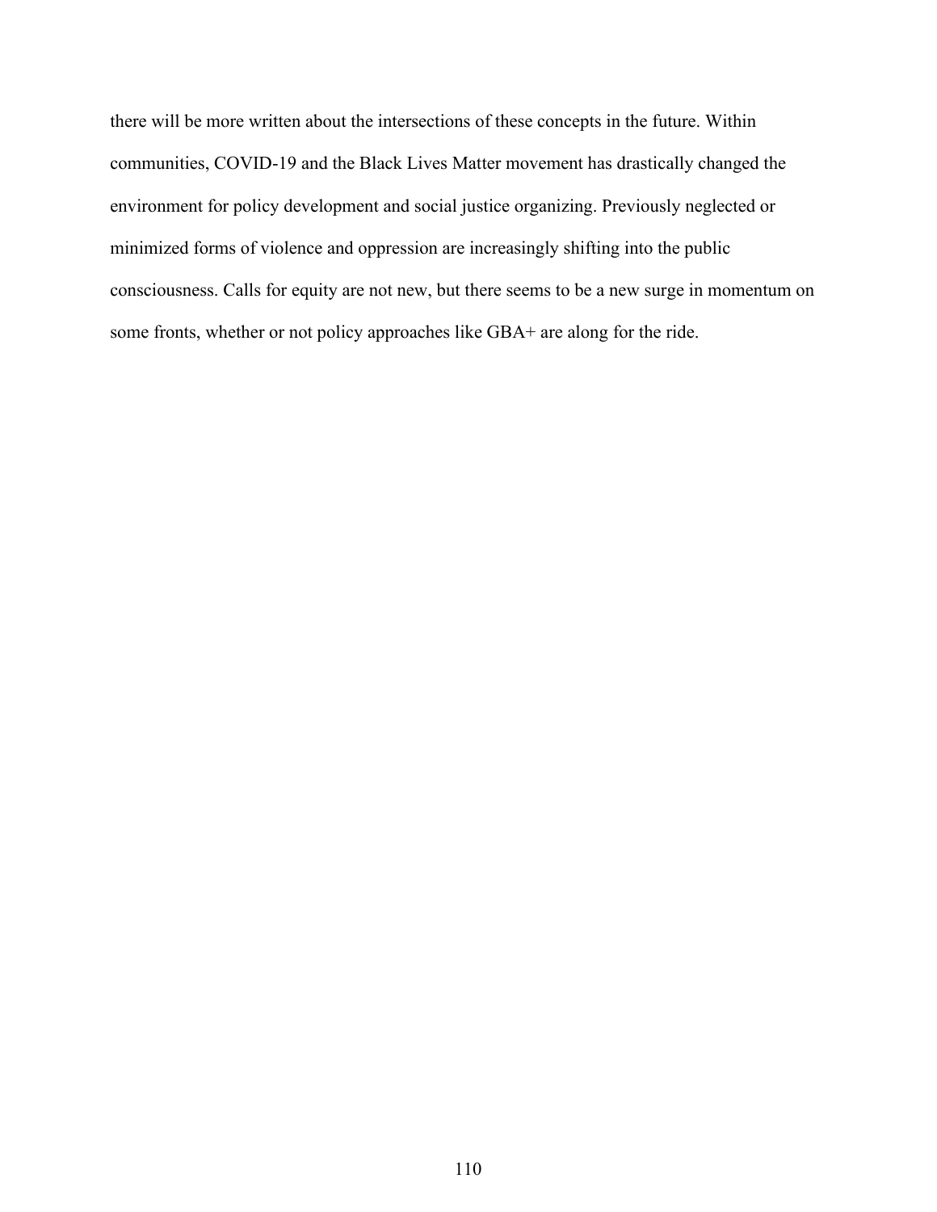there will be more written about the intersections of these concepts in the future. Within communities, COVID-19 and the Black Lives Matter movement has drastically changed the environment for policy development and social justice organizing. Previously neglected or minimized forms of violence and oppression are increasingly shifting into the public consciousness. Calls for equity are not new, but there seems to be a new surge in momentum on some fronts, whether or not policy approaches like GBA+ are along for the ride.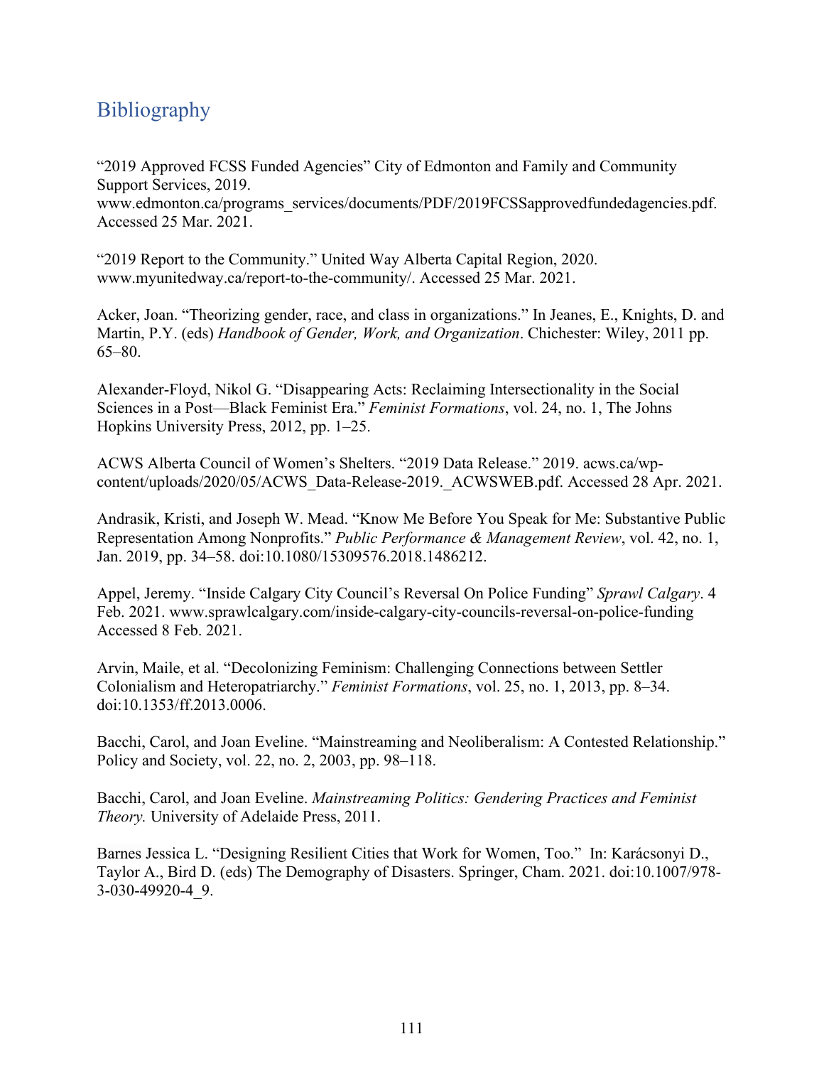## Bibliography

“2019 Approved FCSS Funded Agencies” City of Edmonton and Family and Community Support Services, 2019. www.edmonton.ca/programs_services/documents/PDF/2019FCSSapprovedfundedagencies.pdf. Accessed 25 Mar. 2021.

“2019 Report to the Community.” United Way Alberta Capital Region, 2020. www.myunitedway.ca/report-to-the-community/. Accessed 25 Mar. 2021.

Acker, Joan. “Theorizing gender, race, and class in organizations.” In Jeanes, E., Knights, D. and Martin, P.Y. (eds) *Handbook of Gender, Work, and Organization*. Chichester: Wiley, 2011 pp. 65–80.

Alexander-Floyd, Nikol G. “Disappearing Acts: Reclaiming Intersectionality in the Social Sciences in a Post—Black Feminist Era.” *Feminist Formations*, vol. 24, no. 1, The Johns Hopkins University Press, 2012, pp. 1–25.

ACWS Alberta Council of Women’s Shelters. “2019 Data Release.” 2019. acws.ca/wp-content/uploads/2020/05/ACWS_Data-Release-2019._ACWSWEB.pdf. Accessed 28 Apr. 2021.

Andrasik, Kristi, and Joseph W. Mead. “Know Me Before You Speak for Me: Substantive Public Representation Among Nonprofits.” *Public Performance & Management Review*, vol. 42, no. 1, Jan. 2019, pp. 34–58. doi:10.1080/15309576.2018.1486212.

Appel, Jeremy. “Inside Calgary City Council’s Reversal On Police Funding” *Sprawl Calgary*. 4 Feb. 2021. www.sprawlcalgary.com/inside-calgary-city-councils-reversal-on-police-funding Accessed 8 Feb. 2021.

Arvin, Maile, et al. “Decolonizing Feminism: Challenging Connections between Settler Colonialism and Heteropatriarchy.” *Feminist Formations*, vol. 25, no. 1, 2013, pp. 8–34. doi:10.1353/ff.2013.0006.

Bacchi, Carol, and Joan Eveline. “Mainstreaming and Neoliberalism: A Contested Relationship.” Policy and Society, vol. 22, no. 2, 2003, pp. 98–118.

Bacchi, Carol, and Joan Eveline. *Mainstreaming Politics: Gendering Practices and Feminist Theory.* University of Adelaide Press, 2011.

Barnes Jessica L. “Designing Resilient Cities that Work for Women, Too.” In: Karácsonyi D., Taylor A., Bird D. (eds) The Demography of Disasters. Springer, Cham. 2021. doi:10.1007/978-3-030-49920-4_9.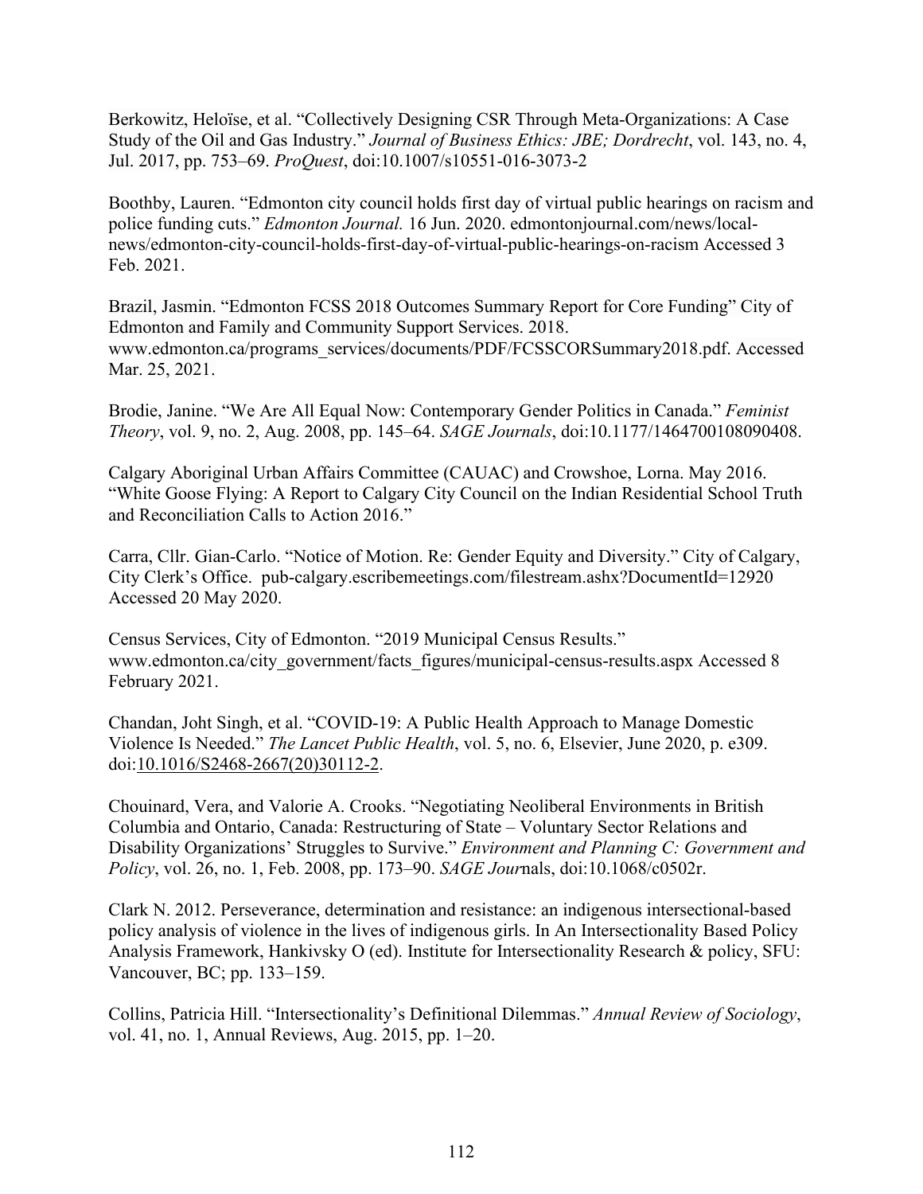Berkowitz, Heloïse, et al. "Collectively Designing CSR Through Meta-Organizations: A Case Study of the Oil and Gas Industry." *Journal of Business Ethics: JBE; Dordrecht*, vol. 143, no. 4, Jul. 2017, pp. 753–69. *ProQuest*, doi:10.1007/s10551-016-3073-2

Boothby, Lauren. "Edmonton city council holds first day of virtual public hearings on racism and police funding cuts." *Edmonton Journal.* 16 Jun. 2020. edmontonjournal.com/news/local-news/edmonton-city-council-holds-first-day-of-virtual-public-hearings-on-racism Accessed 3 Feb. 2021.

Brazil, Jasmin. "Edmonton FCSS 2018 Outcomes Summary Report for Core Funding" City of Edmonton and Family and Community Support Services. 2018. www.edmonton.ca/programs_services/documents/PDF/FCSSCORSummary2018.pdf. Accessed Mar. 25, 2021.

Brodie, Janine. "We Are All Equal Now: Contemporary Gender Politics in Canada." *Feminist Theory*, vol. 9, no. 2, Aug. 2008, pp. 145–64. *SAGE Journals*, doi:10.1177/1464700108090408.

Calgary Aboriginal Urban Affairs Committee (CAUAC) and Crowshoe, Lorna. May 2016. "White Goose Flying: A Report to Calgary City Council on the Indian Residential School Truth and Reconciliation Calls to Action 2016."

Carra, Cllr. Gian-Carlo. "Notice of Motion. Re: Gender Equity and Diversity." City of Calgary, City Clerk's Office. pub-calgary.escribemeetings.com/filestream.ashx?DocumentId=12920 Accessed 20 May 2020.

Census Services, City of Edmonton. "2019 Municipal Census Results." www.edmonton.ca/city_government/facts_figures/municipal-census-results.aspx Accessed 8 February 2021.

Chandan, Joht Singh, et al. "COVID-19: A Public Health Approach to Manage Domestic Violence Is Needed." *The Lancet Public Health*, vol. 5, no. 6, Elsevier, June 2020, p. e309. doi:10.1016/S2468-2667(20)30112-2.

Chouinard, Vera, and Valorie A. Crooks. "Negotiating Neoliberal Environments in British Columbia and Ontario, Canada: Restructuring of State – Voluntary Sector Relations and Disability Organizations' Struggles to Survive." *Environment and Planning C: Government and Policy*, vol. 26, no. 1, Feb. 2008, pp. 173–90. *SAGE Journals*, doi:10.1068/c0502r.

Clark N. 2012. Perseverance, determination and resistance: an indigenous intersectional-based policy analysis of violence in the lives of indigenous girls. In An Intersectionality Based Policy Analysis Framework, Hankivsky O (ed). Institute for Intersectionality Research & policy, SFU: Vancouver, BC; pp. 133–159.

Collins, Patricia Hill. "Intersectionality's Definitional Dilemmas." *Annual Review of Sociology*, vol. 41, no. 1, Annual Reviews, Aug. 2015, pp. 1–20.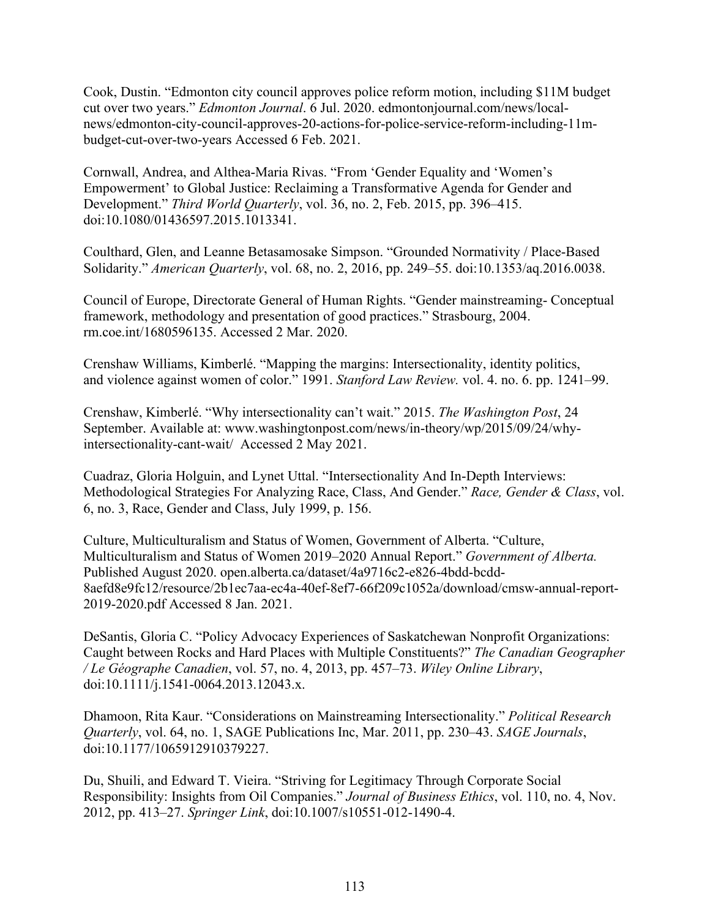Cook, Dustin. “Edmonton city council approves police reform motion, including $11M budget cut over two years.” *Edmonton Journal*. 6 Jul. 2020. edmontonjournal.com/news/local-news/edmonton-city-council-approves-20-actions-for-police-service-reform-including-11m-budget-cut-over-two-years Accessed 6 Feb. 2021.

Cornwall, Andrea, and Althea-Maria Rivas. “From ‘Gender Equality and ‘Women’s Empowerment’ to Global Justice: Reclaiming a Transformative Agenda for Gender and Development.” *Third World Quarterly*, vol. 36, no. 2, Feb. 2015, pp. 396–415. doi:10.1080/01436597.2015.1013341.

Coulthard, Glen, and Leanne Betasamosake Simpson. “Grounded Normativity / Place-Based Solidarity.” *American Quarterly*, vol. 68, no. 2, 2016, pp. 249–55. doi:10.1353/aq.2016.0038.

Council of Europe, Directorate General of Human Rights. “Gender mainstreaming- Conceptual framework, methodology and presentation of good practices.” Strasbourg, 2004. rm.coe.int/1680596135. Accessed 2 Mar. 2020.

Crenshaw Williams, Kimberlé. “Mapping the margins: Intersectionality, identity politics, and violence against women of color.” 1991. *Stanford Law Review.* vol. 4. no. 6. pp. 1241–99.

Crenshaw, Kimberlé. “Why intersectionality can’t wait.” 2015. *The Washington Post*, 24 September. Available at: www.washingtonpost.com/news/in-theory/wp/2015/09/24/why-intersectionality-cant-wait/ Accessed 2 May 2021.

Cuadraz, Gloria Holguin, and Lynet Uttal. “Intersectionality And In-Depth Interviews: Methodological Strategies For Analyzing Race, Class, And Gender.” *Race, Gender & Class*, vol. 6, no. 3, Race, Gender and Class, July 1999, p. 156.

Culture, Multiculturalism and Status of Women, Government of Alberta. “Culture, Multiculturalism and Status of Women 2019–2020 Annual Report.” *Government of Alberta.* Published August 2020. open.alberta.ca/dataset/4a9716c2-e826-4bdd-bcdd-8aefd8e9fc12/resource/2b1ec7aa-ec4a-40ef-8ef7-66f209c1052a/download/cmsw-annual-report-2019-2020.pdf Accessed 8 Jan. 2021.

DeSantis, Gloria C. “Policy Advocacy Experiences of Saskatchewan Nonprofit Organizations: Caught between Rocks and Hard Places with Multiple Constituents?” *The Canadian Geographer / Le Géographe Canadien*, vol. 57, no. 4, 2013, pp. 457–73. *Wiley Online Library*, doi:10.1111/j.1541-0064.2013.12043.x.

Dhamoon, Rita Kaur. “Considerations on Mainstreaming Intersectionality.” *Political Research Quarterly*, vol. 64, no. 1, SAGE Publications Inc, Mar. 2011, pp. 230–43. *SAGE Journals*, doi:10.1177/1065912910379227.

Du, Shuili, and Edward T. Vieira. “Striving for Legitimacy Through Corporate Social Responsibility: Insights from Oil Companies.” *Journal of Business Ethics*, vol. 110, no. 4, Nov. 2012, pp. 413–27. *Springer Link*, doi:10.1007/s10551-012-1490-4.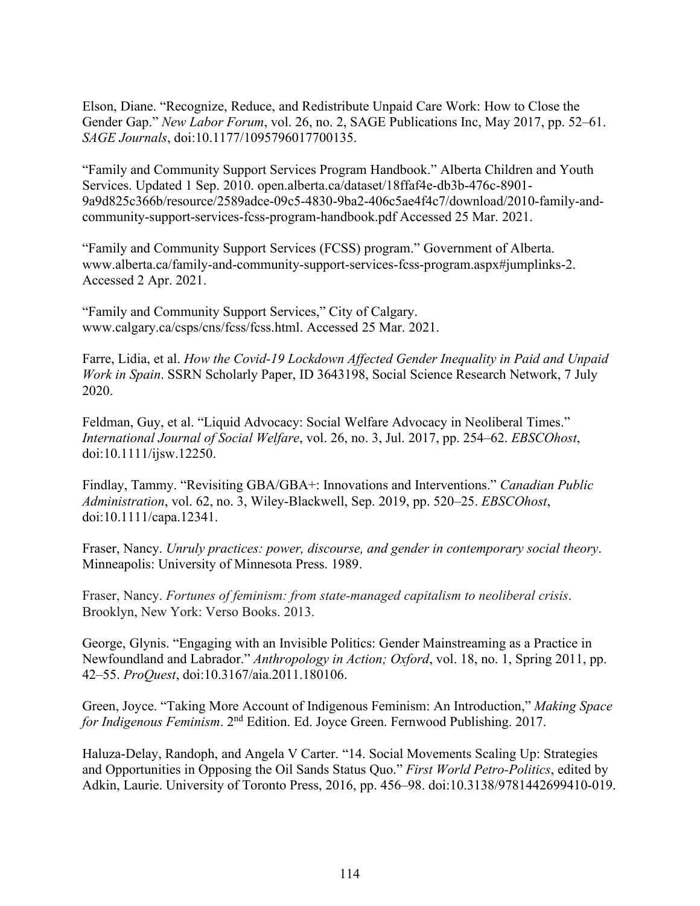Elson, Diane. "Recognize, Reduce, and Redistribute Unpaid Care Work: How to Close the Gender Gap." *New Labor Forum*, vol. 26, no. 2, SAGE Publications Inc, May 2017, pp. 52–61. *SAGE Journals*, doi:10.1177/1095796017700135.

"Family and Community Support Services Program Handbook." Alberta Children and Youth Services. Updated 1 Sep. 2010. open.alberta.ca/dataset/18ffaf4e-db3b-476c-8901-9a9d825c366b/resource/2589adce-09c5-4830-9ba2-406c5ae4f4c7/download/2010-family-and-community-support-services-fcss-program-handbook.pdf Accessed 25 Mar. 2021.

"Family and Community Support Services (FCSS) program." Government of Alberta. www.alberta.ca/family-and-community-support-services-fcss-program.aspx#jumplinks-2. Accessed 2 Apr. 2021.

"Family and Community Support Services," City of Calgary. www.calgary.ca/csps/cns/fcss/fcss.html. Accessed 25 Mar. 2021.

Farre, Lidia, et al. *How the Covid-19 Lockdown Affected Gender Inequality in Paid and Unpaid Work in Spain*. SSRN Scholarly Paper, ID 3643198, Social Science Research Network, 7 July 2020.

Feldman, Guy, et al. "Liquid Advocacy: Social Welfare Advocacy in Neoliberal Times." *International Journal of Social Welfare*, vol. 26, no. 3, Jul. 2017, pp. 254–62. *EBSCOhost*, doi:10.1111/ijsw.12250.

Findlay, Tammy. "Revisiting GBA/GBA+: Innovations and Interventions." *Canadian Public Administration*, vol. 62, no. 3, Wiley-Blackwell, Sep. 2019, pp. 520–25. *EBSCOhost*, doi:10.1111/capa.12341.

Fraser, Nancy. *Unruly practices: power, discourse, and gender in contemporary social theory*. Minneapolis: University of Minnesota Press. 1989.

Fraser, Nancy. *Fortunes of feminism: from state-managed capitalism to neoliberal crisis*. Brooklyn, New York: Verso Books. 2013.

George, Glynis. "Engaging with an Invisible Politics: Gender Mainstreaming as a Practice in Newfoundland and Labrador." *Anthropology in Action; Oxford*, vol. 18, no. 1, Spring 2011, pp. 42–55. *ProQuest*, doi:10.3167/aia.2011.180106.

Green, Joyce. "Taking More Account of Indigenous Feminism: An Introduction," *Making Space for Indigenous Feminism*. 2nd Edition. Ed. Joyce Green. Fernwood Publishing. 2017.

Haluza-Delay, Randoph, and Angela V Carter. "14. Social Movements Scaling Up: Strategies and Opportunities in Opposing the Oil Sands Status Quo." *First World Petro-Politics*, edited by Adkin, Laurie. University of Toronto Press, 2016, pp. 456–98. doi:10.3138/9781442699410-019.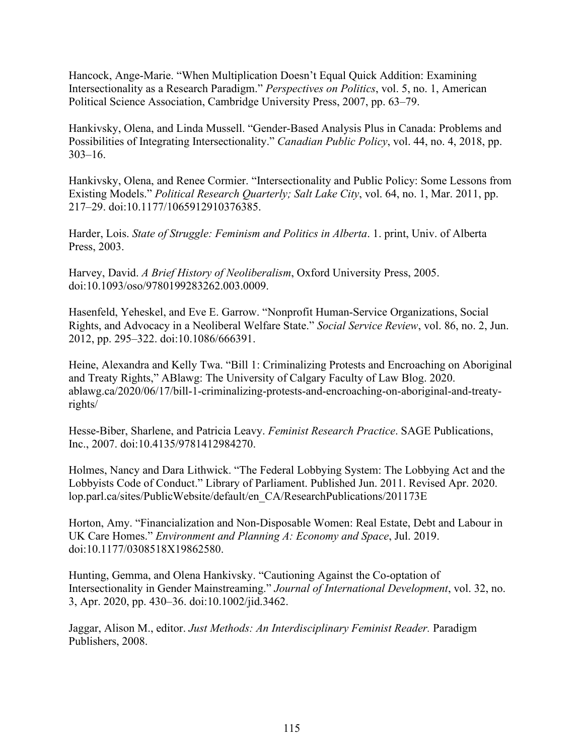Hancock, Ange-Marie. "When Multiplication Doesn't Equal Quick Addition: Examining Intersectionality as a Research Paradigm." *Perspectives on Politics*, vol. 5, no. 1, American Political Science Association, Cambridge University Press, 2007, pp. 63–79.

Hankivsky, Olena, and Linda Mussell. "Gender-Based Analysis Plus in Canada: Problems and Possibilities of Integrating Intersectionality." *Canadian Public Policy*, vol. 44, no. 4, 2018, pp. 303–16.

Hankivsky, Olena, and Renee Cormier. "Intersectionality and Public Policy: Some Lessons from Existing Models." *Political Research Quarterly; Salt Lake City*, vol. 64, no. 1, Mar. 2011, pp. 217–29. doi:10.1177/1065912910376385.

Harder, Lois. *State of Struggle: Feminism and Politics in Alberta*. 1. print, Univ. of Alberta Press, 2003.

Harvey, David. *A Brief History of Neoliberalism*, Oxford University Press, 2005. doi:10.1093/oso/9780199283262.003.0009.

Hasenfeld, Yeheskel, and Eve E. Garrow. "Nonprofit Human-Service Organizations, Social Rights, and Advocacy in a Neoliberal Welfare State." *Social Service Review*, vol. 86, no. 2, Jun. 2012, pp. 295–322. doi:10.1086/666391.

Heine, Alexandra and Kelly Twa. "Bill 1: Criminalizing Protests and Encroaching on Aboriginal and Treaty Rights," ABlawg: The University of Calgary Faculty of Law Blog. 2020. ablawg.ca/2020/06/17/bill-1-criminalizing-protests-and-encroaching-on-aboriginal-and-treaty-rights/

Hesse-Biber, Sharlene, and Patricia Leavy. *Feminist Research Practice*. SAGE Publications, Inc., 2007. doi:10.4135/9781412984270.

Holmes, Nancy and Dara Lithwick. "The Federal Lobbying System: The Lobbying Act and the Lobbyists Code of Conduct." Library of Parliament. Published Jun. 2011. Revised Apr. 2020. lop.parl.ca/sites/PublicWebsite/default/en_CA/ResearchPublications/201173E

Horton, Amy. "Financialization and Non-Disposable Women: Real Estate, Debt and Labour in UK Care Homes." *Environment and Planning A: Economy and Space*, Jul. 2019. doi:10.1177/0308518X19862580.

Hunting, Gemma, and Olena Hankivsky. "Cautioning Against the Co-optation of Intersectionality in Gender Mainstreaming." *Journal of International Development*, vol. 32, no. 3, Apr. 2020, pp. 430–36. doi:10.1002/jid.3462.

Jaggar, Alison M., editor. *Just Methods: An Interdisciplinary Feminist Reader.* Paradigm Publishers, 2008.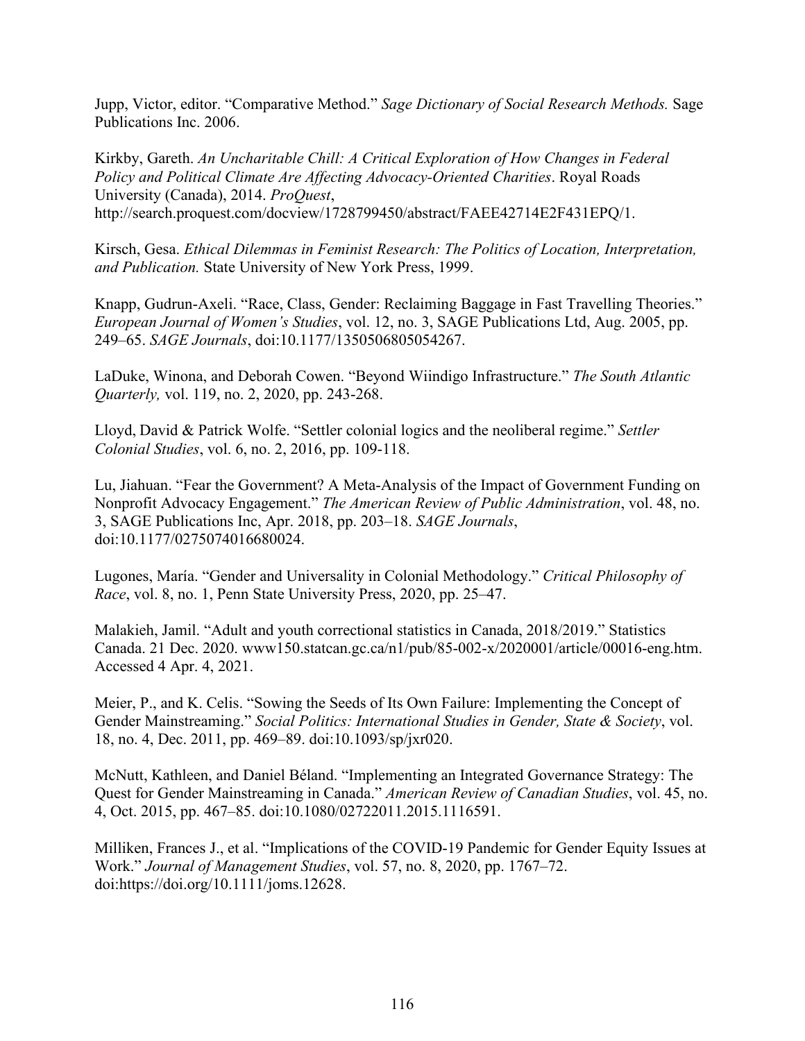Jupp, Victor, editor. "Comparative Method." *Sage Dictionary of Social Research Methods.* Sage Publications Inc. 2006.

Kirkby, Gareth. *An Uncharitable Chill: A Critical Exploration of How Changes in Federal Policy and Political Climate Are Affecting Advocacy-Oriented Charities*. Royal Roads University (Canada), 2014. *ProQuest*, http://search.proquest.com/docview/1728799450/abstract/FAEE42714E2F431EPQ/1.

Kirsch, Gesa. *Ethical Dilemmas in Feminist Research: The Politics of Location, Interpretation, and Publication.* State University of New York Press, 1999.

Knapp, Gudrun-Axeli. "Race, Class, Gender: Reclaiming Baggage in Fast Travelling Theories." *European Journal of Women's Studies*, vol. 12, no. 3, SAGE Publications Ltd, Aug. 2005, pp. 249–65. *SAGE Journals*, doi:10.1177/1350506805054267.

LaDuke, Winona, and Deborah Cowen. "Beyond Wiindigo Infrastructure." *The South Atlantic Quarterly,* vol. 119, no. 2, 2020, pp. 243-268.

Lloyd, David & Patrick Wolfe. "Settler colonial logics and the neoliberal regime." *Settler Colonial Studies*, vol. 6, no. 2, 2016, pp. 109-118.

Lu, Jiahuan. "Fear the Government? A Meta-Analysis of the Impact of Government Funding on Nonprofit Advocacy Engagement." *The American Review of Public Administration*, vol. 48, no. 3, SAGE Publications Inc, Apr. 2018, pp. 203–18. *SAGE Journals*, doi:10.1177/0275074016680024.

Lugones, María. "Gender and Universality in Colonial Methodology." *Critical Philosophy of Race*, vol. 8, no. 1, Penn State University Press, 2020, pp. 25–47.

Malakieh, Jamil. "Adult and youth correctional statistics in Canada, 2018/2019." Statistics Canada. 21 Dec. 2020. www150.statcan.gc.ca/n1/pub/85-002-x/2020001/article/00016-eng.htm. Accessed 4 Apr. 4, 2021.

Meier, P., and K. Celis. "Sowing the Seeds of Its Own Failure: Implementing the Concept of Gender Mainstreaming." *Social Politics: International Studies in Gender, State & Society*, vol. 18, no. 4, Dec. 2011, pp. 469–89. doi:10.1093/sp/jxr020.

McNutt, Kathleen, and Daniel Béland. "Implementing an Integrated Governance Strategy: The Quest for Gender Mainstreaming in Canada." *American Review of Canadian Studies*, vol. 45, no. 4, Oct. 2015, pp. 467–85. doi:10.1080/02722011.2015.1116591.

Milliken, Frances J., et al. "Implications of the COVID-19 Pandemic for Gender Equity Issues at Work." *Journal of Management Studies*, vol. 57, no. 8, 2020, pp. 1767–72. doi:https://doi.org/10.1111/joms.12628.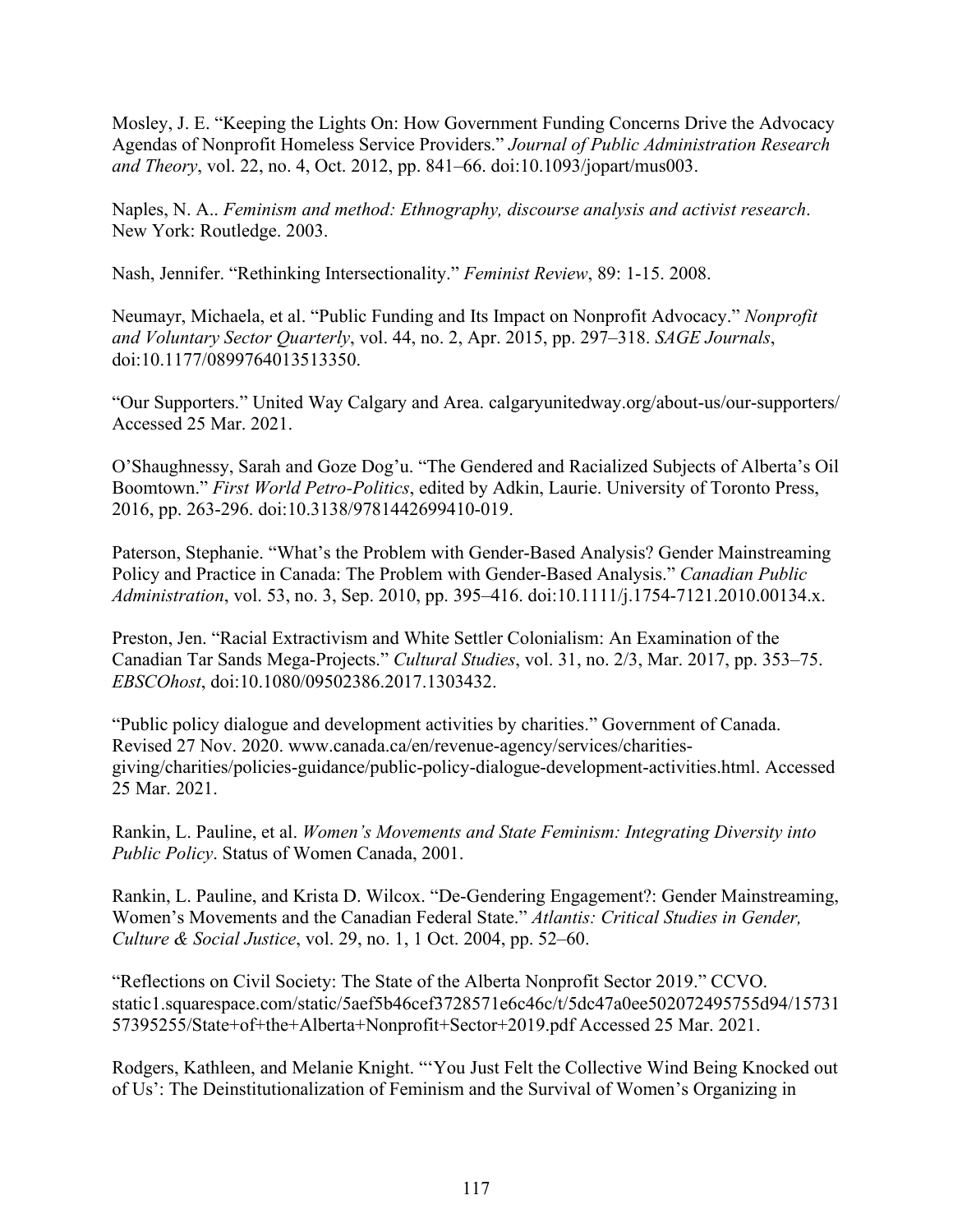Mosley, J. E. "Keeping the Lights On: How Government Funding Concerns Drive the Advocacy Agendas of Nonprofit Homeless Service Providers." *Journal of Public Administration Research and Theory*, vol. 22, no. 4, Oct. 2012, pp. 841–66. doi:10.1093/jopart/mus003.

Naples, N. A.. *Feminism and method: Ethnography, discourse analysis and activist research*. New York: Routledge. 2003.

Nash, Jennifer. "Rethinking Intersectionality." *Feminist Review*, 89: 1-15. 2008.

Neumayr, Michaela, et al. "Public Funding and Its Impact on Nonprofit Advocacy." *Nonprofit and Voluntary Sector Quarterly*, vol. 44, no. 2, Apr. 2015, pp. 297–318. *SAGE Journals*, doi:10.1177/0899764013513350.

"Our Supporters." United Way Calgary and Area. calgaryunitedway.org/about-us/our-supporters/ Accessed 25 Mar. 2021.

O'Shaughnessy, Sarah and Goze Dog'u. "The Gendered and Racialized Subjects of Alberta's Oil Boomtown." *First World Petro-Politics*, edited by Adkin, Laurie. University of Toronto Press, 2016, pp. 263-296. doi:10.3138/9781442699410-019.

Paterson, Stephanie. "What's the Problem with Gender-Based Analysis? Gender Mainstreaming Policy and Practice in Canada: The Problem with Gender-Based Analysis." *Canadian Public Administration*, vol. 53, no. 3, Sep. 2010, pp. 395–416. doi:10.1111/j.1754-7121.2010.00134.x.

Preston, Jen. "Racial Extractivism and White Settler Colonialism: An Examination of the Canadian Tar Sands Mega-Projects." *Cultural Studies*, vol. 31, no. 2/3, Mar. 2017, pp. 353–75. *EBSCOhost*, doi:10.1080/09502386.2017.1303432.

"Public policy dialogue and development activities by charities." Government of Canada. Revised 27 Nov. 2020. www.canada.ca/en/revenue-agency/services/charities-giving/charities/policies-guidance/public-policy-dialogue-development-activities.html. Accessed 25 Mar. 2021.

Rankin, L. Pauline, et al. *Women's Movements and State Feminism: Integrating Diversity into Public Policy*. Status of Women Canada, 2001.

Rankin, L. Pauline, and Krista D. Wilcox. "De-Gendering Engagement?: Gender Mainstreaming, Women's Movements and the Canadian Federal State." *Atlantis: Critical Studies in Gender, Culture & Social Justice*, vol. 29, no. 1, 1 Oct. 2004, pp. 52–60.

"Reflections on Civil Society: The State of the Alberta Nonprofit Sector 2019." CCVO. static1.squarespace.com/static/5aef5b46cef3728571e6c46c/t/5dc47a0ee502072495755d94/1573157395255/State+of+the+Alberta+Nonprofit+Sector+2019.pdf Accessed 25 Mar. 2021.

Rodgers, Kathleen, and Melanie Knight. "'You Just Felt the Collective Wind Being Knocked out of Us': The Deinstitutionalization of Feminism and the Survival of Women's Organizing in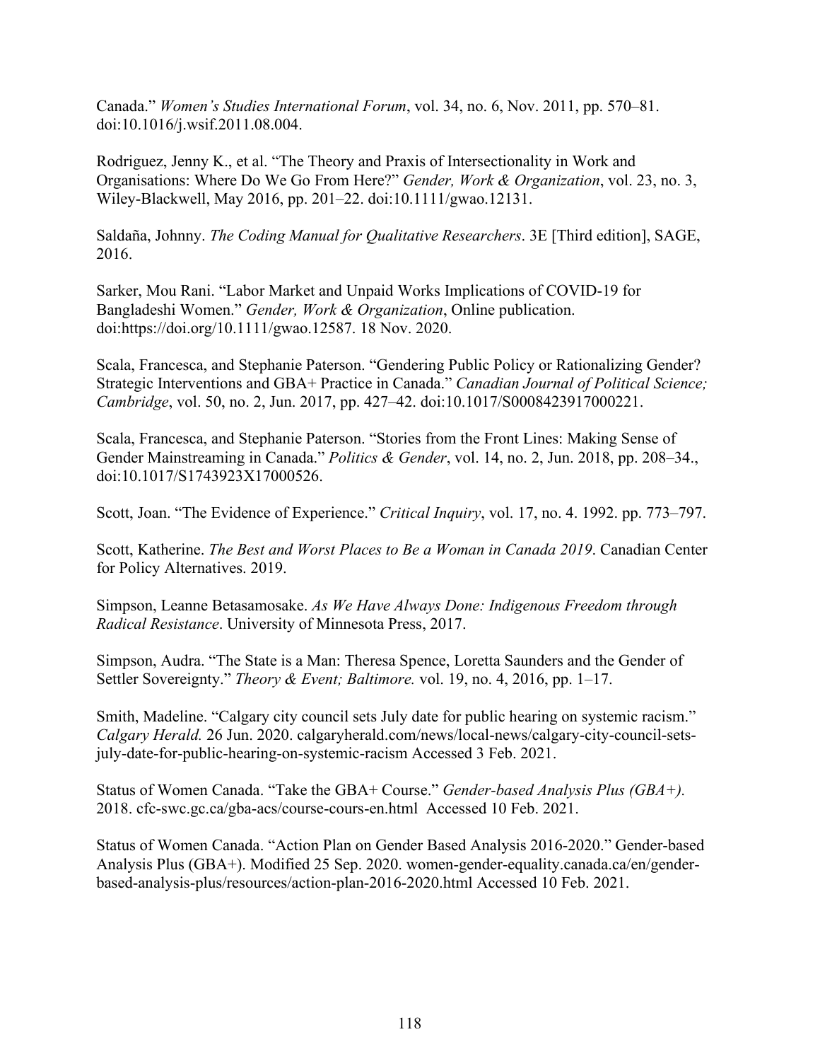Canada." *Women's Studies International Forum*, vol. 34, no. 6, Nov. 2011, pp. 570–81. doi:10.1016/j.wsif.2011.08.004.

Rodriguez, Jenny K., et al. "The Theory and Praxis of Intersectionality in Work and Organisations: Where Do We Go From Here?" *Gender, Work & Organization*, vol. 23, no. 3, Wiley-Blackwell, May 2016, pp. 201–22. doi:10.1111/gwao.12131.

Saldaña, Johnny. *The Coding Manual for Qualitative Researchers*. 3E [Third edition], SAGE, 2016.

Sarker, Mou Rani. "Labor Market and Unpaid Works Implications of COVID-19 for Bangladeshi Women." *Gender, Work & Organization*, Online publication. doi:https://doi.org/10.1111/gwao.12587. 18 Nov. 2020.

Scala, Francesca, and Stephanie Paterson. "Gendering Public Policy or Rationalizing Gender? Strategic Interventions and GBA+ Practice in Canada." *Canadian Journal of Political Science; Cambridge*, vol. 50, no. 2, Jun. 2017, pp. 427–42. doi:10.1017/S0008423917000221.

Scala, Francesca, and Stephanie Paterson. "Stories from the Front Lines: Making Sense of Gender Mainstreaming in Canada." *Politics & Gender*, vol. 14, no. 2, Jun. 2018, pp. 208–34., doi:10.1017/S1743923X17000526.

Scott, Joan. "The Evidence of Experience." *Critical Inquiry*, vol. 17, no. 4. 1992. pp. 773–797.

Scott, Katherine. *The Best and Worst Places to Be a Woman in Canada 2019*. Canadian Center for Policy Alternatives. 2019.

Simpson, Leanne Betasamosake. *As We Have Always Done: Indigenous Freedom through Radical Resistance*. University of Minnesota Press, 2017.

Simpson, Audra. "The State is a Man: Theresa Spence, Loretta Saunders and the Gender of Settler Sovereignty." *Theory & Event; Baltimore.* vol. 19, no. 4, 2016, pp. 1–17.

Smith, Madeline. "Calgary city council sets July date for public hearing on systemic racism." *Calgary Herald.* 26 Jun. 2020. calgaryherald.com/news/local-news/calgary-city-council-sets-july-date-for-public-hearing-on-systemic-racism Accessed 3 Feb. 2021.

Status of Women Canada. "Take the GBA+ Course." *Gender-based Analysis Plus (GBA+).* 2018. cfc-swc.gc.ca/gba-acs/course-cours-en.html Accessed 10 Feb. 2021.

Status of Women Canada. "Action Plan on Gender Based Analysis 2016-2020." Gender-based Analysis Plus (GBA+). Modified 25 Sep. 2020. women-gender-equality.canada.ca/en/gender-based-analysis-plus/resources/action-plan-2016-2020.html Accessed 10 Feb. 2021.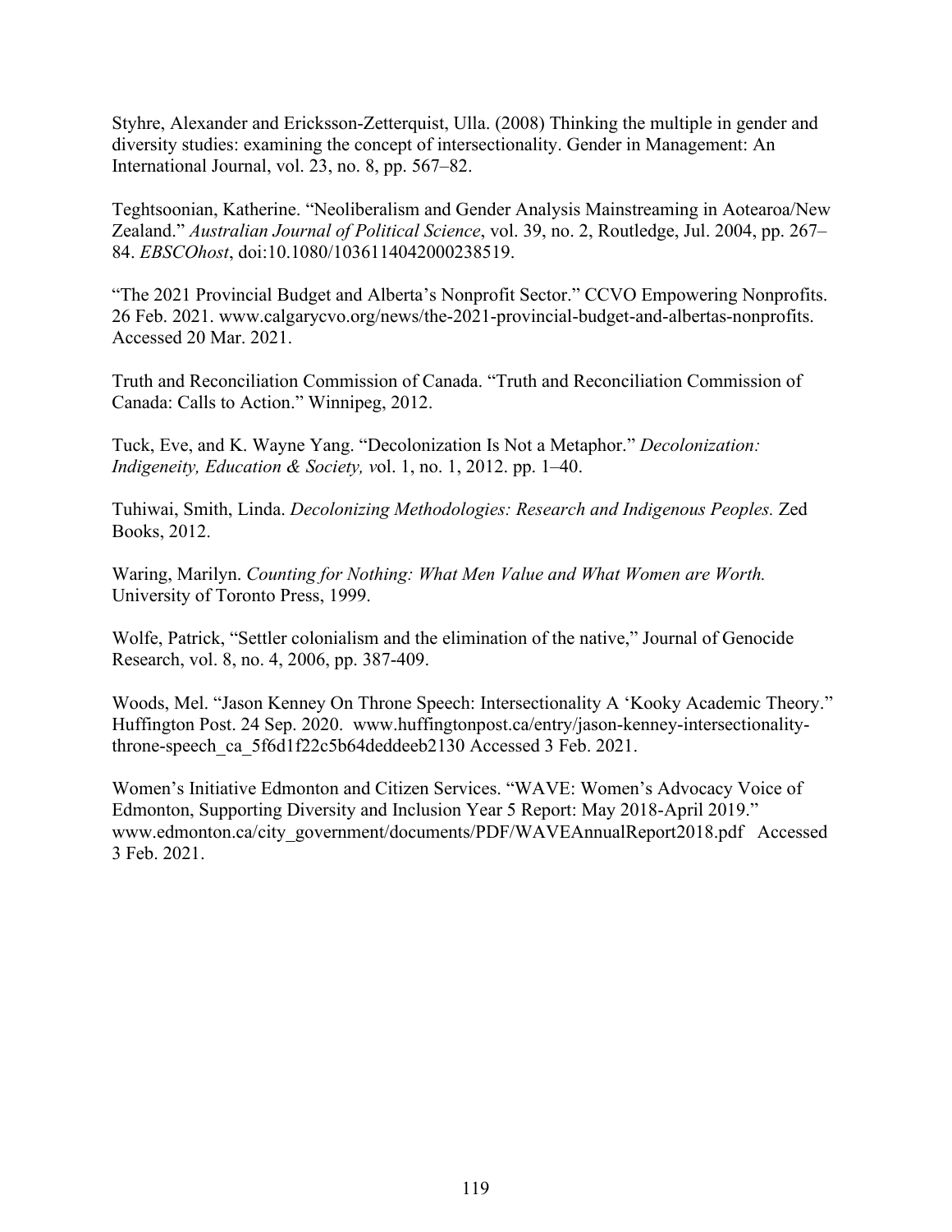Styhre, Alexander and Ericksson-Zetterquist, Ulla. (2008) Thinking the multiple in gender and diversity studies: examining the concept of intersectionality. Gender in Management: An International Journal, vol. 23, no. 8, pp. 567–82.

Teghtsoonian, Katherine. "Neoliberalism and Gender Analysis Mainstreaming in Aotearoa/New Zealand." *Australian Journal of Political Science*, vol. 39, no. 2, Routledge, Jul. 2004, pp. 267–84. *EBSCOhost*, doi:10.1080/1036114042000238519.

"The 2021 Provincial Budget and Alberta's Nonprofit Sector." CCVO Empowering Nonprofits. 26 Feb. 2021. www.calgarycvo.org/news/the-2021-provincial-budget-and-albertas-nonprofits. Accessed 20 Mar. 2021.

Truth and Reconciliation Commission of Canada. "Truth and Reconciliation Commission of Canada: Calls to Action." Winnipeg, 2012.

Tuck, Eve, and K. Wayne Yang. "Decolonization Is Not a Metaphor." *Decolonization: Indigeneity, Education & Society, v*ol. 1, no. 1, 2012. pp. 1–40.

Tuhiwai, Smith, Linda. *Decolonizing Methodologies: Research and Indigenous Peoples.* Zed Books, 2012.

Waring, Marilyn. *Counting for Nothing: What Men Value and What Women are Worth.* University of Toronto Press, 1999.

Wolfe, Patrick, "Settler colonialism and the elimination of the native," Journal of Genocide Research, vol. 8, no. 4, 2006, pp. 387-409.

Woods, Mel. "Jason Kenney On Throne Speech: Intersectionality A 'Kooky Academic Theory." Huffington Post. 24 Sep. 2020. www.huffingtonpost.ca/entry/jason-kenney-intersectionality-throne-speech_ca_5f6d1f22c5b64deddeeb2130 Accessed 3 Feb. 2021.

Women's Initiative Edmonton and Citizen Services. "WAVE: Women's Advocacy Voice of Edmonton, Supporting Diversity and Inclusion Year 5 Report: May 2018-April 2019." www.edmonton.ca/city_government/documents/PDF/WAVEAnnualReport2018.pdf Accessed 3 Feb. 2021.